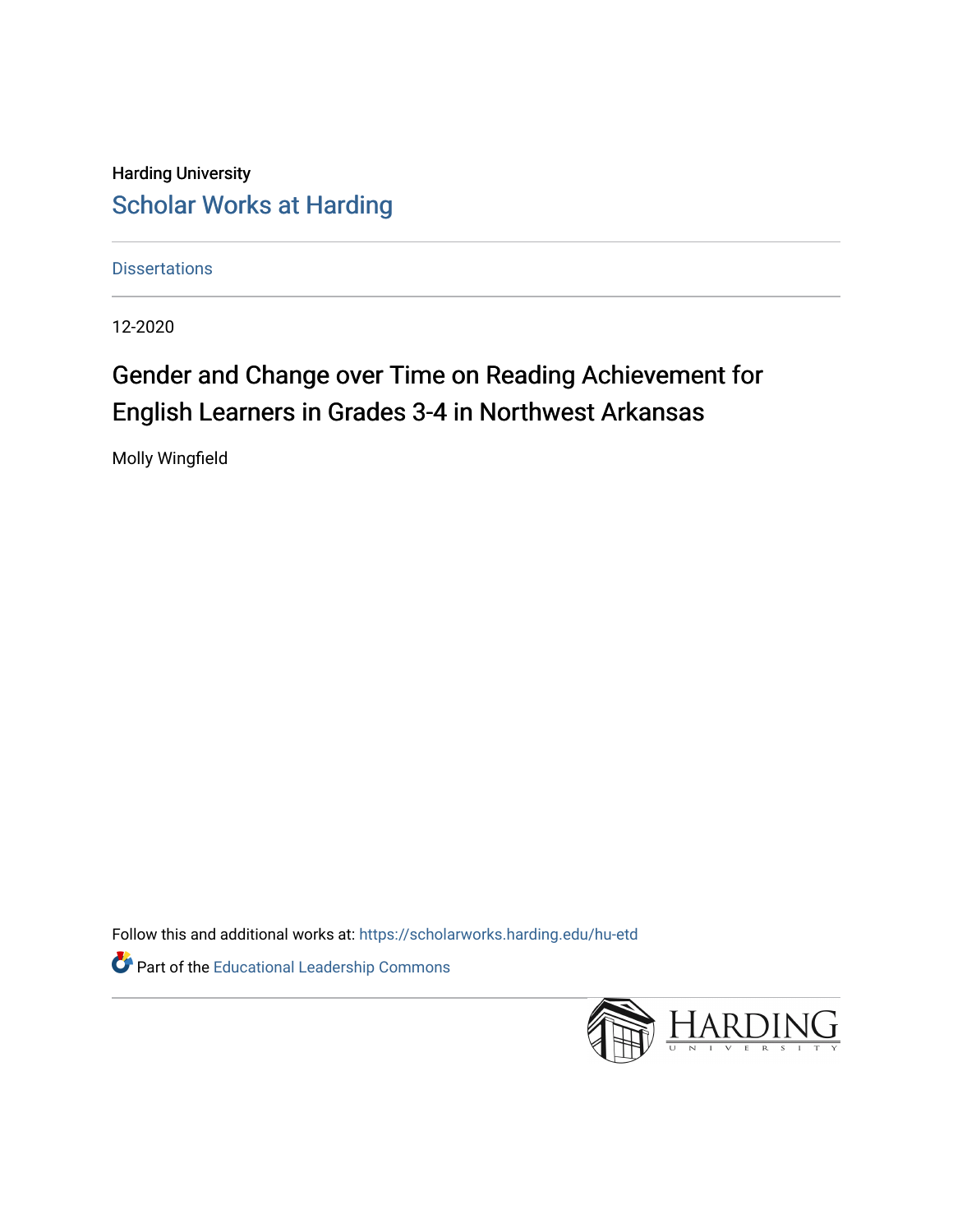Harding University

Scholar Works at Harding

Dissertations

12-2020

# Gender and Change over Time on Reading Achievement for English Learners in Grades 3-4 in Northwest Arkansas

Molly Wingfield

Follow this and additional works at: https://scholarworks.harding.edu/hu-etd

Part of the Educational Leadership Commons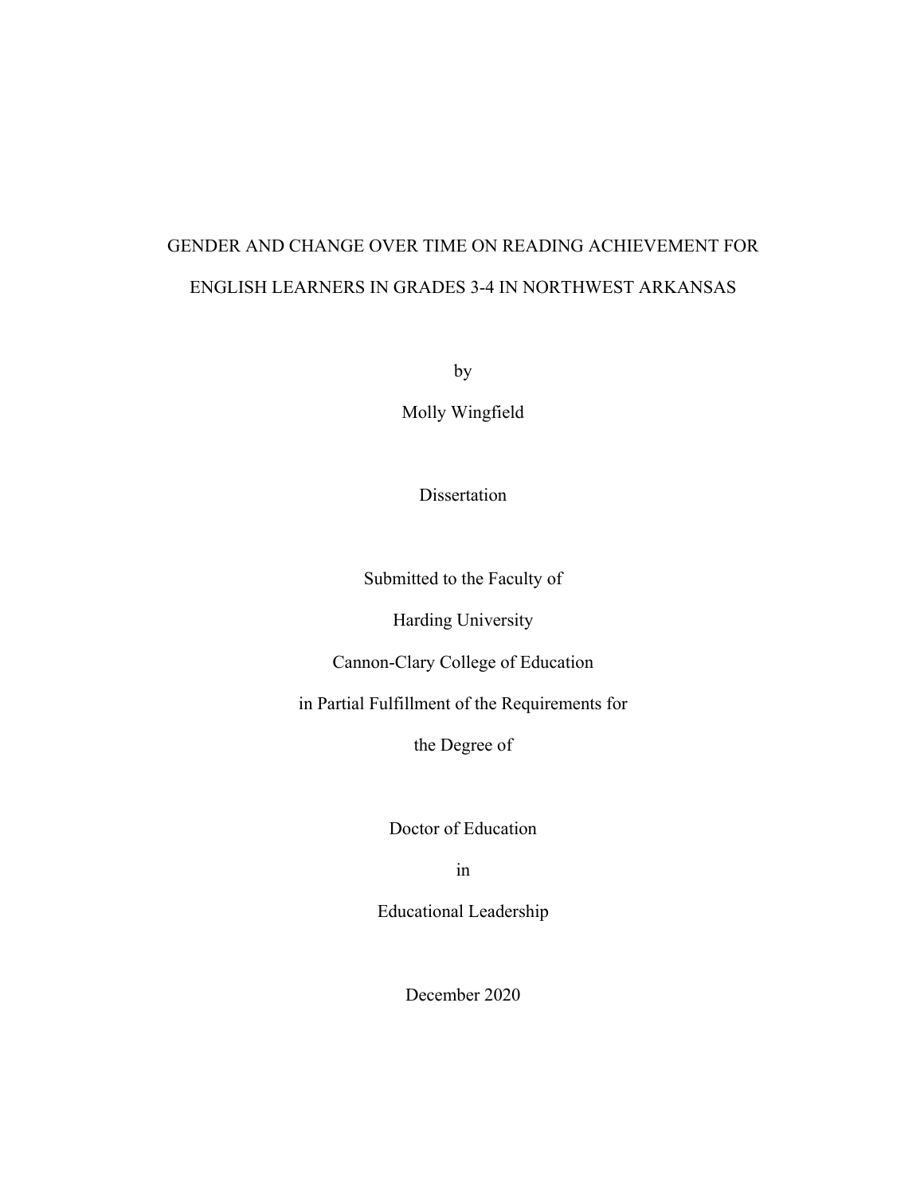# GENDER AND CHANGE OVER TIME ON READING ACHIEVEMENT FOR ENGLISH LEARNERS IN GRADES 3-4 IN NORTHWEST ARKANSAS

by

Molly Wingfield

Dissertation

Submitted to the Faculty of

Harding University

Cannon-Clary College of Education

in Partial Fulfillment of the Requirements for

the Degree of

Doctor of Education

in

Educational Leadership

December 2020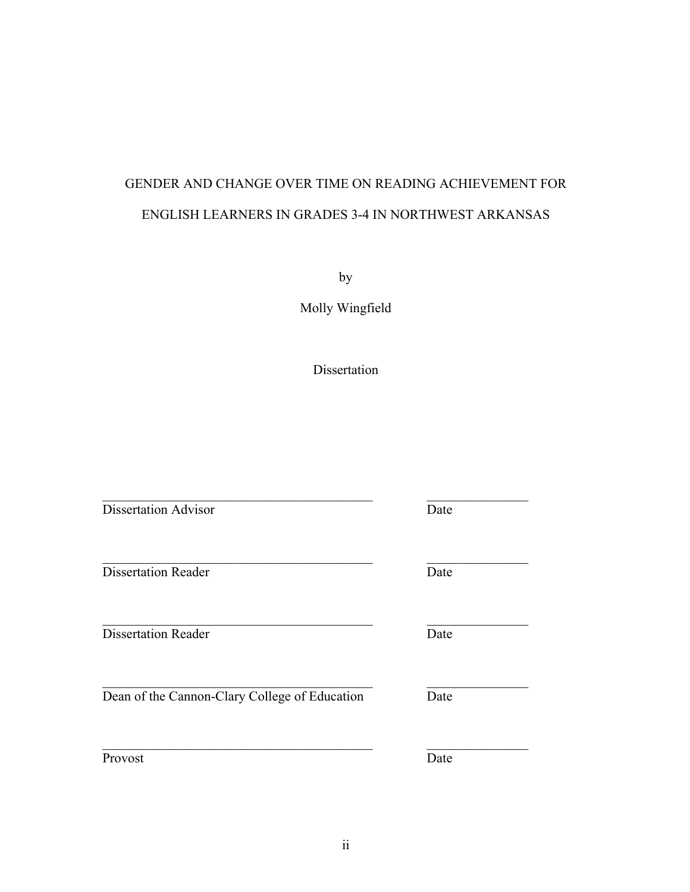GENDER AND CHANGE OVER TIME ON READING ACHIEVEMENT FOR ENGLISH LEARNERS IN GRADES 3-4 IN NORTHWEST ARKANSAS

by

Molly Wingfield

Dissertation

_________________________________________ _______________
Dissertation Advisor Date

_________________________________________ _______________
Dissertation Reader Date

_________________________________________ _______________
Dissertation Reader Date

_________________________________________ _______________
Dean of the Cannon-Clary College of Education Date

_________________________________________ _______________
Provost Date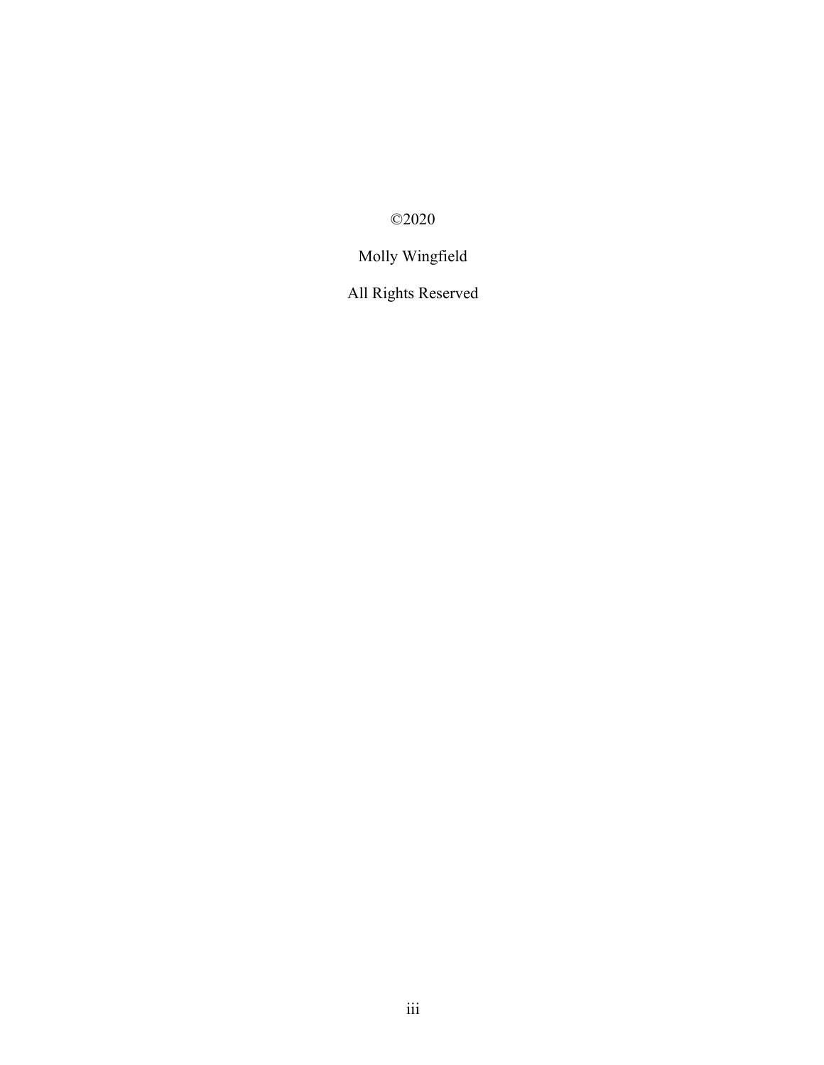©2020

Molly Wingfield

All Rights Reserved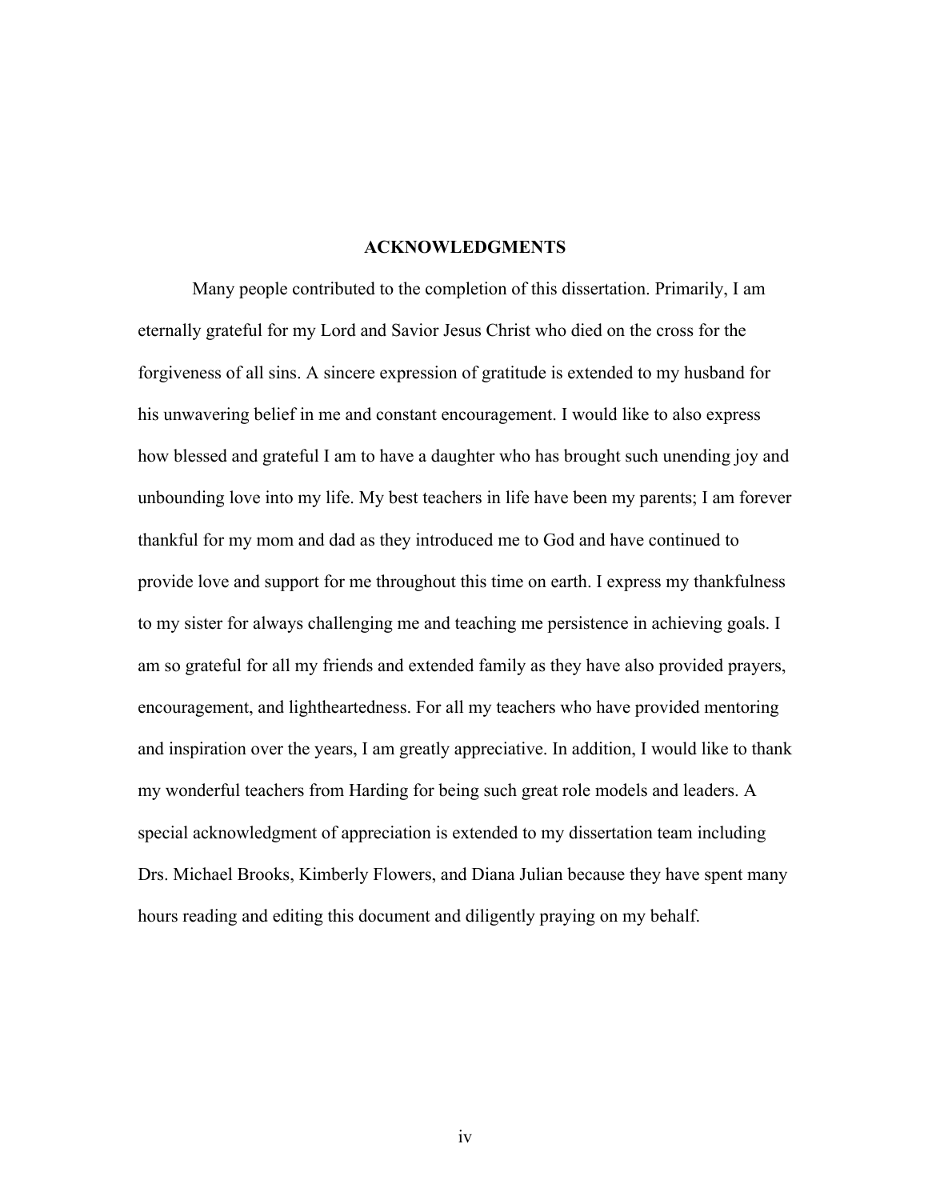# ACKNOWLEDGMENTS

Many people contributed to the completion of this dissertation. Primarily, I am eternally grateful for my Lord and Savior Jesus Christ who died on the cross for the forgiveness of all sins. A sincere expression of gratitude is extended to my husband for his unwavering belief in me and constant encouragement. I would like to also express how blessed and grateful I am to have a daughter who has brought such unending joy and unbounding love into my life. My best teachers in life have been my parents; I am forever thankful for my mom and dad as they introduced me to God and have continued to provide love and support for me throughout this time on earth. I express my thankfulness to my sister for always challenging me and teaching me persistence in achieving goals. I am so grateful for all my friends and extended family as they have also provided prayers, encouragement, and lightheartedness. For all my teachers who have provided mentoring and inspiration over the years, I am greatly appreciative. In addition, I would like to thank my wonderful teachers from Harding for being such great role models and leaders. A special acknowledgment of appreciation is extended to my dissertation team including Drs. Michael Brooks, Kimberly Flowers, and Diana Julian because they have spent many hours reading and editing this document and diligently praying on my behalf.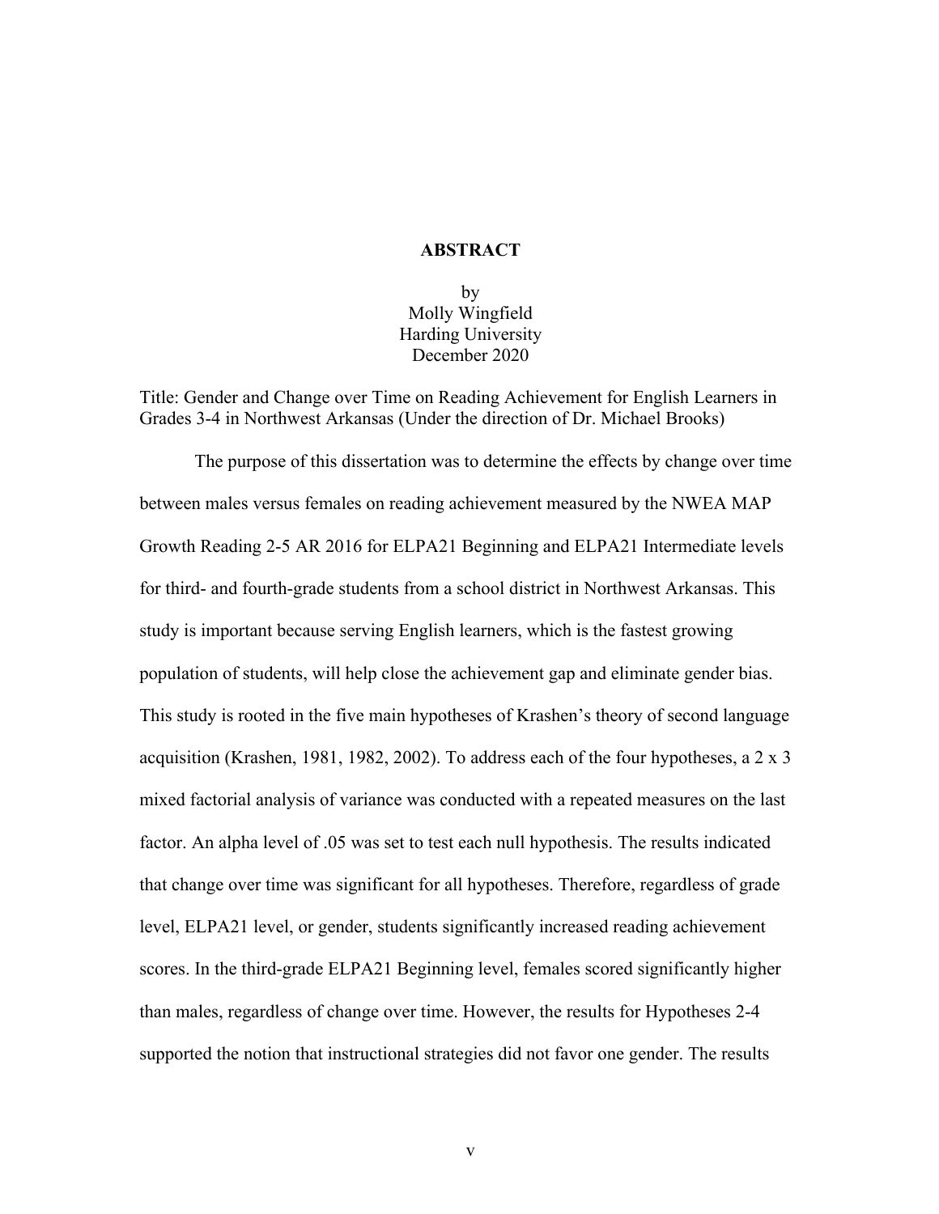# ABSTRACT

by
Molly Wingfield
Harding University
December 2020

Title: Gender and Change over Time on Reading Achievement for English Learners in Grades 3-4 in Northwest Arkansas (Under the direction of Dr. Michael Brooks)

The purpose of this dissertation was to determine the effects by change over time between males versus females on reading achievement measured by the NWEA MAP Growth Reading 2-5 AR 2016 for ELPA21 Beginning and ELPA21 Intermediate levels for third- and fourth-grade students from a school district in Northwest Arkansas. This study is important because serving English learners, which is the fastest growing population of students, will help close the achievement gap and eliminate gender bias. This study is rooted in the five main hypotheses of Krashen's theory of second language acquisition (Krashen, 1981, 1982, 2002). To address each of the four hypotheses, a 2 x 3 mixed factorial analysis of variance was conducted with a repeated measures on the last factor. An alpha level of .05 was set to test each null hypothesis. The results indicated that change over time was significant for all hypotheses. Therefore, regardless of grade level, ELPA21 level, or gender, students significantly increased reading achievement scores. In the third-grade ELPA21 Beginning level, females scored significantly higher than males, regardless of change over time. However, the results for Hypotheses 2-4 supported the notion that instructional strategies did not favor one gender. The results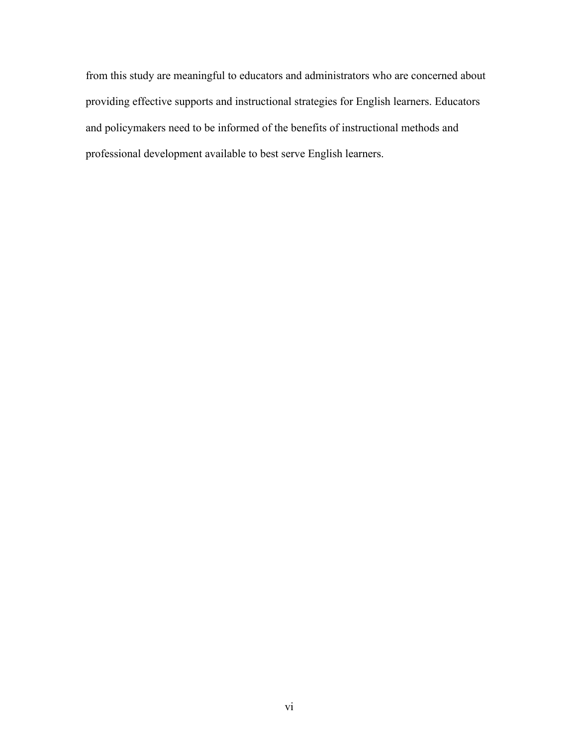from this study are meaningful to educators and administrators who are concerned about providing effective supports and instructional strategies for English learners. Educators and policymakers need to be informed of the benefits of instructional methods and professional development available to best serve English learners.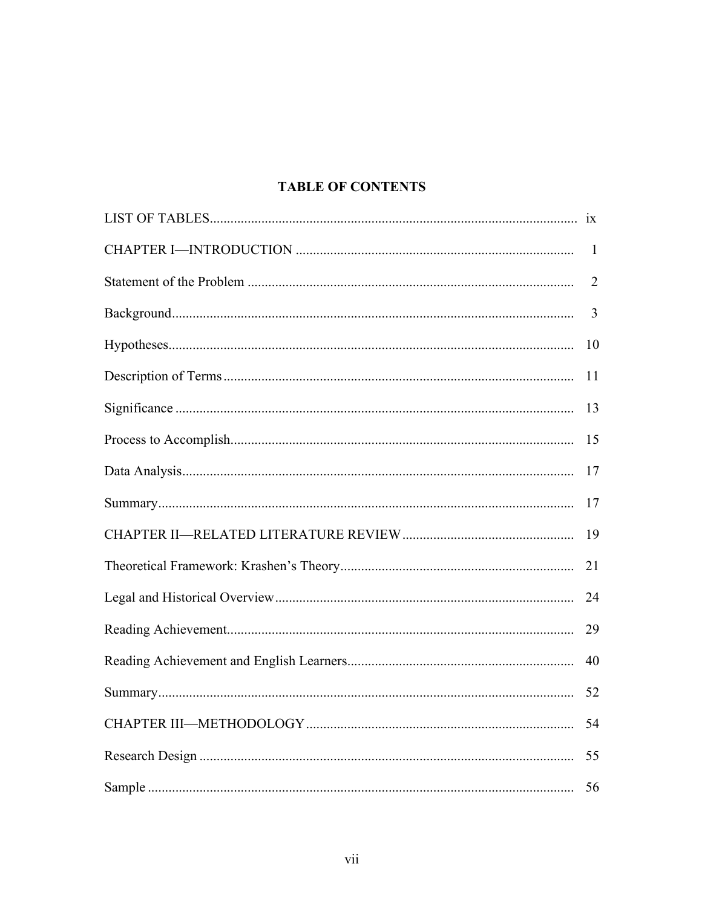# TABLE OF CONTENTS

| | |
|---|---|
| LIST OF TABLES | ix |
| CHAPTER I—INTRODUCTION | 1 |
| Statement of the Problem | 2 |
| Background | 3 |
| Hypotheses | 10 |
| Description of Terms | 11 |
| Significance | 13 |
| Process to Accomplish | 15 |
| Data Analysis | 17 |
| Summary | 17 |
| CHAPTER II—RELATED LITERATURE REVIEW | 19 |
| Theoretical Framework: Krashen's Theory | 21 |
| Legal and Historical Overview | 24 |
| Reading Achievement | 29 |
| Reading Achievement and English Learners | 40 |
| Summary | 52 |
| CHAPTER III—METHODOLOGY | 54 |
| Research Design | 55 |
| Sample | 56 |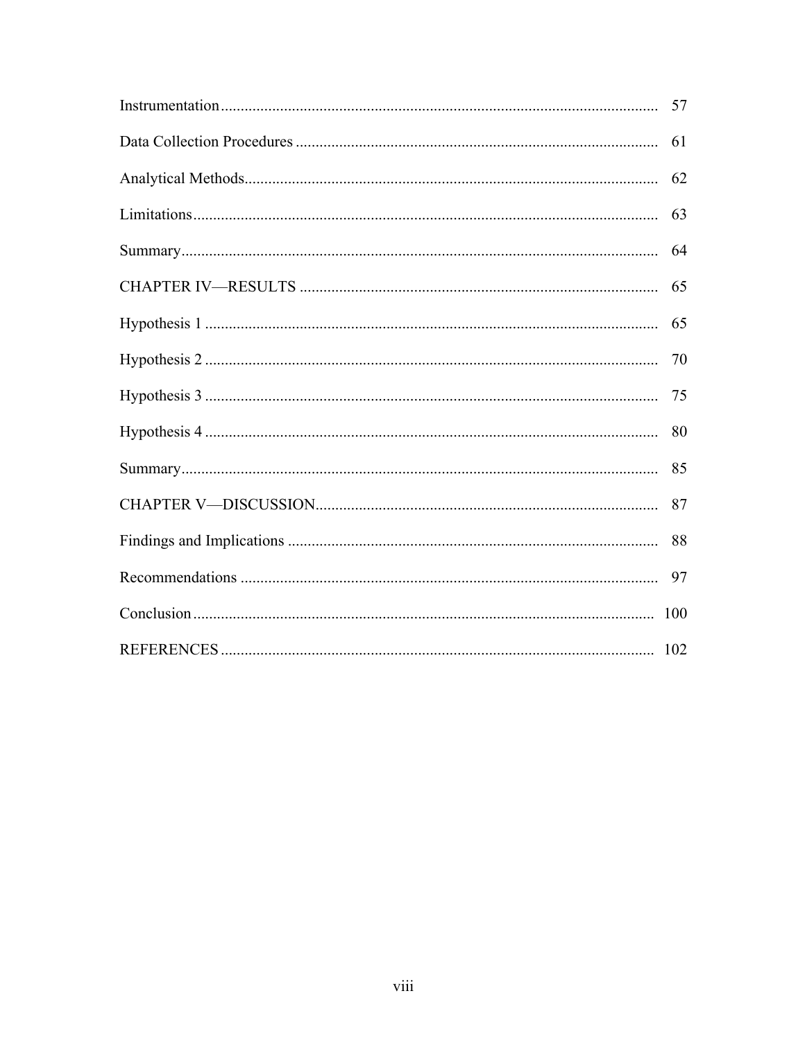| | |
|---|---|
| Instrumentation | 57 |
| Data Collection Procedures | 61 |
| Analytical Methods | 62 |
| Limitations | 63 |
| Summary | 64 |
| CHAPTER IV—RESULTS | 65 |
| Hypothesis 1 | 65 |
| Hypothesis 2 | 70 |
| Hypothesis 3 | 75 |
| Hypothesis 4 | 80 |
| Summary | 85 |
| CHAPTER V—DISCUSSION | 87 |
| Findings and Implications | 88 |
| Recommendations | 97 |
| Conclusion | 100 |
| REFERENCES | 102 |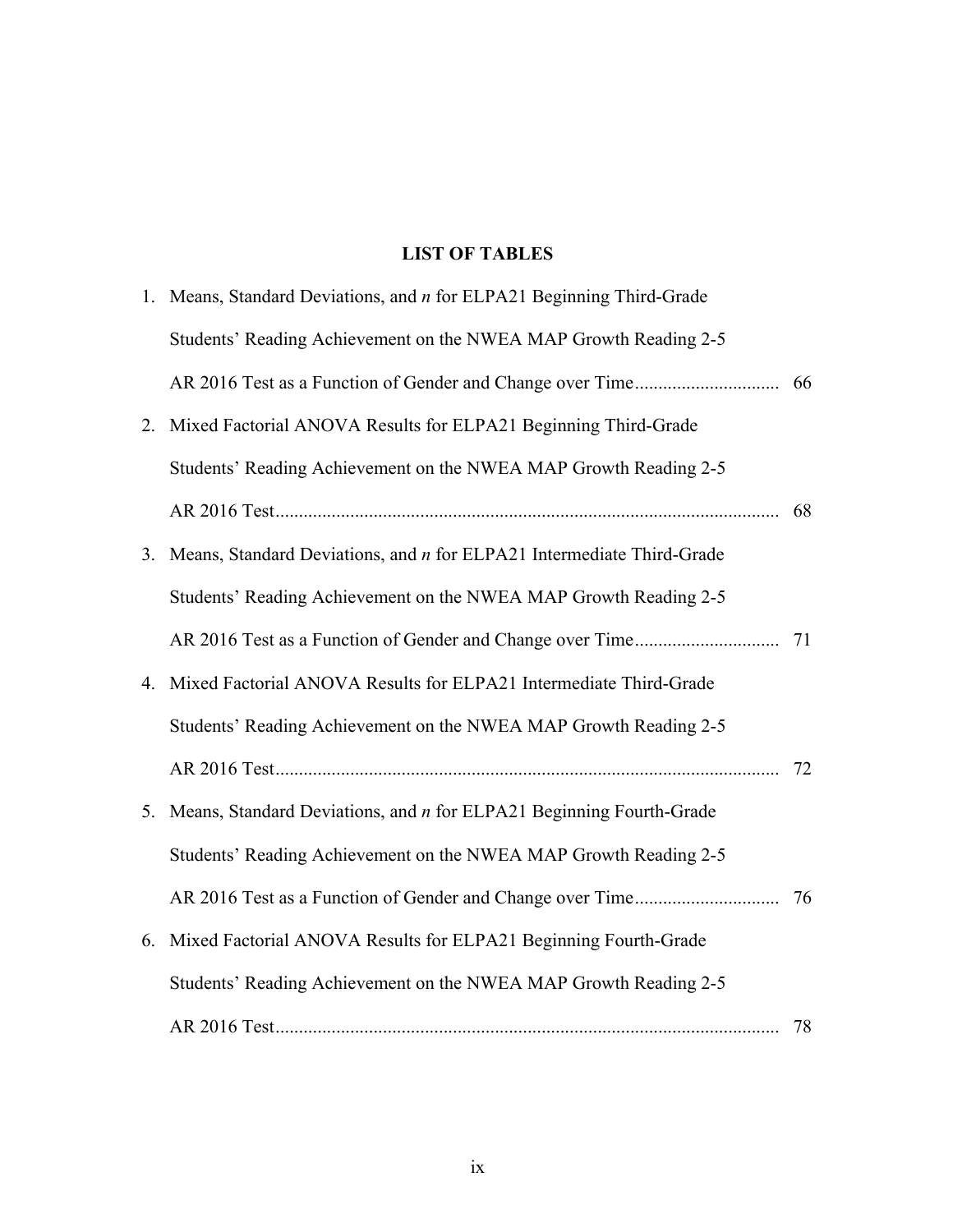## LIST OF TABLES

1. Means, Standard Deviations, and *n* for ELPA21 Beginning Third-Grade Students' Reading Achievement on the NWEA MAP Growth Reading 2-5 AR 2016 Test as a Function of Gender and Change over Time.............................. 66
2. Mixed Factorial ANOVA Results for ELPA21 Beginning Third-Grade Students' Reading Achievement on the NWEA MAP Growth Reading 2-5 AR 2016 Test........................................................................................................... 68
3. Means, Standard Deviations, and *n* for ELPA21 Intermediate Third-Grade Students' Reading Achievement on the NWEA MAP Growth Reading 2-5 AR 2016 Test as a Function of Gender and Change over Time.............................. 71
4. Mixed Factorial ANOVA Results for ELPA21 Intermediate Third-Grade Students' Reading Achievement on the NWEA MAP Growth Reading 2-5 AR 2016 Test........................................................................................................... 72
5. Means, Standard Deviations, and *n* for ELPA21 Beginning Fourth-Grade Students' Reading Achievement on the NWEA MAP Growth Reading 2-5 AR 2016 Test as a Function of Gender and Change over Time.............................. 76
6. Mixed Factorial ANOVA Results for ELPA21 Beginning Fourth-Grade Students' Reading Achievement on the NWEA MAP Growth Reading 2-5 AR 2016 Test........................................................................................................... 78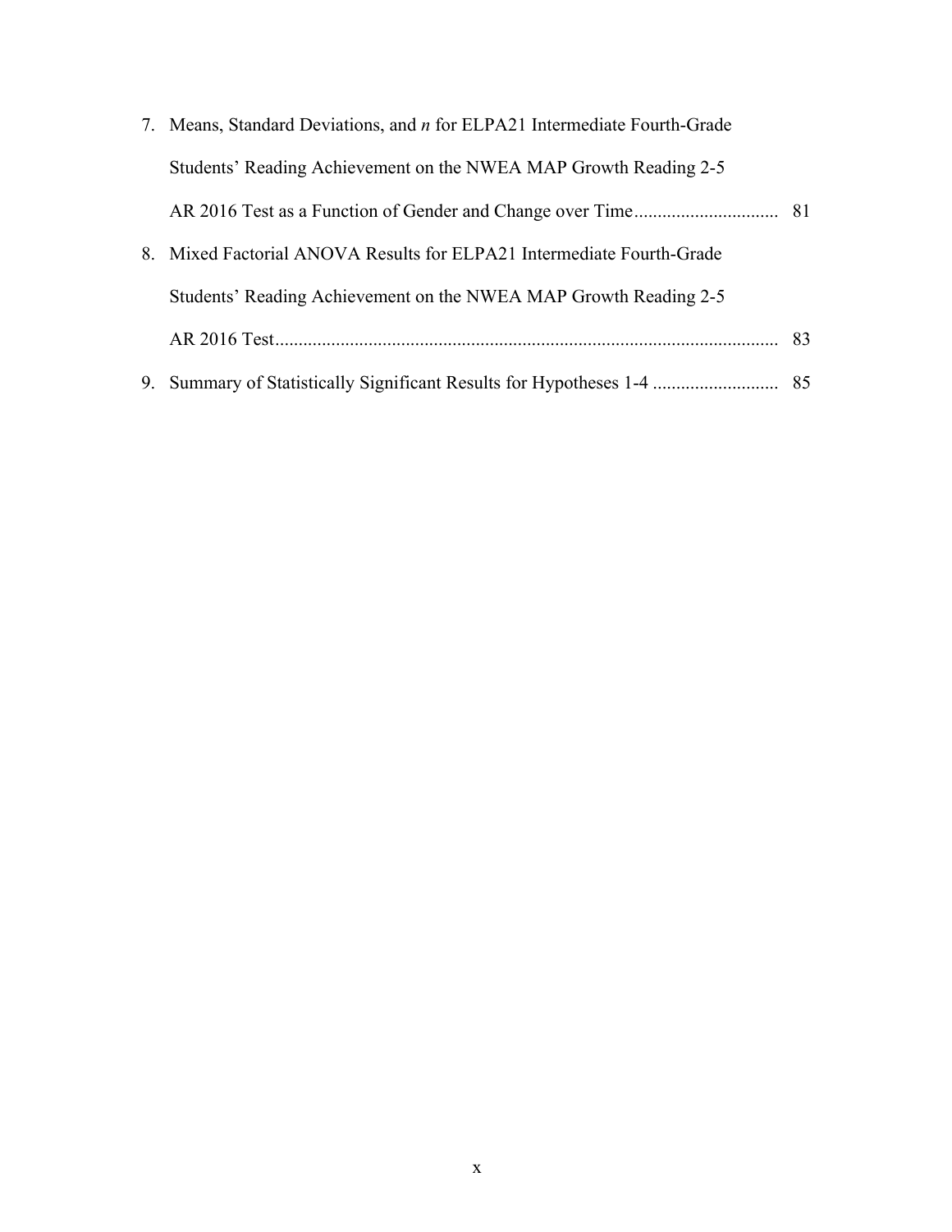7. Means, Standard Deviations, and *n* for ELPA21 Intermediate Fourth-Grade Students' Reading Achievement on the NWEA MAP Growth Reading 2-5 AR 2016 Test as a Function of Gender and Change over Time.............................. 81
8. Mixed Factorial ANOVA Results for ELPA21 Intermediate Fourth-Grade Students' Reading Achievement on the NWEA MAP Growth Reading 2-5 AR 2016 Test.......................................................................................................... 83
9. Summary of Statistically Significant Results for Hypotheses 1-4 .......................... 85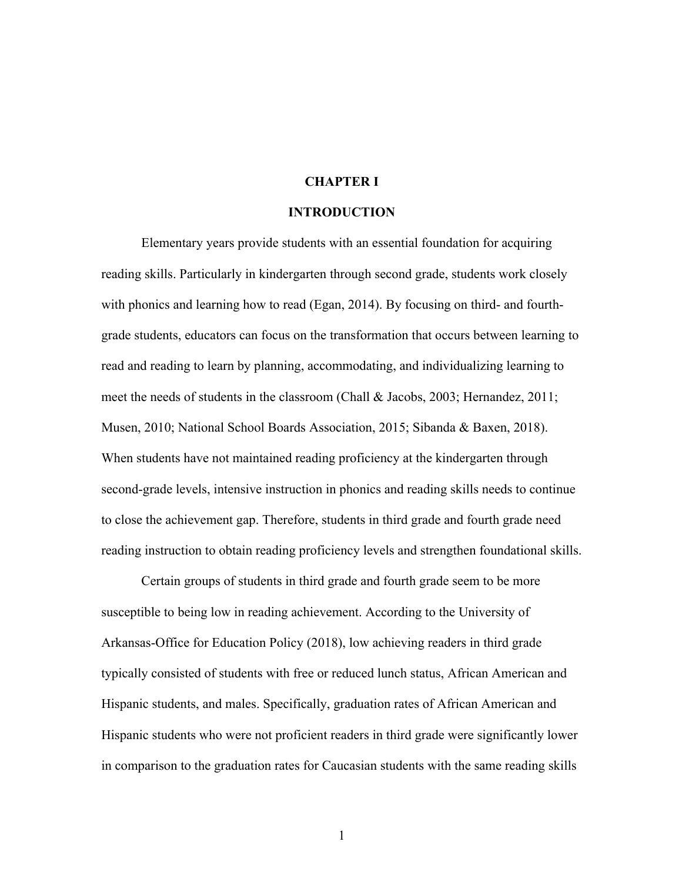# CHAPTER I

## INTRODUCTION

Elementary years provide students with an essential foundation for acquiring reading skills. Particularly in kindergarten through second grade, students work closely with phonics and learning how to read (Egan, 2014). By focusing on third- and fourth-grade students, educators can focus on the transformation that occurs between learning to read and reading to learn by planning, accommodating, and individualizing learning to meet the needs of students in the classroom (Chall & Jacobs, 2003; Hernandez, 2011; Musen, 2010; National School Boards Association, 2015; Sibanda & Baxen, 2018). When students have not maintained reading proficiency at the kindergarten through second-grade levels, intensive instruction in phonics and reading skills needs to continue to close the achievement gap. Therefore, students in third grade and fourth grade need reading instruction to obtain reading proficiency levels and strengthen foundational skills.

Certain groups of students in third grade and fourth grade seem to be more susceptible to being low in reading achievement. According to the University of Arkansas-Office for Education Policy (2018), low achieving readers in third grade typically consisted of students with free or reduced lunch status, African American and Hispanic students, and males. Specifically, graduation rates of African American and Hispanic students who were not proficient readers in third grade were significantly lower in comparison to the graduation rates for Caucasian students with the same reading skills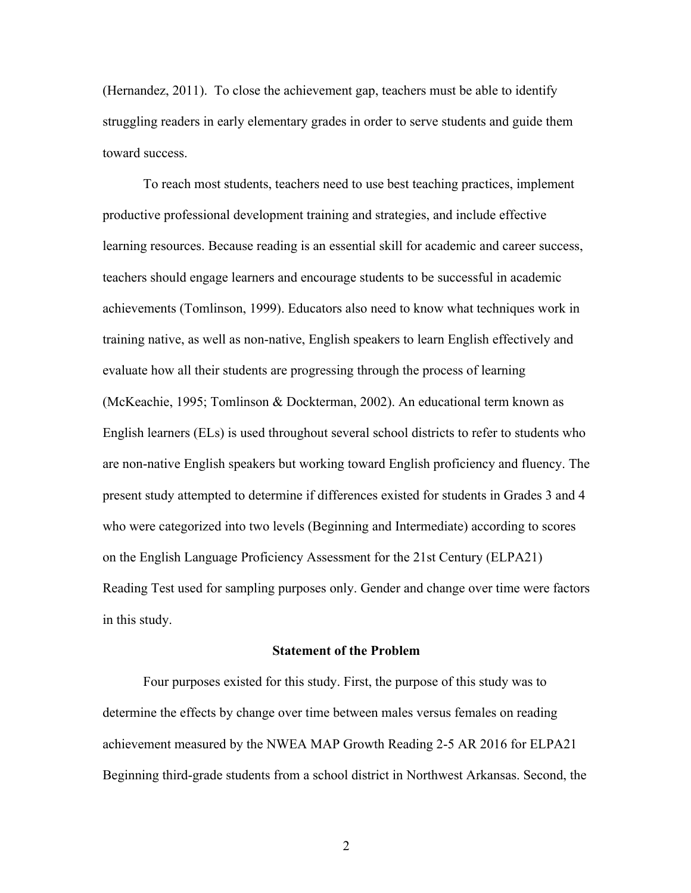(Hernandez, 2011). To close the achievement gap, teachers must be able to identify struggling readers in early elementary grades in order to serve students and guide them toward success.

To reach most students, teachers need to use best teaching practices, implement productive professional development training and strategies, and include effective learning resources. Because reading is an essential skill for academic and career success, teachers should engage learners and encourage students to be successful in academic achievements (Tomlinson, 1999). Educators also need to know what techniques work in training native, as well as non-native, English speakers to learn English effectively and evaluate how all their students are progressing through the process of learning (McKeachie, 1995; Tomlinson & Dockterman, 2002). An educational term known as English learners (ELs) is used throughout several school districts to refer to students who are non-native English speakers but working toward English proficiency and fluency. The present study attempted to determine if differences existed for students in Grades 3 and 4 who were categorized into two levels (Beginning and Intermediate) according to scores on the English Language Proficiency Assessment for the 21st Century (ELPA21) Reading Test used for sampling purposes only. Gender and change over time were factors in this study.

## Statement of the Problem

Four purposes existed for this study. First, the purpose of this study was to determine the effects by change over time between males versus females on reading achievement measured by the NWEA MAP Growth Reading 2-5 AR 2016 for ELPA21 Beginning third-grade students from a school district in Northwest Arkansas. Second, the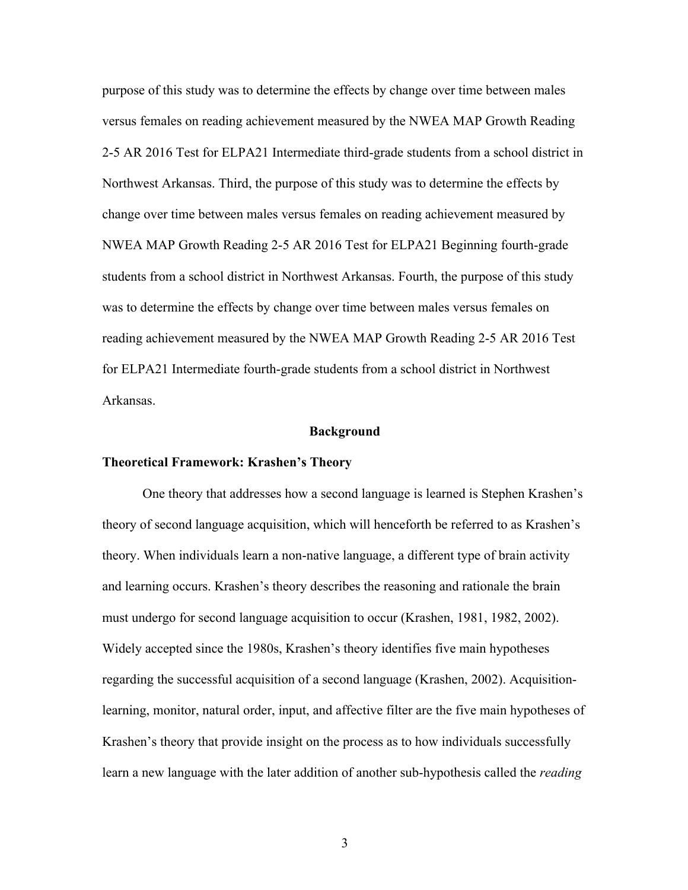purpose of this study was to determine the effects by change over time between males versus females on reading achievement measured by the NWEA MAP Growth Reading 2-5 AR 2016 Test for ELPA21 Intermediate third-grade students from a school district in Northwest Arkansas. Third, the purpose of this study was to determine the effects by change over time between males versus females on reading achievement measured by NWEA MAP Growth Reading 2-5 AR 2016 Test for ELPA21 Beginning fourth-grade students from a school district in Northwest Arkansas. Fourth, the purpose of this study was to determine the effects by change over time between males versus females on reading achievement measured by the NWEA MAP Growth Reading 2-5 AR 2016 Test for ELPA21 Intermediate fourth-grade students from a school district in Northwest Arkansas.

## Background

### Theoretical Framework: Krashen's Theory

One theory that addresses how a second language is learned is Stephen Krashen's theory of second language acquisition, which will henceforth be referred to as Krashen's theory. When individuals learn a non-native language, a different type of brain activity and learning occurs. Krashen's theory describes the reasoning and rationale the brain must undergo for second language acquisition to occur (Krashen, 1981, 1982, 2002). Widely accepted since the 1980s, Krashen's theory identifies five main hypotheses regarding the successful acquisition of a second language (Krashen, 2002). Acquisition-learning, monitor, natural order, input, and affective filter are the five main hypotheses of Krashen's theory that provide insight on the process as to how individuals successfully learn a new language with the later addition of another sub-hypothesis called the *reading*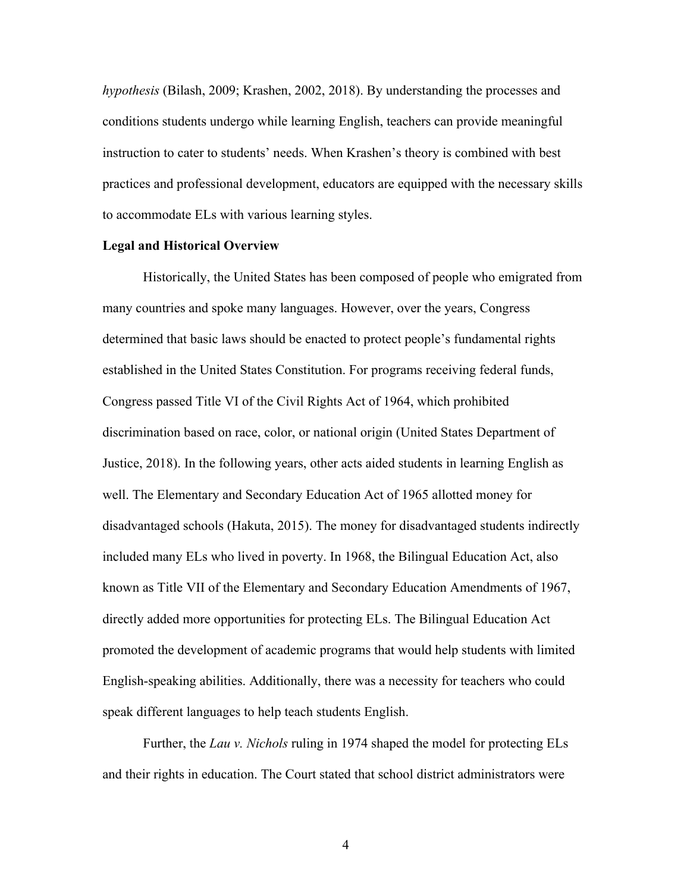*hypothesis* (Bilash, 2009; Krashen, 2002, 2018). By understanding the processes and conditions students undergo while learning English, teachers can provide meaningful instruction to cater to students' needs. When Krashen's theory is combined with best practices and professional development, educators are equipped with the necessary skills to accommodate ELs with various learning styles.

**Legal and Historical Overview**

Historically, the United States has been composed of people who emigrated from many countries and spoke many languages. However, over the years, Congress determined that basic laws should be enacted to protect people's fundamental rights established in the United States Constitution. For programs receiving federal funds, Congress passed Title VI of the Civil Rights Act of 1964, which prohibited discrimination based on race, color, or national origin (United States Department of Justice, 2018). In the following years, other acts aided students in learning English as well. The Elementary and Secondary Education Act of 1965 allotted money for disadvantaged schools (Hakuta, 2015). The money for disadvantaged students indirectly included many ELs who lived in poverty. In 1968, the Bilingual Education Act, also known as Title VII of the Elementary and Secondary Education Amendments of 1967, directly added more opportunities for protecting ELs. The Bilingual Education Act promoted the development of academic programs that would help students with limited English-speaking abilities. Additionally, there was a necessity for teachers who could speak different languages to help teach students English.

Further, the *Lau v. Nichols* ruling in 1974 shaped the model for protecting ELs and their rights in education. The Court stated that school district administrators were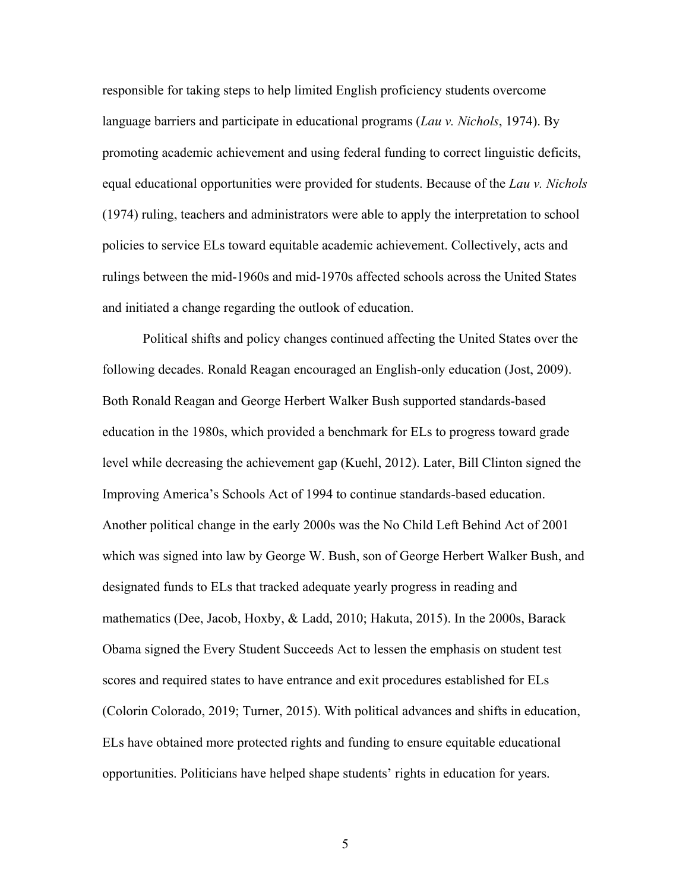responsible for taking steps to help limited English proficiency students overcome language barriers and participate in educational programs (*Lau v. Nichols*, 1974). By promoting academic achievement and using federal funding to correct linguistic deficits, equal educational opportunities were provided for students. Because of the *Lau v. Nichols* (1974) ruling, teachers and administrators were able to apply the interpretation to school policies to service ELs toward equitable academic achievement. Collectively, acts and rulings between the mid-1960s and mid-1970s affected schools across the United States and initiated a change regarding the outlook of education.

Political shifts and policy changes continued affecting the United States over the following decades. Ronald Reagan encouraged an English-only education (Jost, 2009). Both Ronald Reagan and George Herbert Walker Bush supported standards-based education in the 1980s, which provided a benchmark for ELs to progress toward grade level while decreasing the achievement gap (Kuehl, 2012). Later, Bill Clinton signed the Improving America's Schools Act of 1994 to continue standards-based education. Another political change in the early 2000s was the No Child Left Behind Act of 2001 which was signed into law by George W. Bush, son of George Herbert Walker Bush, and designated funds to ELs that tracked adequate yearly progress in reading and mathematics (Dee, Jacob, Hoxby, & Ladd, 2010; Hakuta, 2015). In the 2000s, Barack Obama signed the Every Student Succeeds Act to lessen the emphasis on student test scores and required states to have entrance and exit procedures established for ELs (Colorin Colorado, 2019; Turner, 2015). With political advances and shifts in education, ELs have obtained more protected rights and funding to ensure equitable educational opportunities. Politicians have helped shape students' rights in education for years.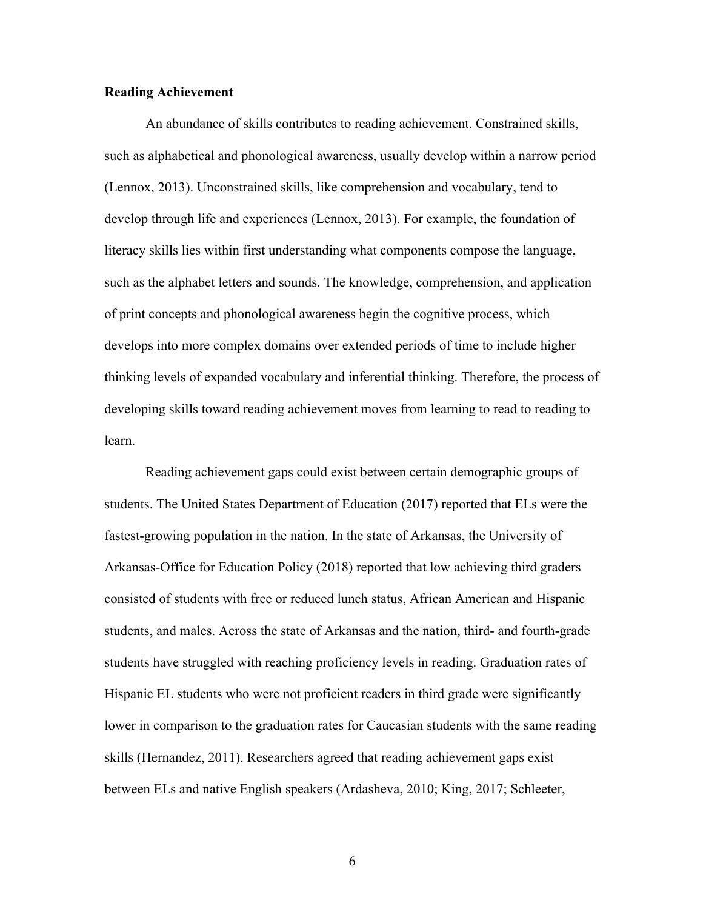**Reading Achievement**

An abundance of skills contributes to reading achievement. Constrained skills, such as alphabetical and phonological awareness, usually develop within a narrow period (Lennox, 2013). Unconstrained skills, like comprehension and vocabulary, tend to develop through life and experiences (Lennox, 2013). For example, the foundation of literacy skills lies within first understanding what components compose the language, such as the alphabet letters and sounds. The knowledge, comprehension, and application of print concepts and phonological awareness begin the cognitive process, which develops into more complex domains over extended periods of time to include higher thinking levels of expanded vocabulary and inferential thinking. Therefore, the process of developing skills toward reading achievement moves from learning to read to reading to learn.

Reading achievement gaps could exist between certain demographic groups of students. The United States Department of Education (2017) reported that ELs were the fastest-growing population in the nation. In the state of Arkansas, the University of Arkansas-Office for Education Policy (2018) reported that low achieving third graders consisted of students with free or reduced lunch status, African American and Hispanic students, and males. Across the state of Arkansas and the nation, third- and fourth-grade students have struggled with reaching proficiency levels in reading. Graduation rates of Hispanic EL students who were not proficient readers in third grade were significantly lower in comparison to the graduation rates for Caucasian students with the same reading skills (Hernandez, 2011). Researchers agreed that reading achievement gaps exist between ELs and native English speakers (Ardasheva, 2010; King, 2017; Schleeter,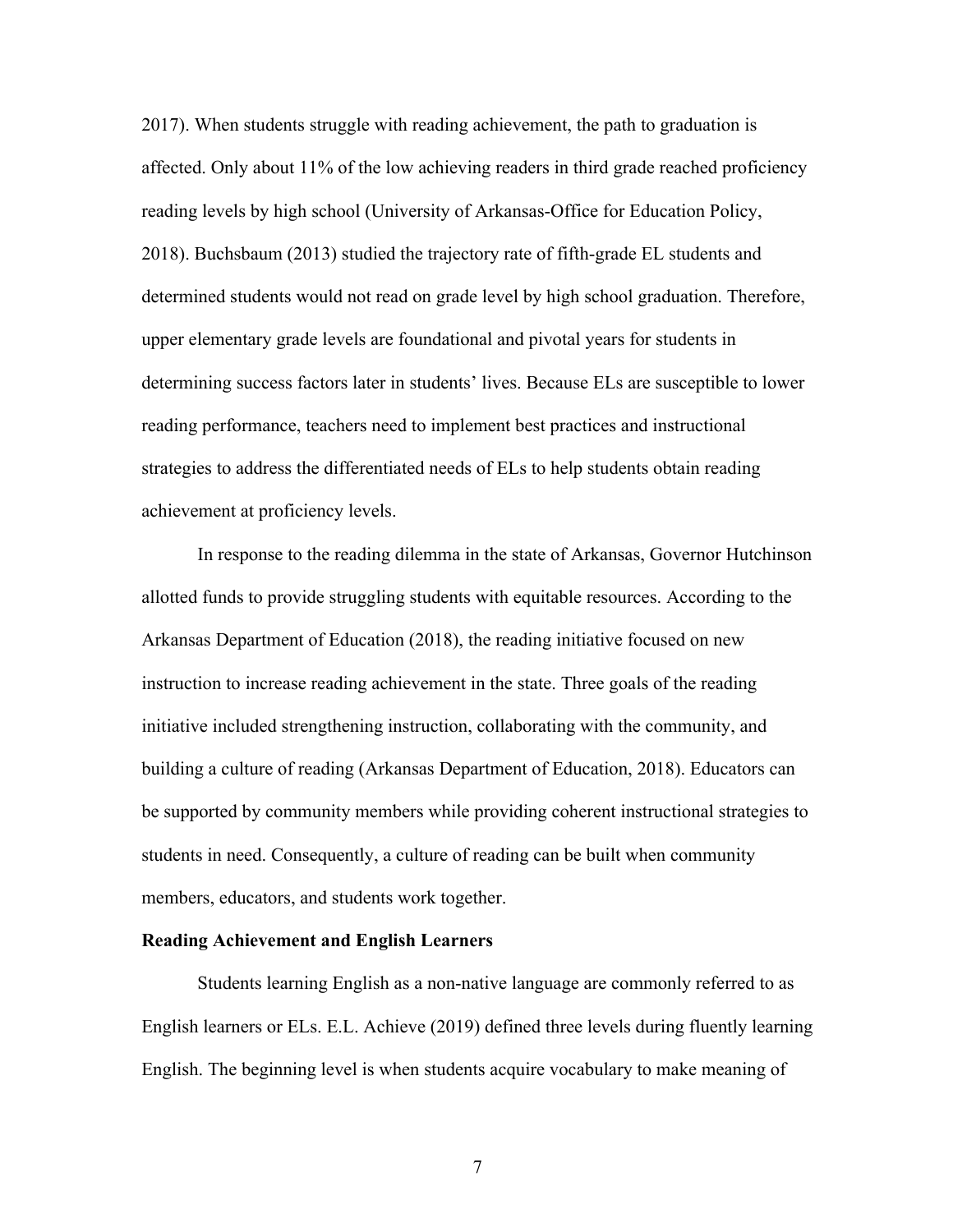2017). When students struggle with reading achievement, the path to graduation is affected. Only about 11% of the low achieving readers in third grade reached proficiency reading levels by high school (University of Arkansas-Office for Education Policy, 2018). Buchsbaum (2013) studied the trajectory rate of fifth-grade EL students and determined students would not read on grade level by high school graduation. Therefore, upper elementary grade levels are foundational and pivotal years for students in determining success factors later in students' lives. Because ELs are susceptible to lower reading performance, teachers need to implement best practices and instructional strategies to address the differentiated needs of ELs to help students obtain reading achievement at proficiency levels.

In response to the reading dilemma in the state of Arkansas, Governor Hutchinson allotted funds to provide struggling students with equitable resources. According to the Arkansas Department of Education (2018), the reading initiative focused on new instruction to increase reading achievement in the state. Three goals of the reading initiative included strengthening instruction, collaborating with the community, and building a culture of reading (Arkansas Department of Education, 2018). Educators can be supported by community members while providing coherent instructional strategies to students in need. Consequently, a culture of reading can be built when community members, educators, and students work together.

**Reading Achievement and English Learners**

Students learning English as a non-native language are commonly referred to as English learners or ELs. E.L. Achieve (2019) defined three levels during fluently learning English. The beginning level is when students acquire vocabulary to make meaning of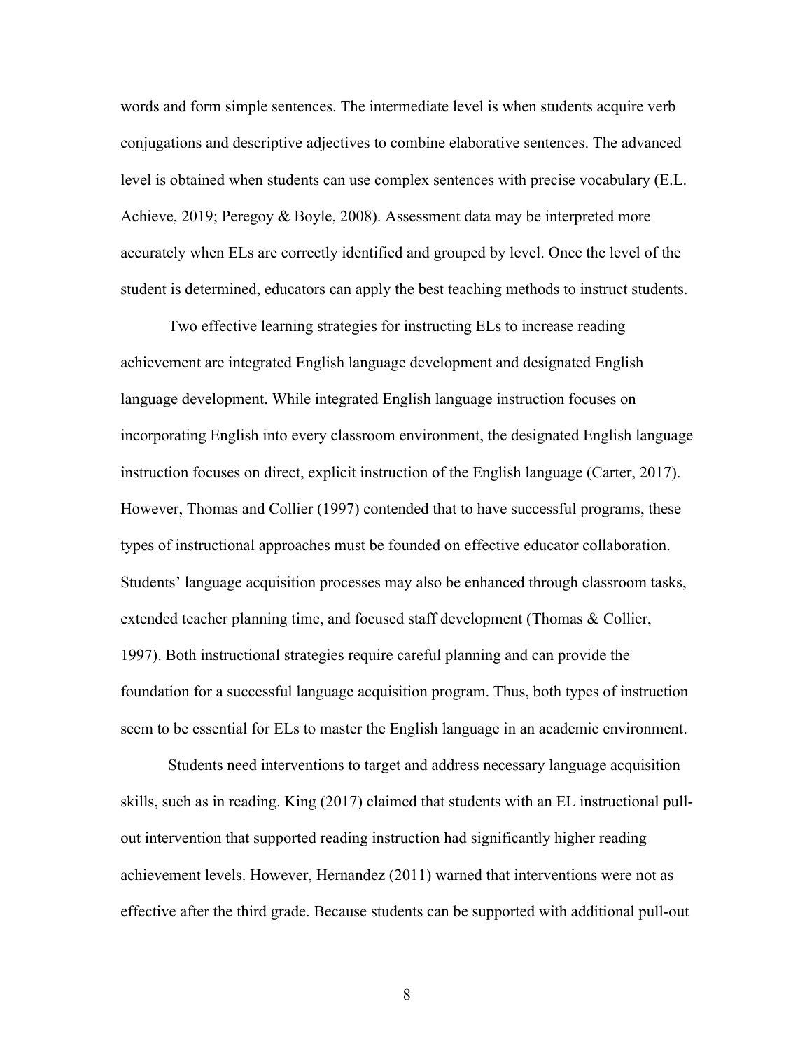words and form simple sentences. The intermediate level is when students acquire verb conjugations and descriptive adjectives to combine elaborative sentences. The advanced level is obtained when students can use complex sentences with precise vocabulary (E.L. Achieve, 2019; Peregoy & Boyle, 2008). Assessment data may be interpreted more accurately when ELs are correctly identified and grouped by level. Once the level of the student is determined, educators can apply the best teaching methods to instruct students.

Two effective learning strategies for instructing ELs to increase reading achievement are integrated English language development and designated English language development. While integrated English language instruction focuses on incorporating English into every classroom environment, the designated English language instruction focuses on direct, explicit instruction of the English language (Carter, 2017). However, Thomas and Collier (1997) contended that to have successful programs, these types of instructional approaches must be founded on effective educator collaboration. Students' language acquisition processes may also be enhanced through classroom tasks, extended teacher planning time, and focused staff development (Thomas & Collier, 1997). Both instructional strategies require careful planning and can provide the foundation for a successful language acquisition program. Thus, both types of instruction seem to be essential for ELs to master the English language in an academic environment.

Students need interventions to target and address necessary language acquisition skills, such as in reading. King (2017) claimed that students with an EL instructional pull-out intervention that supported reading instruction had significantly higher reading achievement levels. However, Hernandez (2011) warned that interventions were not as effective after the third grade. Because students can be supported with additional pull-out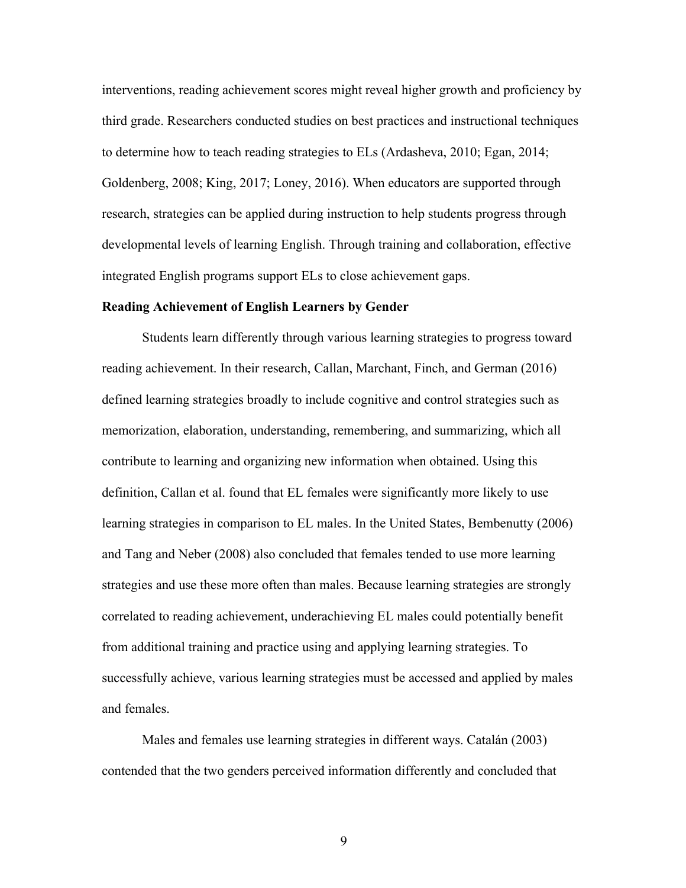interventions, reading achievement scores might reveal higher growth and proficiency by third grade. Researchers conducted studies on best practices and instructional techniques to determine how to teach reading strategies to ELs (Ardasheva, 2010; Egan, 2014; Goldenberg, 2008; King, 2017; Loney, 2016). When educators are supported through research, strategies can be applied during instruction to help students progress through developmental levels of learning English. Through training and collaboration, effective integrated English programs support ELs to close achievement gaps.

**Reading Achievement of English Learners by Gender**

Students learn differently through various learning strategies to progress toward reading achievement. In their research, Callan, Marchant, Finch, and German (2016) defined learning strategies broadly to include cognitive and control strategies such as memorization, elaboration, understanding, remembering, and summarizing, which all contribute to learning and organizing new information when obtained. Using this definition, Callan et al. found that EL females were significantly more likely to use learning strategies in comparison to EL males. In the United States, Bembenutty (2006) and Tang and Neber (2008) also concluded that females tended to use more learning strategies and use these more often than males. Because learning strategies are strongly correlated to reading achievement, underachieving EL males could potentially benefit from additional training and practice using and applying learning strategies. To successfully achieve, various learning strategies must be accessed and applied by males and females.

Males and females use learning strategies in different ways. Catalán (2003) contended that the two genders perceived information differently and concluded that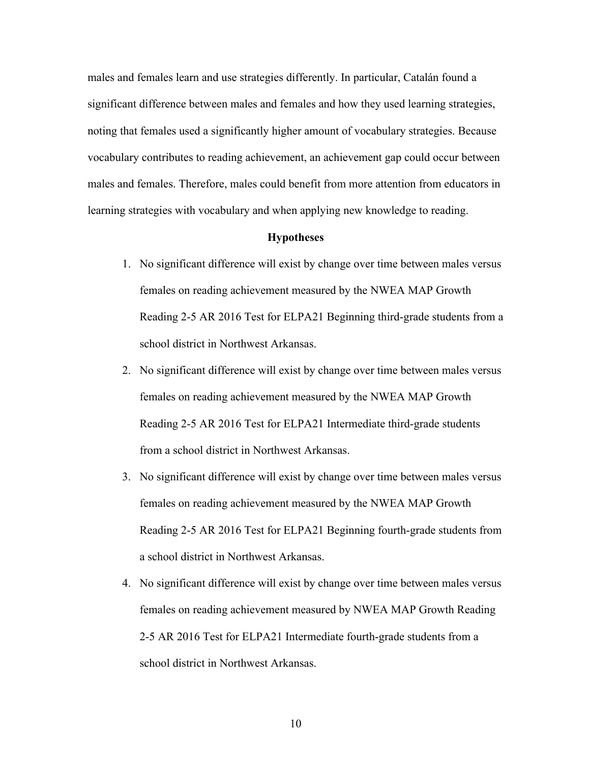males and females learn and use strategies differently. In particular, Catalán found a significant difference between males and females and how they used learning strategies, noting that females used a significantly higher amount of vocabulary strategies. Because vocabulary contributes to reading achievement, an achievement gap could occur between males and females. Therefore, males could benefit from more attention from educators in learning strategies with vocabulary and when applying new knowledge to reading.

## Hypotheses

1. No significant difference will exist by change over time between males versus females on reading achievement measured by the NWEA MAP Growth Reading 2-5 AR 2016 Test for ELPA21 Beginning third-grade students from a school district in Northwest Arkansas.
2. No significant difference will exist by change over time between males versus females on reading achievement measured by the NWEA MAP Growth Reading 2-5 AR 2016 Test for ELPA21 Intermediate third-grade students from a school district in Northwest Arkansas.
3. No significant difference will exist by change over time between males versus females on reading achievement measured by the NWEA MAP Growth Reading 2-5 AR 2016 Test for ELPA21 Beginning fourth-grade students from a school district in Northwest Arkansas.
4. No significant difference will exist by change over time between males versus females on reading achievement measured by NWEA MAP Growth Reading 2-5 AR 2016 Test for ELPA21 Intermediate fourth-grade students from a school district in Northwest Arkansas.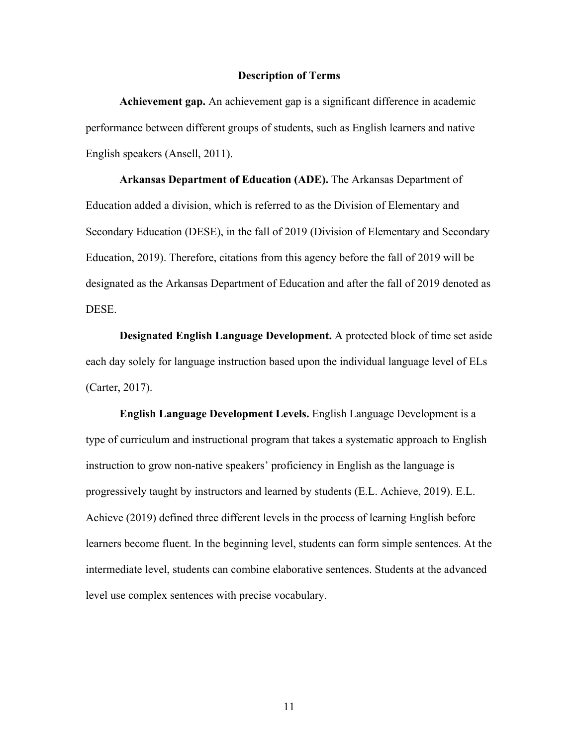## Description of Terms

**Achievement gap.** An achievement gap is a significant difference in academic performance between different groups of students, such as English learners and native English speakers (Ansell, 2011).

**Arkansas Department of Education (ADE).** The Arkansas Department of Education added a division, which is referred to as the Division of Elementary and Secondary Education (DESE), in the fall of 2019 (Division of Elementary and Secondary Education, 2019). Therefore, citations from this agency before the fall of 2019 will be designated as the Arkansas Department of Education and after the fall of 2019 denoted as DESE.

**Designated English Language Development.** A protected block of time set aside each day solely for language instruction based upon the individual language level of ELs (Carter, 2017).

**English Language Development Levels.** English Language Development is a type of curriculum and instructional program that takes a systematic approach to English instruction to grow non-native speakers' proficiency in English as the language is progressively taught by instructors and learned by students (E.L. Achieve, 2019). E.L. Achieve (2019) defined three different levels in the process of learning English before learners become fluent. In the beginning level, students can form simple sentences. At the intermediate level, students can combine elaborative sentences. Students at the advanced level use complex sentences with precise vocabulary.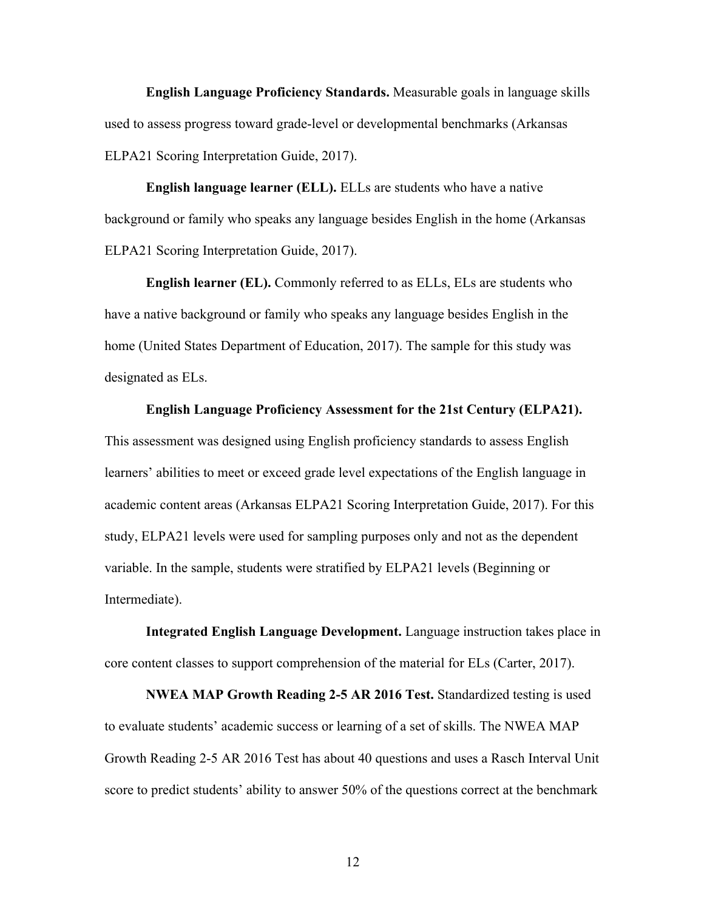**English Language Proficiency Standards.** Measurable goals in language skills used to assess progress toward grade-level or developmental benchmarks (Arkansas ELPA21 Scoring Interpretation Guide, 2017).

**English language learner (ELL).** ELLs are students who have a native background or family who speaks any language besides English in the home (Arkansas ELPA21 Scoring Interpretation Guide, 2017).

**English learner (EL).** Commonly referred to as ELLs, ELs are students who have a native background or family who speaks any language besides English in the home (United States Department of Education, 2017). The sample for this study was designated as ELs.

**English Language Proficiency Assessment for the 21st Century (ELPA21).** This assessment was designed using English proficiency standards to assess English learners' abilities to meet or exceed grade level expectations of the English language in academic content areas (Arkansas ELPA21 Scoring Interpretation Guide, 2017). For this study, ELPA21 levels were used for sampling purposes only and not as the dependent variable. In the sample, students were stratified by ELPA21 levels (Beginning or Intermediate).

**Integrated English Language Development.** Language instruction takes place in core content classes to support comprehension of the material for ELs (Carter, 2017).

**NWEA MAP Growth Reading 2-5 AR 2016 Test.** Standardized testing is used to evaluate students' academic success or learning of a set of skills. The NWEA MAP Growth Reading 2-5 AR 2016 Test has about 40 questions and uses a Rasch Interval Unit score to predict students' ability to answer 50% of the questions correct at the benchmark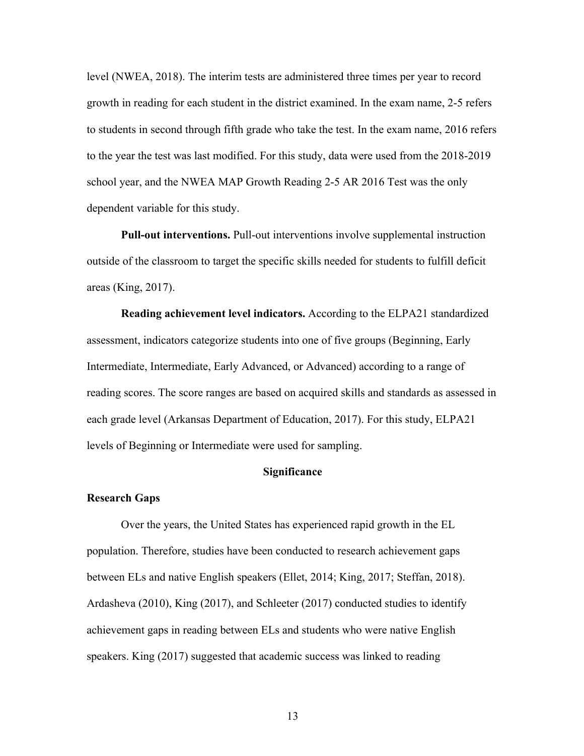level (NWEA, 2018). The interim tests are administered three times per year to record growth in reading for each student in the district examined. In the exam name, 2-5 refers to students in second through fifth grade who take the test. In the exam name, 2016 refers to the year the test was last modified. For this study, data were used from the 2018-2019 school year, and the NWEA MAP Growth Reading 2-5 AR 2016 Test was the only dependent variable for this study.

**Pull-out interventions.** Pull-out interventions involve supplemental instruction outside of the classroom to target the specific skills needed for students to fulfill deficit areas (King, 2017).

**Reading achievement level indicators.** According to the ELPA21 standardized assessment, indicators categorize students into one of five groups (Beginning, Early Intermediate, Intermediate, Early Advanced, or Advanced) according to a range of reading scores. The score ranges are based on acquired skills and standards as assessed in each grade level (Arkansas Department of Education, 2017). For this study, ELPA21 levels of Beginning or Intermediate were used for sampling.

## Significance

### Research Gaps

Over the years, the United States has experienced rapid growth in the EL population. Therefore, studies have been conducted to research achievement gaps between ELs and native English speakers (Ellet, 2014; King, 2017; Steffan, 2018). Ardasheva (2010), King (2017), and Schleeter (2017) conducted studies to identify achievement gaps in reading between ELs and students who were native English speakers. King (2017) suggested that academic success was linked to reading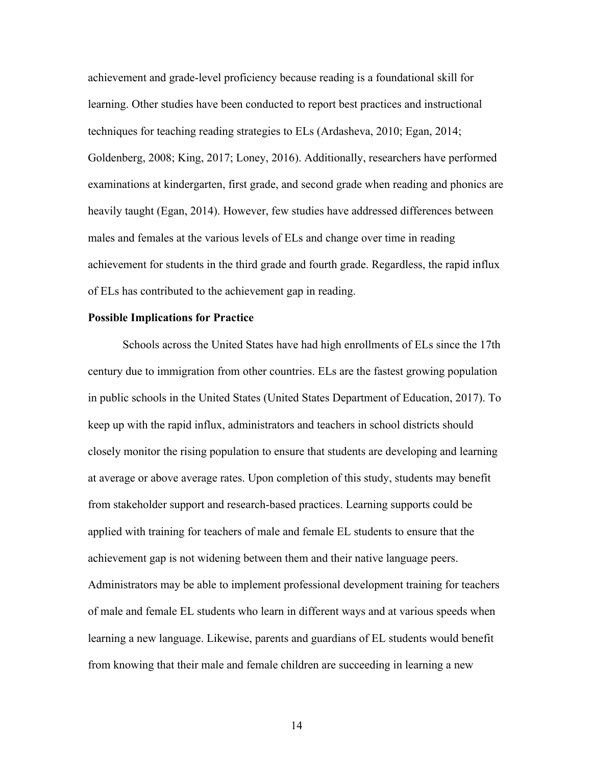achievement and grade-level proficiency because reading is a foundational skill for learning. Other studies have been conducted to report best practices and instructional techniques for teaching reading strategies to ELs (Ardasheva, 2010; Egan, 2014; Goldenberg, 2008; King, 2017; Loney, 2016). Additionally, researchers have performed examinations at kindergarten, first grade, and second grade when reading and phonics are heavily taught (Egan, 2014). However, few studies have addressed differences between males and females at the various levels of ELs and change over time in reading achievement for students in the third grade and fourth grade. Regardless, the rapid influx of ELs has contributed to the achievement gap in reading.

**Possible Implications for Practice**

Schools across the United States have had high enrollments of ELs since the 17th century due to immigration from other countries. ELs are the fastest growing population in public schools in the United States (United States Department of Education, 2017). To keep up with the rapid influx, administrators and teachers in school districts should closely monitor the rising population to ensure that students are developing and learning at average or above average rates. Upon completion of this study, students may benefit from stakeholder support and research-based practices. Learning supports could be applied with training for teachers of male and female EL students to ensure that the achievement gap is not widening between them and their native language peers. Administrators may be able to implement professional development training for teachers of male and female EL students who learn in different ways and at various speeds when learning a new language. Likewise, parents and guardians of EL students would benefit from knowing that their male and female children are succeeding in learning a new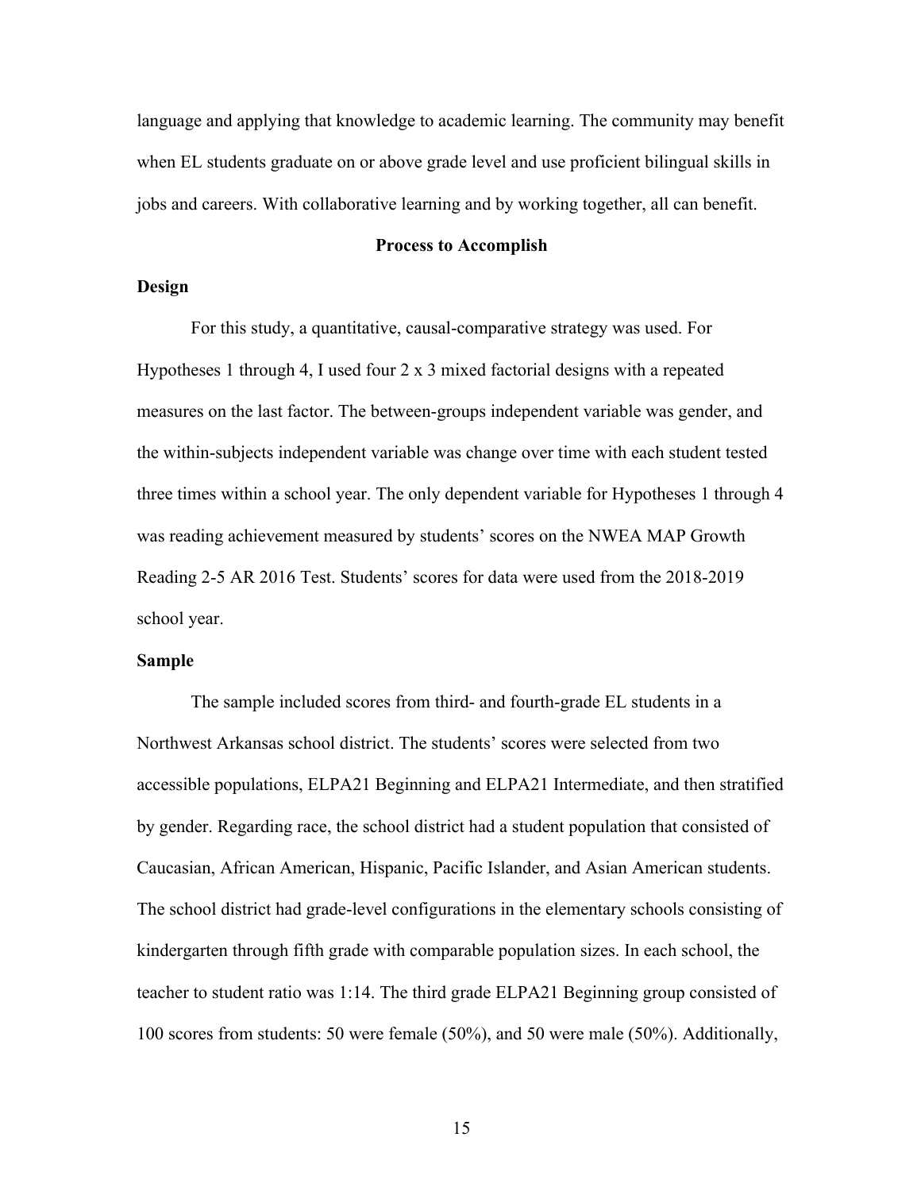language and applying that knowledge to academic learning. The community may benefit when EL students graduate on or above grade level and use proficient bilingual skills in jobs and careers. With collaborative learning and by working together, all can benefit.

## Process to Accomplish

### Design

For this study, a quantitative, causal-comparative strategy was used. For Hypotheses 1 through 4, I used four 2 x 3 mixed factorial designs with a repeated measures on the last factor. The between-groups independent variable was gender, and the within-subjects independent variable was change over time with each student tested three times within a school year. The only dependent variable for Hypotheses 1 through 4 was reading achievement measured by students' scores on the NWEA MAP Growth Reading 2-5 AR 2016 Test. Students' scores for data were used from the 2018-2019 school year.

### Sample

The sample included scores from third- and fourth-grade EL students in a Northwest Arkansas school district. The students' scores were selected from two accessible populations, ELPA21 Beginning and ELPA21 Intermediate, and then stratified by gender. Regarding race, the school district had a student population that consisted of Caucasian, African American, Hispanic, Pacific Islander, and Asian American students. The school district had grade-level configurations in the elementary schools consisting of kindergarten through fifth grade with comparable population sizes. In each school, the teacher to student ratio was 1:14. The third grade ELPA21 Beginning group consisted of 100 scores from students: 50 were female (50%), and 50 were male (50%). Additionally,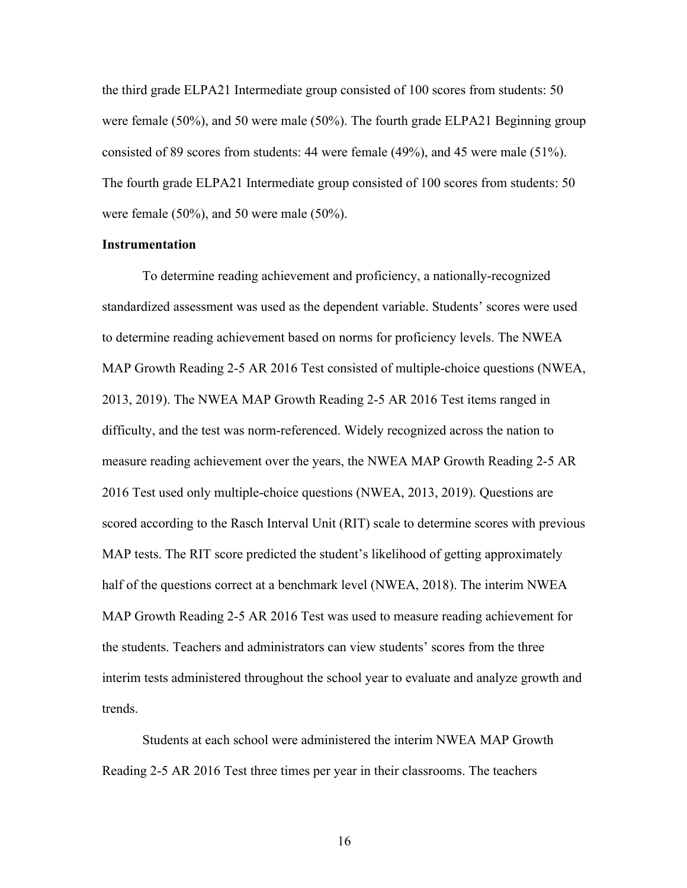the third grade ELPA21 Intermediate group consisted of 100 scores from students: 50 were female (50%), and 50 were male (50%). The fourth grade ELPA21 Beginning group consisted of 89 scores from students: 44 were female (49%), and 45 were male (51%). The fourth grade ELPA21 Intermediate group consisted of 100 scores from students: 50 were female (50%), and 50 were male (50%).

**Instrumentation**

To determine reading achievement and proficiency, a nationally-recognized standardized assessment was used as the dependent variable. Students' scores were used to determine reading achievement based on norms for proficiency levels. The NWEA MAP Growth Reading 2-5 AR 2016 Test consisted of multiple-choice questions (NWEA, 2013, 2019). The NWEA MAP Growth Reading 2-5 AR 2016 Test items ranged in difficulty, and the test was norm-referenced. Widely recognized across the nation to measure reading achievement over the years, the NWEA MAP Growth Reading 2-5 AR 2016 Test used only multiple-choice questions (NWEA, 2013, 2019). Questions are scored according to the Rasch Interval Unit (RIT) scale to determine scores with previous MAP tests. The RIT score predicted the student's likelihood of getting approximately half of the questions correct at a benchmark level (NWEA, 2018). The interim NWEA MAP Growth Reading 2-5 AR 2016 Test was used to measure reading achievement for the students. Teachers and administrators can view students' scores from the three interim tests administered throughout the school year to evaluate and analyze growth and trends.

Students at each school were administered the interim NWEA MAP Growth Reading 2-5 AR 2016 Test three times per year in their classrooms. The teachers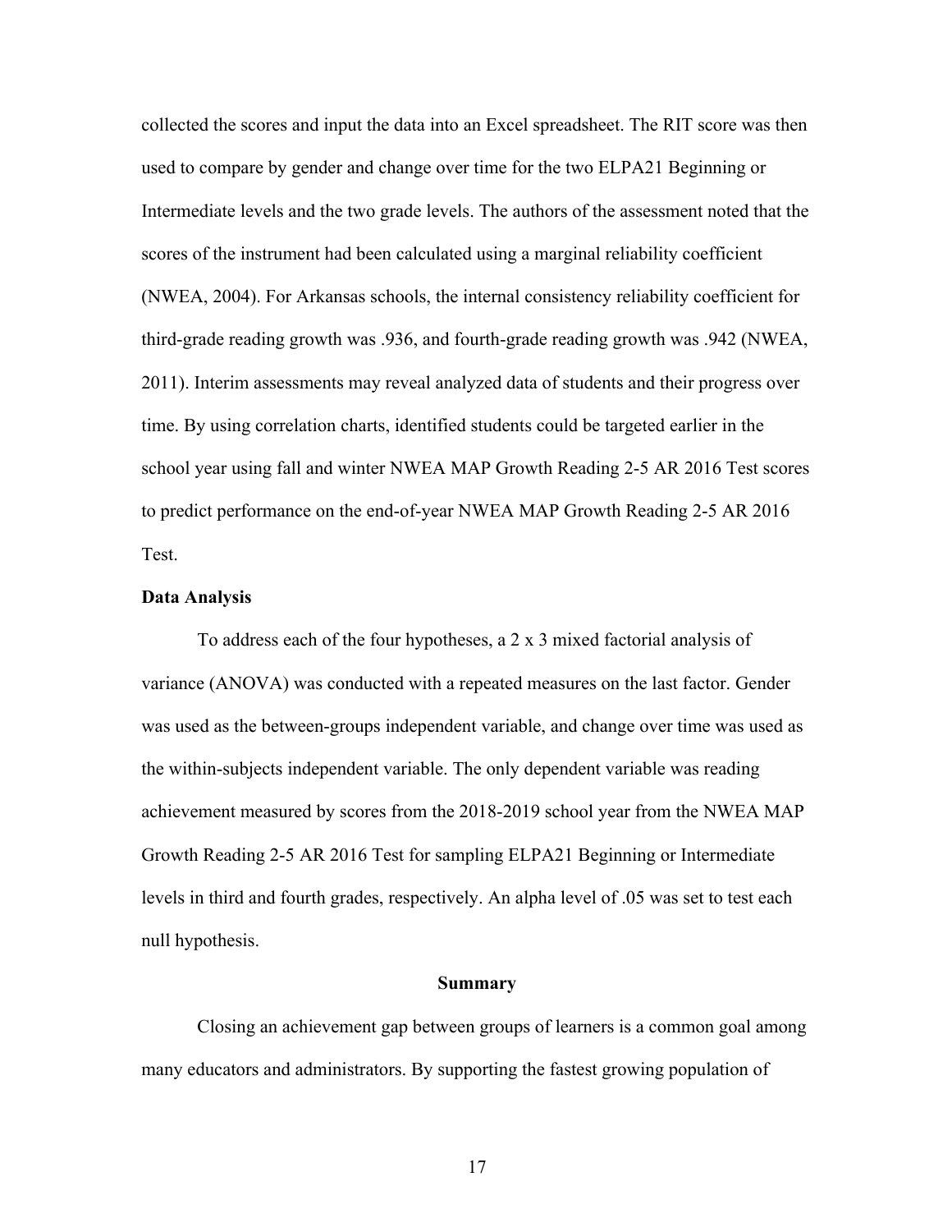collected the scores and input the data into an Excel spreadsheet. The RIT score was then used to compare by gender and change over time for the two ELPA21 Beginning or Intermediate levels and the two grade levels. The authors of the assessment noted that the scores of the instrument had been calculated using a marginal reliability coefficient (NWEA, 2004). For Arkansas schools, the internal consistency reliability coefficient for third-grade reading growth was .936, and fourth-grade reading growth was .942 (NWEA, 2011). Interim assessments may reveal analyzed data of students and their progress over time. By using correlation charts, identified students could be targeted earlier in the school year using fall and winter NWEA MAP Growth Reading 2-5 AR 2016 Test scores to predict performance on the end-of-year NWEA MAP Growth Reading 2-5 AR 2016 Test.

**Data Analysis**

To address each of the four hypotheses, a 2 x 3 mixed factorial analysis of variance (ANOVA) was conducted with a repeated measures on the last factor. Gender was used as the between-groups independent variable, and change over time was used as the within-subjects independent variable. The only dependent variable was reading achievement measured by scores from the 2018-2019 school year from the NWEA MAP Growth Reading 2-5 AR 2016 Test for sampling ELPA21 Beginning or Intermediate levels in third and fourth grades, respectively. An alpha level of .05 was set to test each null hypothesis.

## Summary

Closing an achievement gap between groups of learners is a common goal among many educators and administrators. By supporting the fastest growing population of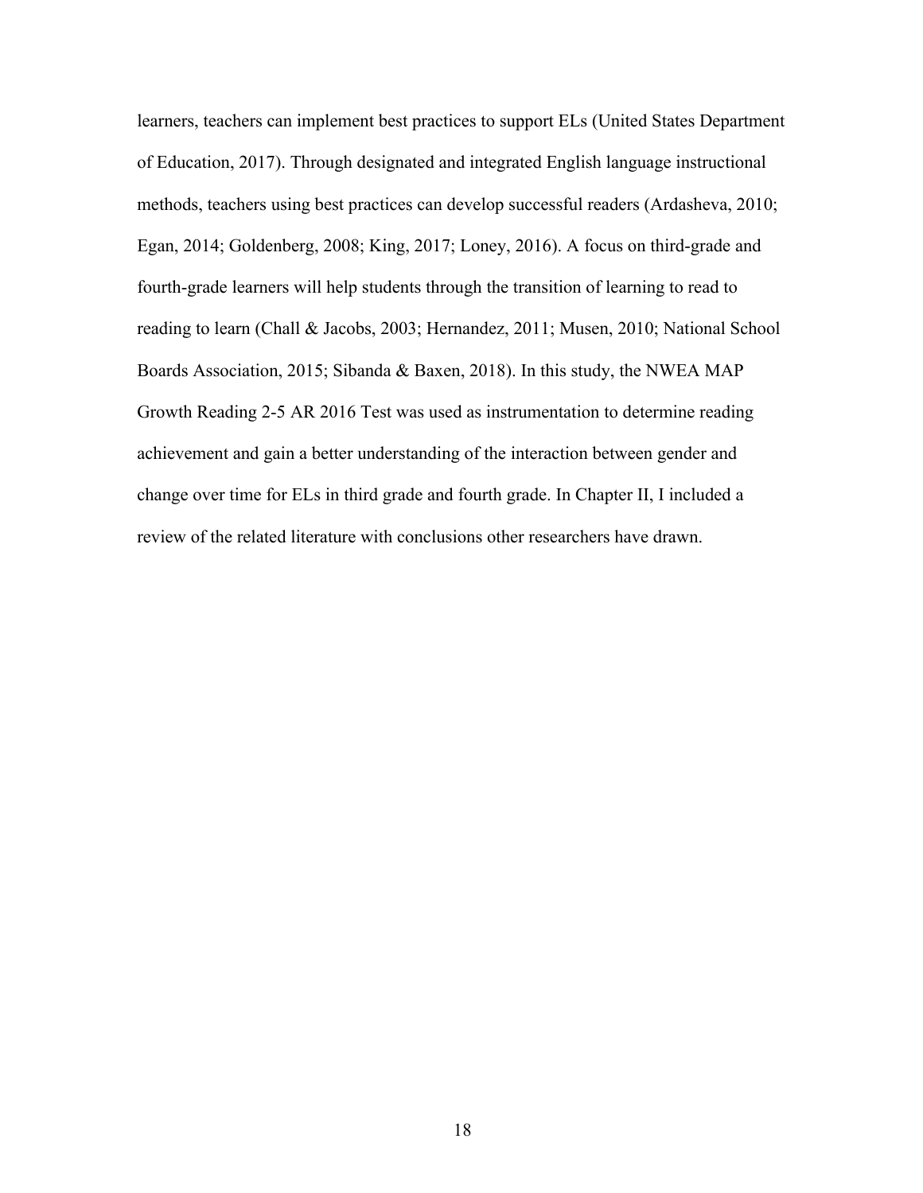learners, teachers can implement best practices to support ELs (United States Department of Education, 2017). Through designated and integrated English language instructional methods, teachers using best practices can develop successful readers (Ardasheva, 2010; Egan, 2014; Goldenberg, 2008; King, 2017; Loney, 2016). A focus on third-grade and fourth-grade learners will help students through the transition of learning to read to reading to learn (Chall & Jacobs, 2003; Hernandez, 2011; Musen, 2010; National School Boards Association, 2015; Sibanda & Baxen, 2018). In this study, the NWEA MAP Growth Reading 2-5 AR 2016 Test was used as instrumentation to determine reading achievement and gain a better understanding of the interaction between gender and change over time for ELs in third grade and fourth grade. In Chapter II, I included a review of the related literature with conclusions other researchers have drawn.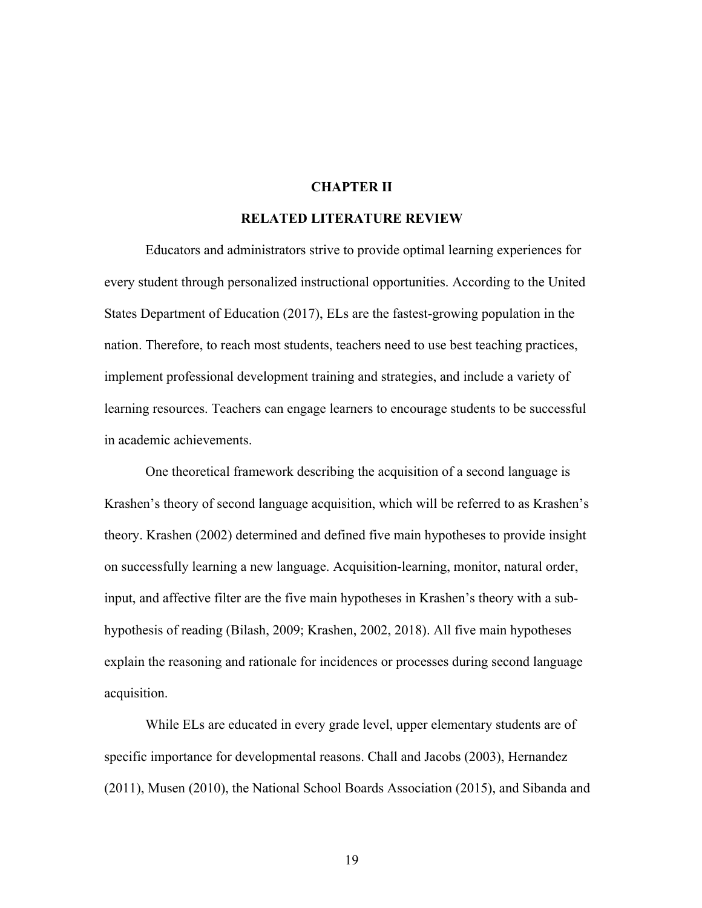# CHAPTER II

## RELATED LITERATURE REVIEW

Educators and administrators strive to provide optimal learning experiences for every student through personalized instructional opportunities. According to the United States Department of Education (2017), ELs are the fastest-growing population in the nation. Therefore, to reach most students, teachers need to use best teaching practices, implement professional development training and strategies, and include a variety of learning resources. Teachers can engage learners to encourage students to be successful in academic achievements.

One theoretical framework describing the acquisition of a second language is Krashen's theory of second language acquisition, which will be referred to as Krashen's theory. Krashen (2002) determined and defined five main hypotheses to provide insight on successfully learning a new language. Acquisition-learning, monitor, natural order, input, and affective filter are the five main hypotheses in Krashen's theory with a sub-hypothesis of reading (Bilash, 2009; Krashen, 2002, 2018). All five main hypotheses explain the reasoning and rationale for incidences or processes during second language acquisition.

While ELs are educated in every grade level, upper elementary students are of specific importance for developmental reasons. Chall and Jacobs (2003), Hernandez (2011), Musen (2010), the National School Boards Association (2015), and Sibanda and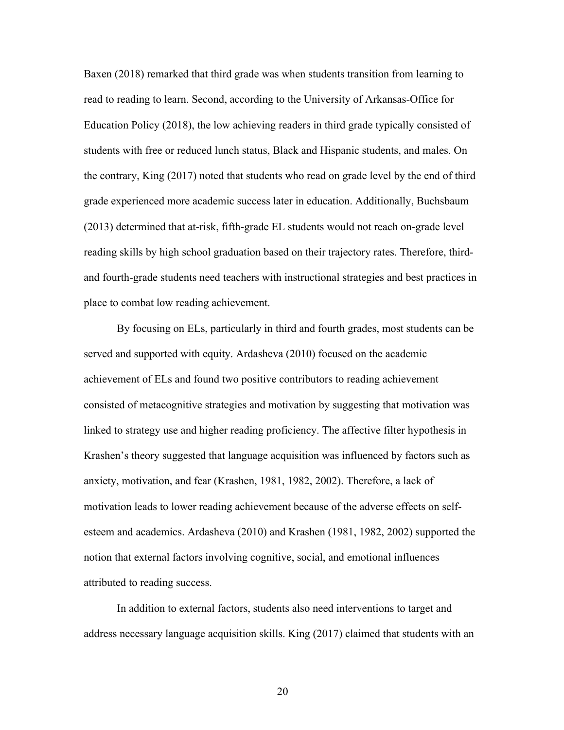Baxen (2018) remarked that third grade was when students transition from learning to read to reading to learn. Second, according to the University of Arkansas-Office for Education Policy (2018), the low achieving readers in third grade typically consisted of students with free or reduced lunch status, Black and Hispanic students, and males. On the contrary, King (2017) noted that students who read on grade level by the end of third grade experienced more academic success later in education. Additionally, Buchsbaum (2013) determined that at-risk, fifth-grade EL students would not reach on-grade level reading skills by high school graduation based on their trajectory rates. Therefore, third- and fourth-grade students need teachers with instructional strategies and best practices in place to combat low reading achievement.

By focusing on ELs, particularly in third and fourth grades, most students can be served and supported with equity. Ardasheva (2010) focused on the academic achievement of ELs and found two positive contributors to reading achievement consisted of metacognitive strategies and motivation by suggesting that motivation was linked to strategy use and higher reading proficiency. The affective filter hypothesis in Krashen's theory suggested that language acquisition was influenced by factors such as anxiety, motivation, and fear (Krashen, 1981, 1982, 2002). Therefore, a lack of motivation leads to lower reading achievement because of the adverse effects on self-esteem and academics. Ardasheva (2010) and Krashen (1981, 1982, 2002) supported the notion that external factors involving cognitive, social, and emotional influences attributed to reading success.

In addition to external factors, students also need interventions to target and address necessary language acquisition skills. King (2017) claimed that students with an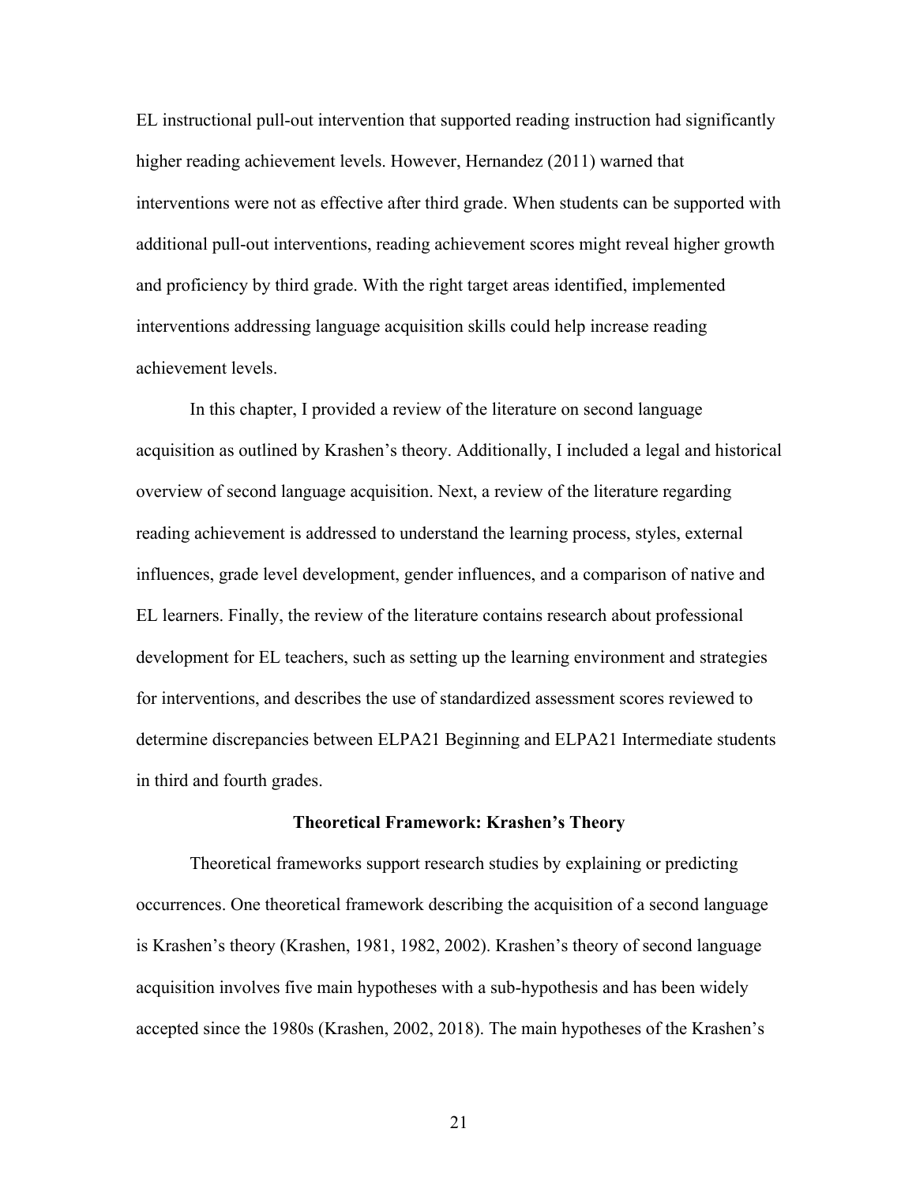EL instructional pull-out intervention that supported reading instruction had significantly higher reading achievement levels. However, Hernandez (2011) warned that interventions were not as effective after third grade. When students can be supported with additional pull-out interventions, reading achievement scores might reveal higher growth and proficiency by third grade. With the right target areas identified, implemented interventions addressing language acquisition skills could help increase reading achievement levels.

In this chapter, I provided a review of the literature on second language acquisition as outlined by Krashen's theory. Additionally, I included a legal and historical overview of second language acquisition. Next, a review of the literature regarding reading achievement is addressed to understand the learning process, styles, external influences, grade level development, gender influences, and a comparison of native and EL learners. Finally, the review of the literature contains research about professional development for EL teachers, such as setting up the learning environment and strategies for interventions, and describes the use of standardized assessment scores reviewed to determine discrepancies between ELPA21 Beginning and ELPA21 Intermediate students in third and fourth grades.

## Theoretical Framework: Krashen's Theory

Theoretical frameworks support research studies by explaining or predicting occurrences. One theoretical framework describing the acquisition of a second language is Krashen's theory (Krashen, 1981, 1982, 2002). Krashen's theory of second language acquisition involves five main hypotheses with a sub-hypothesis and has been widely accepted since the 1980s (Krashen, 2002, 2018). The main hypotheses of the Krashen's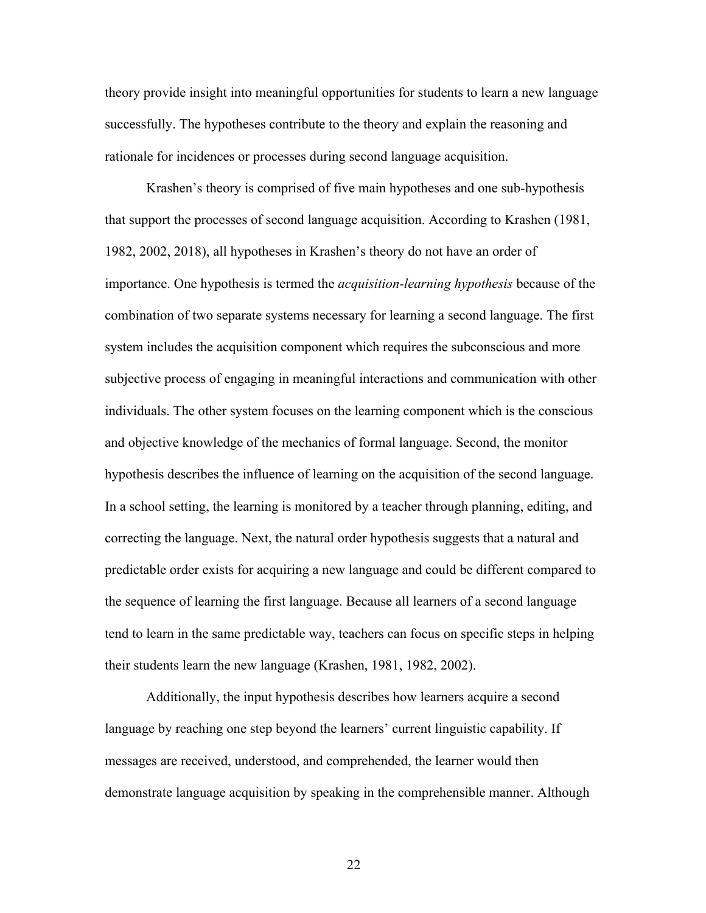theory provide insight into meaningful opportunities for students to learn a new language successfully. The hypotheses contribute to the theory and explain the reasoning and rationale for incidences or processes during second language acquisition.

Krashen's theory is comprised of five main hypotheses and one sub-hypothesis that support the processes of second language acquisition. According to Krashen (1981, 1982, 2002, 2018), all hypotheses in Krashen's theory do not have an order of importance. One hypothesis is termed the *acquisition-learning hypothesis* because of the combination of two separate systems necessary for learning a second language. The first system includes the acquisition component which requires the subconscious and more subjective process of engaging in meaningful interactions and communication with other individuals. The other system focuses on the learning component which is the conscious and objective knowledge of the mechanics of formal language. Second, the monitor hypothesis describes the influence of learning on the acquisition of the second language. In a school setting, the learning is monitored by a teacher through planning, editing, and correcting the language. Next, the natural order hypothesis suggests that a natural and predictable order exists for acquiring a new language and could be different compared to the sequence of learning the first language. Because all learners of a second language tend to learn in the same predictable way, teachers can focus on specific steps in helping their students learn the new language (Krashen, 1981, 1982, 2002).

Additionally, the input hypothesis describes how learners acquire a second language by reaching one step beyond the learners' current linguistic capability. If messages are received, understood, and comprehended, the learner would then demonstrate language acquisition by speaking in the comprehensible manner. Although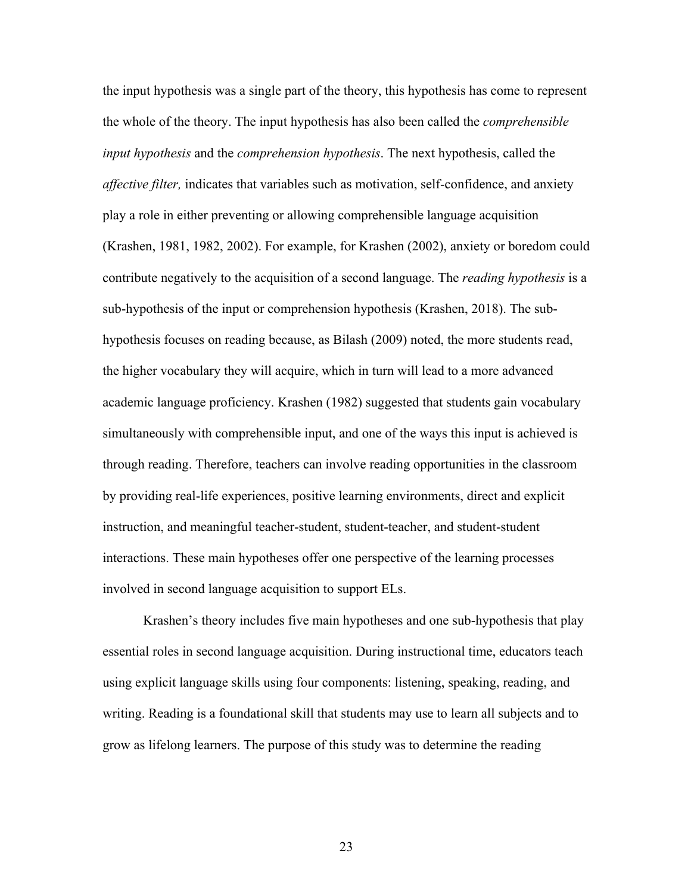the input hypothesis was a single part of the theory, this hypothesis has come to represent the whole of the theory. The input hypothesis has also been called the *comprehensible input hypothesis* and the *comprehension hypothesis*. The next hypothesis, called the *affective filter,* indicates that variables such as motivation, self-confidence, and anxiety play a role in either preventing or allowing comprehensible language acquisition (Krashen, 1981, 1982, 2002). For example, for Krashen (2002), anxiety or boredom could contribute negatively to the acquisition of a second language. The *reading hypothesis* is a sub-hypothesis of the input or comprehension hypothesis (Krashen, 2018). The sub-hypothesis focuses on reading because, as Bilash (2009) noted, the more students read, the higher vocabulary they will acquire, which in turn will lead to a more advanced academic language proficiency. Krashen (1982) suggested that students gain vocabulary simultaneously with comprehensible input, and one of the ways this input is achieved is through reading. Therefore, teachers can involve reading opportunities in the classroom by providing real-life experiences, positive learning environments, direct and explicit instruction, and meaningful teacher-student, student-teacher, and student-student interactions. These main hypotheses offer one perspective of the learning processes involved in second language acquisition to support ELs.

Krashen's theory includes five main hypotheses and one sub-hypothesis that play essential roles in second language acquisition. During instructional time, educators teach using explicit language skills using four components: listening, speaking, reading, and writing. Reading is a foundational skill that students may use to learn all subjects and to grow as lifelong learners. The purpose of this study was to determine the reading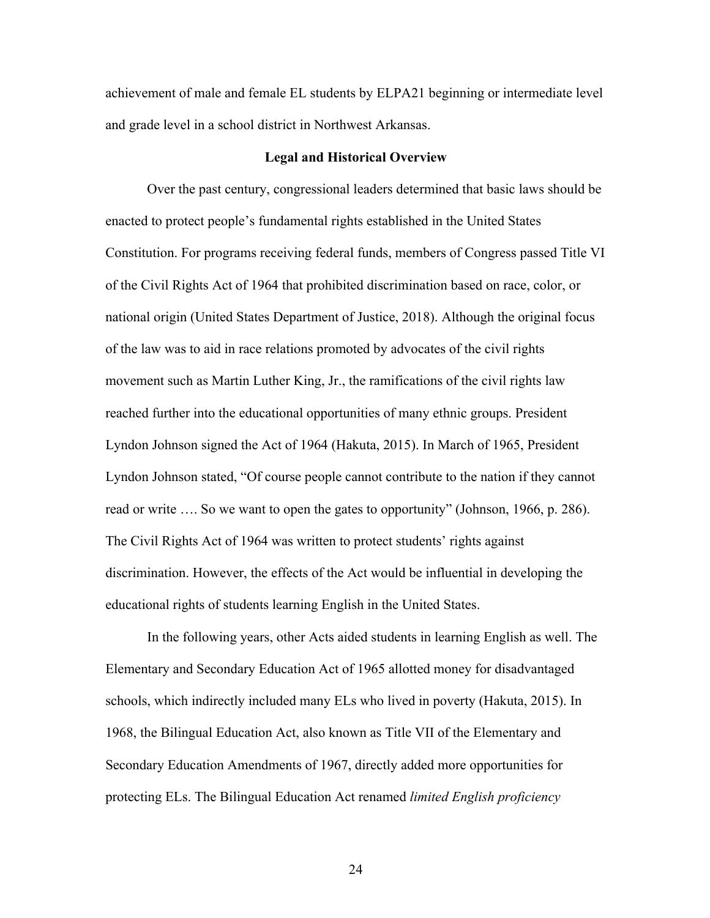achievement of male and female EL students by ELPA21 beginning or intermediate level and grade level in a school district in Northwest Arkansas.

## Legal and Historical Overview

Over the past century, congressional leaders determined that basic laws should be enacted to protect people's fundamental rights established in the United States Constitution. For programs receiving federal funds, members of Congress passed Title VI of the Civil Rights Act of 1964 that prohibited discrimination based on race, color, or national origin (United States Department of Justice, 2018). Although the original focus of the law was to aid in race relations promoted by advocates of the civil rights movement such as Martin Luther King, Jr., the ramifications of the civil rights law reached further into the educational opportunities of many ethnic groups. President Lyndon Johnson signed the Act of 1964 (Hakuta, 2015). In March of 1965, President Lyndon Johnson stated, "Of course people cannot contribute to the nation if they cannot read or write …. So we want to open the gates to opportunity" (Johnson, 1966, p. 286). The Civil Rights Act of 1964 was written to protect students' rights against discrimination. However, the effects of the Act would be influential in developing the educational rights of students learning English in the United States.

In the following years, other Acts aided students in learning English as well. The Elementary and Secondary Education Act of 1965 allotted money for disadvantaged schools, which indirectly included many ELs who lived in poverty (Hakuta, 2015). In 1968, the Bilingual Education Act, also known as Title VII of the Elementary and Secondary Education Amendments of 1967, directly added more opportunities for protecting ELs. The Bilingual Education Act renamed *limited English proficiency*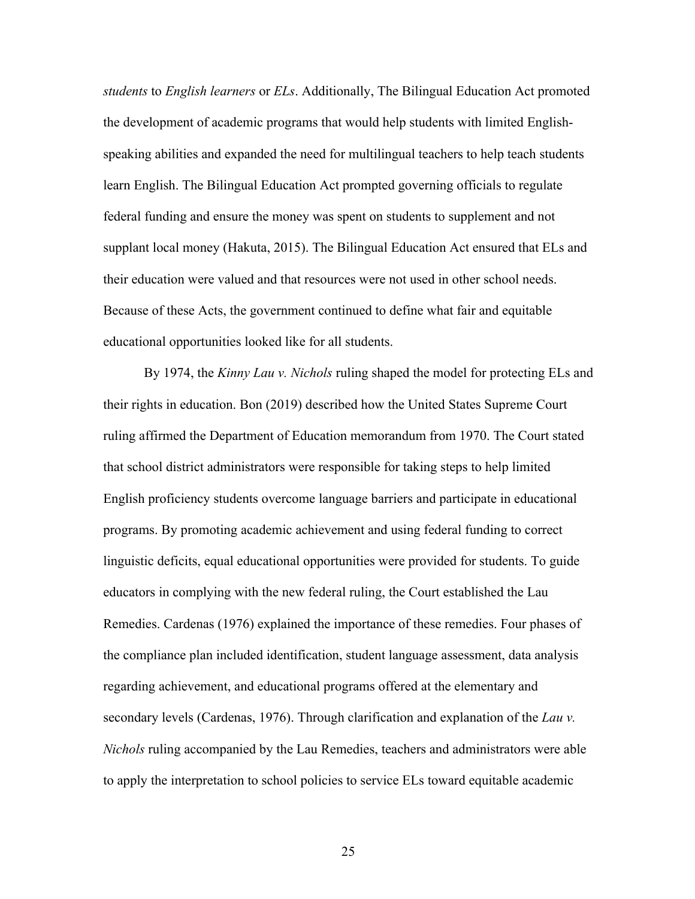*students* to *English learners* or *ELs*. Additionally, The Bilingual Education Act promoted the development of academic programs that would help students with limited English-speaking abilities and expanded the need for multilingual teachers to help teach students learn English. The Bilingual Education Act prompted governing officials to regulate federal funding and ensure the money was spent on students to supplement and not supplant local money (Hakuta, 2015). The Bilingual Education Act ensured that ELs and their education were valued and that resources were not used in other school needs. Because of these Acts, the government continued to define what fair and equitable educational opportunities looked like for all students.

By 1974, the *Kinny Lau v. Nichols* ruling shaped the model for protecting ELs and their rights in education. Bon (2019) described how the United States Supreme Court ruling affirmed the Department of Education memorandum from 1970. The Court stated that school district administrators were responsible for taking steps to help limited English proficiency students overcome language barriers and participate in educational programs. By promoting academic achievement and using federal funding to correct linguistic deficits, equal educational opportunities were provided for students. To guide educators in complying with the new federal ruling, the Court established the Lau Remedies. Cardenas (1976) explained the importance of these remedies. Four phases of the compliance plan included identification, student language assessment, data analysis regarding achievement, and educational programs offered at the elementary and secondary levels (Cardenas, 1976). Through clarification and explanation of the *Lau v. Nichols* ruling accompanied by the Lau Remedies, teachers and administrators were able to apply the interpretation to school policies to service ELs toward equitable academic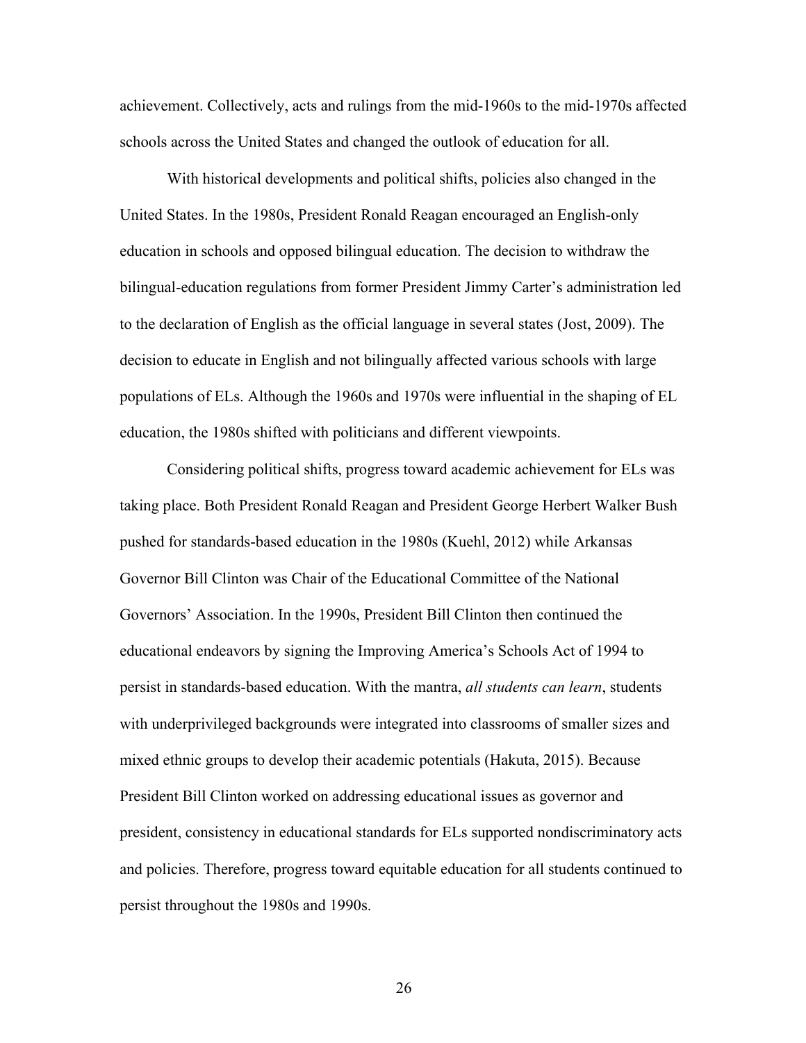achievement. Collectively, acts and rulings from the mid-1960s to the mid-1970s affected schools across the United States and changed the outlook of education for all.

With historical developments and political shifts, policies also changed in the United States. In the 1980s, President Ronald Reagan encouraged an English-only education in schools and opposed bilingual education. The decision to withdraw the bilingual-education regulations from former President Jimmy Carter's administration led to the declaration of English as the official language in several states (Jost, 2009). The decision to educate in English and not bilingually affected various schools with large populations of ELs. Although the 1960s and 1970s were influential in the shaping of EL education, the 1980s shifted with politicians and different viewpoints.

Considering political shifts, progress toward academic achievement for ELs was taking place. Both President Ronald Reagan and President George Herbert Walker Bush pushed for standards-based education in the 1980s (Kuehl, 2012) while Arkansas Governor Bill Clinton was Chair of the Educational Committee of the National Governors' Association. In the 1990s, President Bill Clinton then continued the educational endeavors by signing the Improving America's Schools Act of 1994 to persist in standards-based education. With the mantra, *all students can learn*, students with underprivileged backgrounds were integrated into classrooms of smaller sizes and mixed ethnic groups to develop their academic potentials (Hakuta, 2015). Because President Bill Clinton worked on addressing educational issues as governor and president, consistency in educational standards for ELs supported nondiscriminatory acts and policies. Therefore, progress toward equitable education for all students continued to persist throughout the 1980s and 1990s.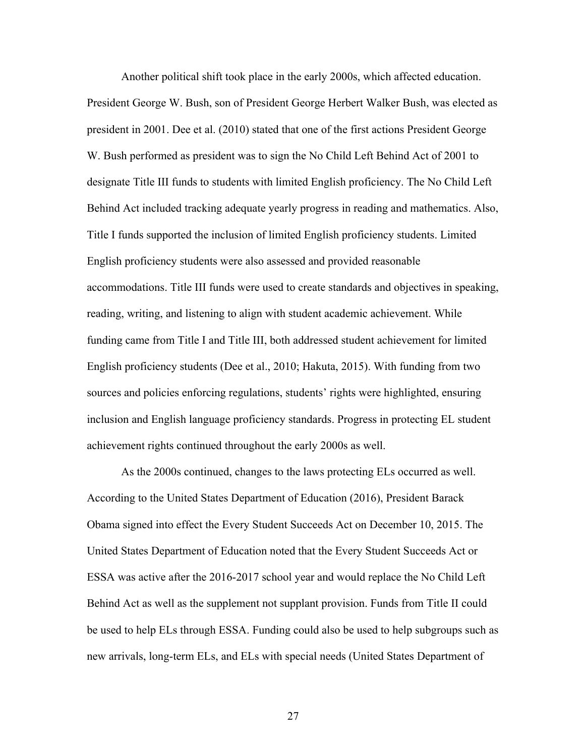Another political shift took place in the early 2000s, which affected education. President George W. Bush, son of President George Herbert Walker Bush, was elected as president in 2001. Dee et al. (2010) stated that one of the first actions President George W. Bush performed as president was to sign the No Child Left Behind Act of 2001 to designate Title III funds to students with limited English proficiency. The No Child Left Behind Act included tracking adequate yearly progress in reading and mathematics. Also, Title I funds supported the inclusion of limited English proficiency students. Limited English proficiency students were also assessed and provided reasonable accommodations. Title III funds were used to create standards and objectives in speaking, reading, writing, and listening to align with student academic achievement. While funding came from Title I and Title III, both addressed student achievement for limited English proficiency students (Dee et al., 2010; Hakuta, 2015). With funding from two sources and policies enforcing regulations, students' rights were highlighted, ensuring inclusion and English language proficiency standards. Progress in protecting EL student achievement rights continued throughout the early 2000s as well.

As the 2000s continued, changes to the laws protecting ELs occurred as well. According to the United States Department of Education (2016), President Barack Obama signed into effect the Every Student Succeeds Act on December 10, 2015. The United States Department of Education noted that the Every Student Succeeds Act or ESSA was active after the 2016-2017 school year and would replace the No Child Left Behind Act as well as the supplement not supplant provision. Funds from Title II could be used to help ELs through ESSA. Funding could also be used to help subgroups such as new arrivals, long-term ELs, and ELs with special needs (United States Department of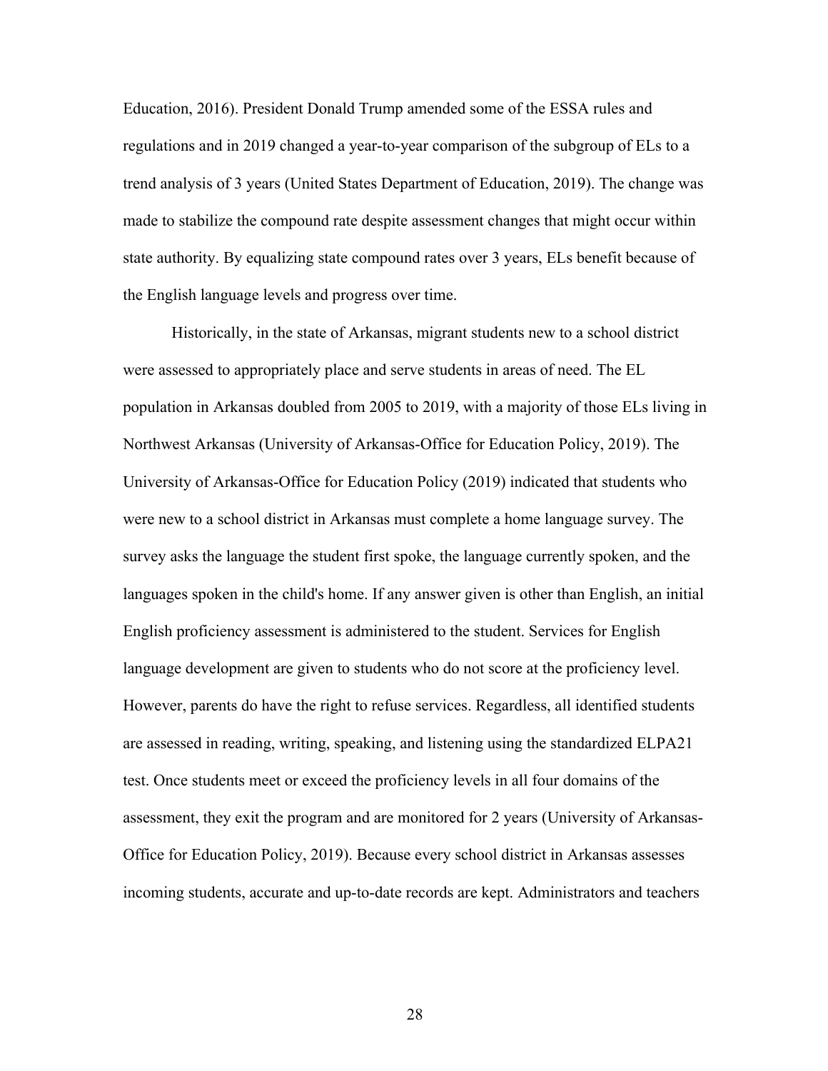Education, 2016). President Donald Trump amended some of the ESSA rules and regulations and in 2019 changed a year-to-year comparison of the subgroup of ELs to a trend analysis of 3 years (United States Department of Education, 2019). The change was made to stabilize the compound rate despite assessment changes that might occur within state authority. By equalizing state compound rates over 3 years, ELs benefit because of the English language levels and progress over time.

Historically, in the state of Arkansas, migrant students new to a school district were assessed to appropriately place and serve students in areas of need. The EL population in Arkansas doubled from 2005 to 2019, with a majority of those ELs living in Northwest Arkansas (University of Arkansas-Office for Education Policy, 2019). The University of Arkansas-Office for Education Policy (2019) indicated that students who were new to a school district in Arkansas must complete a home language survey. The survey asks the language the student first spoke, the language currently spoken, and the languages spoken in the child's home. If any answer given is other than English, an initial English proficiency assessment is administered to the student. Services for English language development are given to students who do not score at the proficiency level. However, parents do have the right to refuse services. Regardless, all identified students are assessed in reading, writing, speaking, and listening using the standardized ELPA21 test. Once students meet or exceed the proficiency levels in all four domains of the assessment, they exit the program and are monitored for 2 years (University of Arkansas-Office for Education Policy, 2019). Because every school district in Arkansas assesses incoming students, accurate and up-to-date records are kept. Administrators and teachers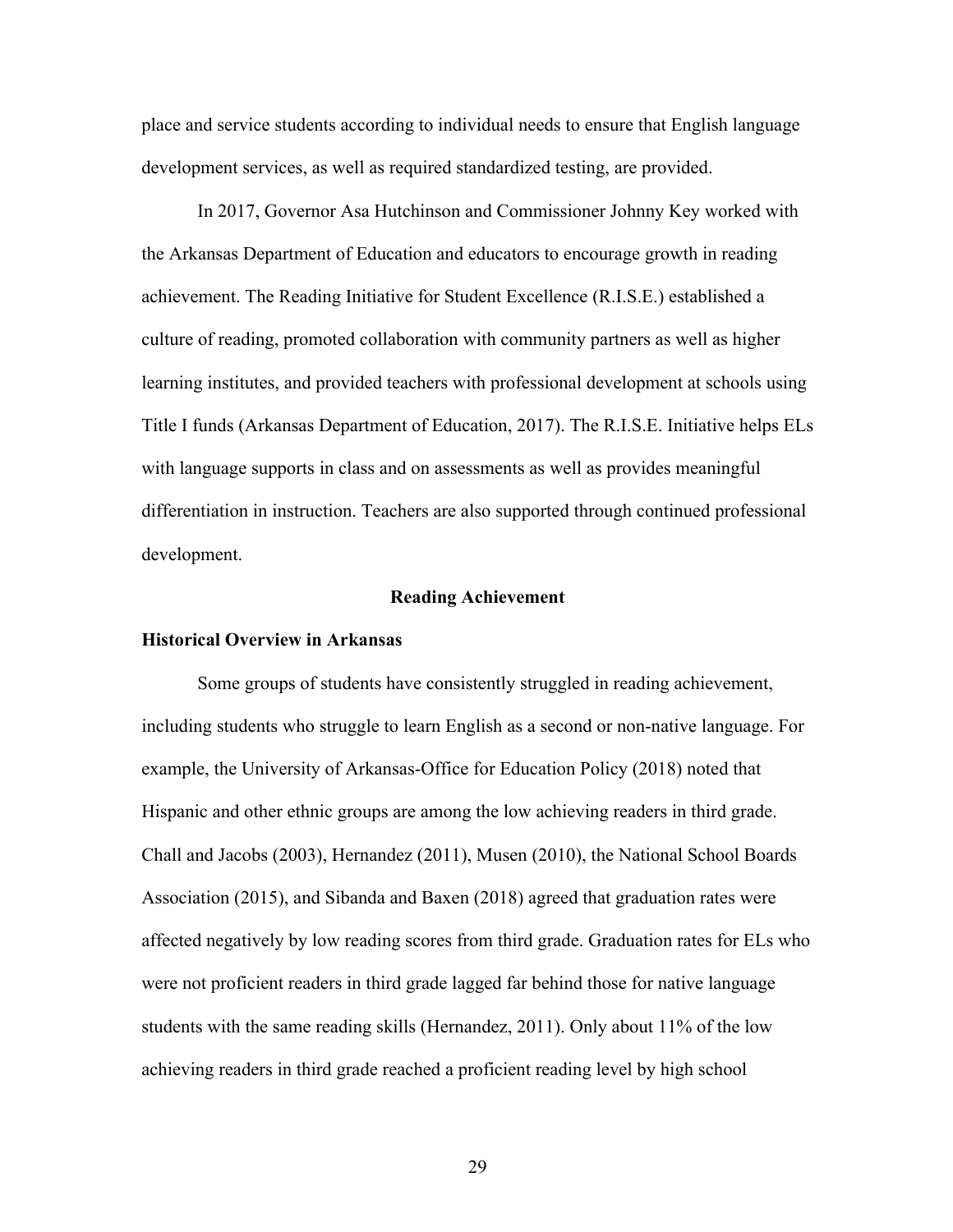place and service students according to individual needs to ensure that English language development services, as well as required standardized testing, are provided.

In 2017, Governor Asa Hutchinson and Commissioner Johnny Key worked with the Arkansas Department of Education and educators to encourage growth in reading achievement. The Reading Initiative for Student Excellence (R.I.S.E.) established a culture of reading, promoted collaboration with community partners as well as higher learning institutes, and provided teachers with professional development at schools using Title I funds (Arkansas Department of Education, 2017). The R.I.S.E. Initiative helps ELs with language supports in class and on assessments as well as provides meaningful differentiation in instruction. Teachers are also supported through continued professional development.

## Reading Achievement

### Historical Overview in Arkansas

Some groups of students have consistently struggled in reading achievement, including students who struggle to learn English as a second or non-native language. For example, the University of Arkansas-Office for Education Policy (2018) noted that Hispanic and other ethnic groups are among the low achieving readers in third grade. Chall and Jacobs (2003), Hernandez (2011), Musen (2010), the National School Boards Association (2015), and Sibanda and Baxen (2018) agreed that graduation rates were affected negatively by low reading scores from third grade. Graduation rates for ELs who were not proficient readers in third grade lagged far behind those for native language students with the same reading skills (Hernandez, 2011). Only about 11% of the low achieving readers in third grade reached a proficient reading level by high school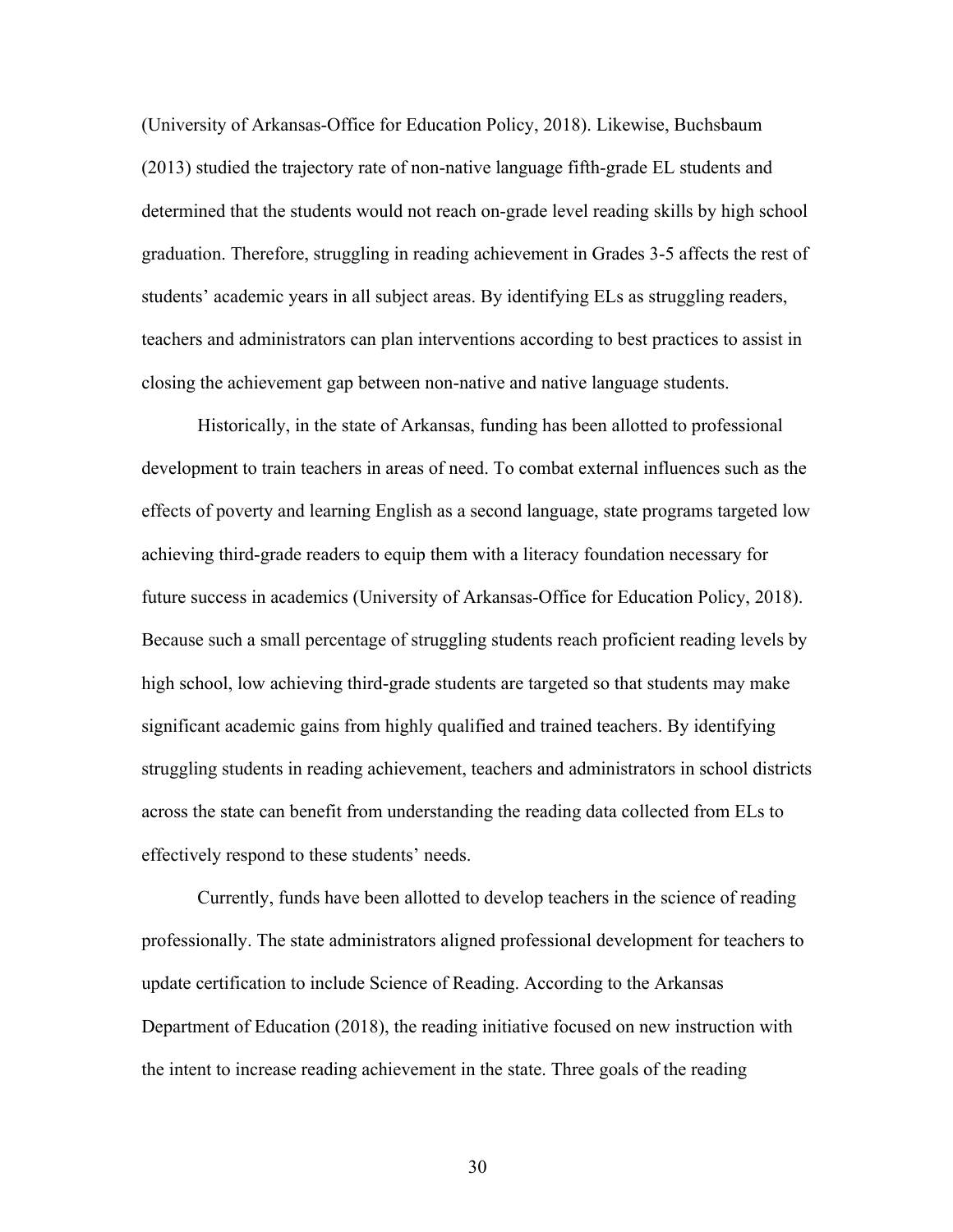(University of Arkansas-Office for Education Policy, 2018). Likewise, Buchsbaum (2013) studied the trajectory rate of non-native language fifth-grade EL students and determined that the students would not reach on-grade level reading skills by high school graduation. Therefore, struggling in reading achievement in Grades 3-5 affects the rest of students' academic years in all subject areas. By identifying ELs as struggling readers, teachers and administrators can plan interventions according to best practices to assist in closing the achievement gap between non-native and native language students.

Historically, in the state of Arkansas, funding has been allotted to professional development to train teachers in areas of need. To combat external influences such as the effects of poverty and learning English as a second language, state programs targeted low achieving third-grade readers to equip them with a literacy foundation necessary for future success in academics (University of Arkansas-Office for Education Policy, 2018). Because such a small percentage of struggling students reach proficient reading levels by high school, low achieving third-grade students are targeted so that students may make significant academic gains from highly qualified and trained teachers. By identifying struggling students in reading achievement, teachers and administrators in school districts across the state can benefit from understanding the reading data collected from ELs to effectively respond to these students' needs.

Currently, funds have been allotted to develop teachers in the science of reading professionally. The state administrators aligned professional development for teachers to update certification to include Science of Reading. According to the Arkansas Department of Education (2018), the reading initiative focused on new instruction with the intent to increase reading achievement in the state. Three goals of the reading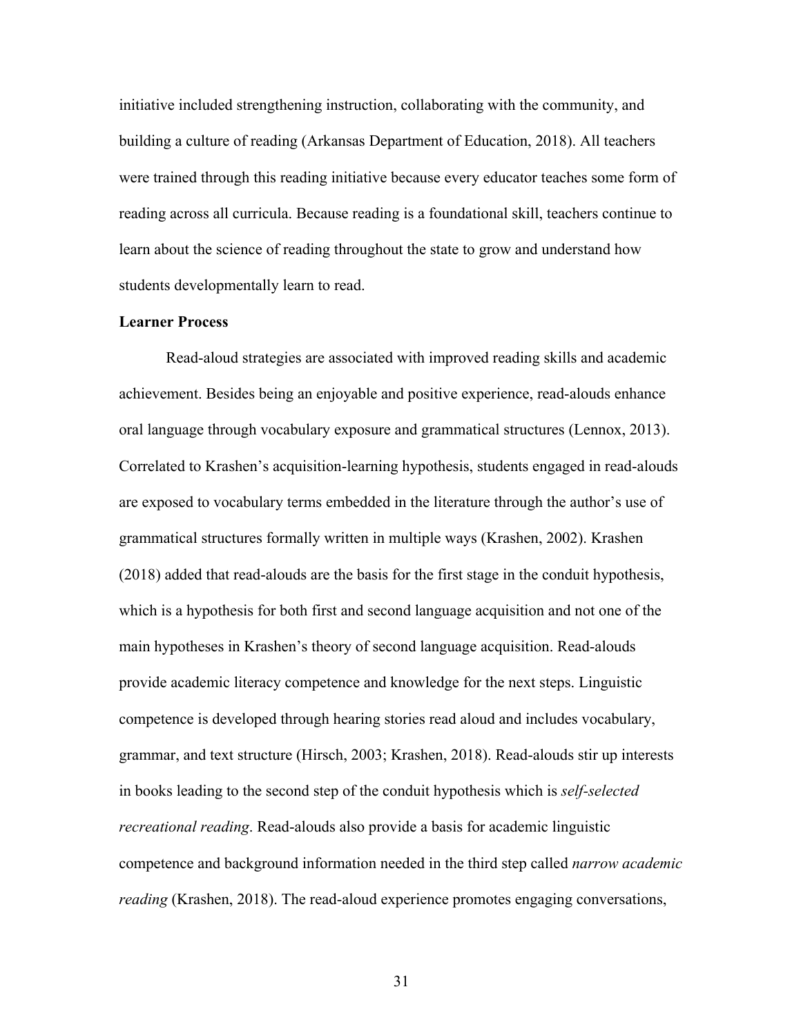initiative included strengthening instruction, collaborating with the community, and building a culture of reading (Arkansas Department of Education, 2018). All teachers were trained through this reading initiative because every educator teaches some form of reading across all curricula. Because reading is a foundational skill, teachers continue to learn about the science of reading throughout the state to grow and understand how students developmentally learn to read.

**Learner Process**

Read-aloud strategies are associated with improved reading skills and academic achievement. Besides being an enjoyable and positive experience, read-alouds enhance oral language through vocabulary exposure and grammatical structures (Lennox, 2013). Correlated to Krashen's acquisition-learning hypothesis, students engaged in read-alouds are exposed to vocabulary terms embedded in the literature through the author's use of grammatical structures formally written in multiple ways (Krashen, 2002). Krashen (2018) added that read-alouds are the basis for the first stage in the conduit hypothesis, which is a hypothesis for both first and second language acquisition and not one of the main hypotheses in Krashen's theory of second language acquisition. Read-alouds provide academic literacy competence and knowledge for the next steps. Linguistic competence is developed through hearing stories read aloud and includes vocabulary, grammar, and text structure (Hirsch, 2003; Krashen, 2018). Read-alouds stir up interests in books leading to the second step of the conduit hypothesis which is *self-selected recreational reading*. Read-alouds also provide a basis for academic linguistic competence and background information needed in the third step called *narrow academic reading* (Krashen, 2018). The read-aloud experience promotes engaging conversations,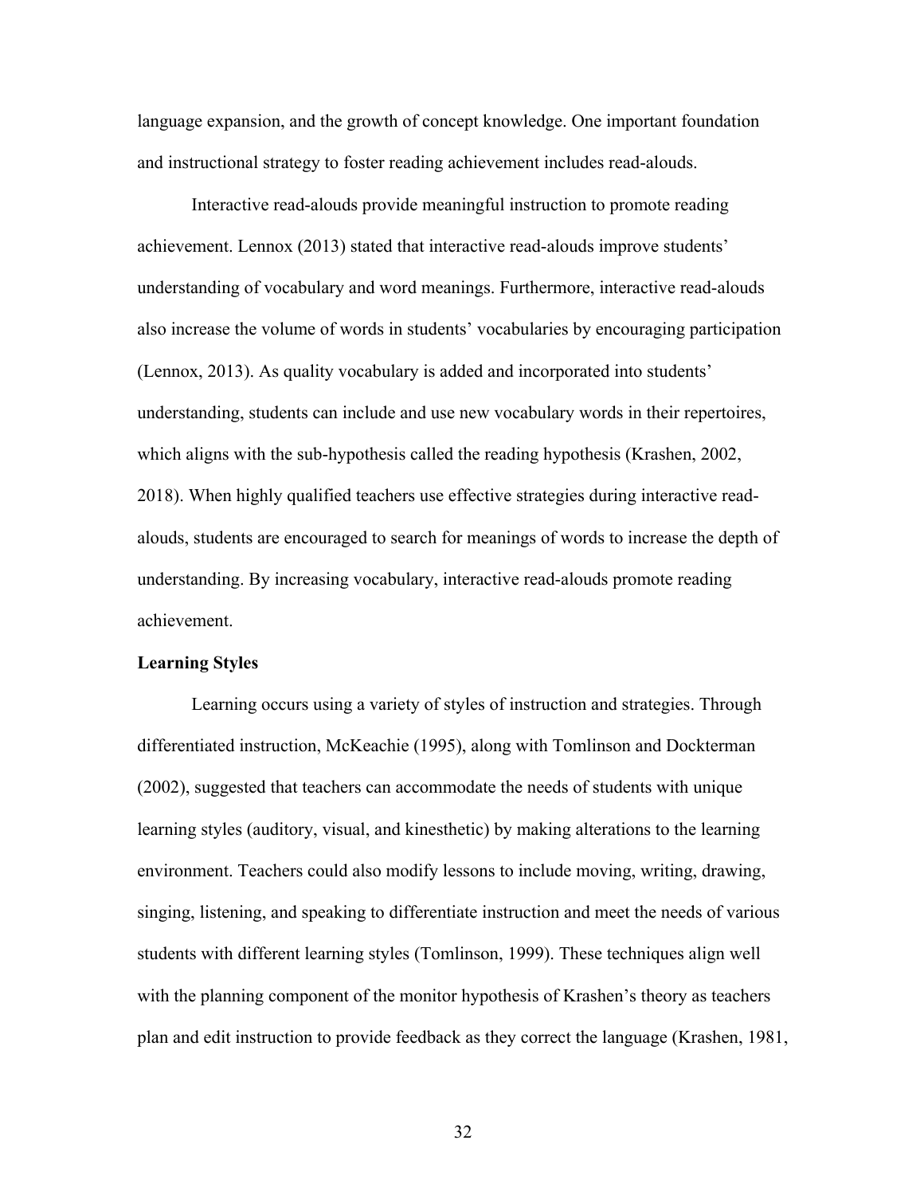language expansion, and the growth of concept knowledge. One important foundation and instructional strategy to foster reading achievement includes read-alouds.

Interactive read-alouds provide meaningful instruction to promote reading achievement. Lennox (2013) stated that interactive read-alouds improve students' understanding of vocabulary and word meanings. Furthermore, interactive read-alouds also increase the volume of words in students' vocabularies by encouraging participation (Lennox, 2013). As quality vocabulary is added and incorporated into students' understanding, students can include and use new vocabulary words in their repertoires, which aligns with the sub-hypothesis called the reading hypothesis (Krashen, 2002, 2018). When highly qualified teachers use effective strategies during interactive read-alouds, students are encouraged to search for meanings of words to increase the depth of understanding. By increasing vocabulary, interactive read-alouds promote reading achievement.

**Learning Styles**

Learning occurs using a variety of styles of instruction and strategies. Through differentiated instruction, McKeachie (1995), along with Tomlinson and Dockterman (2002), suggested that teachers can accommodate the needs of students with unique learning styles (auditory, visual, and kinesthetic) by making alterations to the learning environment. Teachers could also modify lessons to include moving, writing, drawing, singing, listening, and speaking to differentiate instruction and meet the needs of various students with different learning styles (Tomlinson, 1999). These techniques align well with the planning component of the monitor hypothesis of Krashen's theory as teachers plan and edit instruction to provide feedback as they correct the language (Krashen, 1981,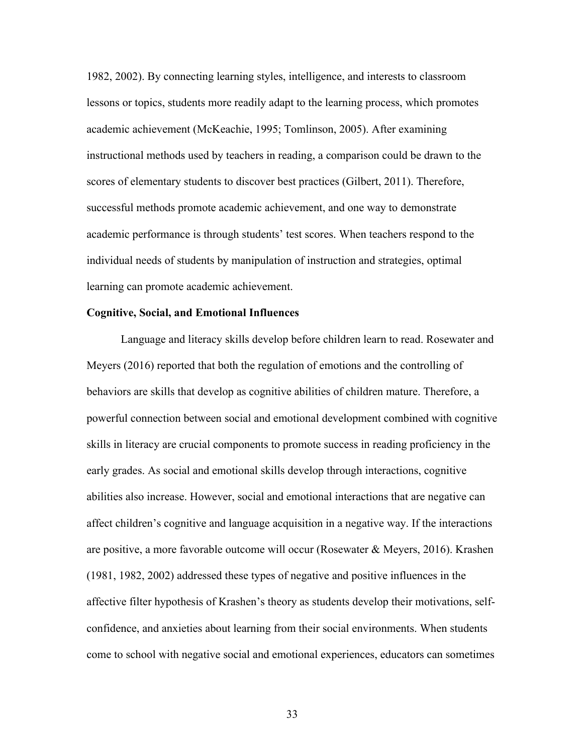1982, 2002). By connecting learning styles, intelligence, and interests to classroom lessons or topics, students more readily adapt to the learning process, which promotes academic achievement (McKeachie, 1995; Tomlinson, 2005). After examining instructional methods used by teachers in reading, a comparison could be drawn to the scores of elementary students to discover best practices (Gilbert, 2011). Therefore, successful methods promote academic achievement, and one way to demonstrate academic performance is through students' test scores. When teachers respond to the individual needs of students by manipulation of instruction and strategies, optimal learning can promote academic achievement.

**Cognitive, Social, and Emotional Influences**

Language and literacy skills develop before children learn to read. Rosewater and Meyers (2016) reported that both the regulation of emotions and the controlling of behaviors are skills that develop as cognitive abilities of children mature. Therefore, a powerful connection between social and emotional development combined with cognitive skills in literacy are crucial components to promote success in reading proficiency in the early grades. As social and emotional skills develop through interactions, cognitive abilities also increase. However, social and emotional interactions that are negative can affect children's cognitive and language acquisition in a negative way. If the interactions are positive, a more favorable outcome will occur (Rosewater & Meyers, 2016). Krashen (1981, 1982, 2002) addressed these types of negative and positive influences in the affective filter hypothesis of Krashen's theory as students develop their motivations, self-confidence, and anxieties about learning from their social environments. When students come to school with negative social and emotional experiences, educators can sometimes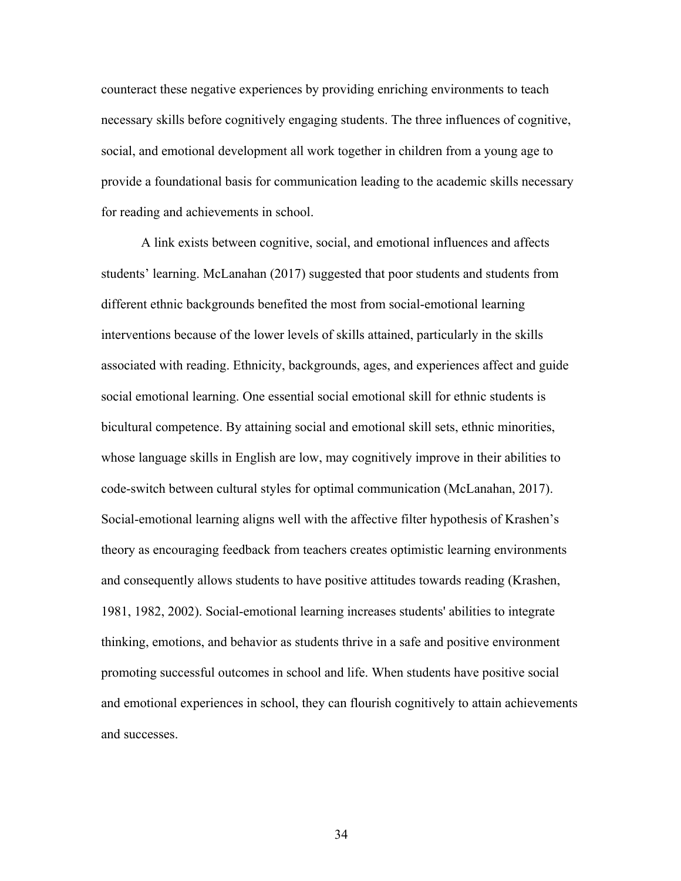counteract these negative experiences by providing enriching environments to teach necessary skills before cognitively engaging students. The three influences of cognitive, social, and emotional development all work together in children from a young age to provide a foundational basis for communication leading to the academic skills necessary for reading and achievements in school.

A link exists between cognitive, social, and emotional influences and affects students' learning. McLanahan (2017) suggested that poor students and students from different ethnic backgrounds benefited the most from social-emotional learning interventions because of the lower levels of skills attained, particularly in the skills associated with reading. Ethnicity, backgrounds, ages, and experiences affect and guide social emotional learning. One essential social emotional skill for ethnic students is bicultural competence. By attaining social and emotional skill sets, ethnic minorities, whose language skills in English are low, may cognitively improve in their abilities to code-switch between cultural styles for optimal communication (McLanahan, 2017). Social-emotional learning aligns well with the affective filter hypothesis of Krashen's theory as encouraging feedback from teachers creates optimistic learning environments and consequently allows students to have positive attitudes towards reading (Krashen, 1981, 1982, 2002). Social-emotional learning increases students' abilities to integrate thinking, emotions, and behavior as students thrive in a safe and positive environment promoting successful outcomes in school and life. When students have positive social and emotional experiences in school, they can flourish cognitively to attain achievements and successes.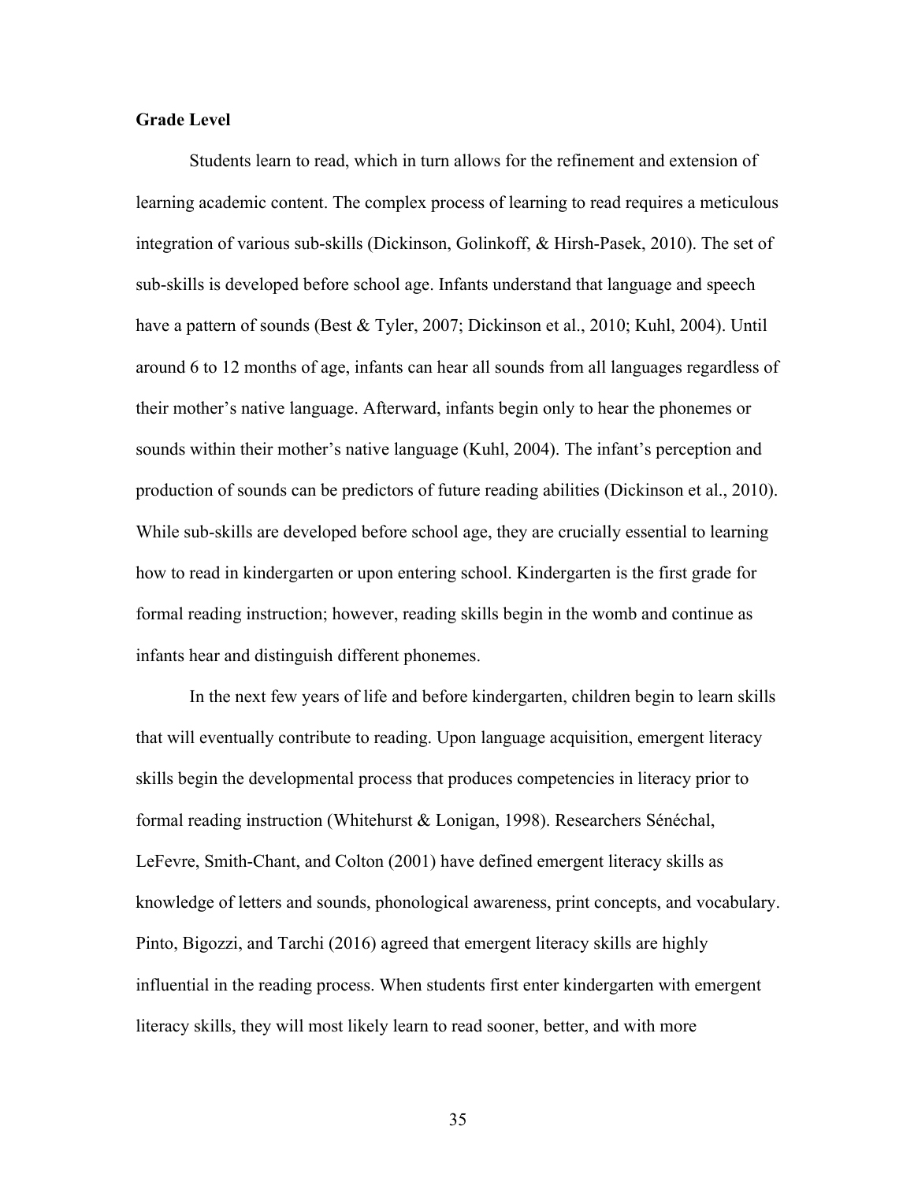**Grade Level**

Students learn to read, which in turn allows for the refinement and extension of learning academic content. The complex process of learning to read requires a meticulous integration of various sub-skills (Dickinson, Golinkoff, & Hirsh-Pasek, 2010). The set of sub-skills is developed before school age. Infants understand that language and speech have a pattern of sounds (Best & Tyler, 2007; Dickinson et al., 2010; Kuhl, 2004). Until around 6 to 12 months of age, infants can hear all sounds from all languages regardless of their mother's native language. Afterward, infants begin only to hear the phonemes or sounds within their mother's native language (Kuhl, 2004). The infant's perception and production of sounds can be predictors of future reading abilities (Dickinson et al., 2010). While sub-skills are developed before school age, they are crucially essential to learning how to read in kindergarten or upon entering school. Kindergarten is the first grade for formal reading instruction; however, reading skills begin in the womb and continue as infants hear and distinguish different phonemes.

In the next few years of life and before kindergarten, children begin to learn skills that will eventually contribute to reading. Upon language acquisition, emergent literacy skills begin the developmental process that produces competencies in literacy prior to formal reading instruction (Whitehurst & Lonigan, 1998). Researchers Sénéchal, LeFevre, Smith-Chant, and Colton (2001) have defined emergent literacy skills as knowledge of letters and sounds, phonological awareness, print concepts, and vocabulary. Pinto, Bigozzi, and Tarchi (2016) agreed that emergent literacy skills are highly influential in the reading process. When students first enter kindergarten with emergent literacy skills, they will most likely learn to read sooner, better, and with more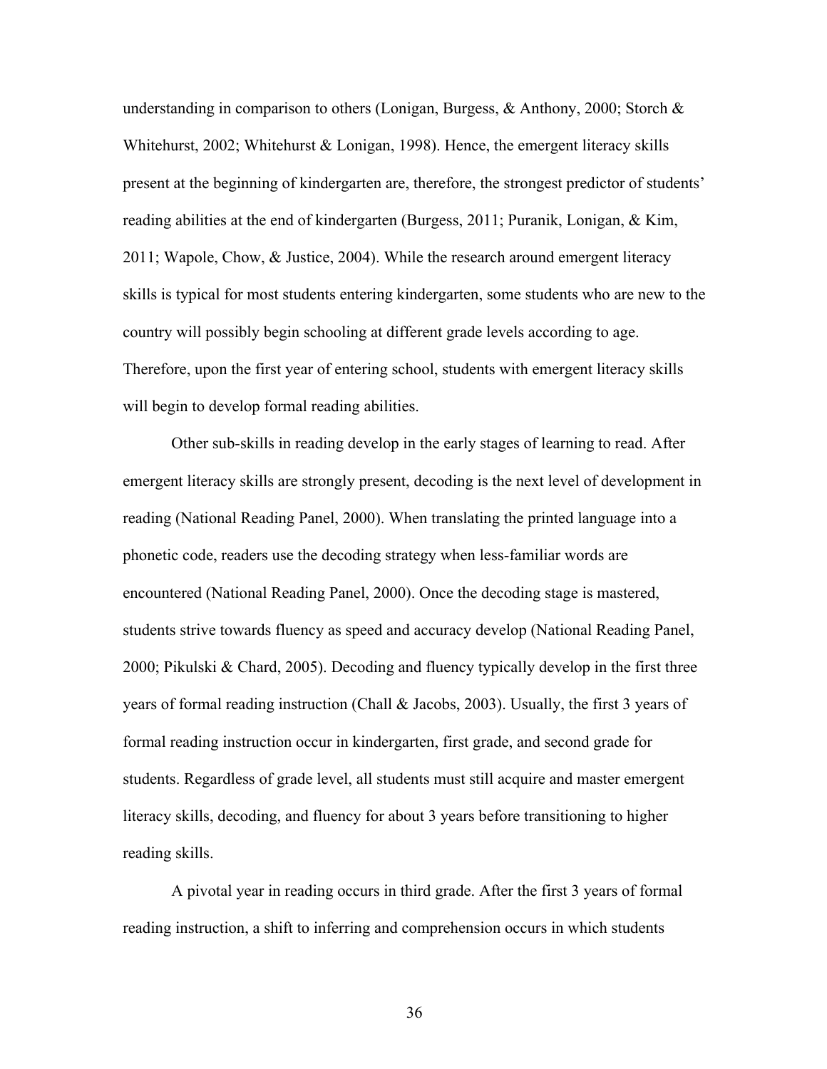understanding in comparison to others (Lonigan, Burgess, & Anthony, 2000; Storch & Whitehurst, 2002; Whitehurst & Lonigan, 1998). Hence, the emergent literacy skills present at the beginning of kindergarten are, therefore, the strongest predictor of students' reading abilities at the end of kindergarten (Burgess, 2011; Puranik, Lonigan, & Kim, 2011; Wapole, Chow, & Justice, 2004). While the research around emergent literacy skills is typical for most students entering kindergarten, some students who are new to the country will possibly begin schooling at different grade levels according to age. Therefore, upon the first year of entering school, students with emergent literacy skills will begin to develop formal reading abilities.

Other sub-skills in reading develop in the early stages of learning to read. After emergent literacy skills are strongly present, decoding is the next level of development in reading (National Reading Panel, 2000). When translating the printed language into a phonetic code, readers use the decoding strategy when less-familiar words are encountered (National Reading Panel, 2000). Once the decoding stage is mastered, students strive towards fluency as speed and accuracy develop (National Reading Panel, 2000; Pikulski & Chard, 2005). Decoding and fluency typically develop in the first three years of formal reading instruction (Chall & Jacobs, 2003). Usually, the first 3 years of formal reading instruction occur in kindergarten, first grade, and second grade for students. Regardless of grade level, all students must still acquire and master emergent literacy skills, decoding, and fluency for about 3 years before transitioning to higher reading skills.

A pivotal year in reading occurs in third grade. After the first 3 years of formal reading instruction, a shift to inferring and comprehension occurs in which students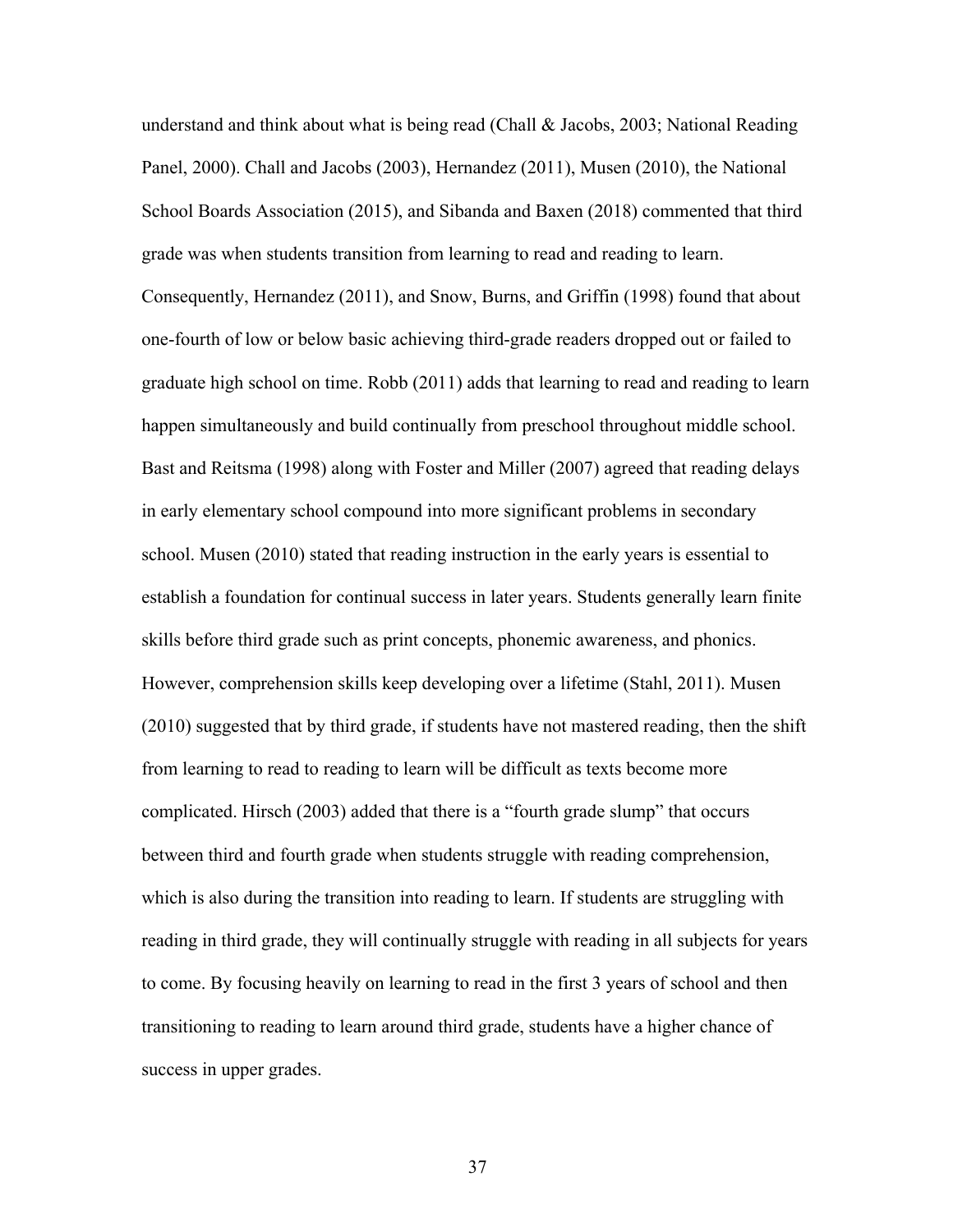understand and think about what is being read (Chall & Jacobs, 2003; National Reading Panel, 2000). Chall and Jacobs (2003), Hernandez (2011), Musen (2010), the National School Boards Association (2015), and Sibanda and Baxen (2018) commented that third grade was when students transition from learning to read and reading to learn. Consequently, Hernandez (2011), and Snow, Burns, and Griffin (1998) found that about one-fourth of low or below basic achieving third-grade readers dropped out or failed to graduate high school on time. Robb (2011) adds that learning to read and reading to learn happen simultaneously and build continually from preschool throughout middle school. Bast and Reitsma (1998) along with Foster and Miller (2007) agreed that reading delays in early elementary school compound into more significant problems in secondary school. Musen (2010) stated that reading instruction in the early years is essential to establish a foundation for continual success in later years. Students generally learn finite skills before third grade such as print concepts, phonemic awareness, and phonics. However, comprehension skills keep developing over a lifetime (Stahl, 2011). Musen (2010) suggested that by third grade, if students have not mastered reading, then the shift from learning to read to reading to learn will be difficult as texts become more complicated. Hirsch (2003) added that there is a "fourth grade slump" that occurs between third and fourth grade when students struggle with reading comprehension, which is also during the transition into reading to learn. If students are struggling with reading in third grade, they will continually struggle with reading in all subjects for years to come. By focusing heavily on learning to read in the first 3 years of school and then transitioning to reading to learn around third grade, students have a higher chance of success in upper grades.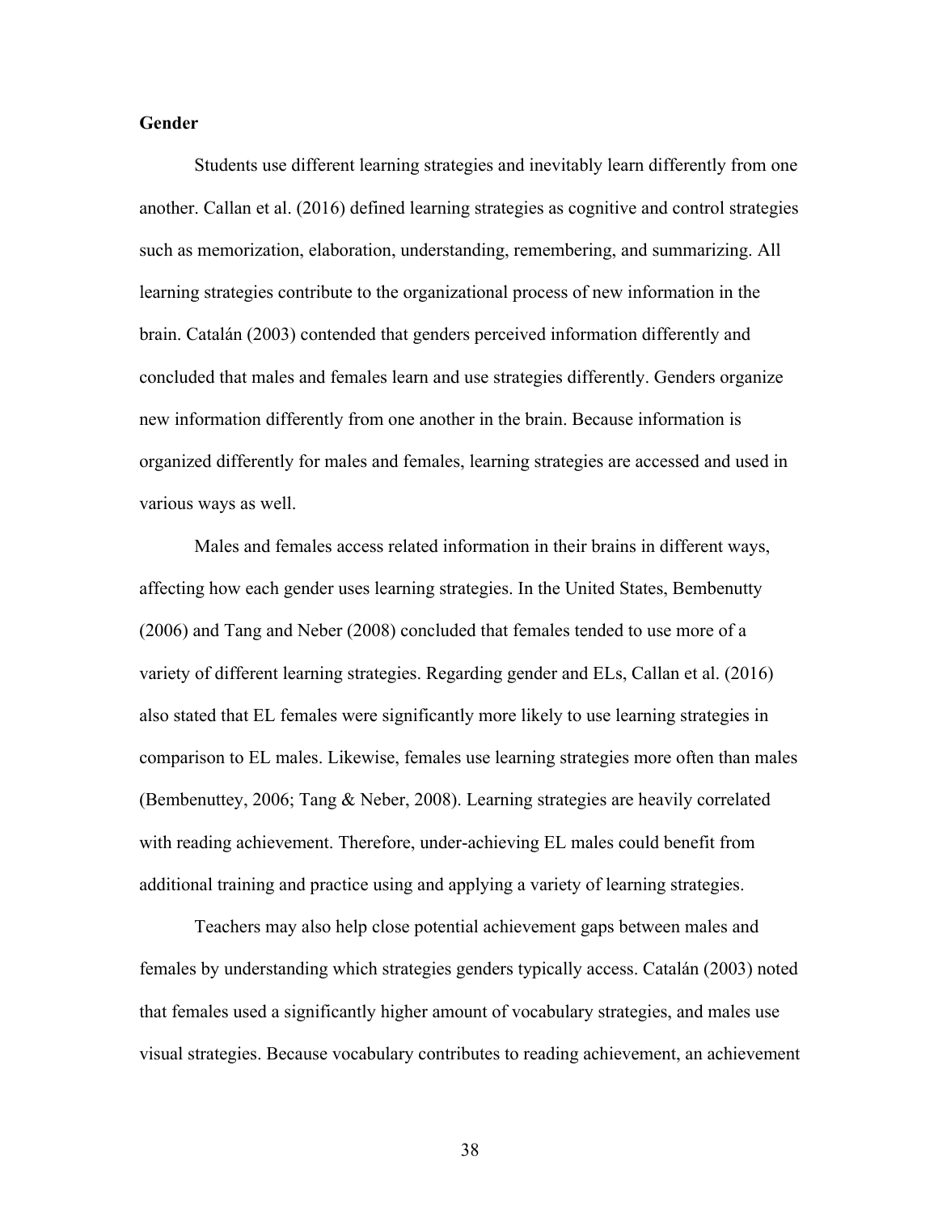**Gender**

Students use different learning strategies and inevitably learn differently from one another. Callan et al. (2016) defined learning strategies as cognitive and control strategies such as memorization, elaboration, understanding, remembering, and summarizing. All learning strategies contribute to the organizational process of new information in the brain. Catalán (2003) contended that genders perceived information differently and concluded that males and females learn and use strategies differently. Genders organize new information differently from one another in the brain. Because information is organized differently for males and females, learning strategies are accessed and used in various ways as well.

Males and females access related information in their brains in different ways, affecting how each gender uses learning strategies. In the United States, Bembenutty (2006) and Tang and Neber (2008) concluded that females tended to use more of a variety of different learning strategies. Regarding gender and ELs, Callan et al. (2016) also stated that EL females were significantly more likely to use learning strategies in comparison to EL males. Likewise, females use learning strategies more often than males (Bembenuttey, 2006; Tang & Neber, 2008). Learning strategies are heavily correlated with reading achievement. Therefore, under-achieving EL males could benefit from additional training and practice using and applying a variety of learning strategies.

Teachers may also help close potential achievement gaps between males and females by understanding which strategies genders typically access. Catalán (2003) noted that females used a significantly higher amount of vocabulary strategies, and males use visual strategies. Because vocabulary contributes to reading achievement, an achievement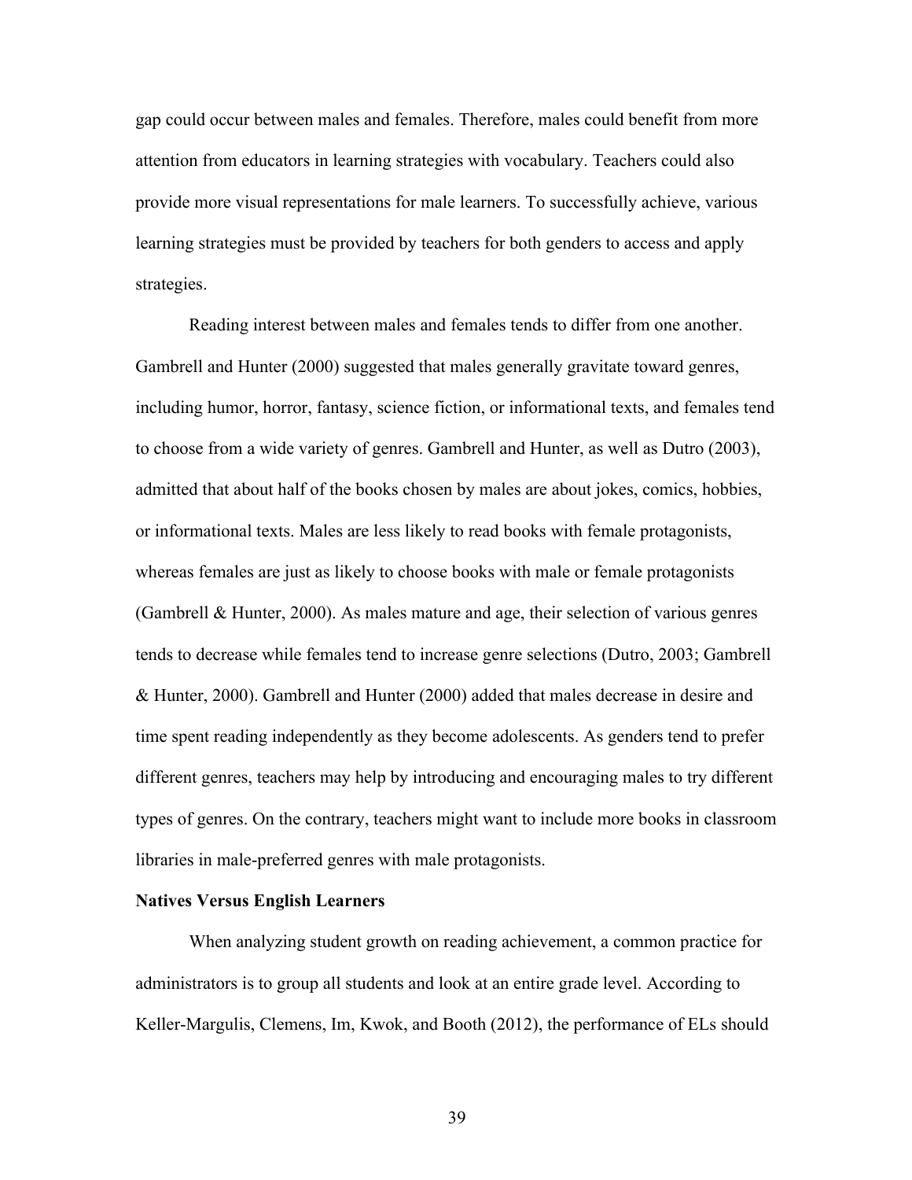gap could occur between males and females. Therefore, males could benefit from more attention from educators in learning strategies with vocabulary. Teachers could also provide more visual representations for male learners. To successfully achieve, various learning strategies must be provided by teachers for both genders to access and apply strategies.

Reading interest between males and females tends to differ from one another. Gambrell and Hunter (2000) suggested that males generally gravitate toward genres, including humor, horror, fantasy, science fiction, or informational texts, and females tend to choose from a wide variety of genres. Gambrell and Hunter, as well as Dutro (2003), admitted that about half of the books chosen by males are about jokes, comics, hobbies, or informational texts. Males are less likely to read books with female protagonists, whereas females are just as likely to choose books with male or female protagonists (Gambrell & Hunter, 2000). As males mature and age, their selection of various genres tends to decrease while females tend to increase genre selections (Dutro, 2003; Gambrell & Hunter, 2000). Gambrell and Hunter (2000) added that males decrease in desire and time spent reading independently as they become adolescents. As genders tend to prefer different genres, teachers may help by introducing and encouraging males to try different types of genres. On the contrary, teachers might want to include more books in classroom libraries in male-preferred genres with male protagonists.

**Natives Versus English Learners**

When analyzing student growth on reading achievement, a common practice for administrators is to group all students and look at an entire grade level. According to Keller-Margulis, Clemens, Im, Kwok, and Booth (2012), the performance of ELs should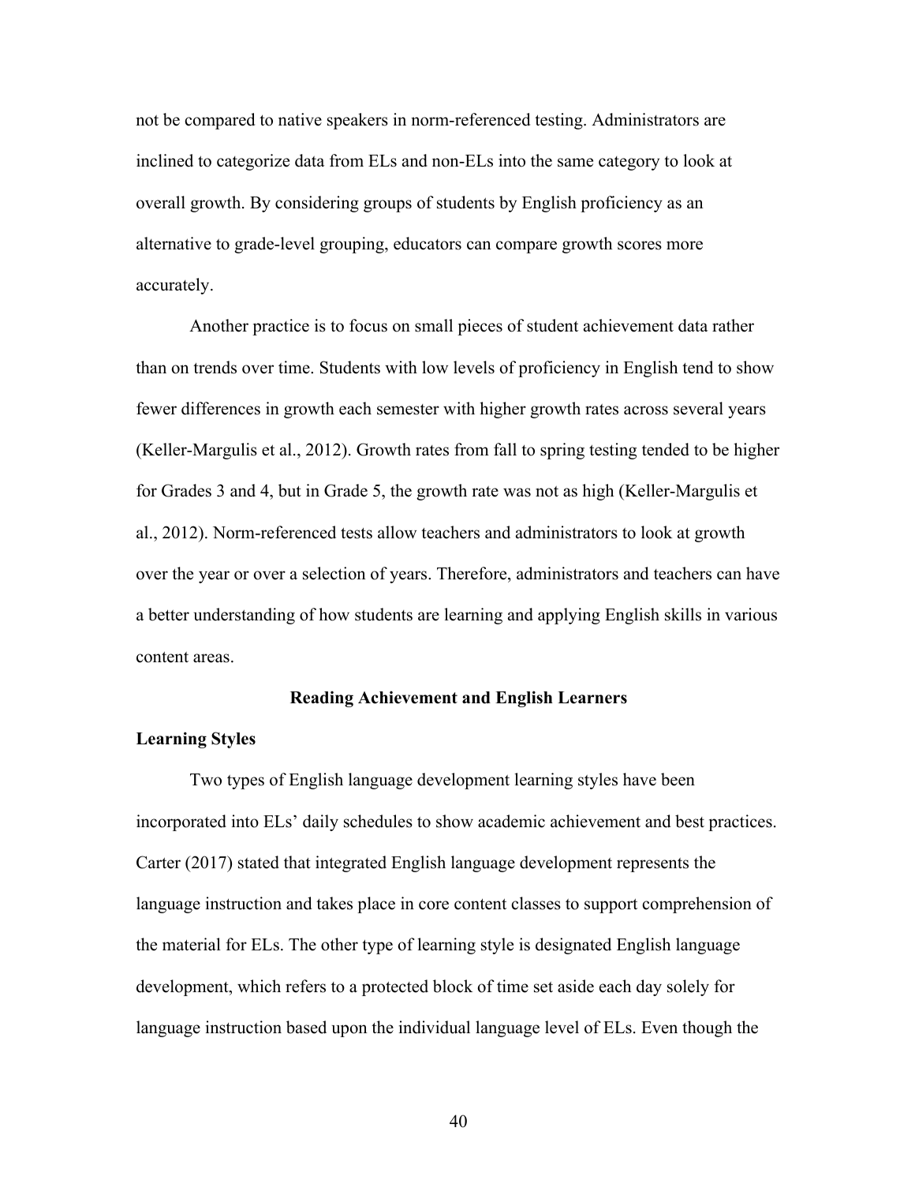not be compared to native speakers in norm-referenced testing. Administrators are inclined to categorize data from ELs and non-ELs into the same category to look at overall growth. By considering groups of students by English proficiency as an alternative to grade-level grouping, educators can compare growth scores more accurately.

Another practice is to focus on small pieces of student achievement data rather than on trends over time. Students with low levels of proficiency in English tend to show fewer differences in growth each semester with higher growth rates across several years (Keller-Margulis et al., 2012). Growth rates from fall to spring testing tended to be higher for Grades 3 and 4, but in Grade 5, the growth rate was not as high (Keller-Margulis et al., 2012). Norm-referenced tests allow teachers and administrators to look at growth over the year or over a selection of years. Therefore, administrators and teachers can have a better understanding of how students are learning and applying English skills in various content areas.

## Reading Achievement and English Learners

### Learning Styles

Two types of English language development learning styles have been incorporated into ELs' daily schedules to show academic achievement and best practices. Carter (2017) stated that integrated English language development represents the language instruction and takes place in core content classes to support comprehension of the material for ELs. The other type of learning style is designated English language development, which refers to a protected block of time set aside each day solely for language instruction based upon the individual language level of ELs. Even though the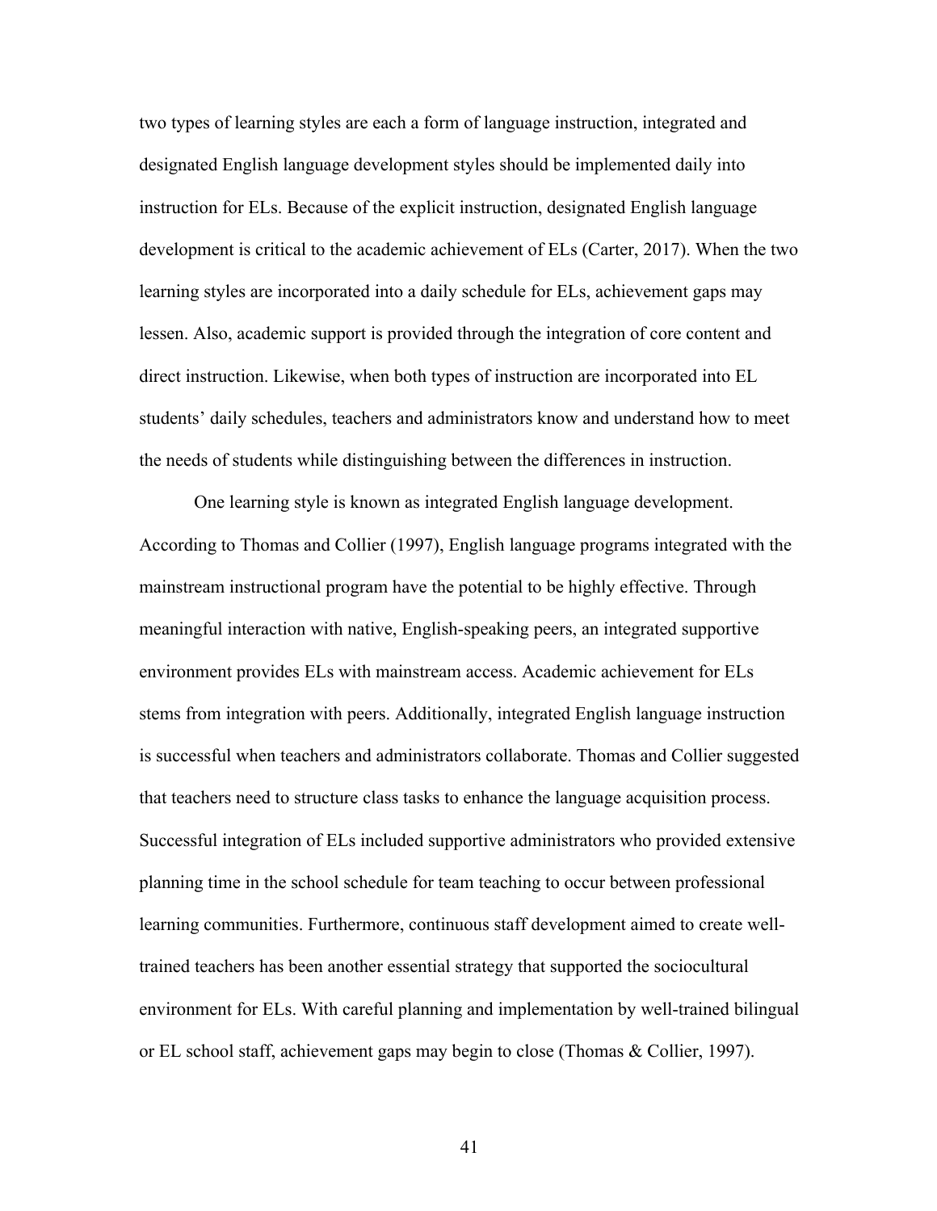two types of learning styles are each a form of language instruction, integrated and designated English language development styles should be implemented daily into instruction for ELs. Because of the explicit instruction, designated English language development is critical to the academic achievement of ELs (Carter, 2017). When the two learning styles are incorporated into a daily schedule for ELs, achievement gaps may lessen. Also, academic support is provided through the integration of core content and direct instruction. Likewise, when both types of instruction are incorporated into EL students' daily schedules, teachers and administrators know and understand how to meet the needs of students while distinguishing between the differences in instruction.

One learning style is known as integrated English language development. According to Thomas and Collier (1997), English language programs integrated with the mainstream instructional program have the potential to be highly effective. Through meaningful interaction with native, English-speaking peers, an integrated supportive environment provides ELs with mainstream access. Academic achievement for ELs stems from integration with peers. Additionally, integrated English language instruction is successful when teachers and administrators collaborate. Thomas and Collier suggested that teachers need to structure class tasks to enhance the language acquisition process. Successful integration of ELs included supportive administrators who provided extensive planning time in the school schedule for team teaching to occur between professional learning communities. Furthermore, continuous staff development aimed to create well-trained teachers has been another essential strategy that supported the sociocultural environment for ELs. With careful planning and implementation by well-trained bilingual or EL school staff, achievement gaps may begin to close (Thomas & Collier, 1997).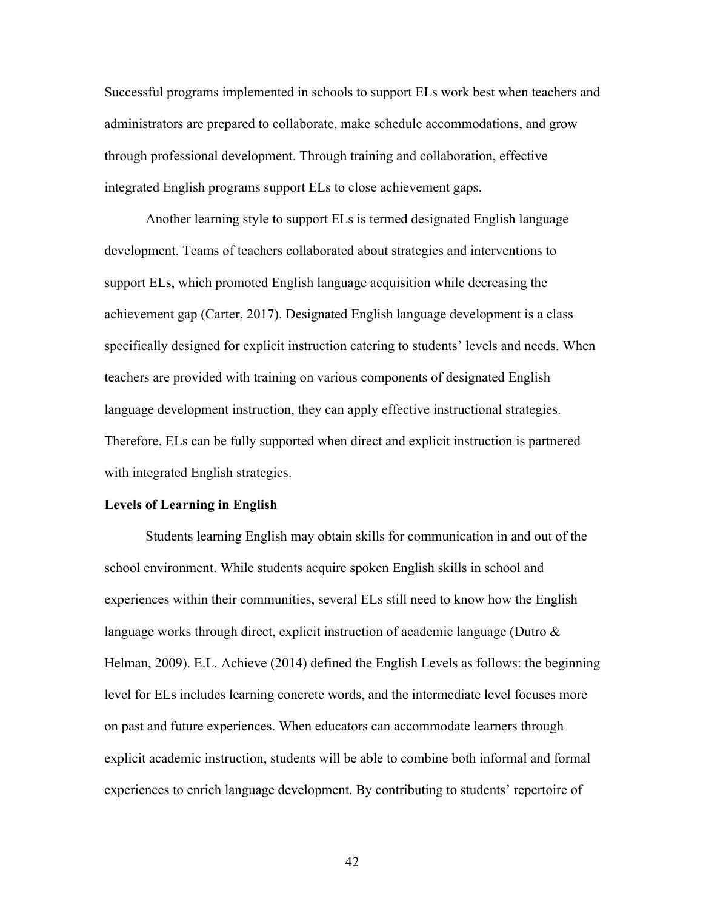Successful programs implemented in schools to support ELs work best when teachers and administrators are prepared to collaborate, make schedule accommodations, and grow through professional development. Through training and collaboration, effective integrated English programs support ELs to close achievement gaps.

Another learning style to support ELs is termed designated English language development. Teams of teachers collaborated about strategies and interventions to support ELs, which promoted English language acquisition while decreasing the achievement gap (Carter, 2017). Designated English language development is a class specifically designed for explicit instruction catering to students' levels and needs. When teachers are provided with training on various components of designated English language development instruction, they can apply effective instructional strategies. Therefore, ELs can be fully supported when direct and explicit instruction is partnered with integrated English strategies.

**Levels of Learning in English**

Students learning English may obtain skills for communication in and out of the school environment. While students acquire spoken English skills in school and experiences within their communities, several ELs still need to know how the English language works through direct, explicit instruction of academic language (Dutro & Helman, 2009). E.L. Achieve (2014) defined the English Levels as follows: the beginning level for ELs includes learning concrete words, and the intermediate level focuses more on past and future experiences. When educators can accommodate learners through explicit academic instruction, students will be able to combine both informal and formal experiences to enrich language development. By contributing to students' repertoire of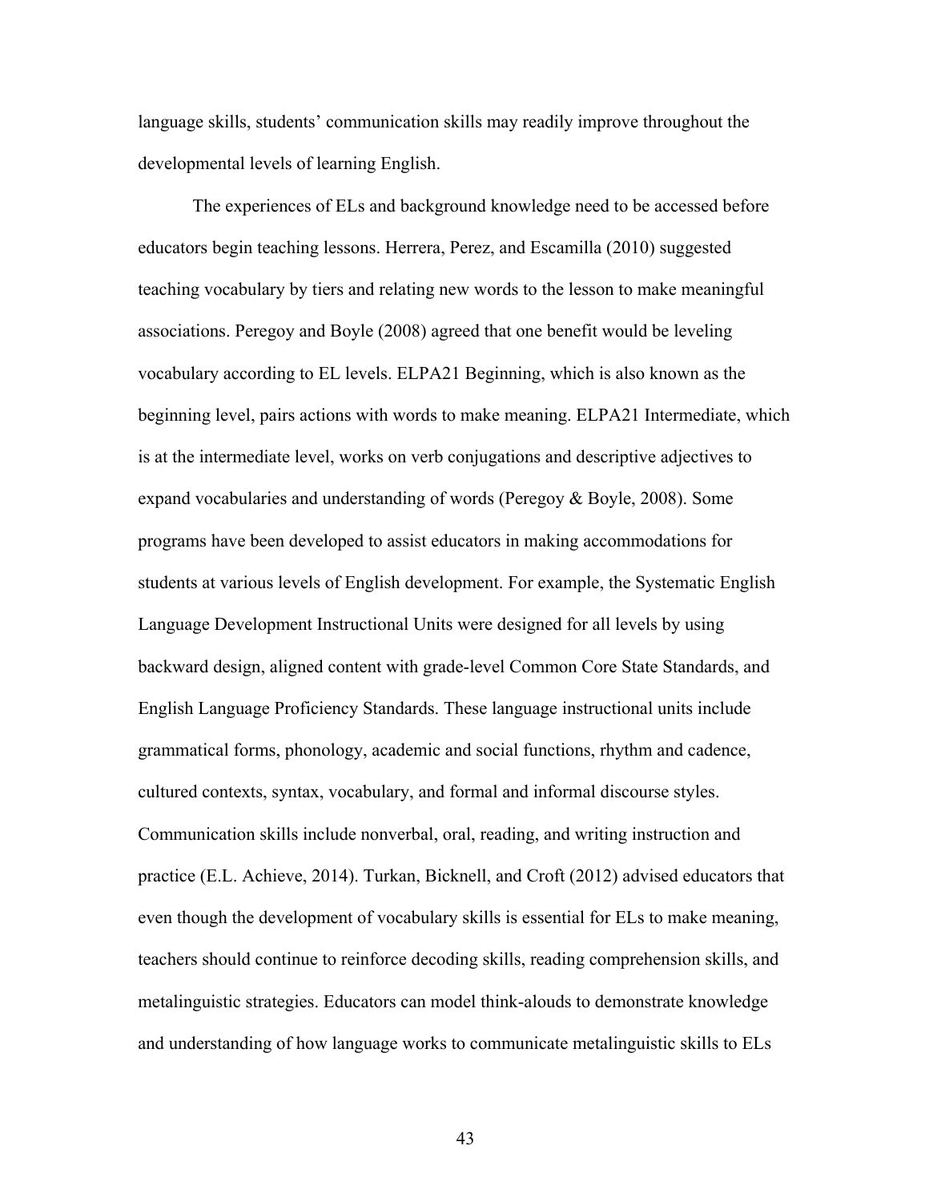language skills, students' communication skills may readily improve throughout the developmental levels of learning English.

The experiences of ELs and background knowledge need to be accessed before educators begin teaching lessons. Herrera, Perez, and Escamilla (2010) suggested teaching vocabulary by tiers and relating new words to the lesson to make meaningful associations. Peregoy and Boyle (2008) agreed that one benefit would be leveling vocabulary according to EL levels. ELPA21 Beginning, which is also known as the beginning level, pairs actions with words to make meaning. ELPA21 Intermediate, which is at the intermediate level, works on verb conjugations and descriptive adjectives to expand vocabularies and understanding of words (Peregoy & Boyle, 2008). Some programs have been developed to assist educators in making accommodations for students at various levels of English development. For example, the Systematic English Language Development Instructional Units were designed for all levels by using backward design, aligned content with grade-level Common Core State Standards, and English Language Proficiency Standards. These language instructional units include grammatical forms, phonology, academic and social functions, rhythm and cadence, cultured contexts, syntax, vocabulary, and formal and informal discourse styles. Communication skills include nonverbal, oral, reading, and writing instruction and practice (E.L. Achieve, 2014). Turkan, Bicknell, and Croft (2012) advised educators that even though the development of vocabulary skills is essential for ELs to make meaning, teachers should continue to reinforce decoding skills, reading comprehension skills, and metalinguistic strategies. Educators can model think-alouds to demonstrate knowledge and understanding of how language works to communicate metalinguistic skills to ELs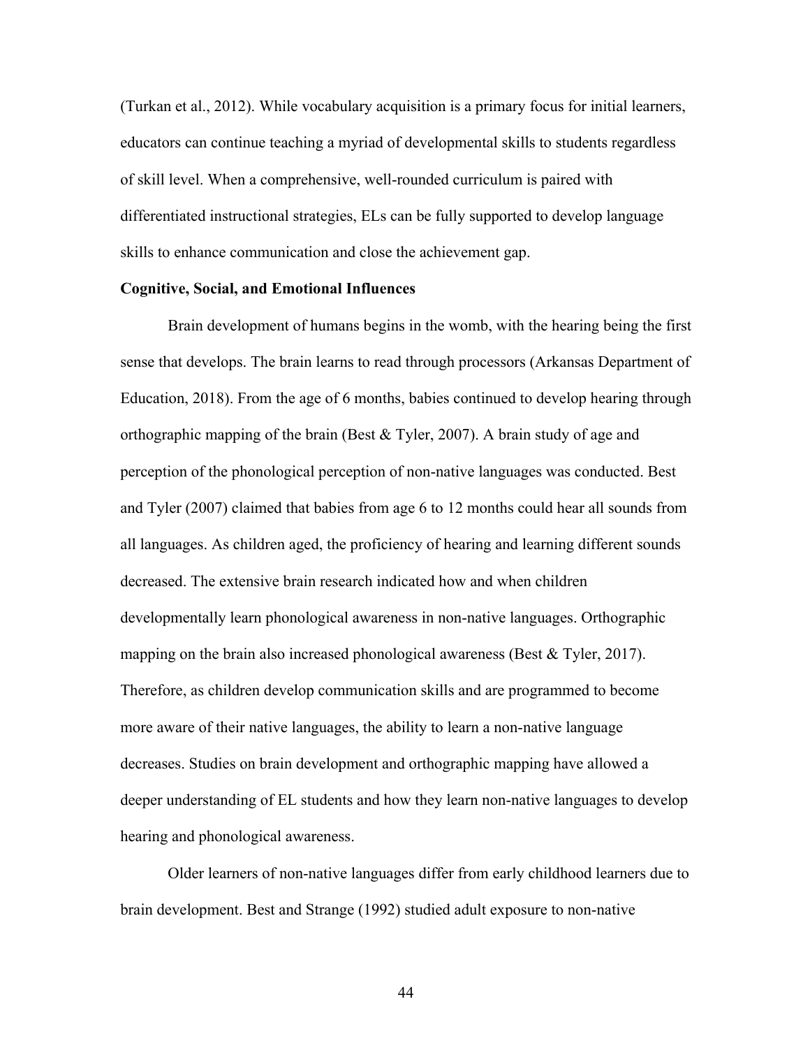(Turkan et al., 2012). While vocabulary acquisition is a primary focus for initial learners, educators can continue teaching a myriad of developmental skills to students regardless of skill level. When a comprehensive, well-rounded curriculum is paired with differentiated instructional strategies, ELs can be fully supported to develop language skills to enhance communication and close the achievement gap.

**Cognitive, Social, and Emotional Influences**

Brain development of humans begins in the womb, with the hearing being the first sense that develops. The brain learns to read through processors (Arkansas Department of Education, 2018). From the age of 6 months, babies continued to develop hearing through orthographic mapping of the brain (Best & Tyler, 2007). A brain study of age and perception of the phonological perception of non-native languages was conducted. Best and Tyler (2007) claimed that babies from age 6 to 12 months could hear all sounds from all languages. As children aged, the proficiency of hearing and learning different sounds decreased. The extensive brain research indicated how and when children developmentally learn phonological awareness in non-native languages. Orthographic mapping on the brain also increased phonological awareness (Best & Tyler, 2017). Therefore, as children develop communication skills and are programmed to become more aware of their native languages, the ability to learn a non-native language decreases. Studies on brain development and orthographic mapping have allowed a deeper understanding of EL students and how they learn non-native languages to develop hearing and phonological awareness.

Older learners of non-native languages differ from early childhood learners due to brain development. Best and Strange (1992) studied adult exposure to non-native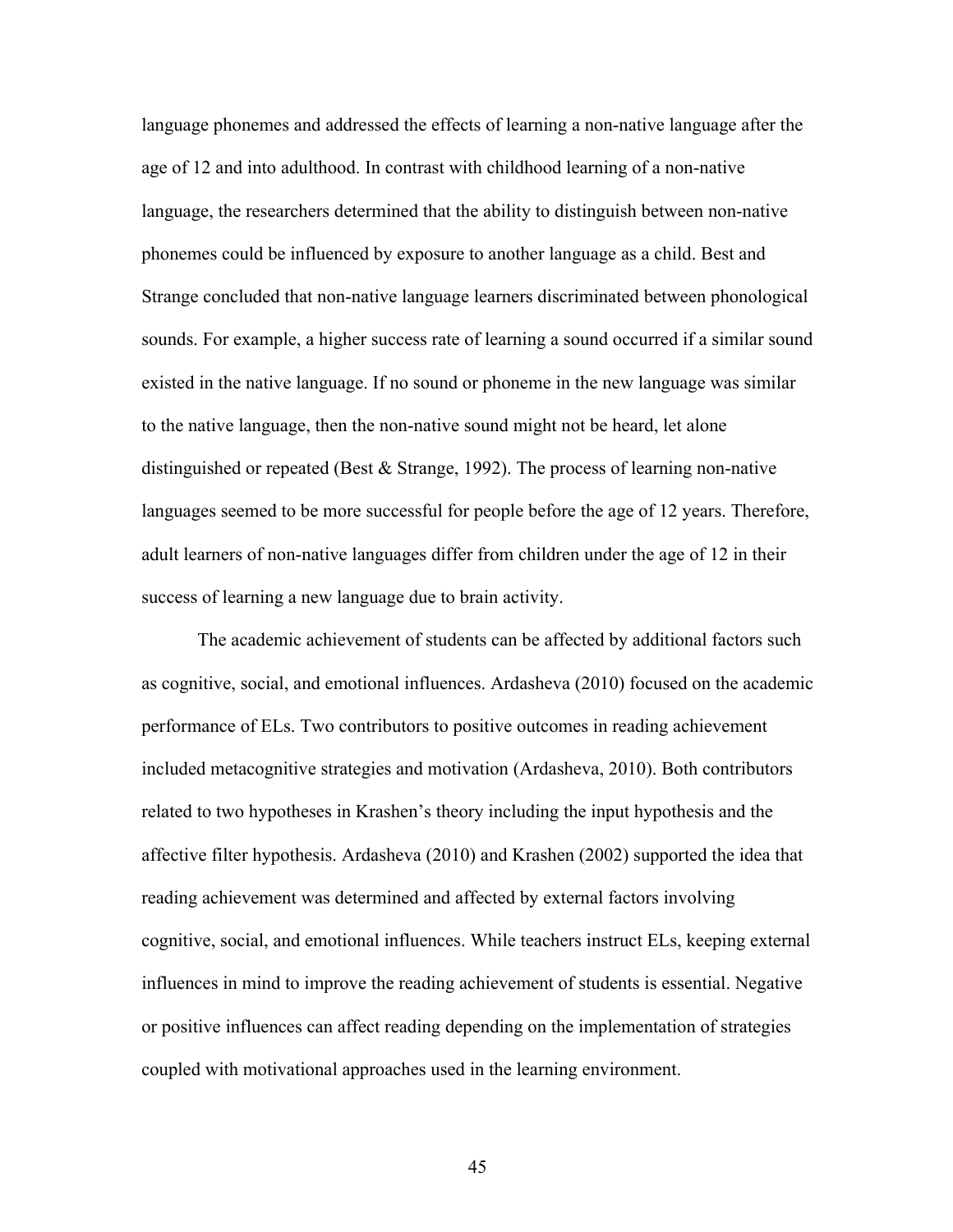language phonemes and addressed the effects of learning a non-native language after the age of 12 and into adulthood. In contrast with childhood learning of a non-native language, the researchers determined that the ability to distinguish between non-native phonemes could be influenced by exposure to another language as a child. Best and Strange concluded that non-native language learners discriminated between phonological sounds. For example, a higher success rate of learning a sound occurred if a similar sound existed in the native language. If no sound or phoneme in the new language was similar to the native language, then the non-native sound might not be heard, let alone distinguished or repeated (Best & Strange, 1992). The process of learning non-native languages seemed to be more successful for people before the age of 12 years. Therefore, adult learners of non-native languages differ from children under the age of 12 in their success of learning a new language due to brain activity.

The academic achievement of students can be affected by additional factors such as cognitive, social, and emotional influences. Ardasheva (2010) focused on the academic performance of ELs. Two contributors to positive outcomes in reading achievement included metacognitive strategies and motivation (Ardasheva, 2010). Both contributors related to two hypotheses in Krashen's theory including the input hypothesis and the affective filter hypothesis. Ardasheva (2010) and Krashen (2002) supported the idea that reading achievement was determined and affected by external factors involving cognitive, social, and emotional influences. While teachers instruct ELs, keeping external influences in mind to improve the reading achievement of students is essential. Negative or positive influences can affect reading depending on the implementation of strategies coupled with motivational approaches used in the learning environment.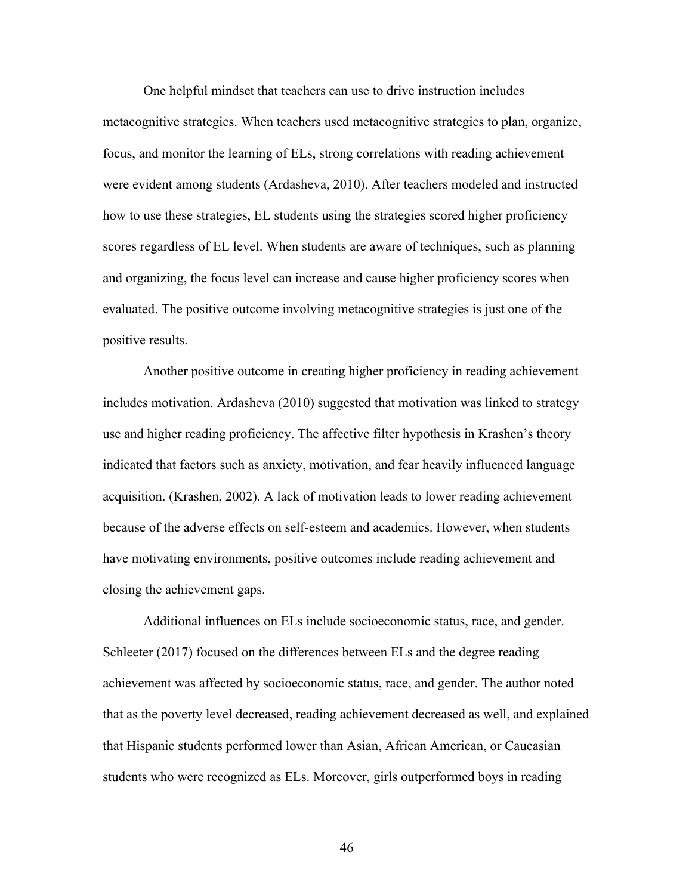One helpful mindset that teachers can use to drive instruction includes metacognitive strategies. When teachers used metacognitive strategies to plan, organize, focus, and monitor the learning of ELs, strong correlations with reading achievement were evident among students (Ardasheva, 2010). After teachers modeled and instructed how to use these strategies, EL students using the strategies scored higher proficiency scores regardless of EL level. When students are aware of techniques, such as planning and organizing, the focus level can increase and cause higher proficiency scores when evaluated. The positive outcome involving metacognitive strategies is just one of the positive results.

Another positive outcome in creating higher proficiency in reading achievement includes motivation. Ardasheva (2010) suggested that motivation was linked to strategy use and higher reading proficiency. The affective filter hypothesis in Krashen's theory indicated that factors such as anxiety, motivation, and fear heavily influenced language acquisition. (Krashen, 2002). A lack of motivation leads to lower reading achievement because of the adverse effects on self-esteem and academics. However, when students have motivating environments, positive outcomes include reading achievement and closing the achievement gaps.

Additional influences on ELs include socioeconomic status, race, and gender. Schleeter (2017) focused on the differences between ELs and the degree reading achievement was affected by socioeconomic status, race, and gender. The author noted that as the poverty level decreased, reading achievement decreased as well, and explained that Hispanic students performed lower than Asian, African American, or Caucasian students who were recognized as ELs. Moreover, girls outperformed boys in reading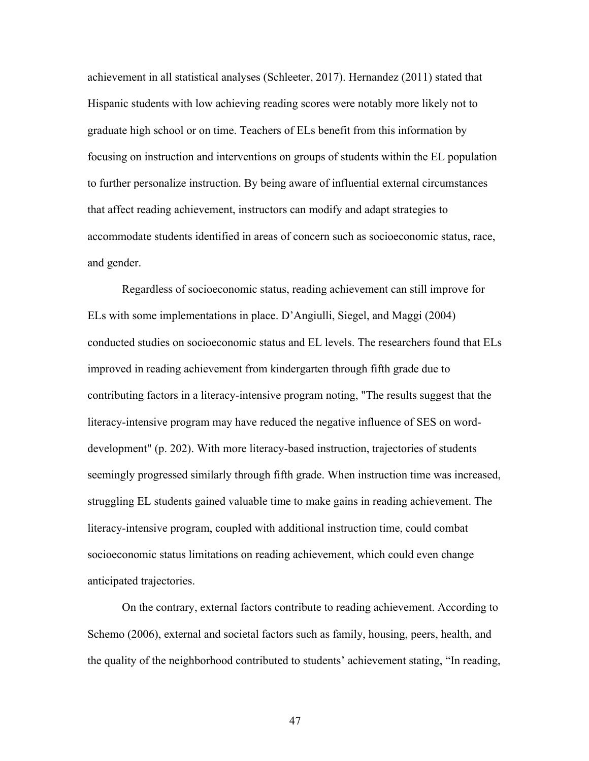achievement in all statistical analyses (Schleeter, 2017). Hernandez (2011) stated that Hispanic students with low achieving reading scores were notably more likely not to graduate high school or on time. Teachers of ELs benefit from this information by focusing on instruction and interventions on groups of students within the EL population to further personalize instruction. By being aware of influential external circumstances that affect reading achievement, instructors can modify and adapt strategies to accommodate students identified in areas of concern such as socioeconomic status, race, and gender.

Regardless of socioeconomic status, reading achievement can still improve for ELs with some implementations in place. D'Angiulli, Siegel, and Maggi (2004) conducted studies on socioeconomic status and EL levels. The researchers found that ELs improved in reading achievement from kindergarten through fifth grade due to contributing factors in a literacy-intensive program noting, "The results suggest that the literacy-intensive program may have reduced the negative influence of SES on word-development" (p. 202). With more literacy-based instruction, trajectories of students seemingly progressed similarly through fifth grade. When instruction time was increased, struggling EL students gained valuable time to make gains in reading achievement. The literacy-intensive program, coupled with additional instruction time, could combat socioeconomic status limitations on reading achievement, which could even change anticipated trajectories.

On the contrary, external factors contribute to reading achievement. According to Schemo (2006), external and societal factors such as family, housing, peers, health, and the quality of the neighborhood contributed to students' achievement stating, "In reading,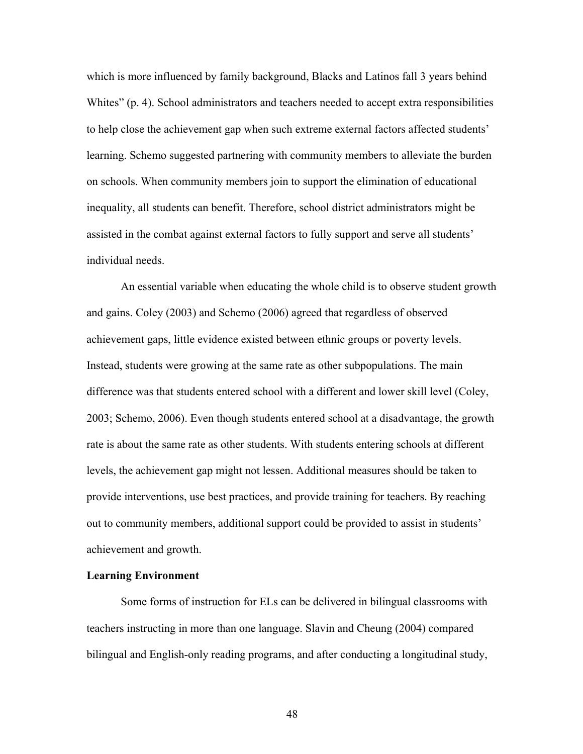which is more influenced by family background, Blacks and Latinos fall 3 years behind Whites" (p. 4). School administrators and teachers needed to accept extra responsibilities to help close the achievement gap when such extreme external factors affected students' learning. Schemo suggested partnering with community members to alleviate the burden on schools. When community members join to support the elimination of educational inequality, all students can benefit. Therefore, school district administrators might be assisted in the combat against external factors to fully support and serve all students' individual needs.

An essential variable when educating the whole child is to observe student growth and gains. Coley (2003) and Schemo (2006) agreed that regardless of observed achievement gaps, little evidence existed between ethnic groups or poverty levels. Instead, students were growing at the same rate as other subpopulations. The main difference was that students entered school with a different and lower skill level (Coley, 2003; Schemo, 2006). Even though students entered school at a disadvantage, the growth rate is about the same rate as other students. With students entering schools at different levels, the achievement gap might not lessen. Additional measures should be taken to provide interventions, use best practices, and provide training for teachers. By reaching out to community members, additional support could be provided to assist in students' achievement and growth.

**Learning Environment**

Some forms of instruction for ELs can be delivered in bilingual classrooms with teachers instructing in more than one language. Slavin and Cheung (2004) compared bilingual and English-only reading programs, and after conducting a longitudinal study,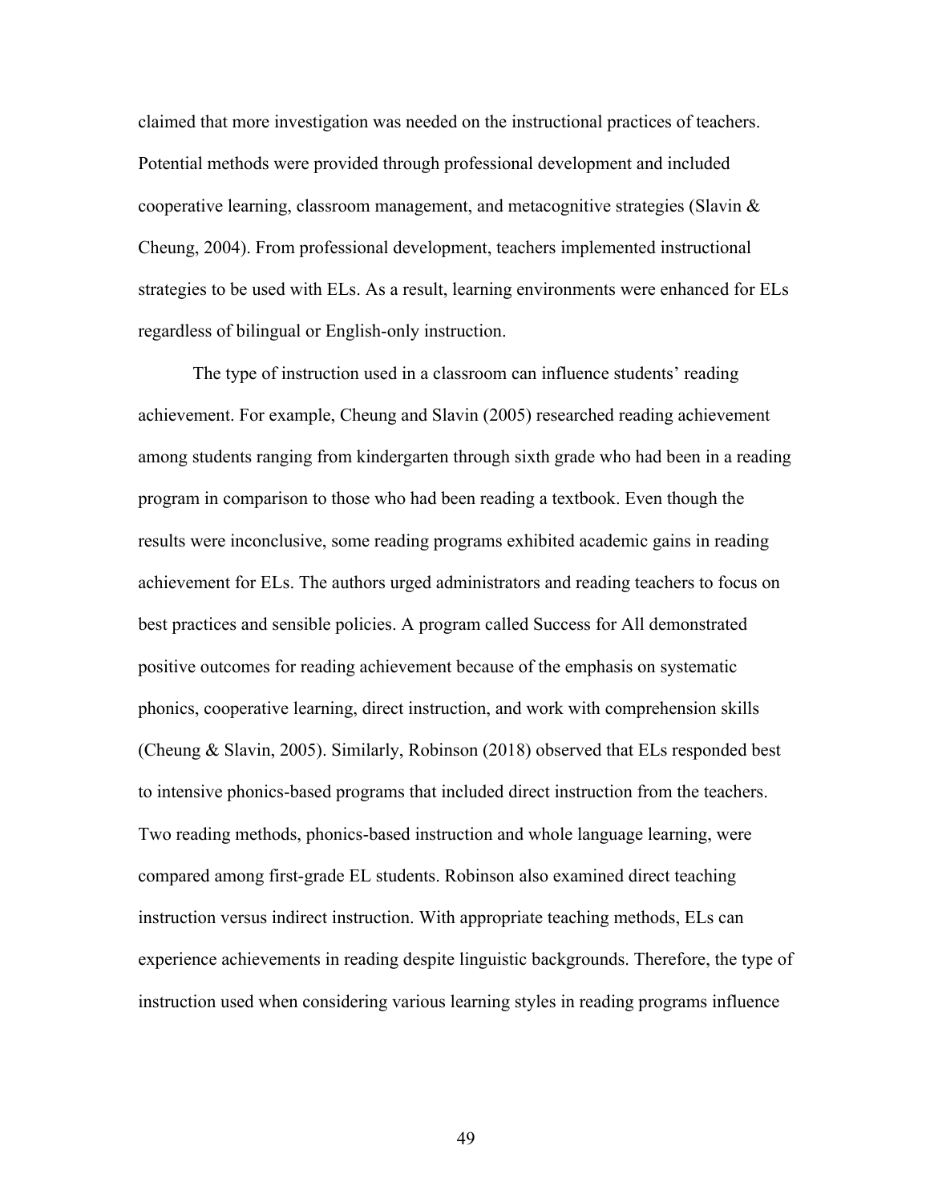claimed that more investigation was needed on the instructional practices of teachers. Potential methods were provided through professional development and included cooperative learning, classroom management, and metacognitive strategies (Slavin & Cheung, 2004). From professional development, teachers implemented instructional strategies to be used with ELs. As a result, learning environments were enhanced for ELs regardless of bilingual or English-only instruction.

The type of instruction used in a classroom can influence students' reading achievement. For example, Cheung and Slavin (2005) researched reading achievement among students ranging from kindergarten through sixth grade who had been in a reading program in comparison to those who had been reading a textbook. Even though the results were inconclusive, some reading programs exhibited academic gains in reading achievement for ELs. The authors urged administrators and reading teachers to focus on best practices and sensible policies. A program called Success for All demonstrated positive outcomes for reading achievement because of the emphasis on systematic phonics, cooperative learning, direct instruction, and work with comprehension skills (Cheung & Slavin, 2005). Similarly, Robinson (2018) observed that ELs responded best to intensive phonics-based programs that included direct instruction from the teachers. Two reading methods, phonics-based instruction and whole language learning, were compared among first-grade EL students. Robinson also examined direct teaching instruction versus indirect instruction. With appropriate teaching methods, ELs can experience achievements in reading despite linguistic backgrounds. Therefore, the type of instruction used when considering various learning styles in reading programs influence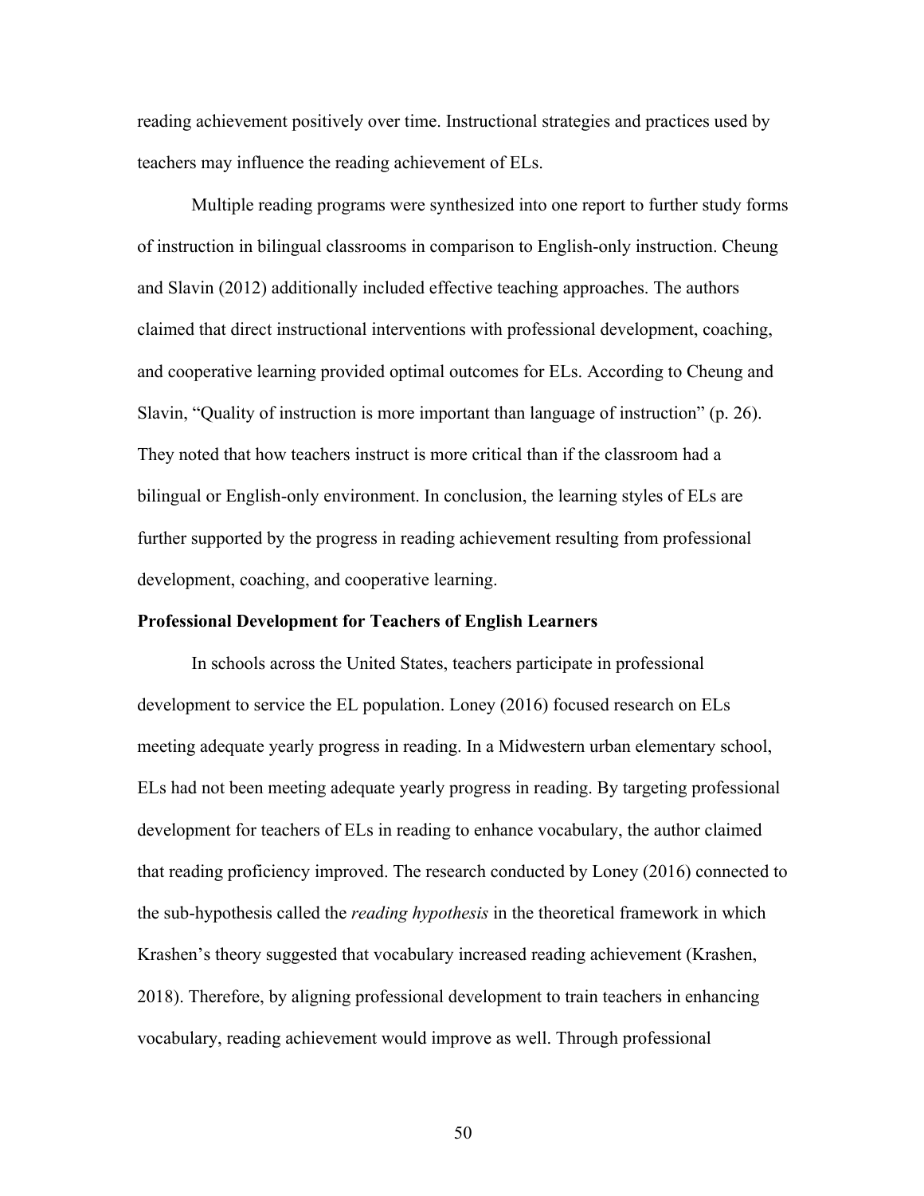reading achievement positively over time. Instructional strategies and practices used by teachers may influence the reading achievement of ELs.

Multiple reading programs were synthesized into one report to further study forms of instruction in bilingual classrooms in comparison to English-only instruction. Cheung and Slavin (2012) additionally included effective teaching approaches. The authors claimed that direct instructional interventions with professional development, coaching, and cooperative learning provided optimal outcomes for ELs. According to Cheung and Slavin, "Quality of instruction is more important than language of instruction" (p. 26). They noted that how teachers instruct is more critical than if the classroom had a bilingual or English-only environment. In conclusion, the learning styles of ELs are further supported by the progress in reading achievement resulting from professional development, coaching, and cooperative learning.

**Professional Development for Teachers of English Learners**

In schools across the United States, teachers participate in professional development to service the EL population. Loney (2016) focused research on ELs meeting adequate yearly progress in reading. In a Midwestern urban elementary school, ELs had not been meeting adequate yearly progress in reading. By targeting professional development for teachers of ELs in reading to enhance vocabulary, the author claimed that reading proficiency improved. The research conducted by Loney (2016) connected to the sub-hypothesis called the *reading hypothesis* in the theoretical framework in which Krashen's theory suggested that vocabulary increased reading achievement (Krashen, 2018). Therefore, by aligning professional development to train teachers in enhancing vocabulary, reading achievement would improve as well. Through professional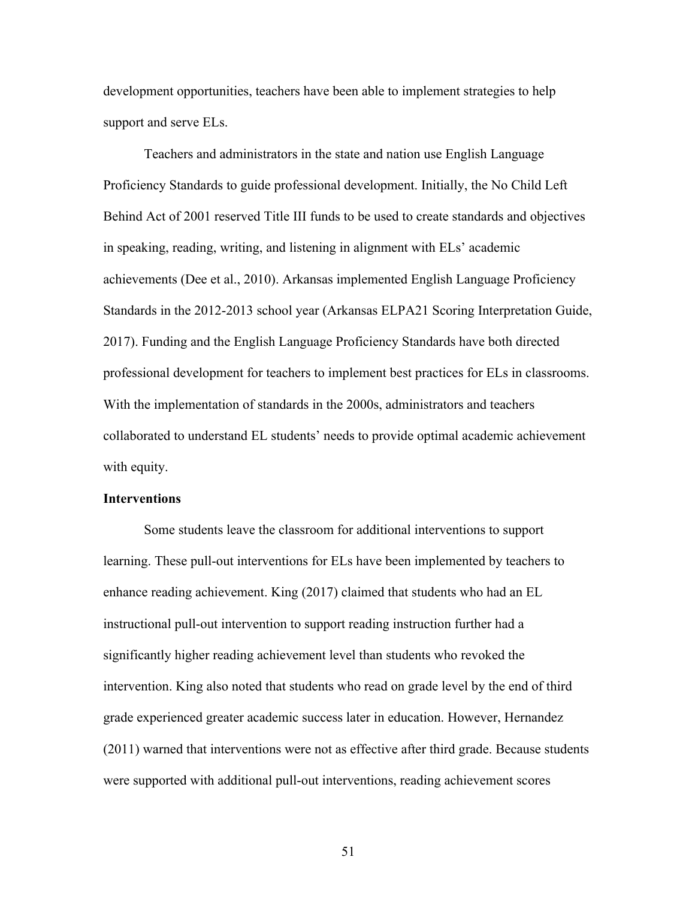development opportunities, teachers have been able to implement strategies to help support and serve ELs.

Teachers and administrators in the state and nation use English Language Proficiency Standards to guide professional development. Initially, the No Child Left Behind Act of 2001 reserved Title III funds to be used to create standards and objectives in speaking, reading, writing, and listening in alignment with ELs' academic achievements (Dee et al., 2010). Arkansas implemented English Language Proficiency Standards in the 2012-2013 school year (Arkansas ELPA21 Scoring Interpretation Guide, 2017). Funding and the English Language Proficiency Standards have both directed professional development for teachers to implement best practices for ELs in classrooms. With the implementation of standards in the 2000s, administrators and teachers collaborated to understand EL students' needs to provide optimal academic achievement with equity.

**Interventions**

Some students leave the classroom for additional interventions to support learning. These pull-out interventions for ELs have been implemented by teachers to enhance reading achievement. King (2017) claimed that students who had an EL instructional pull-out intervention to support reading instruction further had a significantly higher reading achievement level than students who revoked the intervention. King also noted that students who read on grade level by the end of third grade experienced greater academic success later in education. However, Hernandez (2011) warned that interventions were not as effective after third grade. Because students were supported with additional pull-out interventions, reading achievement scores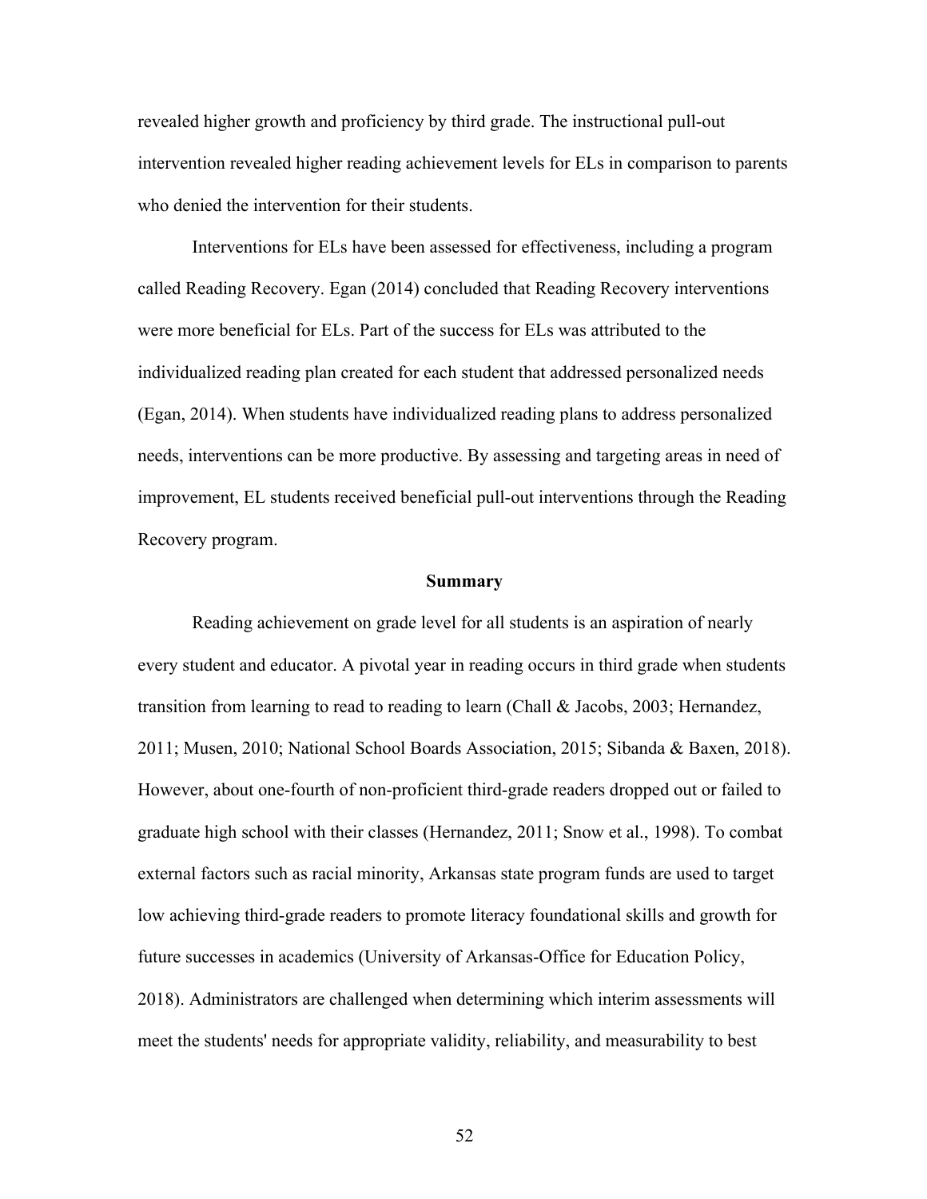revealed higher growth and proficiency by third grade. The instructional pull-out intervention revealed higher reading achievement levels for ELs in comparison to parents who denied the intervention for their students.

Interventions for ELs have been assessed for effectiveness, including a program called Reading Recovery. Egan (2014) concluded that Reading Recovery interventions were more beneficial for ELs. Part of the success for ELs was attributed to the individualized reading plan created for each student that addressed personalized needs (Egan, 2014). When students have individualized reading plans to address personalized needs, interventions can be more productive. By assessing and targeting areas in need of improvement, EL students received beneficial pull-out interventions through the Reading Recovery program.

## Summary

Reading achievement on grade level for all students is an aspiration of nearly every student and educator. A pivotal year in reading occurs in third grade when students transition from learning to read to reading to learn (Chall & Jacobs, 2003; Hernandez, 2011; Musen, 2010; National School Boards Association, 2015; Sibanda & Baxen, 2018). However, about one-fourth of non-proficient third-grade readers dropped out or failed to graduate high school with their classes (Hernandez, 2011; Snow et al., 1998). To combat external factors such as racial minority, Arkansas state program funds are used to target low achieving third-grade readers to promote literacy foundational skills and growth for future successes in academics (University of Arkansas-Office for Education Policy, 2018). Administrators are challenged when determining which interim assessments will meet the students' needs for appropriate validity, reliability, and measurability to best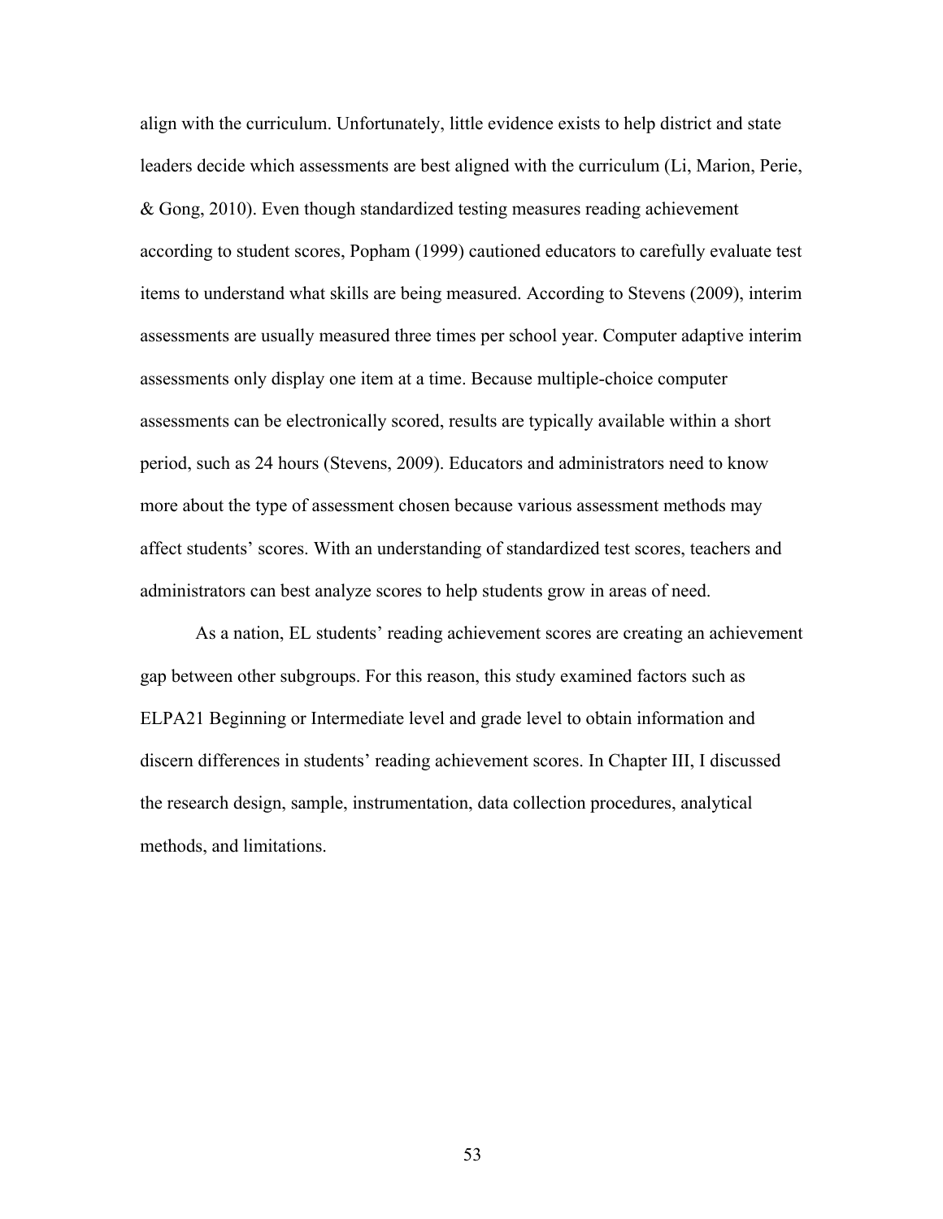align with the curriculum. Unfortunately, little evidence exists to help district and state leaders decide which assessments are best aligned with the curriculum (Li, Marion, Perie, & Gong, 2010). Even though standardized testing measures reading achievement according to student scores, Popham (1999) cautioned educators to carefully evaluate test items to understand what skills are being measured. According to Stevens (2009), interim assessments are usually measured three times per school year. Computer adaptive interim assessments only display one item at a time. Because multiple-choice computer assessments can be electronically scored, results are typically available within a short period, such as 24 hours (Stevens, 2009). Educators and administrators need to know more about the type of assessment chosen because various assessment methods may affect students' scores. With an understanding of standardized test scores, teachers and administrators can best analyze scores to help students grow in areas of need.

As a nation, EL students' reading achievement scores are creating an achievement gap between other subgroups. For this reason, this study examined factors such as ELPA21 Beginning or Intermediate level and grade level to obtain information and discern differences in students' reading achievement scores. In Chapter III, I discussed the research design, sample, instrumentation, data collection procedures, analytical methods, and limitations.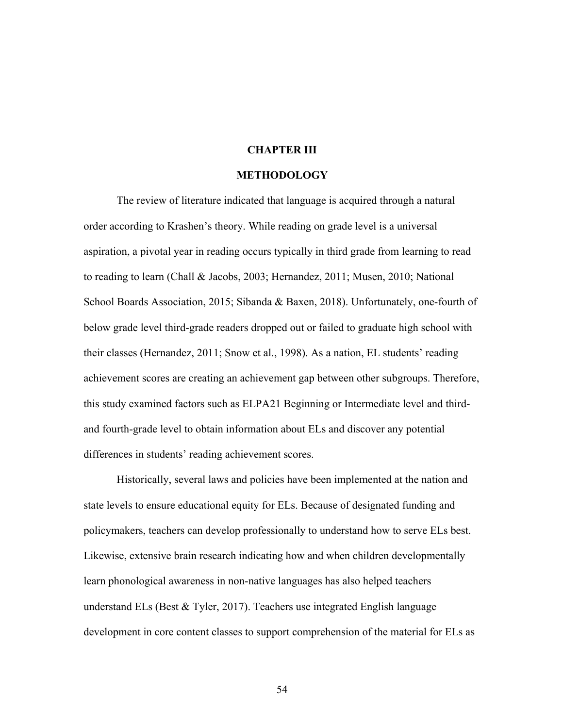# CHAPTER III

# METHODOLOGY

The review of literature indicated that language is acquired through a natural order according to Krashen's theory. While reading on grade level is a universal aspiration, a pivotal year in reading occurs typically in third grade from learning to read to reading to learn (Chall & Jacobs, 2003; Hernandez, 2011; Musen, 2010; National School Boards Association, 2015; Sibanda & Baxen, 2018). Unfortunately, one-fourth of below grade level third-grade readers dropped out or failed to graduate high school with their classes (Hernandez, 2011; Snow et al., 1998). As a nation, EL students' reading achievement scores are creating an achievement gap between other subgroups. Therefore, this study examined factors such as ELPA21 Beginning or Intermediate level and third- and fourth-grade level to obtain information about ELs and discover any potential differences in students' reading achievement scores.

Historically, several laws and policies have been implemented at the nation and state levels to ensure educational equity for ELs. Because of designated funding and policymakers, teachers can develop professionally to understand how to serve ELs best. Likewise, extensive brain research indicating how and when children developmentally learn phonological awareness in non-native languages has also helped teachers understand ELs (Best & Tyler, 2017). Teachers use integrated English language development in core content classes to support comprehension of the material for ELs as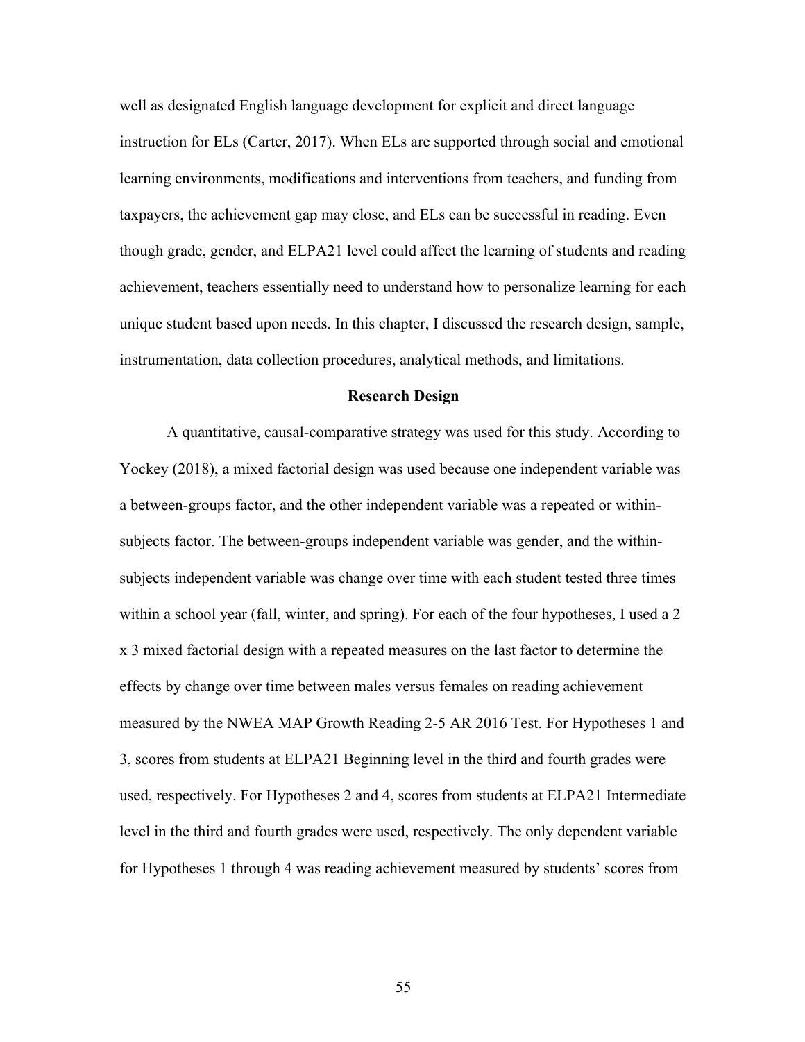well as designated English language development for explicit and direct language instruction for ELs (Carter, 2017). When ELs are supported through social and emotional learning environments, modifications and interventions from teachers, and funding from taxpayers, the achievement gap may close, and ELs can be successful in reading. Even though grade, gender, and ELPA21 level could affect the learning of students and reading achievement, teachers essentially need to understand how to personalize learning for each unique student based upon needs. In this chapter, I discussed the research design, sample, instrumentation, data collection procedures, analytical methods, and limitations.

## Research Design

A quantitative, causal-comparative strategy was used for this study. According to Yockey (2018), a mixed factorial design was used because one independent variable was a between-groups factor, and the other independent variable was a repeated or within-subjects factor. The between-groups independent variable was gender, and the within-subjects independent variable was change over time with each student tested three times within a school year (fall, winter, and spring). For each of the four hypotheses, I used a 2 x 3 mixed factorial design with a repeated measures on the last factor to determine the effects by change over time between males versus females on reading achievement measured by the NWEA MAP Growth Reading 2-5 AR 2016 Test. For Hypotheses 1 and 3, scores from students at ELPA21 Beginning level in the third and fourth grades were used, respectively. For Hypotheses 2 and 4, scores from students at ELPA21 Intermediate level in the third and fourth grades were used, respectively. The only dependent variable for Hypotheses 1 through 4 was reading achievement measured by students' scores from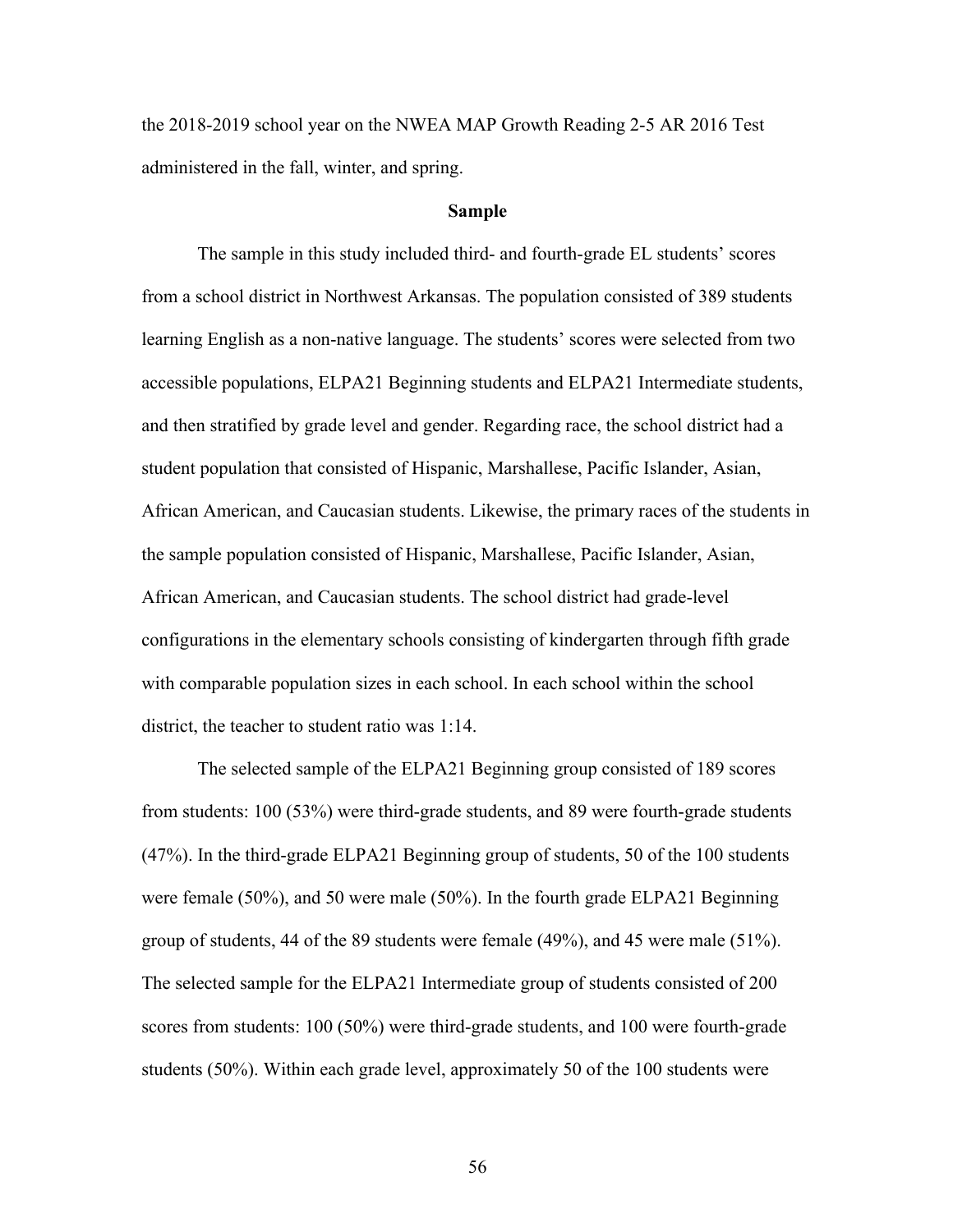the 2018-2019 school year on the NWEA MAP Growth Reading 2-5 AR 2016 Test administered in the fall, winter, and spring.

## Sample

The sample in this study included third- and fourth-grade EL students' scores from a school district in Northwest Arkansas. The population consisted of 389 students learning English as a non-native language. The students' scores were selected from two accessible populations, ELPA21 Beginning students and ELPA21 Intermediate students, and then stratified by grade level and gender. Regarding race, the school district had a student population that consisted of Hispanic, Marshallese, Pacific Islander, Asian, African American, and Caucasian students. Likewise, the primary races of the students in the sample population consisted of Hispanic, Marshallese, Pacific Islander, Asian, African American, and Caucasian students. The school district had grade-level configurations in the elementary schools consisting of kindergarten through fifth grade with comparable population sizes in each school. In each school within the school district, the teacher to student ratio was 1:14.

The selected sample of the ELPA21 Beginning group consisted of 189 scores from students: 100 (53%) were third-grade students, and 89 were fourth-grade students (47%). In the third-grade ELPA21 Beginning group of students, 50 of the 100 students were female (50%), and 50 were male (50%). In the fourth grade ELPA21 Beginning group of students, 44 of the 89 students were female (49%), and 45 were male (51%). The selected sample for the ELPA21 Intermediate group of students consisted of 200 scores from students: 100 (50%) were third-grade students, and 100 were fourth-grade students (50%). Within each grade level, approximately 50 of the 100 students were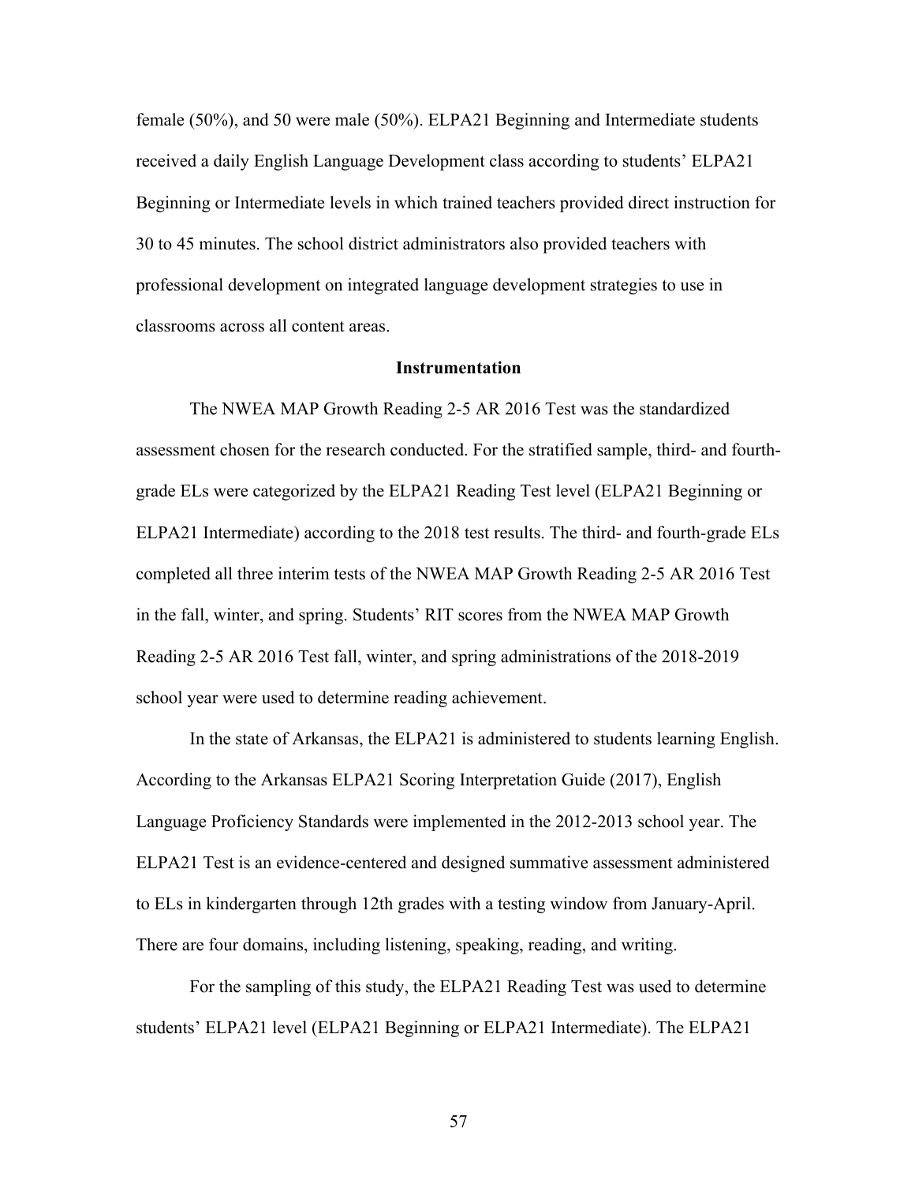female (50%), and 50 were male (50%). ELPA21 Beginning and Intermediate students received a daily English Language Development class according to students' ELPA21 Beginning or Intermediate levels in which trained teachers provided direct instruction for 30 to 45 minutes. The school district administrators also provided teachers with professional development on integrated language development strategies to use in classrooms across all content areas.

## Instrumentation

The NWEA MAP Growth Reading 2-5 AR 2016 Test was the standardized assessment chosen for the research conducted. For the stratified sample, third- and fourth-grade ELs were categorized by the ELPA21 Reading Test level (ELPA21 Beginning or ELPA21 Intermediate) according to the 2018 test results. The third- and fourth-grade ELs completed all three interim tests of the NWEA MAP Growth Reading 2-5 AR 2016 Test in the fall, winter, and spring. Students' RIT scores from the NWEA MAP Growth Reading 2-5 AR 2016 Test fall, winter, and spring administrations of the 2018-2019 school year were used to determine reading achievement.

In the state of Arkansas, the ELPA21 is administered to students learning English. According to the Arkansas ELPA21 Scoring Interpretation Guide (2017), English Language Proficiency Standards were implemented in the 2012-2013 school year. The ELPA21 Test is an evidence-centered and designed summative assessment administered to ELs in kindergarten through 12th grades with a testing window from January-April. There are four domains, including listening, speaking, reading, and writing.

For the sampling of this study, the ELPA21 Reading Test was used to determine students' ELPA21 level (ELPA21 Beginning or ELPA21 Intermediate). The ELPA21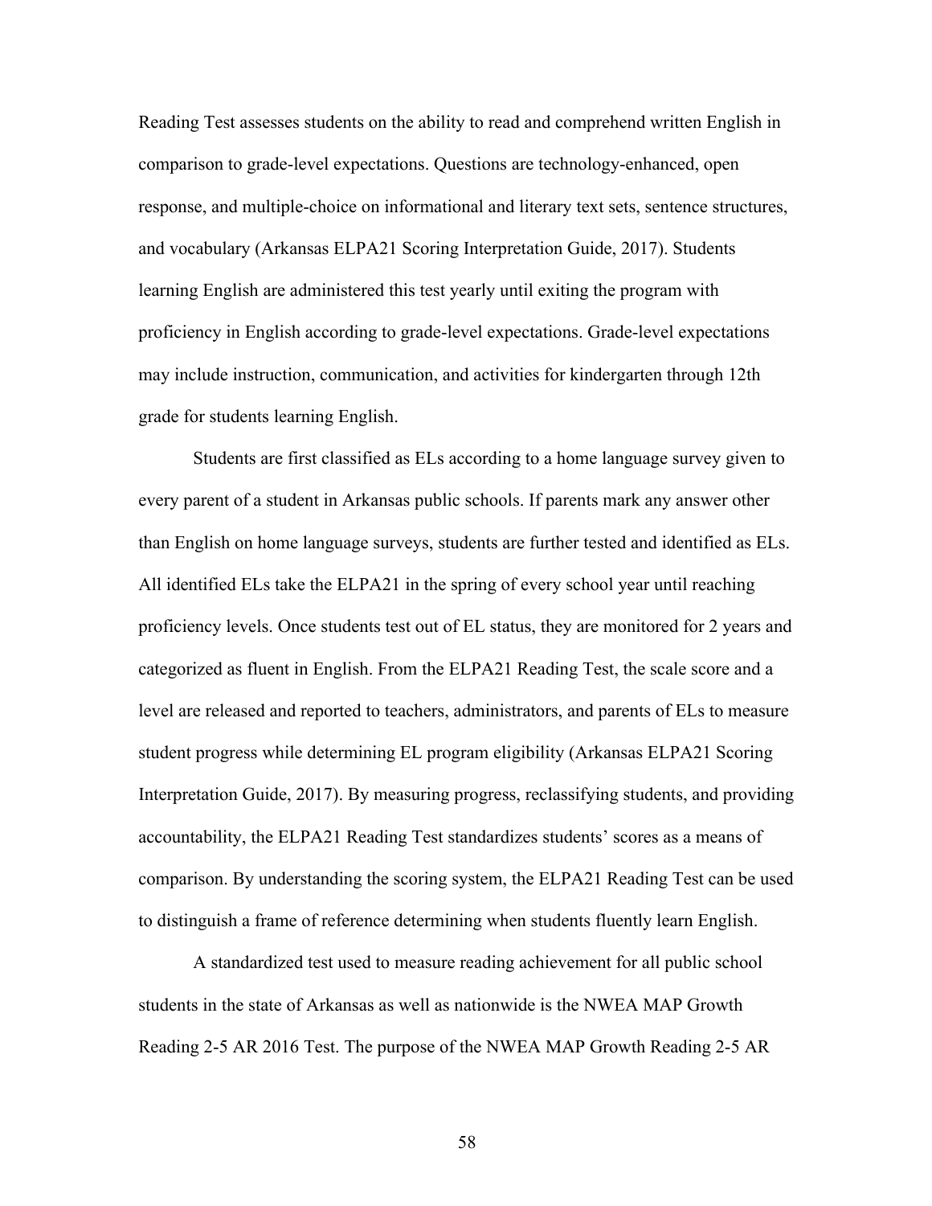Reading Test assesses students on the ability to read and comprehend written English in comparison to grade-level expectations. Questions are technology-enhanced, open response, and multiple-choice on informational and literary text sets, sentence structures, and vocabulary (Arkansas ELPA21 Scoring Interpretation Guide, 2017). Students learning English are administered this test yearly until exiting the program with proficiency in English according to grade-level expectations. Grade-level expectations may include instruction, communication, and activities for kindergarten through 12th grade for students learning English.

Students are first classified as ELs according to a home language survey given to every parent of a student in Arkansas public schools. If parents mark any answer other than English on home language surveys, students are further tested and identified as ELs. All identified ELs take the ELPA21 in the spring of every school year until reaching proficiency levels. Once students test out of EL status, they are monitored for 2 years and categorized as fluent in English. From the ELPA21 Reading Test, the scale score and a level are released and reported to teachers, administrators, and parents of ELs to measure student progress while determining EL program eligibility (Arkansas ELPA21 Scoring Interpretation Guide, 2017). By measuring progress, reclassifying students, and providing accountability, the ELPA21 Reading Test standardizes students' scores as a means of comparison. By understanding the scoring system, the ELPA21 Reading Test can be used to distinguish a frame of reference determining when students fluently learn English.

A standardized test used to measure reading achievement for all public school students in the state of Arkansas as well as nationwide is the NWEA MAP Growth Reading 2-5 AR 2016 Test. The purpose of the NWEA MAP Growth Reading 2-5 AR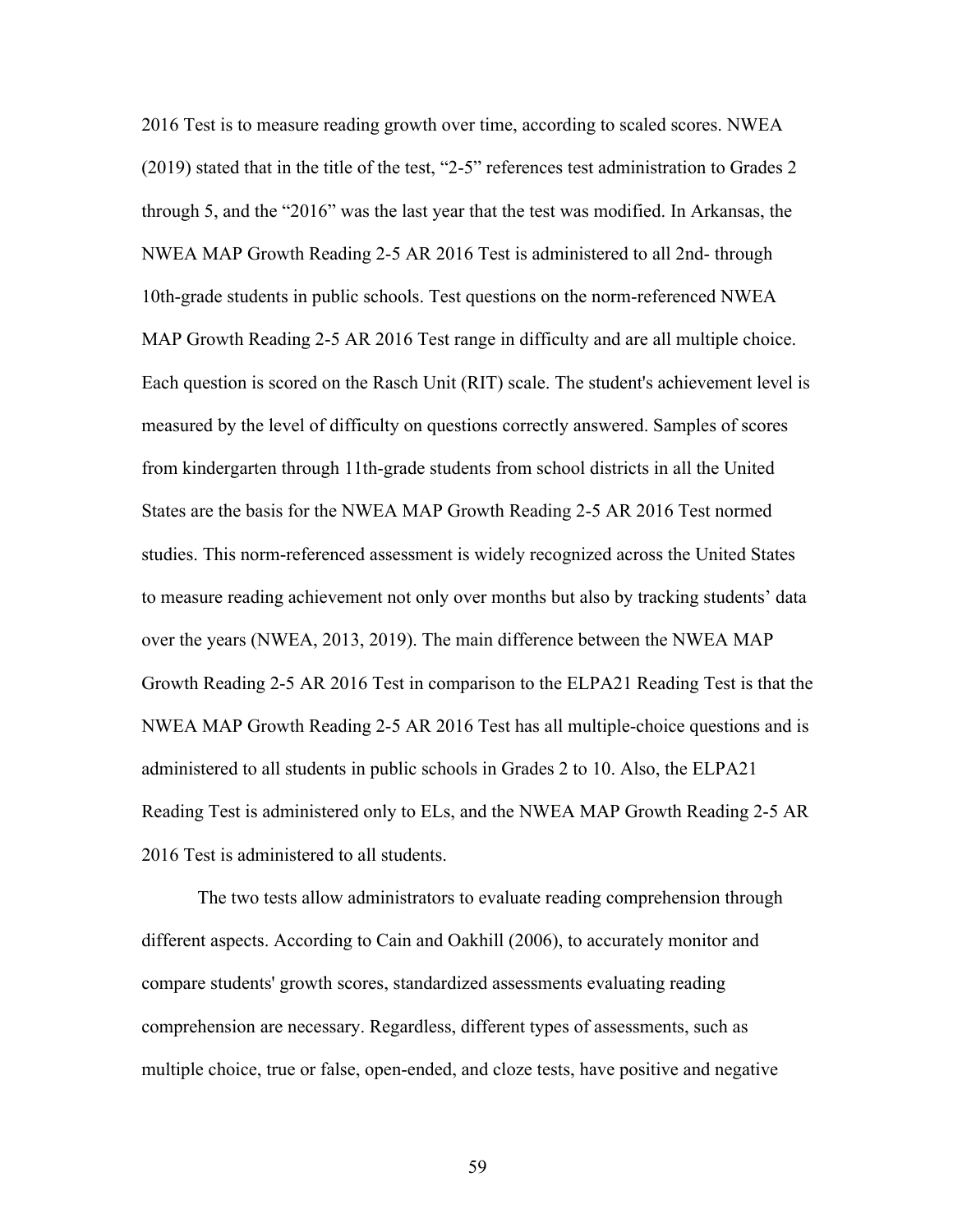2016 Test is to measure reading growth over time, according to scaled scores. NWEA (2019) stated that in the title of the test, "2-5" references test administration to Grades 2 through 5, and the "2016" was the last year that the test was modified. In Arkansas, the NWEA MAP Growth Reading 2-5 AR 2016 Test is administered to all 2nd- through 10th-grade students in public schools. Test questions on the norm-referenced NWEA MAP Growth Reading 2-5 AR 2016 Test range in difficulty and are all multiple choice. Each question is scored on the Rasch Unit (RIT) scale. The student's achievement level is measured by the level of difficulty on questions correctly answered. Samples of scores from kindergarten through 11th-grade students from school districts in all the United States are the basis for the NWEA MAP Growth Reading 2-5 AR 2016 Test normed studies. This norm-referenced assessment is widely recognized across the United States to measure reading achievement not only over months but also by tracking students' data over the years (NWEA, 2013, 2019). The main difference between the NWEA MAP Growth Reading 2-5 AR 2016 Test in comparison to the ELPA21 Reading Test is that the NWEA MAP Growth Reading 2-5 AR 2016 Test has all multiple-choice questions and is administered to all students in public schools in Grades 2 to 10. Also, the ELPA21 Reading Test is administered only to ELs, and the NWEA MAP Growth Reading 2-5 AR 2016 Test is administered to all students.

The two tests allow administrators to evaluate reading comprehension through different aspects. According to Cain and Oakhill (2006), to accurately monitor and compare students' growth scores, standardized assessments evaluating reading comprehension are necessary. Regardless, different types of assessments, such as multiple choice, true or false, open-ended, and cloze tests, have positive and negative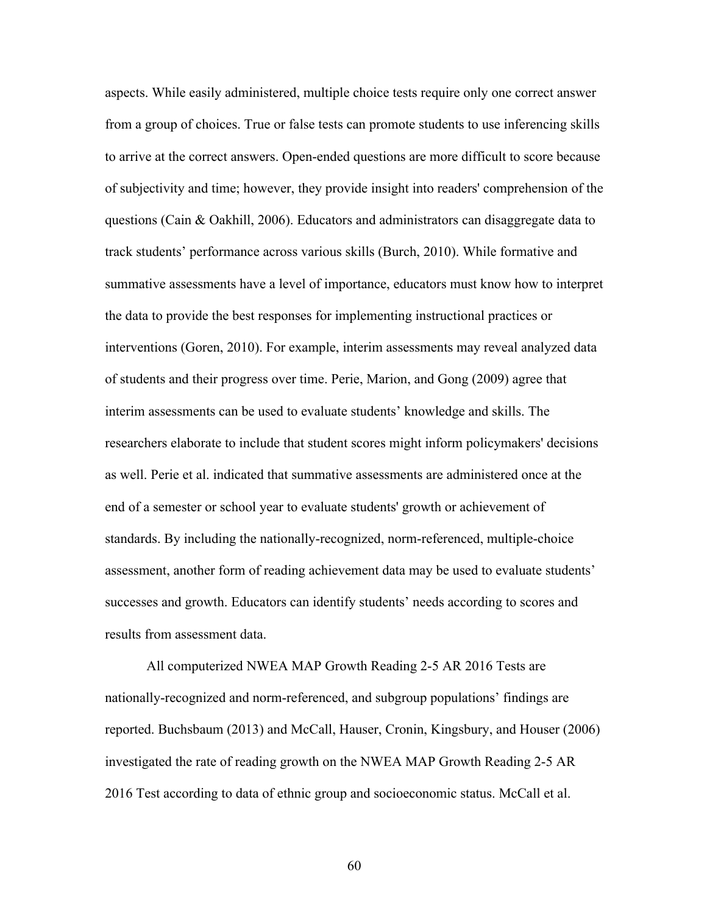aspects. While easily administered, multiple choice tests require only one correct answer from a group of choices. True or false tests can promote students to use inferencing skills to arrive at the correct answers. Open-ended questions are more difficult to score because of subjectivity and time; however, they provide insight into readers' comprehension of the questions (Cain & Oakhill, 2006). Educators and administrators can disaggregate data to track students' performance across various skills (Burch, 2010). While formative and summative assessments have a level of importance, educators must know how to interpret the data to provide the best responses for implementing instructional practices or interventions (Goren, 2010). For example, interim assessments may reveal analyzed data of students and their progress over time. Perie, Marion, and Gong (2009) agree that interim assessments can be used to evaluate students' knowledge and skills. The researchers elaborate to include that student scores might inform policymakers' decisions as well. Perie et al. indicated that summative assessments are administered once at the end of a semester or school year to evaluate students' growth or achievement of standards. By including the nationally-recognized, norm-referenced, multiple-choice assessment, another form of reading achievement data may be used to evaluate students' successes and growth. Educators can identify students' needs according to scores and results from assessment data.

All computerized NWEA MAP Growth Reading 2-5 AR 2016 Tests are nationally-recognized and norm-referenced, and subgroup populations' findings are reported. Buchsbaum (2013) and McCall, Hauser, Cronin, Kingsbury, and Houser (2006) investigated the rate of reading growth on the NWEA MAP Growth Reading 2-5 AR 2016 Test according to data of ethnic group and socioeconomic status. McCall et al.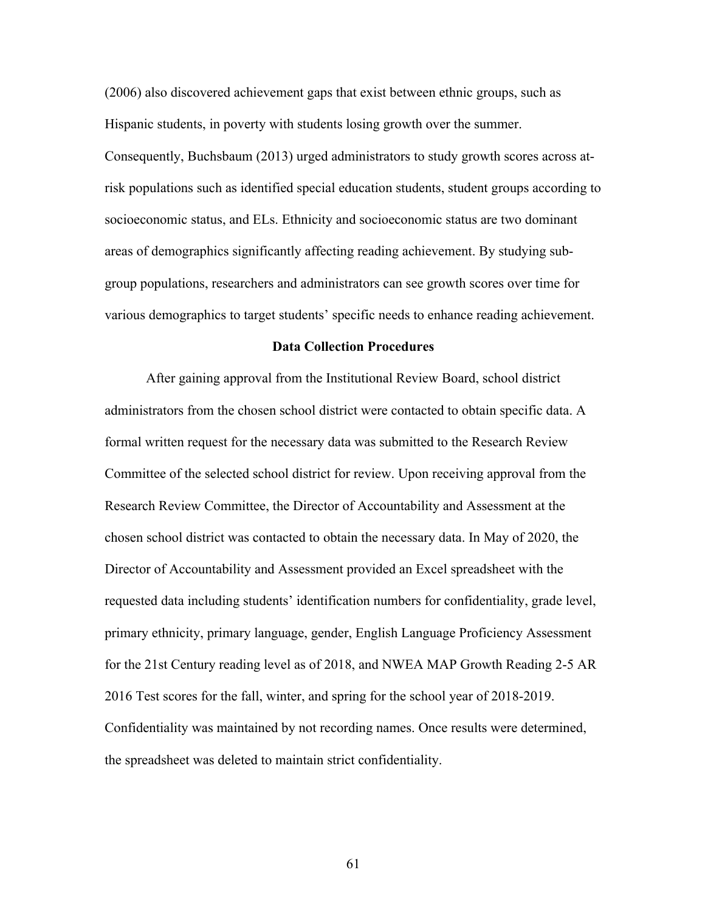(2006) also discovered achievement gaps that exist between ethnic groups, such as Hispanic students, in poverty with students losing growth over the summer. Consequently, Buchsbaum (2013) urged administrators to study growth scores across at-risk populations such as identified special education students, student groups according to socioeconomic status, and ELs. Ethnicity and socioeconomic status are two dominant areas of demographics significantly affecting reading achievement. By studying sub-group populations, researchers and administrators can see growth scores over time for various demographics to target students' specific needs to enhance reading achievement.

## Data Collection Procedures

After gaining approval from the Institutional Review Board, school district administrators from the chosen school district were contacted to obtain specific data. A formal written request for the necessary data was submitted to the Research Review Committee of the selected school district for review. Upon receiving approval from the Research Review Committee, the Director of Accountability and Assessment at the chosen school district was contacted to obtain the necessary data. In May of 2020, the Director of Accountability and Assessment provided an Excel spreadsheet with the requested data including students' identification numbers for confidentiality, grade level, primary ethnicity, primary language, gender, English Language Proficiency Assessment for the 21st Century reading level as of 2018, and NWEA MAP Growth Reading 2-5 AR 2016 Test scores for the fall, winter, and spring for the school year of 2018-2019. Confidentiality was maintained by not recording names. Once results were determined, the spreadsheet was deleted to maintain strict confidentiality.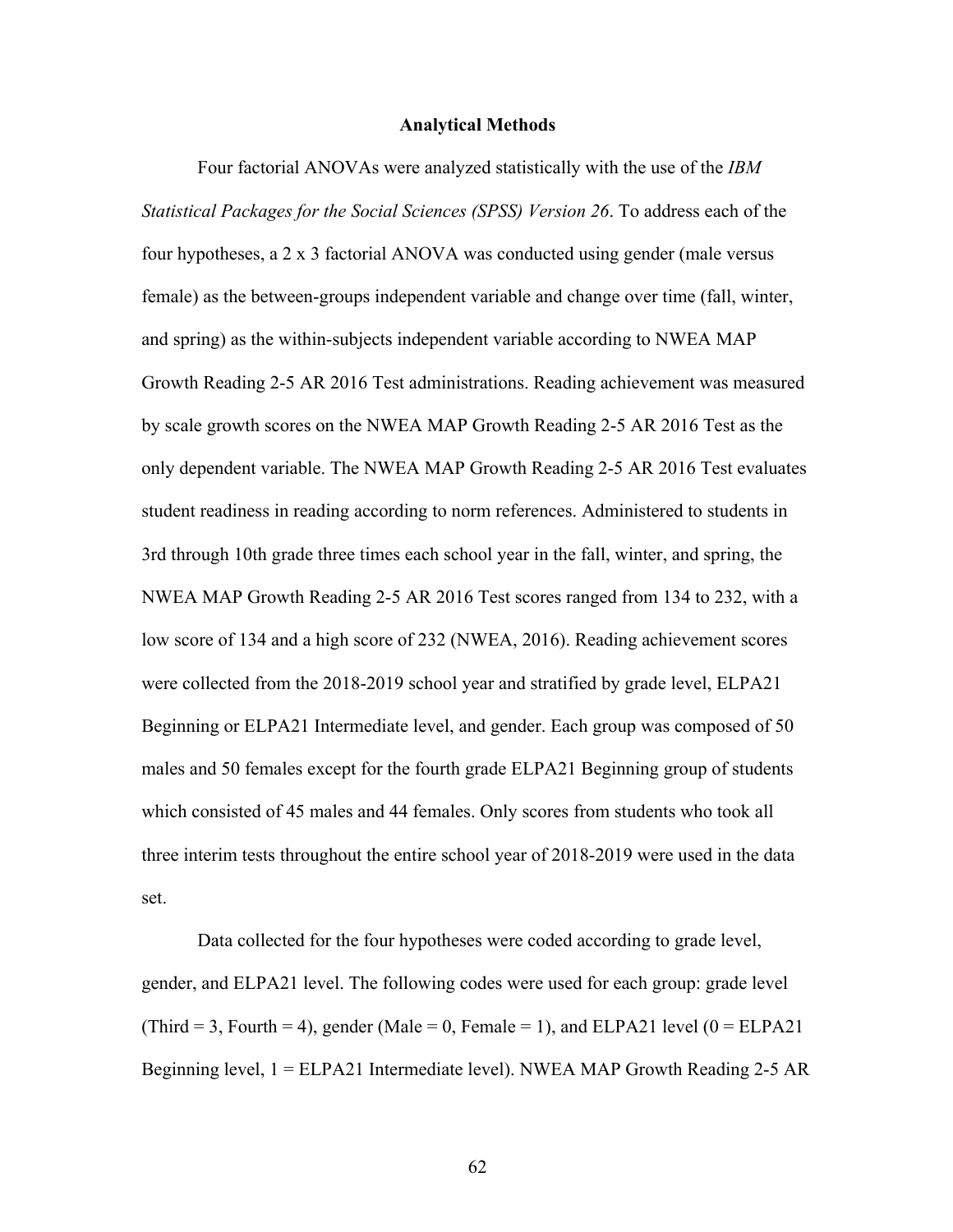## Analytical Methods

Four factorial ANOVAs were analyzed statistically with the use of the *IBM Statistical Packages for the Social Sciences (SPSS) Version 26*. To address each of the four hypotheses, a 2 x 3 factorial ANOVA was conducted using gender (male versus female) as the between-groups independent variable and change over time (fall, winter, and spring) as the within-subjects independent variable according to NWEA MAP Growth Reading 2-5 AR 2016 Test administrations. Reading achievement was measured by scale growth scores on the NWEA MAP Growth Reading 2-5 AR 2016 Test as the only dependent variable. The NWEA MAP Growth Reading 2-5 AR 2016 Test evaluates student readiness in reading according to norm references. Administered to students in 3rd through 10th grade three times each school year in the fall, winter, and spring, the NWEA MAP Growth Reading 2-5 AR 2016 Test scores ranged from 134 to 232, with a low score of 134 and a high score of 232 (NWEA, 2016). Reading achievement scores were collected from the 2018-2019 school year and stratified by grade level, ELPA21 Beginning or ELPA21 Intermediate level, and gender. Each group was composed of 50 males and 50 females except for the fourth grade ELPA21 Beginning group of students which consisted of 45 males and 44 females. Only scores from students who took all three interim tests throughout the entire school year of 2018-2019 were used in the data set.

Data collected for the four hypotheses were coded according to grade level, gender, and ELPA21 level. The following codes were used for each group: grade level (Third = 3, Fourth = 4), gender (Male = 0, Female = 1), and ELPA21 level (0 = ELPA21 Beginning level, 1 = ELPA21 Intermediate level). NWEA MAP Growth Reading 2-5 AR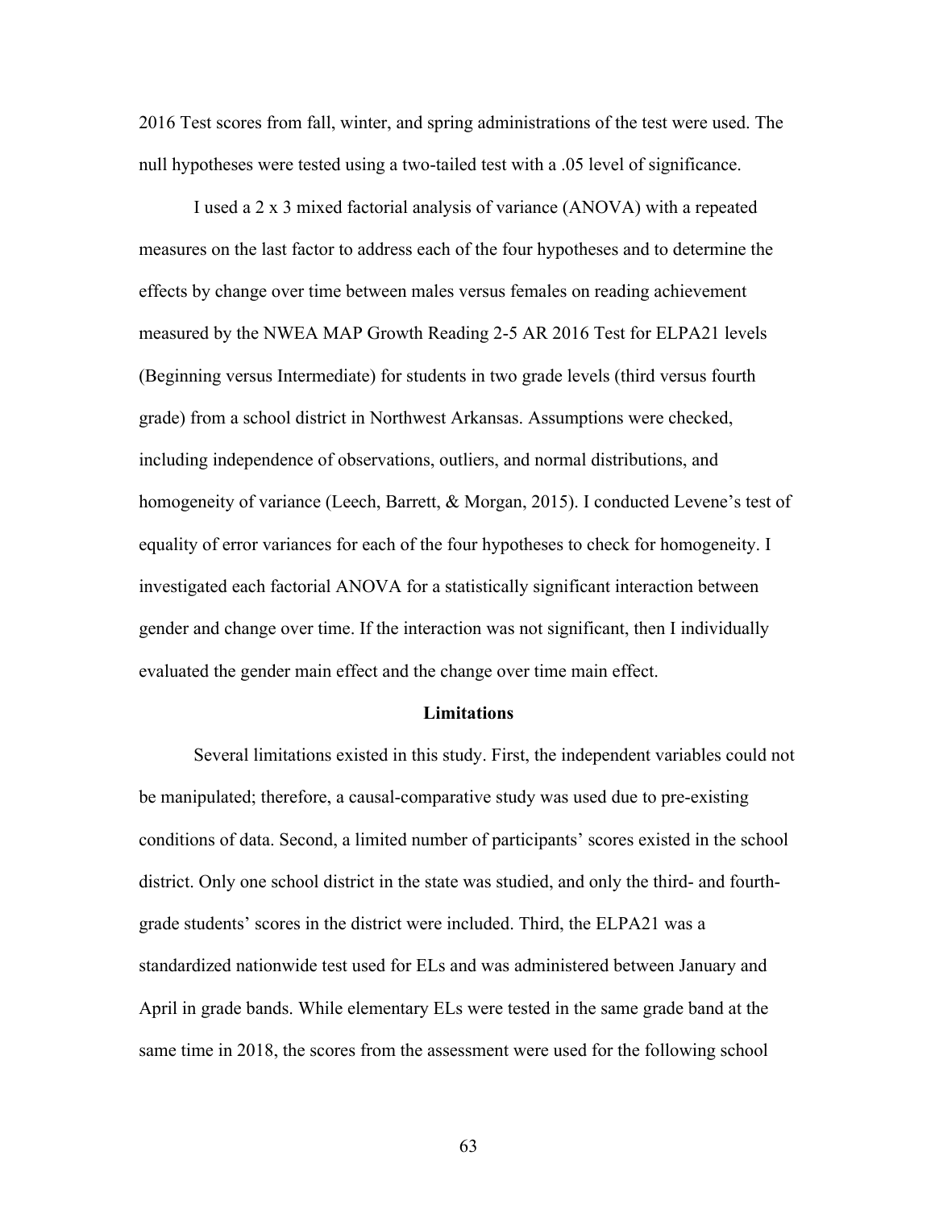2016 Test scores from fall, winter, and spring administrations of the test were used. The null hypotheses were tested using a two-tailed test with a .05 level of significance.

I used a 2 x 3 mixed factorial analysis of variance (ANOVA) with a repeated measures on the last factor to address each of the four hypotheses and to determine the effects by change over time between males versus females on reading achievement measured by the NWEA MAP Growth Reading 2-5 AR 2016 Test for ELPA21 levels (Beginning versus Intermediate) for students in two grade levels (third versus fourth grade) from a school district in Northwest Arkansas. Assumptions were checked, including independence of observations, outliers, and normal distributions, and homogeneity of variance (Leech, Barrett, & Morgan, 2015). I conducted Levene's test of equality of error variances for each of the four hypotheses to check for homogeneity. I investigated each factorial ANOVA for a statistically significant interaction between gender and change over time. If the interaction was not significant, then I individually evaluated the gender main effect and the change over time main effect.

## Limitations

Several limitations existed in this study. First, the independent variables could not be manipulated; therefore, a causal-comparative study was used due to pre-existing conditions of data. Second, a limited number of participants' scores existed in the school district. Only one school district in the state was studied, and only the third- and fourth-grade students' scores in the district were included. Third, the ELPA21 was a standardized nationwide test used for ELs and was administered between January and April in grade bands. While elementary ELs were tested in the same grade band at the same time in 2018, the scores from the assessment were used for the following school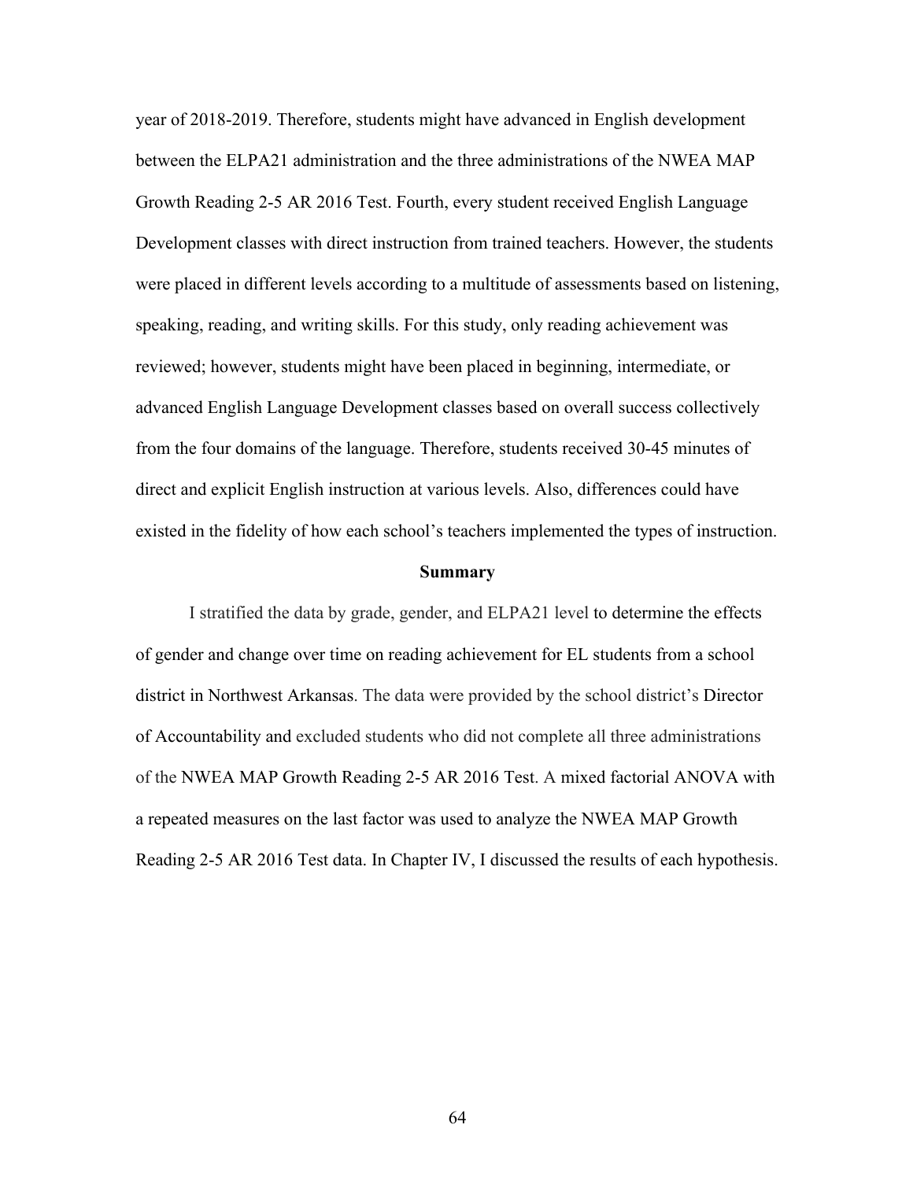year of 2018-2019. Therefore, students might have advanced in English development between the ELPA21 administration and the three administrations of the NWEA MAP Growth Reading 2-5 AR 2016 Test. Fourth, every student received English Language Development classes with direct instruction from trained teachers. However, the students were placed in different levels according to a multitude of assessments based on listening, speaking, reading, and writing skills. For this study, only reading achievement was reviewed; however, students might have been placed in beginning, intermediate, or advanced English Language Development classes based on overall success collectively from the four domains of the language. Therefore, students received 30-45 minutes of direct and explicit English instruction at various levels. Also, differences could have existed in the fidelity of how each school's teachers implemented the types of instruction.

## Summary

I stratified the data by grade, gender, and ELPA21 level to determine the effects of gender and change over time on reading achievement for EL students from a school district in Northwest Arkansas. The data were provided by the school district's Director of Accountability and excluded students who did not complete all three administrations of the NWEA MAP Growth Reading 2-5 AR 2016 Test. A mixed factorial ANOVA with a repeated measures on the last factor was used to analyze the NWEA MAP Growth Reading 2-5 AR 2016 Test data. In Chapter IV, I discussed the results of each hypothesis.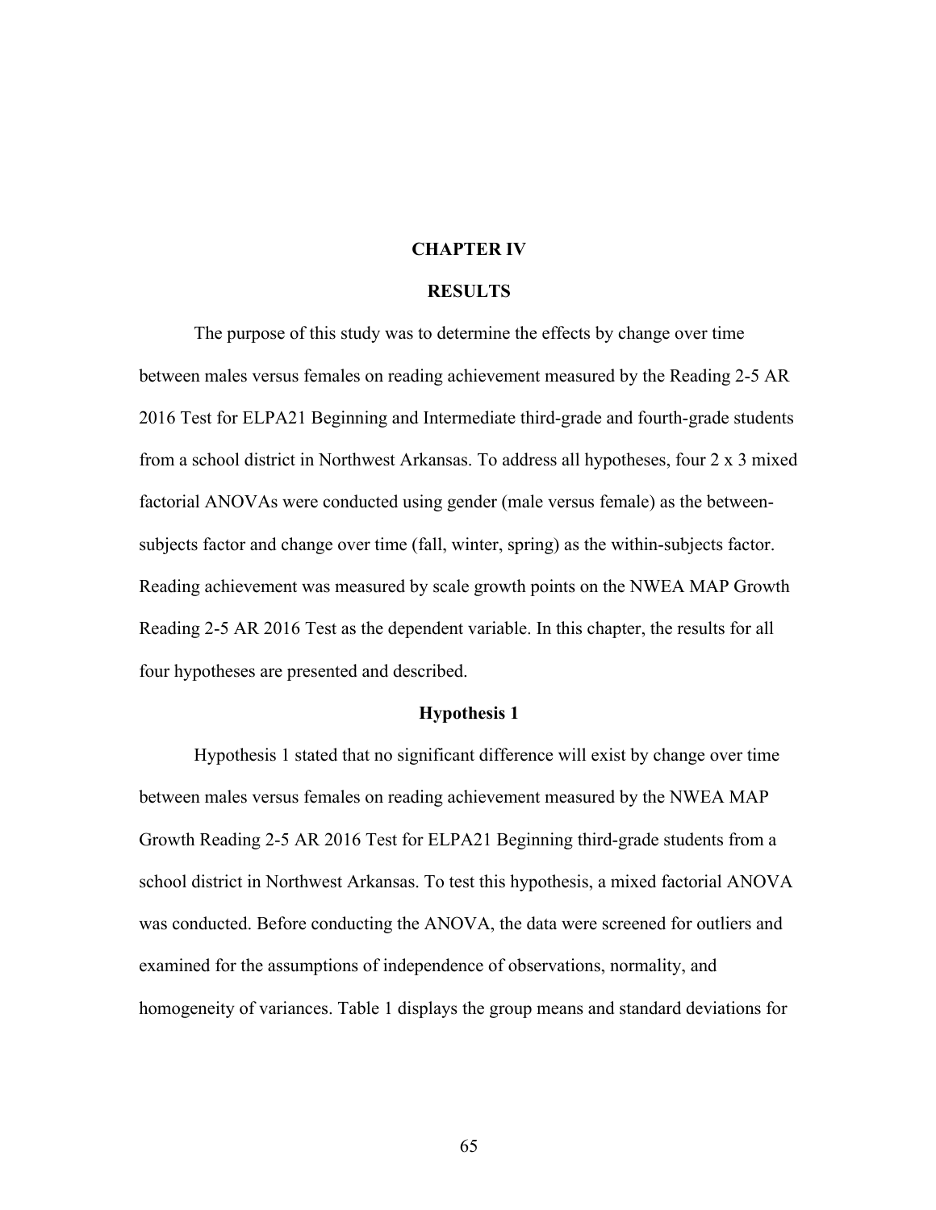# CHAPTER IV

# RESULTS

The purpose of this study was to determine the effects by change over time between males versus females on reading achievement measured by the Reading 2-5 AR 2016 Test for ELPA21 Beginning and Intermediate third-grade and fourth-grade students from a school district in Northwest Arkansas. To address all hypotheses, four 2 x 3 mixed factorial ANOVAs were conducted using gender (male versus female) as the between-subjects factor and change over time (fall, winter, spring) as the within-subjects factor. Reading achievement was measured by scale growth points on the NWEA MAP Growth Reading 2-5 AR 2016 Test as the dependent variable. In this chapter, the results for all four hypotheses are presented and described.

## Hypothesis 1

Hypothesis 1 stated that no significant difference will exist by change over time between males versus females on reading achievement measured by the NWEA MAP Growth Reading 2-5 AR 2016 Test for ELPA21 Beginning third-grade students from a school district in Northwest Arkansas. To test this hypothesis, a mixed factorial ANOVA was conducted. Before conducting the ANOVA, the data were screened for outliers and examined for the assumptions of independence of observations, normality, and homogeneity of variances. Table 1 displays the group means and standard deviations for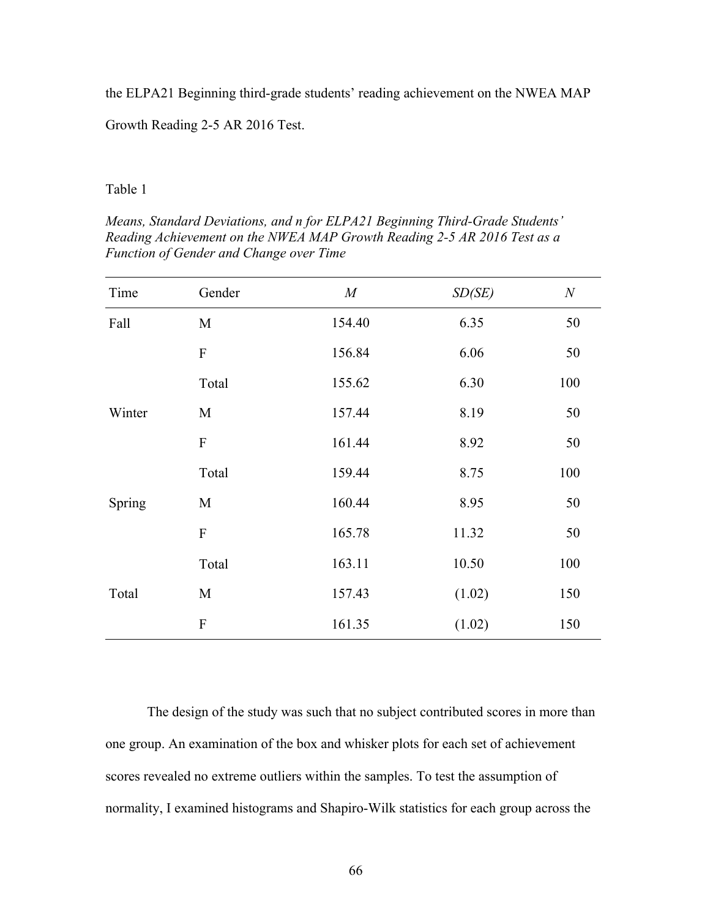the ELPA21 Beginning third-grade students' reading achievement on the NWEA MAP Growth Reading 2-5 AR 2016 Test.

Table 1

*Means, Standard Deviations, and n for ELPA21 Beginning Third-Grade Students' Reading Achievement on the NWEA MAP Growth Reading 2-5 AR 2016 Test as a Function of Gender and Change over Time*

| Time | Gender | *M* | *SD(SE)* | *N* |
|---|---|---|---|---|
| Fall | M | 154.40 | 6.35 | 50 |
| | F | 156.84 | 6.06 | 50 |
| | Total | 155.62 | 6.30 | 100 |
| Winter | M | 157.44 | 8.19 | 50 |
| | F | 161.44 | 8.92 | 50 |
| | Total | 159.44 | 8.75 | 100 |
| Spring | M | 160.44 | 8.95 | 50 |
| | F | 165.78 | 11.32 | 50 |
| | Total | 163.11 | 10.50 | 100 |
| Total | M | 157.43 | (1.02) | 150 |
| | F | 161.35 | (1.02) | 150 |

The design of the study was such that no subject contributed scores in more than one group. An examination of the box and whisker plots for each set of achievement scores revealed no extreme outliers within the samples. To test the assumption of normality, I examined histograms and Shapiro-Wilk statistics for each group across the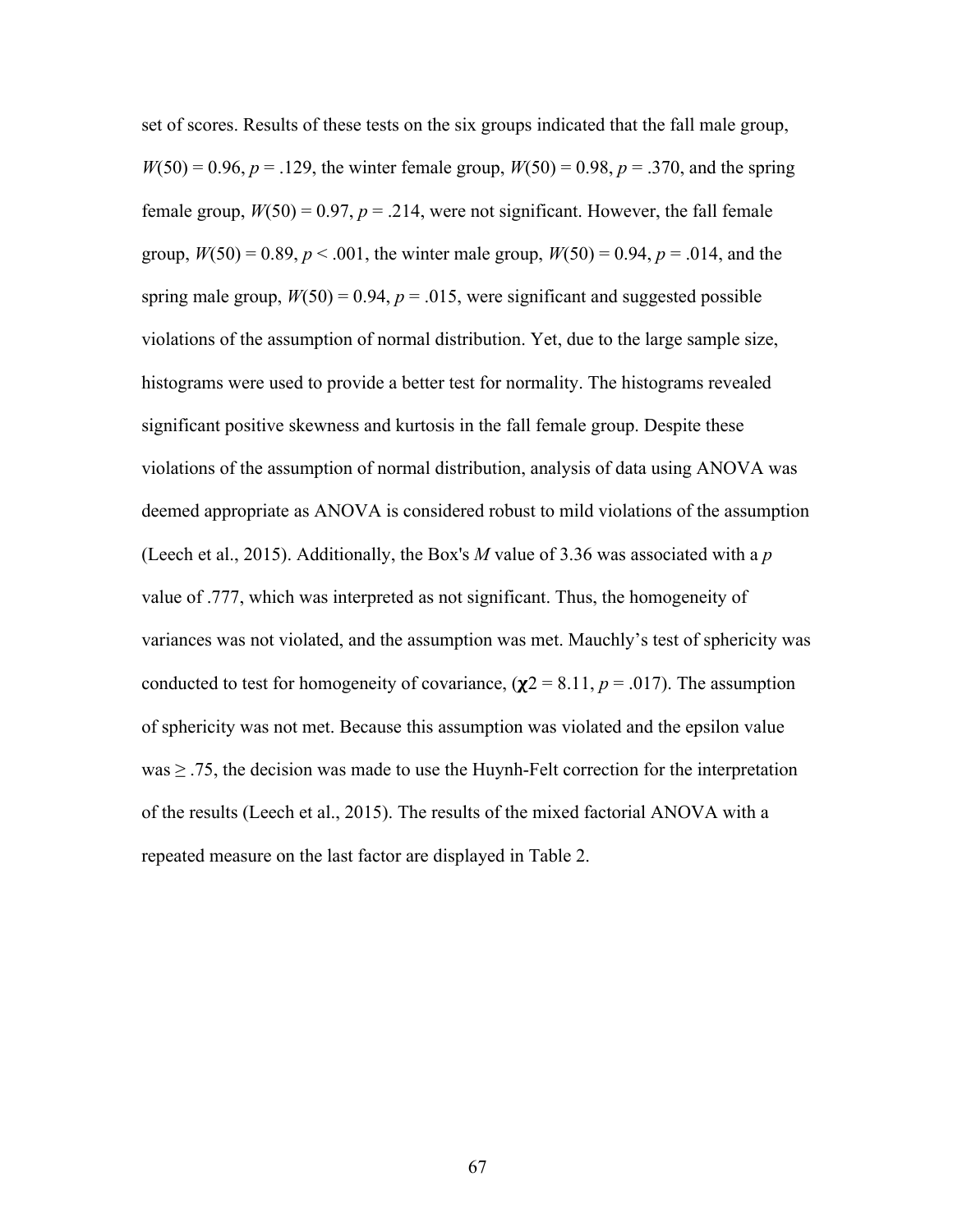set of scores. Results of these tests on the six groups indicated that the fall male group, $W(50) = 0.96$, $p = .129$, the winter female group, $W(50) = 0.98$, $p = .370$, and the spring female group, $W(50) = 0.97$, $p = .214$, were not significant. However, the fall female group, $W(50) = 0.89$, $p < .001$, the winter male group, $W(50) = 0.94$, $p = .014$, and the spring male group, $W(50) = 0.94$, $p = .015$, were significant and suggested possible violations of the assumption of normal distribution. Yet, due to the large sample size, histograms were used to provide a better test for normality. The histograms revealed significant positive skewness and kurtosis in the fall female group. Despite these violations of the assumption of normal distribution, analysis of data using ANOVA was deemed appropriate as ANOVA is considered robust to mild violations of the assumption (Leech et al., 2015). Additionally, the Box's *M* value of 3.36 was associated with a *p* value of .777, which was interpreted as not significant. Thus, the homogeneity of variances was not violated, and the assumption was met. Mauchly's test of sphericity was conducted to test for homogeneity of covariance, ($\chi^2 = 8.11$, $p = .017$). The assumption of sphericity was not met. Because this assumption was violated and the epsilon value was $\geq .75$, the decision was made to use the Huynh-Felt correction for the interpretation of the results (Leech et al., 2015). The results of the mixed factorial ANOVA with a repeated measure on the last factor are displayed in Table 2.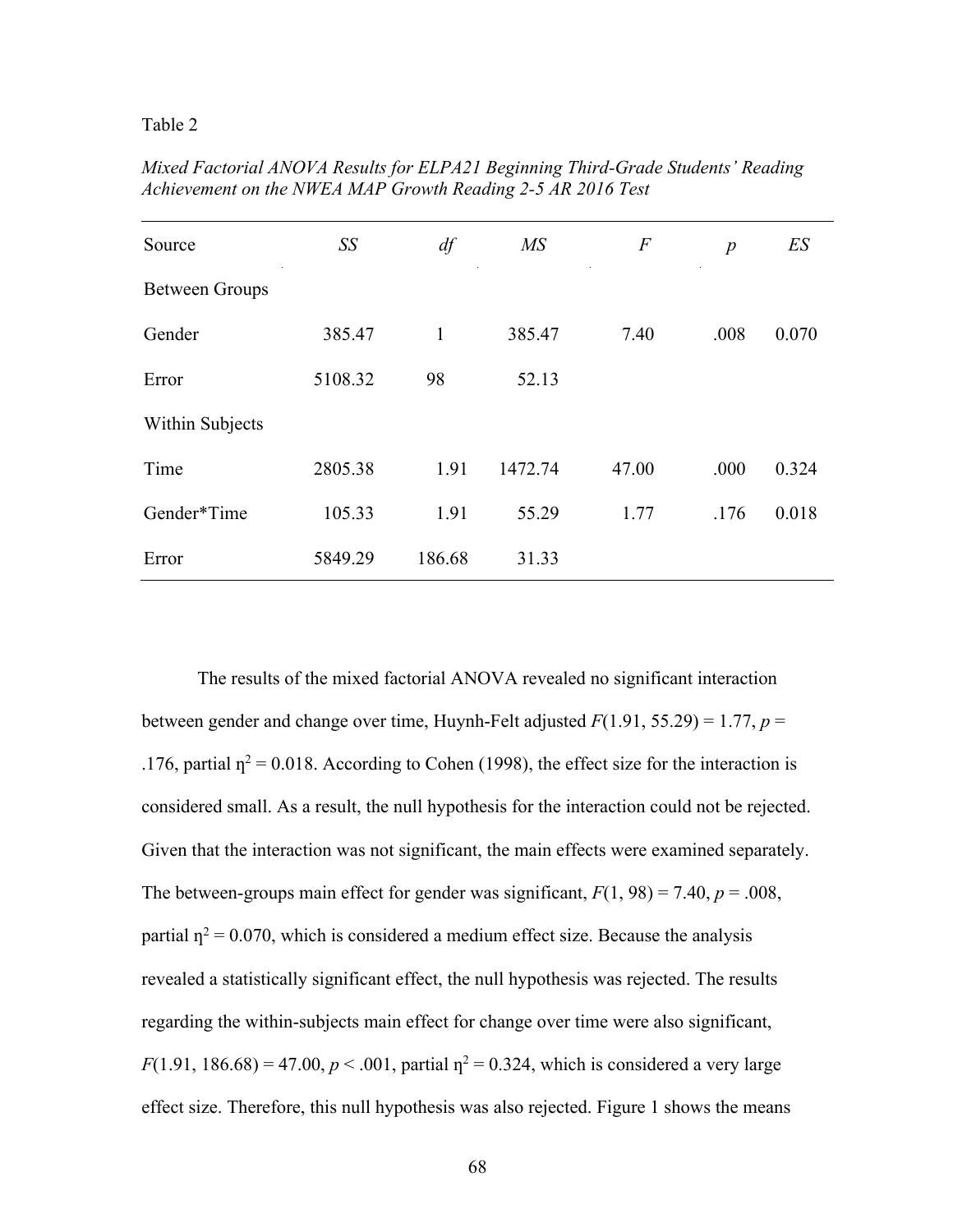Table 2

*Mixed Factorial ANOVA Results for ELPA21 Beginning Third-Grade Students' Reading Achievement on the NWEA MAP Growth Reading 2-5 AR 2016 Test*

| Source | *SS* | *df* | *MS* | *F* | *p* | *ES* |
|---|---|---|---|---|---|---|
| Between Groups | | | | | | |
| Gender | 385.47 | 1 | 385.47 | 7.40 | .008 | 0.070 |
| Error | 5108.32 | 98 | 52.13 | | | |
| Within Subjects | | | | | | |
| Time | 2805.38 | 1.91 | 1472.74 | 47.00 | .000 | 0.324 |
| Gender*Time | 105.33 | 1.91 | 55.29 | 1.77 | .176 | 0.018 |
| Error | 5849.29 | 186.68 | 31.33 | | | |

The results of the mixed factorial ANOVA revealed no significant interaction between gender and change over time, Huynh-Felt adjusted $F(1.91, 55.29) = 1.77$, $p = .176$, partial $\eta^2 = 0.018$. According to Cohen (1998), the effect size for the interaction is considered small. As a result, the null hypothesis for the interaction could not be rejected. Given that the interaction was not significant, the main effects were examined separately. The between-groups main effect for gender was significant, $F(1, 98) = 7.40$, $p = .008$, partial $\eta^2 = 0.070$, which is considered a medium effect size. Because the analysis revealed a statistically significant effect, the null hypothesis was rejected. The results regarding the within-subjects main effect for change over time were also significant, $F(1.91, 186.68) = 47.00$, $p < .001$, partial $\eta^2 = 0.324$, which is considered a very large effect size. Therefore, this null hypothesis was also rejected. Figure 1 shows the means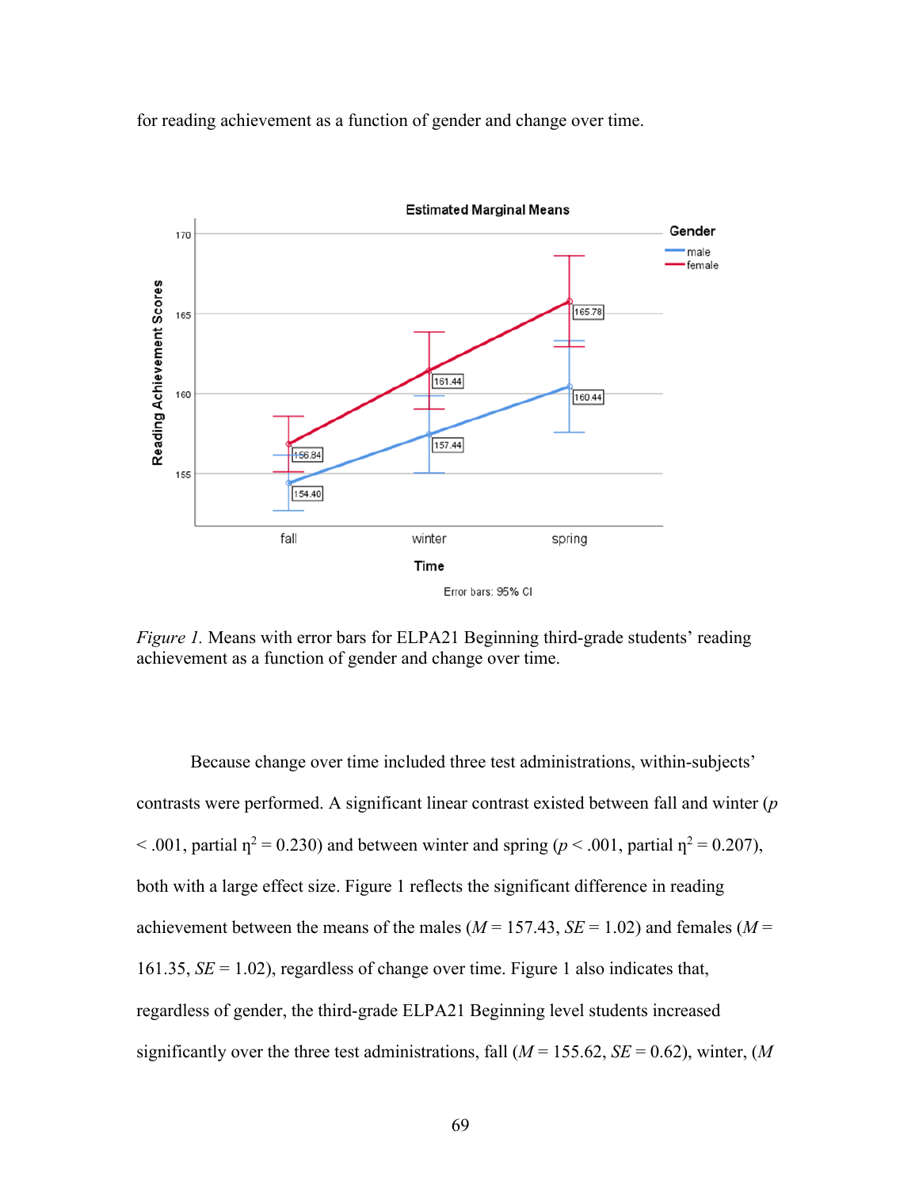for reading achievement as a function of gender and change over time.

*Figure 1.* Means with error bars for ELPA21 Beginning third-grade students' reading achievement as a function of gender and change over time.

Because change over time included three test administrations, within-subjects' contrasts were performed. A significant linear contrast existed between fall and winter ($p < .001$, partial $\eta^2 = 0.230$) and between winter and spring ($p < .001$, partial $\eta^2 = 0.207$), both with a large effect size. Figure 1 reflects the significant difference in reading achievement between the means of the males ($M = 157.43$, $SE = 1.02$) and females ($M = 161.35$, $SE = 1.02$), regardless of change over time. Figure 1 also indicates that, regardless of gender, the third-grade ELPA21 Beginning level students increased significantly over the three test administrations, fall ($M = 155.62$, $SE = 0.62$), winter, ($M$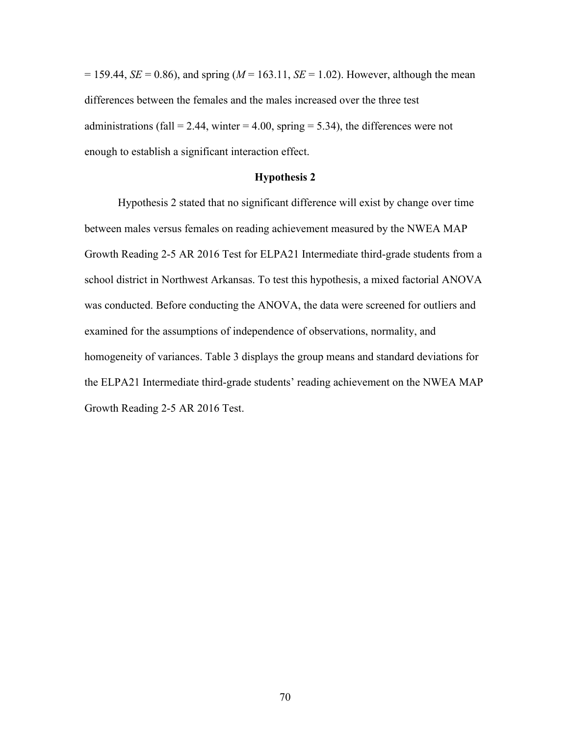= 159.44, *SE* = 0.86), and spring (*M* = 163.11, *SE* = 1.02). However, although the mean differences between the females and the males increased over the three test administrations (fall = 2.44, winter = 4.00, spring = 5.34), the differences were not enough to establish a significant interaction effect.

## Hypothesis 2

Hypothesis 2 stated that no significant difference will exist by change over time between males versus females on reading achievement measured by the NWEA MAP Growth Reading 2-5 AR 2016 Test for ELPA21 Intermediate third-grade students from a school district in Northwest Arkansas. To test this hypothesis, a mixed factorial ANOVA was conducted. Before conducting the ANOVA, the data were screened for outliers and examined for the assumptions of independence of observations, normality, and homogeneity of variances. Table 3 displays the group means and standard deviations for the ELPA21 Intermediate third-grade students' reading achievement on the NWEA MAP Growth Reading 2-5 AR 2016 Test.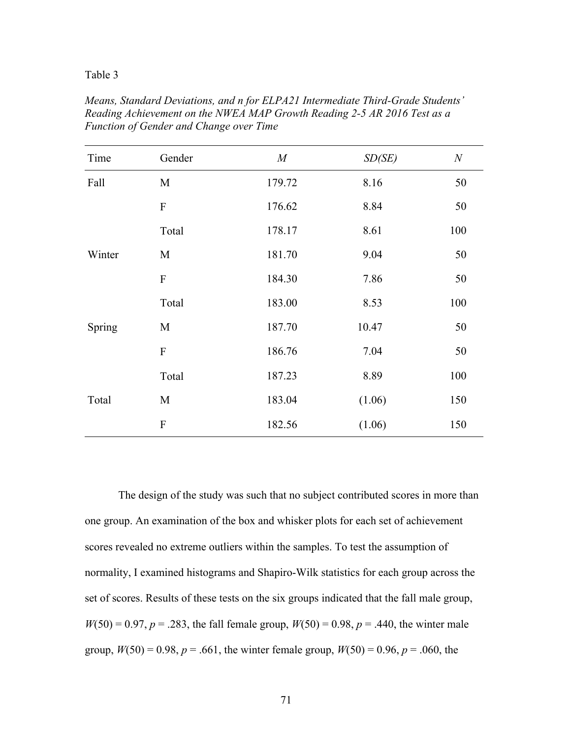Table 3

*Means, Standard Deviations, and n for ELPA21 Intermediate Third-Grade Students' Reading Achievement on the NWEA MAP Growth Reading 2-5 AR 2016 Test as a Function of Gender and Change over Time*

| Time | Gender | *M* | *SD(SE)* | *N* |
|---|---|---|---|---|
| Fall | M | 179.72 | 8.16 | 50 |
| | F | 176.62 | 8.84 | 50 |
| | Total | 178.17 | 8.61 | 100 |
| Winter | M | 181.70 | 9.04 | 50 |
| | F | 184.30 | 7.86 | 50 |
| | Total | 183.00 | 8.53 | 100 |
| Spring | M | 187.70 | 10.47 | 50 |
| | F | 186.76 | 7.04 | 50 |
| | Total | 187.23 | 8.89 | 100 |
| Total | M | 183.04 | (1.06) | 150 |
| | F | 182.56 | (1.06) | 150 |

The design of the study was such that no subject contributed scores in more than one group. An examination of the box and whisker plots for each set of achievement scores revealed no extreme outliers within the samples. To test the assumption of normality, I examined histograms and Shapiro-Wilk statistics for each group across the set of scores. Results of these tests on the six groups indicated that the fall male group, $W(50) = 0.97$, $p = .283$, the fall female group, $W(50) = 0.98$, $p = .440$, the winter male group, $W(50) = 0.98$, $p = .661$, the winter female group, $W(50) = 0.96$, $p = .060$, the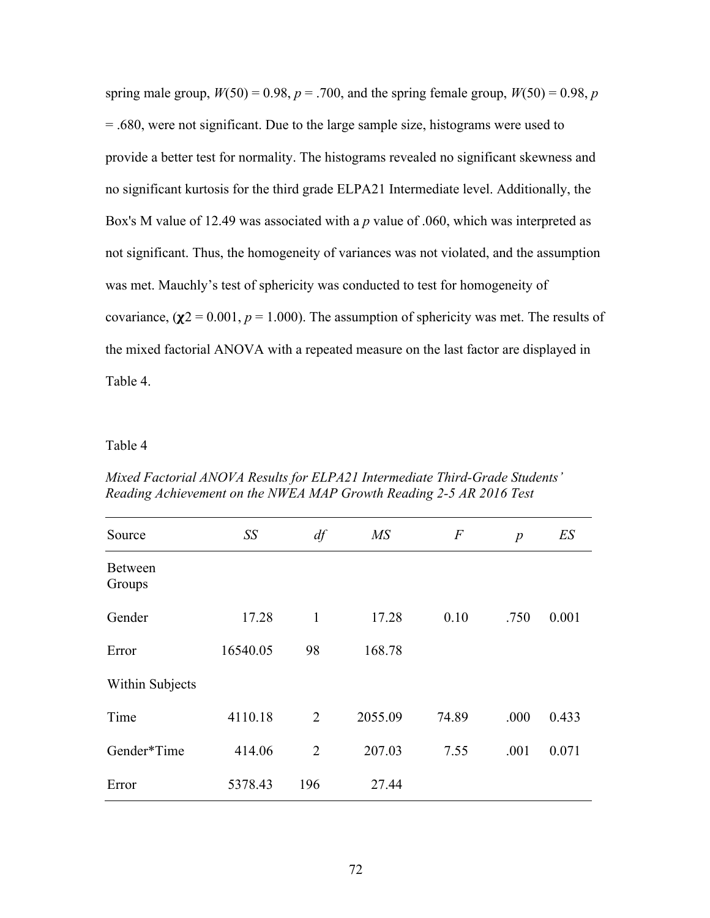spring male group, $W(50) = 0.98$, $p = .700$, and the spring female group, $W(50) = 0.98$, $p = .680$, were not significant. Due to the large sample size, histograms were used to provide a better test for normality. The histograms revealed no significant skewness and no significant kurtosis for the third grade ELPA21 Intermediate level. Additionally, the Box's M value of 12.49 was associated with a $p$ value of .060, which was interpreted as not significant. Thus, the homogeneity of variances was not violated, and the assumption was met. Mauchly's test of sphericity was conducted to test for homogeneity of covariance, ($\chi^2 = 0.001$, $p = 1.000$). The assumption of sphericity was met. The results of the mixed factorial ANOVA with a repeated measure on the last factor are displayed in Table 4.

Table 4

*Mixed Factorial ANOVA Results for ELPA21 Intermediate Third-Grade Students' Reading Achievement on the NWEA MAP Growth Reading 2-5 AR 2016 Test*

| Source | *SS* | *df* | *MS* | *F* | *p* | *ES* |
|---|---|---|---|---|---|---|
| Between Groups | | | | | | |
| Gender | 17.28 | 1 | 17.28 | 0.10 | .750 | 0.001 |
| Error | 16540.05 | 98 | 168.78 | | | |
| Within Subjects | | | | | | |
| Time | 4110.18 | 2 | 2055.09 | 74.89 | .000 | 0.433 |
| Gender*Time | 414.06 | 2 | 207.03 | 7.55 | .001 | 0.071 |
| Error | 5378.43 | 196 | 27.44 | | | |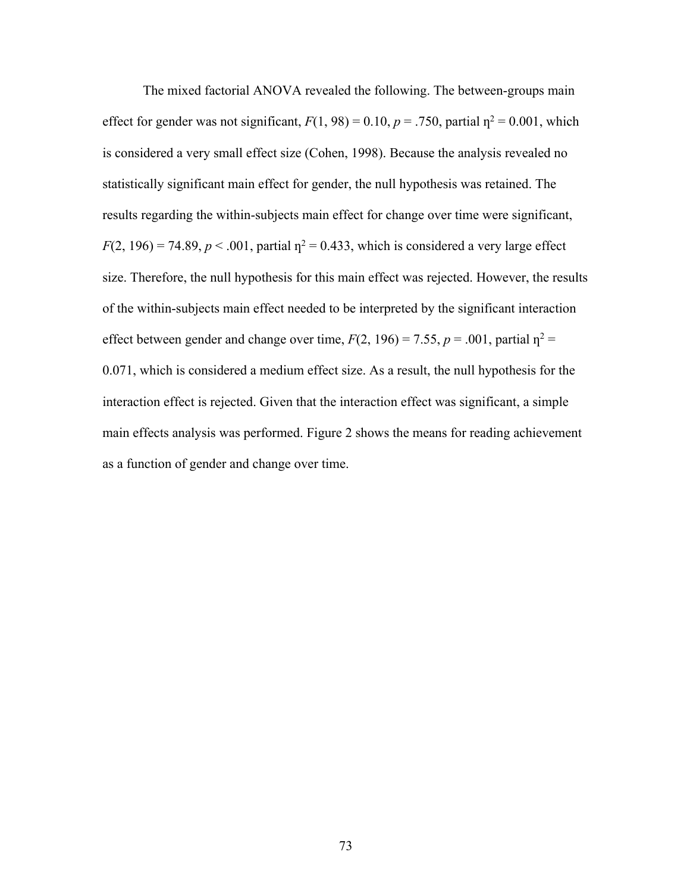The mixed factorial ANOVA revealed the following. The between-groups main effect for gender was not significant, $F(1, 98) = 0.10$, $p = .750$, partial $\eta^2 = 0.001$, which is considered a very small effect size (Cohen, 1998). Because the analysis revealed no statistically significant main effect for gender, the null hypothesis was retained. The results regarding the within-subjects main effect for change over time were significant, $F(2, 196) = 74.89$, $p < .001$, partial $\eta^2 = 0.433$, which is considered a very large effect size. Therefore, the null hypothesis for this main effect was rejected. However, the results of the within-subjects main effect needed to be interpreted by the significant interaction effect between gender and change over time, $F(2, 196) = 7.55$, $p = .001$, partial $\eta^2 = 0.071$, which is considered a medium effect size. As a result, the null hypothesis for the interaction effect is rejected. Given that the interaction effect was significant, a simple main effects analysis was performed. Figure 2 shows the means for reading achievement as a function of gender and change over time.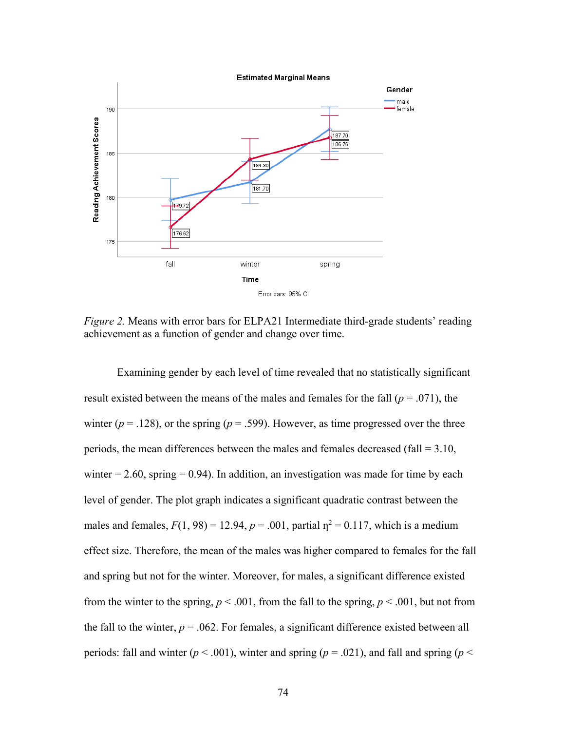*Figure 2.* Means with error bars for ELPA21 Intermediate third-grade students' reading achievement as a function of gender and change over time.

Examining gender by each level of time revealed that no statistically significant result existed between the means of the males and females for the fall ($p$ = .071), the winter ($p$ = .128), or the spring ($p$ = .599). However, as time progressed over the three periods, the mean differences between the males and females decreased (fall = 3.10, winter = 2.60, spring = 0.94). In addition, an investigation was made for time by each level of gender. The plot graph indicates a significant quadratic contrast between the males and females, $F(1, 98) = 12.94$, $p = .001$, partial $\eta^2 = 0.117$, which is a medium effect size. Therefore, the mean of the males was higher compared to females for the fall and spring but not for the winter. Moreover, for males, a significant difference existed from the winter to the spring, $p < .001$, from the fall to the spring, $p < .001$, but not from the fall to the winter, $p = .062$. For females, a significant difference existed between all periods: fall and winter ($p < .001$), winter and spring ($p = .021$), and fall and spring ($p <$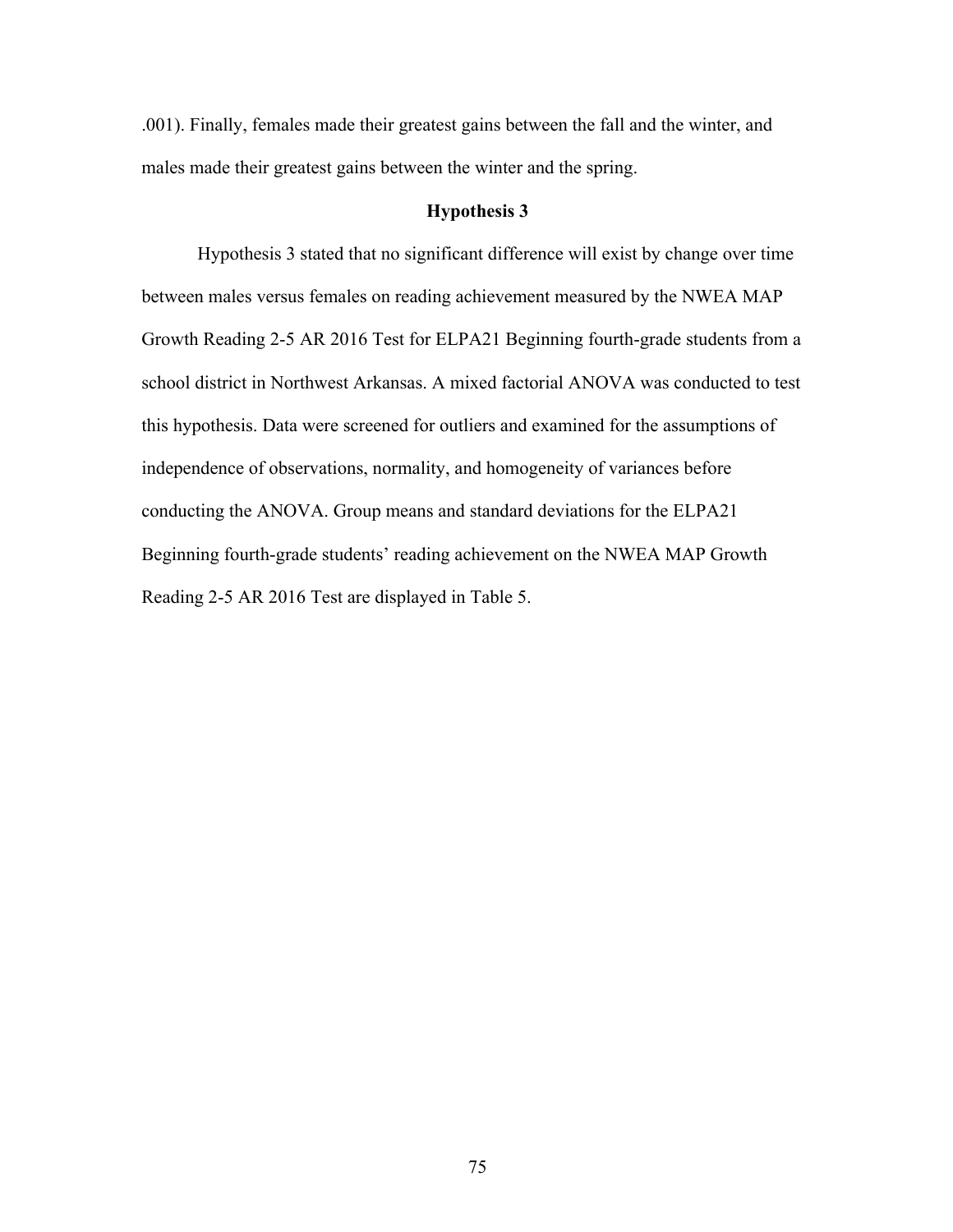.001). Finally, females made their greatest gains between the fall and the winter, and males made their greatest gains between the winter and the spring.

## Hypothesis 3

Hypothesis 3 stated that no significant difference will exist by change over time between males versus females on reading achievement measured by the NWEA MAP Growth Reading 2-5 AR 2016 Test for ELPA21 Beginning fourth-grade students from a school district in Northwest Arkansas. A mixed factorial ANOVA was conducted to test this hypothesis. Data were screened for outliers and examined for the assumptions of independence of observations, normality, and homogeneity of variances before conducting the ANOVA. Group means and standard deviations for the ELPA21 Beginning fourth-grade students' reading achievement on the NWEA MAP Growth Reading 2-5 AR 2016 Test are displayed in Table 5.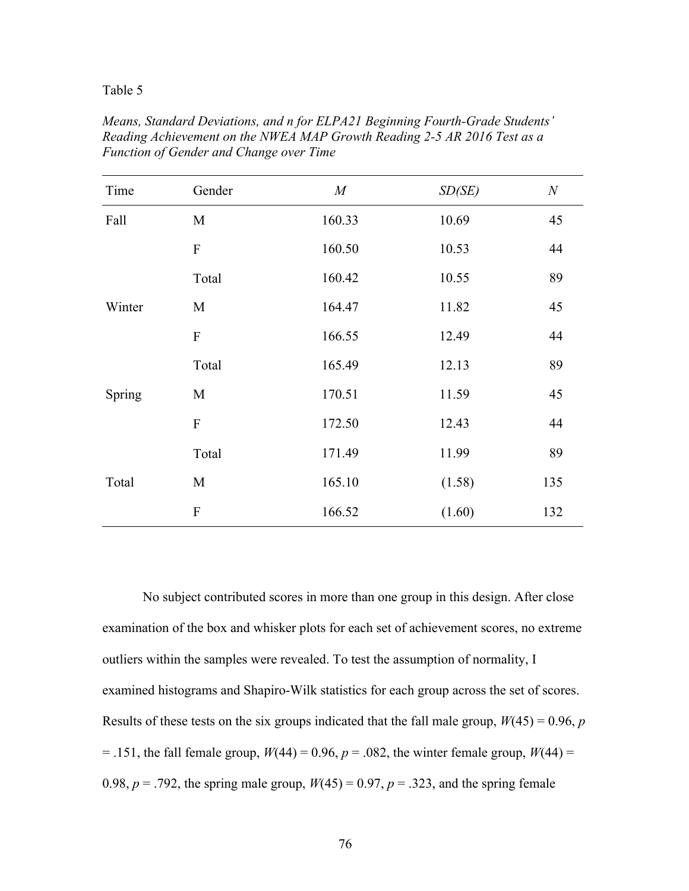Table 5

*Means, Standard Deviations, and n for ELPA21 Beginning Fourth-Grade Students' Reading Achievement on the NWEA MAP Growth Reading 2-5 AR 2016 Test as a Function of Gender and Change over Time*

| Time | Gender | *M* | *SD(SE)* | *N* |
|---|---|---|---|---|
| Fall | M | 160.33 | 10.69 | 45 |
| | F | 160.50 | 10.53 | 44 |
| | Total | 160.42 | 10.55 | 89 |
| Winter | M | 164.47 | 11.82 | 45 |
| | F | 166.55 | 12.49 | 44 |
| | Total | 165.49 | 12.13 | 89 |
| Spring | M | 170.51 | 11.59 | 45 |
| | F | 172.50 | 12.43 | 44 |
| | Total | 171.49 | 11.99 | 89 |
| Total | M | 165.10 | (1.58) | 135 |
| | F | 166.52 | (1.60) | 132 |

No subject contributed scores in more than one group in this design. After close examination of the box and whisker plots for each set of achievement scores, no extreme outliers within the samples were revealed. To test the assumption of normality, I examined histograms and Shapiro-Wilk statistics for each group across the set of scores. Results of these tests on the six groups indicated that the fall male group, $W(45) = 0.96$, $p = .151$, the fall female group, $W(44) = 0.96$, $p = .082$, the winter female group, $W(44) = 0.98$, $p = .792$, the spring male group, $W(45) = 0.97$, $p = .323$, and the spring female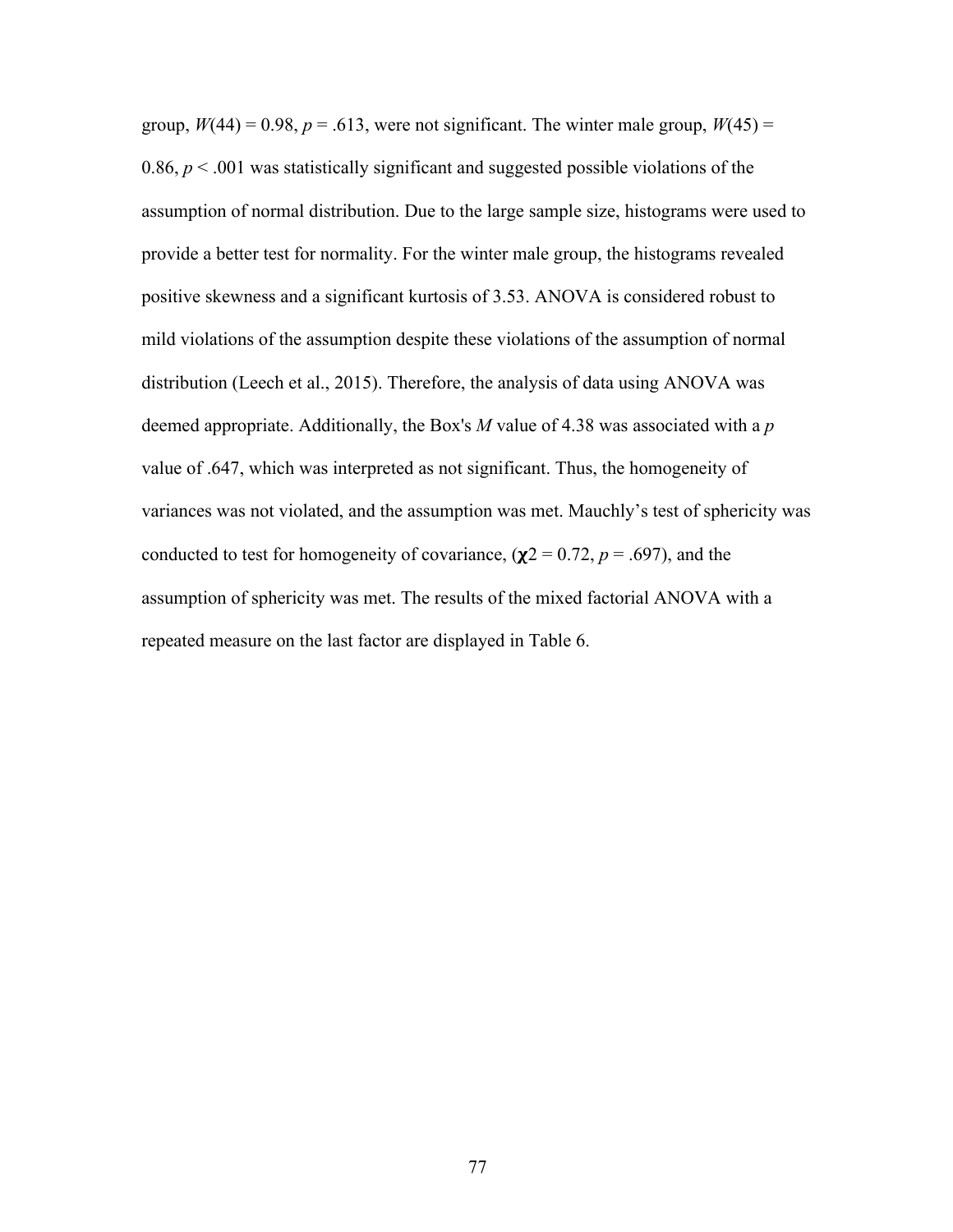group, $W(44) = 0.98$, $p = .613$, were not significant. The winter male group, $W(45) = 0.86$, $p < .001$ was statistically significant and suggested possible violations of the assumption of normal distribution. Due to the large sample size, histograms were used to provide a better test for normality. For the winter male group, the histograms revealed positive skewness and a significant kurtosis of 3.53. ANOVA is considered robust to mild violations of the assumption despite these violations of the assumption of normal distribution (Leech et al., 2015). Therefore, the analysis of data using ANOVA was deemed appropriate. Additionally, the Box's *M* value of 4.38 was associated with a *p* value of .647, which was interpreted as not significant. Thus, the homogeneity of variances was not violated, and the assumption was met. Mauchly's test of sphericity was conducted to test for homogeneity of covariance, ($\chi 2 = 0.72$, $p = .697$), and the assumption of sphericity was met. The results of the mixed factorial ANOVA with a repeated measure on the last factor are displayed in Table 6.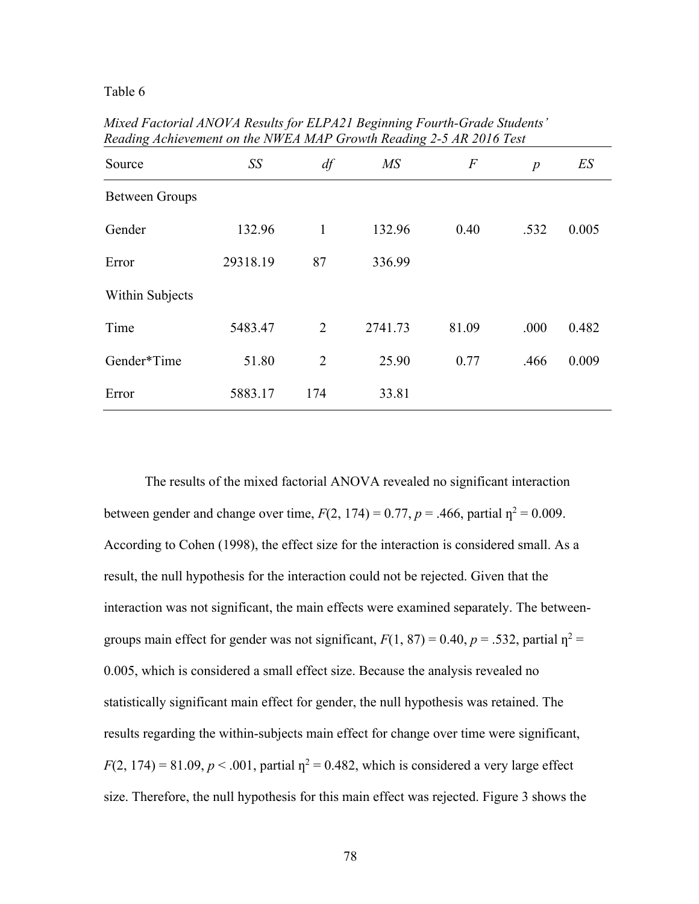Table 6

*Mixed Factorial ANOVA Results for ELPA21 Beginning Fourth-Grade Students' Reading Achievement on the NWEA MAP Growth Reading 2-5 AR 2016 Test*

| Source | *SS* | *df* | *MS* | *F* | *p* | *ES* |
|---|---|---|---|---|---|---|
| Between Groups | | | | | | |
| Gender | 132.96 | 1 | 132.96 | 0.40 | .532 | 0.005 |
| Error | 29318.19 | 87 | 336.99 | | | |
| Within Subjects | | | | | | |
| Time | 5483.47 | 2 | 2741.73 | 81.09 | .000 | 0.482 |
| Gender*Time | 51.80 | 2 | 25.90 | 0.77 | .466 | 0.009 |
| Error | 5883.17 | 174 | 33.81 | | | |

The results of the mixed factorial ANOVA revealed no significant interaction between gender and change over time, $F(2, 174) = 0.77$, $p = .466$, partial $\eta^2 = 0.009$. According to Cohen (1998), the effect size for the interaction is considered small. As a result, the null hypothesis for the interaction could not be rejected. Given that the interaction was not significant, the main effects were examined separately. The between-groups main effect for gender was not significant, $F(1, 87) = 0.40$, $p = .532$, partial $\eta^2 = 0.005$, which is considered a small effect size. Because the analysis revealed no statistically significant main effect for gender, the null hypothesis was retained. The results regarding the within-subjects main effect for change over time were significant, $F(2, 174) = 81.09$, $p < .001$, partial $\eta^2 = 0.482$, which is considered a very large effect size. Therefore, the null hypothesis for this main effect was rejected. Figure 3 shows the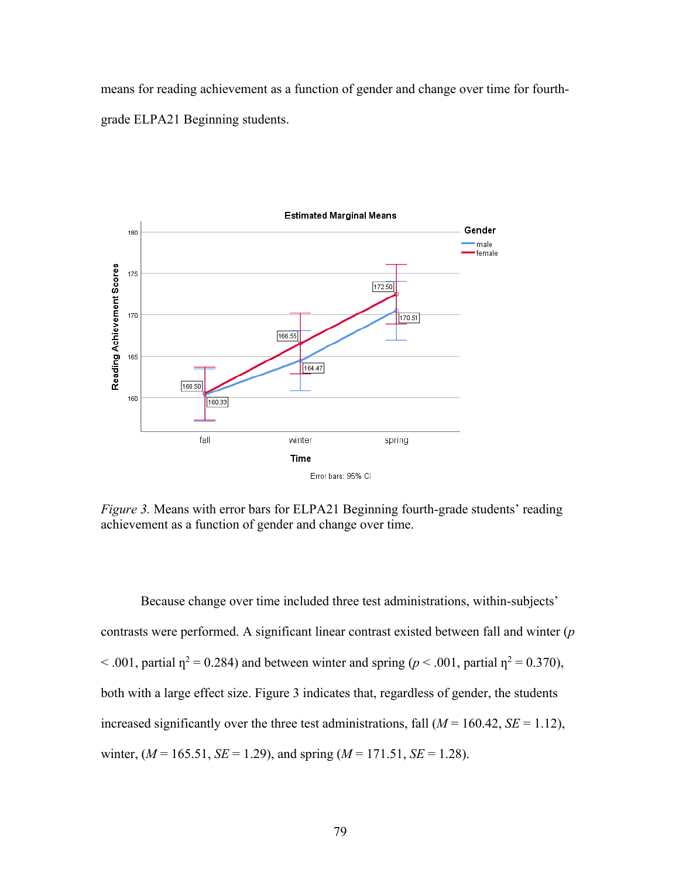means for reading achievement as a function of gender and change over time for fourth-grade ELPA21 Beginning students.

*Figure 3.* Means with error bars for ELPA21 Beginning fourth-grade students' reading achievement as a function of gender and change over time.

Because change over time included three test administrations, within-subjects' contrasts were performed. A significant linear contrast existed between fall and winter ($p < .001$, partial $\eta^2 = 0.284$) and between winter and spring ($p < .001$, partial $\eta^2 = 0.370$), both with a large effect size. Figure 3 indicates that, regardless of gender, the students increased significantly over the three test administrations, fall ($M = 160.42$, $SE = 1.12$), winter, ($M = 165.51$, $SE = 1.29$), and spring ($M = 171.51$, $SE = 1.28$).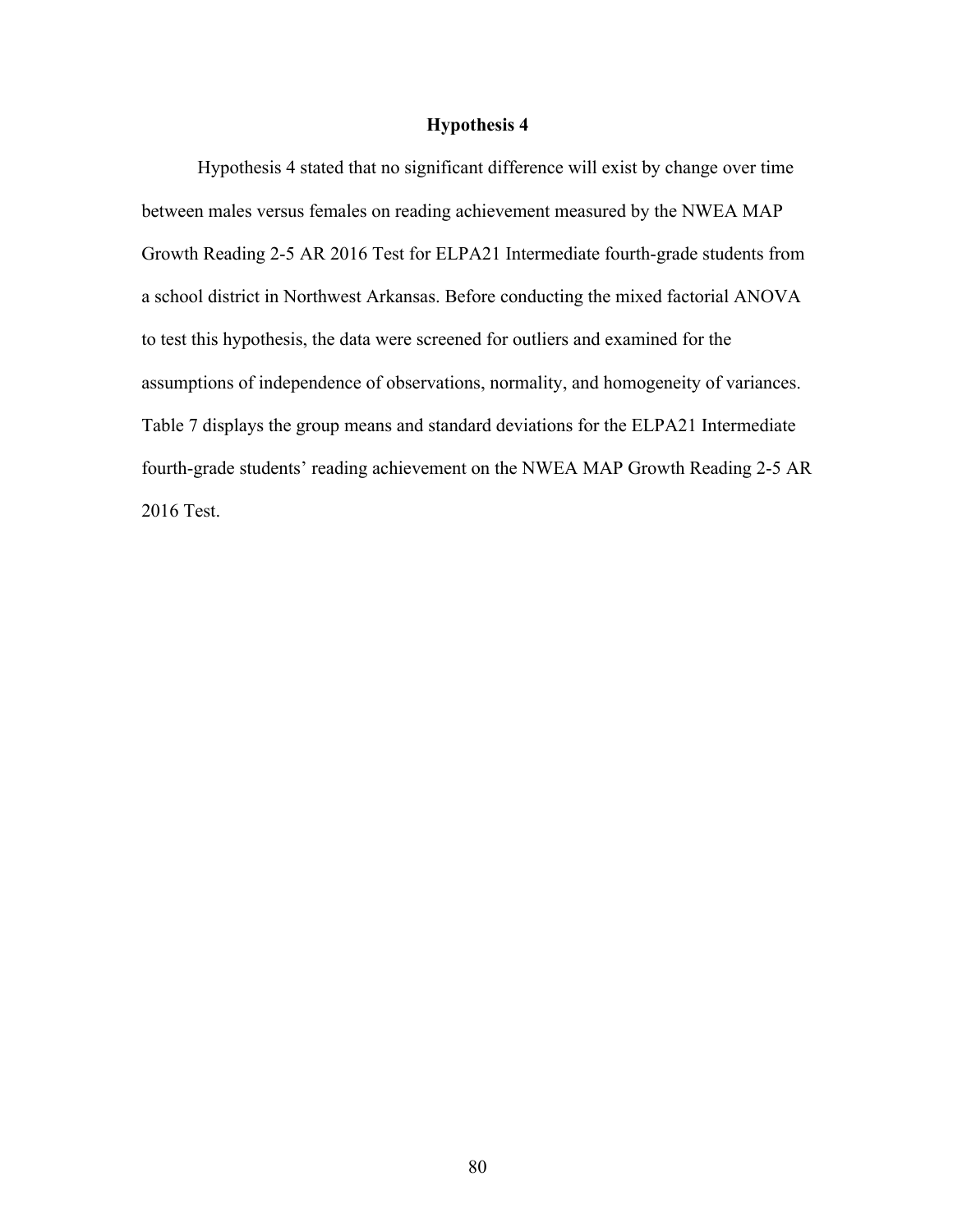### Hypothesis 4

Hypothesis 4 stated that no significant difference will exist by change over time between males versus females on reading achievement measured by the NWEA MAP Growth Reading 2-5 AR 2016 Test for ELPA21 Intermediate fourth-grade students from a school district in Northwest Arkansas. Before conducting the mixed factorial ANOVA to test this hypothesis, the data were screened for outliers and examined for the assumptions of independence of observations, normality, and homogeneity of variances. Table 7 displays the group means and standard deviations for the ELPA21 Intermediate fourth-grade students' reading achievement on the NWEA MAP Growth Reading 2-5 AR 2016 Test.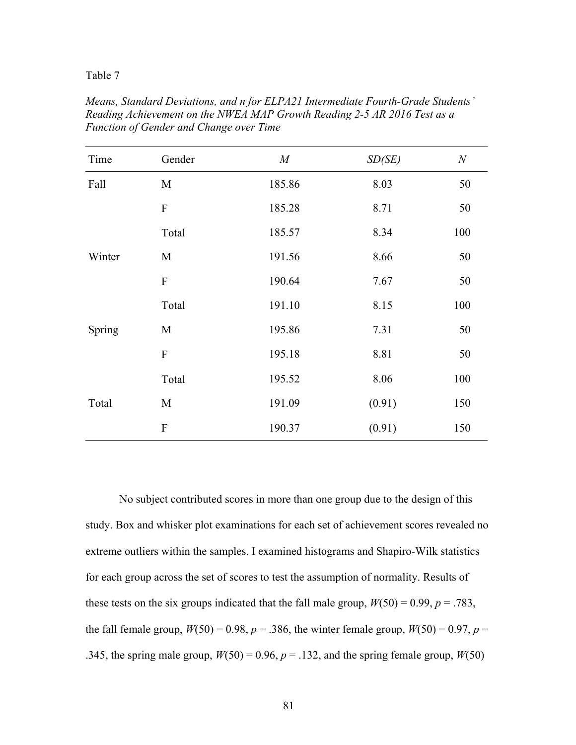Table 7

*Means, Standard Deviations, and n for ELPA21 Intermediate Fourth-Grade Students' Reading Achievement on the NWEA MAP Growth Reading 2-5 AR 2016 Test as a Function of Gender and Change over Time*

| Time | Gender | *M* | *SD(SE)* | *N* |
|---|---|---|---|---|
| Fall | M | 185.86 | 8.03 | 50 |
| | F | 185.28 | 8.71 | 50 |
| | Total | 185.57 | 8.34 | 100 |
| Winter | M | 191.56 | 8.66 | 50 |
| | F | 190.64 | 7.67 | 50 |
| | Total | 191.10 | 8.15 | 100 |
| Spring | M | 195.86 | 7.31 | 50 |
| | F | 195.18 | 8.81 | 50 |
| | Total | 195.52 | 8.06 | 100 |
| Total | M | 191.09 | (0.91) | 150 |
| | F | 190.37 | (0.91) | 150 |

No subject contributed scores in more than one group due to the design of this study. Box and whisker plot examinations for each set of achievement scores revealed no extreme outliers within the samples. I examined histograms and Shapiro-Wilk statistics for each group across the set of scores to test the assumption of normality. Results of these tests on the six groups indicated that the fall male group, $W(50) = 0.99$, $p = .783$, the fall female group, $W(50) = 0.98$, $p = .386$, the winter female group, $W(50) = 0.97$, $p = .345$, the spring male group, $W(50) = 0.96$, $p = .132$, and the spring female group, $W(50)$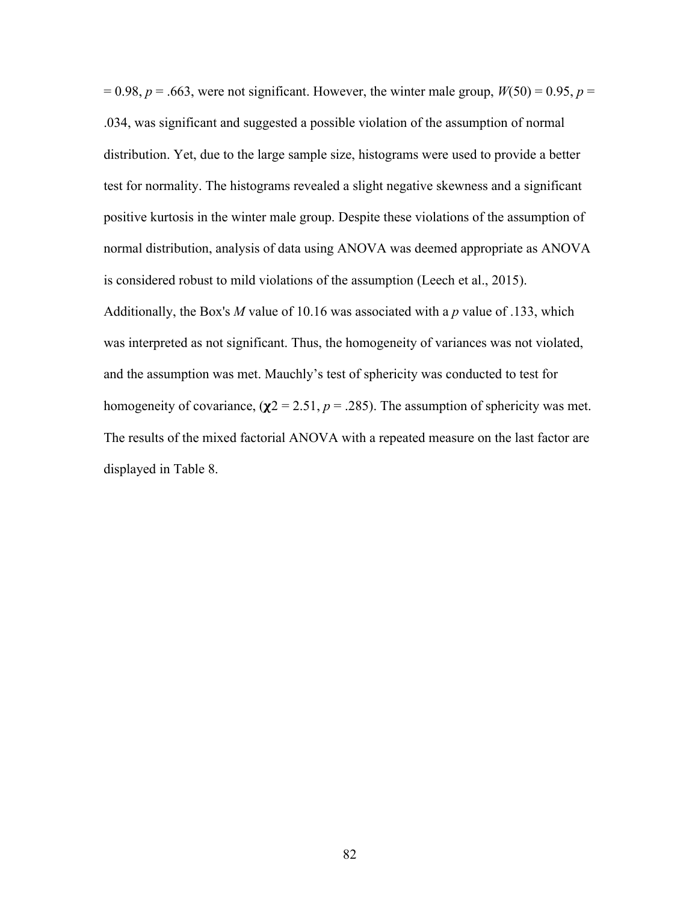= 0.98, $p$ = .663, were not significant. However, the winter male group, $W(50) = 0.95$, $p$ = .034, was significant and suggested a possible violation of the assumption of normal distribution. Yet, due to the large sample size, histograms were used to provide a better test for normality. The histograms revealed a slight negative skewness and a significant positive kurtosis in the winter male group. Despite these violations of the assumption of normal distribution, analysis of data using ANOVA was deemed appropriate as ANOVA is considered robust to mild violations of the assumption (Leech et al., 2015). Additionally, the Box's $M$ value of 10.16 was associated with a $p$ value of .133, which was interpreted as not significant. Thus, the homogeneity of variances was not violated, and the assumption was met. Mauchly's test of sphericity was conducted to test for homogeneity of covariance, ($\chi 2 = 2.51$, $p$ = .285). The assumption of sphericity was met. The results of the mixed factorial ANOVA with a repeated measure on the last factor are displayed in Table 8.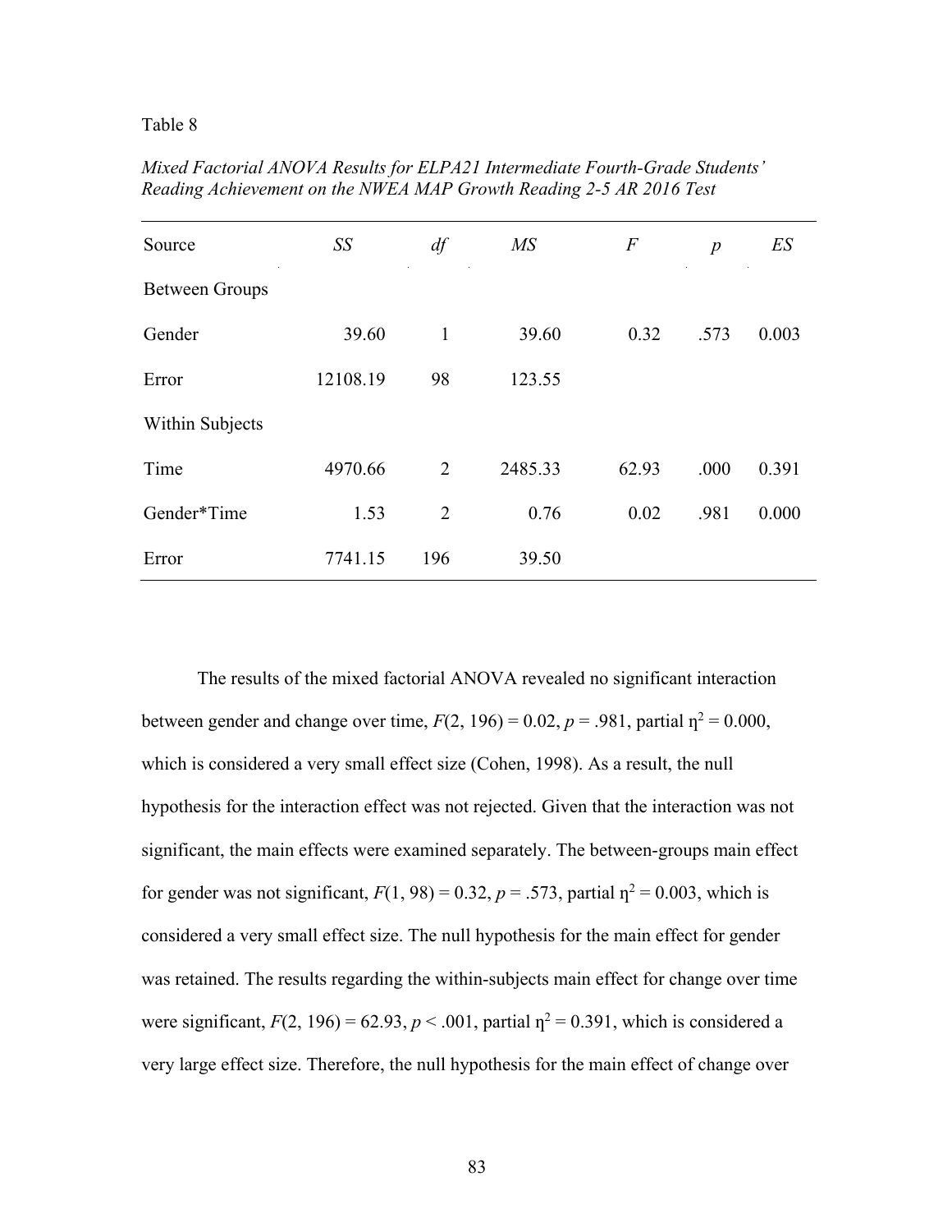Table 8

*Mixed Factorial ANOVA Results for ELPA21 Intermediate Fourth-Grade Students' Reading Achievement on the NWEA MAP Growth Reading 2-5 AR 2016 Test*

| Source | *SS* | *df* | *MS* | *F* | *p* | *ES* |
|---|---|---|---|---|---|---|
| Between Groups | | | | | | |
| Gender | 39.60 | 1 | 39.60 | 0.32 | .573 | 0.003 |
| Error | 12108.19 | 98 | 123.55 | | | |
| Within Subjects | | | | | | |
| Time | 4970.66 | 2 | 2485.33 | 62.93 | .000 | 0.391 |
| Gender*Time | 1.53 | 2 | 0.76 | 0.02 | .981 | 0.000 |
| Error | 7741.15 | 196 | 39.50 | | | |

The results of the mixed factorial ANOVA revealed no significant interaction between gender and change over time, $F(2, 196) = 0.02$, $p = .981$, partial $\eta^2 = 0.000$, which is considered a very small effect size (Cohen, 1998). As a result, the null hypothesis for the interaction effect was not rejected. Given that the interaction was not significant, the main effects were examined separately. The between-groups main effect for gender was not significant, $F(1, 98) = 0.32$, $p = .573$, partial $\eta^2 = 0.003$, which is considered a very small effect size. The null hypothesis for the main effect for gender was retained. The results regarding the within-subjects main effect for change over time were significant, $F(2, 196) = 62.93$, $p < .001$, partial $\eta^2 = 0.391$, which is considered a very large effect size. Therefore, the null hypothesis for the main effect of change over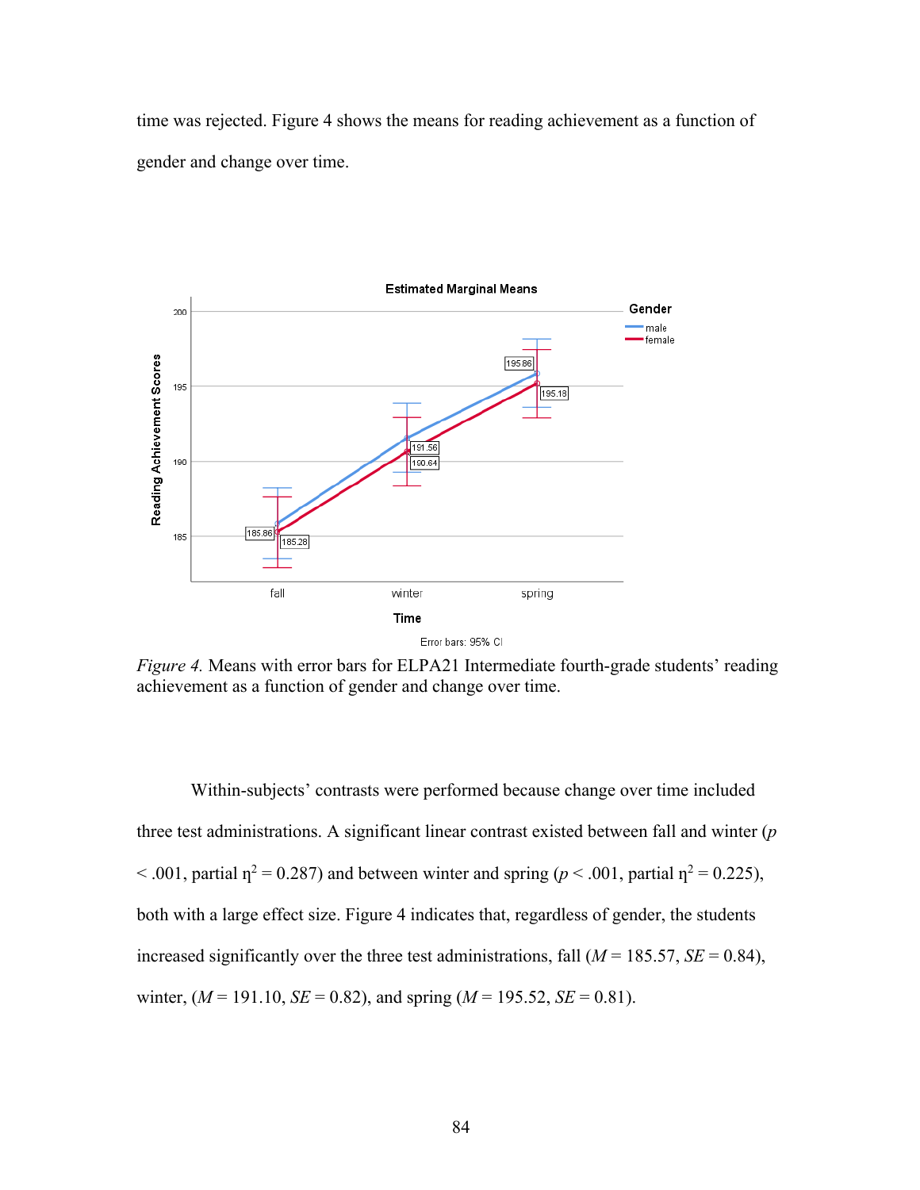time was rejected. Figure 4 shows the means for reading achievement as a function of gender and change over time.

*Figure 4.* Means with error bars for ELPA21 Intermediate fourth-grade students' reading achievement as a function of gender and change over time.

Within-subjects' contrasts were performed because change over time included three test administrations. A significant linear contrast existed between fall and winter ($p < .001$, partial $\eta^2 = 0.287$) and between winter and spring ($p < .001$, partial $\eta^2 = 0.225$), both with a large effect size. Figure 4 indicates that, regardless of gender, the students increased significantly over the three test administrations, fall ($M = 185.57$, $SE = 0.84$), winter, ($M = 191.10$, $SE = 0.82$), and spring ($M = 195.52$, $SE = 0.81$).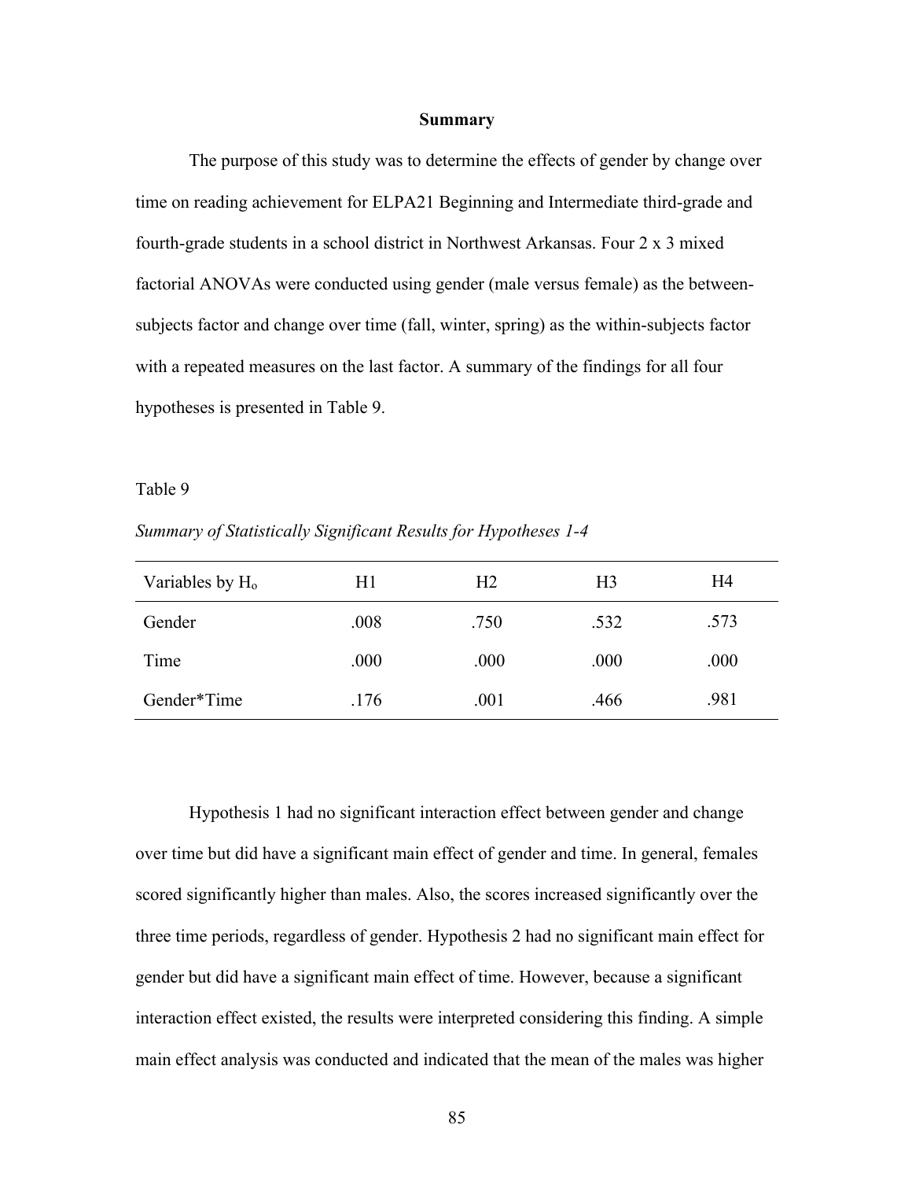## Summary

The purpose of this study was to determine the effects of gender by change over time on reading achievement for ELPA21 Beginning and Intermediate third-grade and fourth-grade students in a school district in Northwest Arkansas. Four 2 x 3 mixed factorial ANOVAs were conducted using gender (male versus female) as the between-subjects factor and change over time (fall, winter, spring) as the within-subjects factor with a repeated measures on the last factor. A summary of the findings for all four hypotheses is presented in Table 9.

Table 9

*Summary of Statistically Significant Results for Hypotheses 1-4*

| Variables by $H_o$ | H1 | H2 | H3 | H4 |
|---|---|---|---|---|
| Gender | .008 | .750 | .532 | .573 |
| Time | .000 | .000 | .000 | .000 |
| Gender*Time | .176 | .001 | .466 | .981 |

Hypothesis 1 had no significant interaction effect between gender and change over time but did have a significant main effect of gender and time. In general, females scored significantly higher than males. Also, the scores increased significantly over the three time periods, regardless of gender. Hypothesis 2 had no significant main effect for gender but did have a significant main effect of time. However, because a significant interaction effect existed, the results were interpreted considering this finding. A simple main effect analysis was conducted and indicated that the mean of the males was higher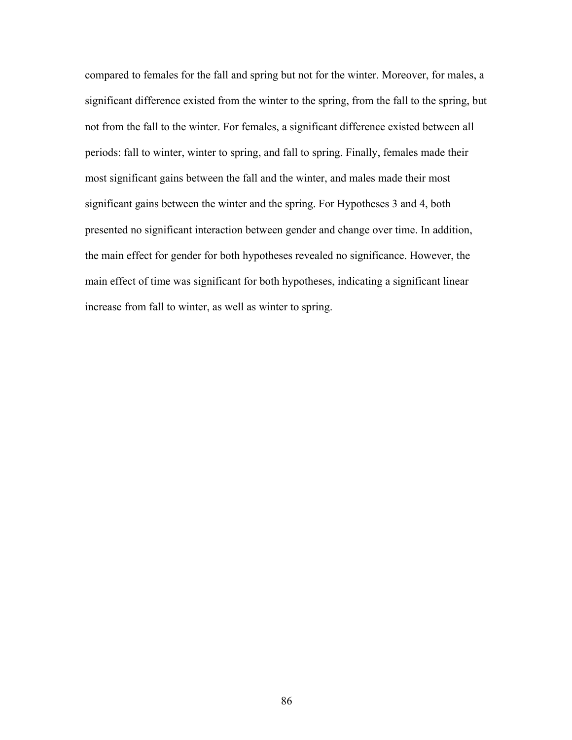compared to females for the fall and spring but not for the winter. Moreover, for males, a significant difference existed from the winter to the spring, from the fall to the spring, but not from the fall to the winter. For females, a significant difference existed between all periods: fall to winter, winter to spring, and fall to spring. Finally, females made their most significant gains between the fall and the winter, and males made their most significant gains between the winter and the spring. For Hypotheses 3 and 4, both presented no significant interaction between gender and change over time. In addition, the main effect for gender for both hypotheses revealed no significance. However, the main effect of time was significant for both hypotheses, indicating a significant linear increase from fall to winter, as well as winter to spring.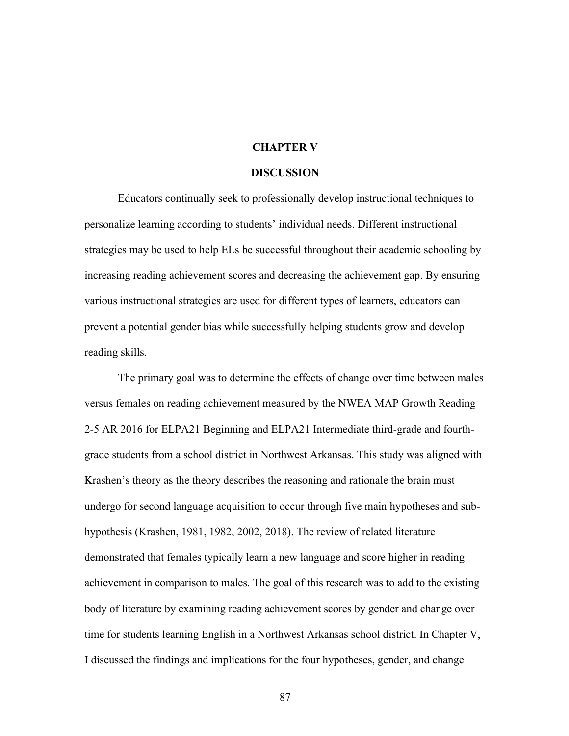# CHAPTER V

# DISCUSSION

Educators continually seek to professionally develop instructional techniques to personalize learning according to students' individual needs. Different instructional strategies may be used to help ELs be successful throughout their academic schooling by increasing reading achievement scores and decreasing the achievement gap. By ensuring various instructional strategies are used for different types of learners, educators can prevent a potential gender bias while successfully helping students grow and develop reading skills.

The primary goal was to determine the effects of change over time between males versus females on reading achievement measured by the NWEA MAP Growth Reading 2-5 AR 2016 for ELPA21 Beginning and ELPA21 Intermediate third-grade and fourth-grade students from a school district in Northwest Arkansas. This study was aligned with Krashen's theory as the theory describes the reasoning and rationale the brain must undergo for second language acquisition to occur through five main hypotheses and sub-hypothesis (Krashen, 1981, 1982, 2002, 2018). The review of related literature demonstrated that females typically learn a new language and score higher in reading achievement in comparison to males. The goal of this research was to add to the existing body of literature by examining reading achievement scores by gender and change over time for students learning English in a Northwest Arkansas school district. In Chapter V, I discussed the findings and implications for the four hypotheses, gender, and change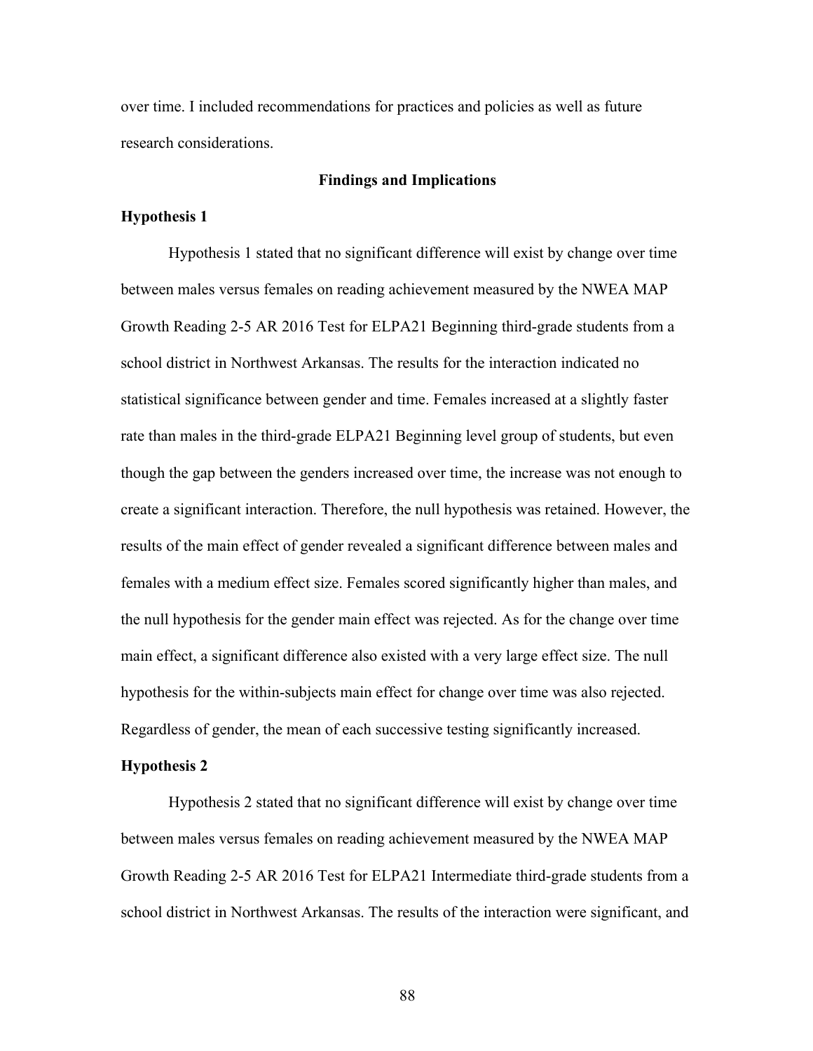over time. I included recommendations for practices and policies as well as future research considerations.

## Findings and Implications

### Hypothesis 1

Hypothesis 1 stated that no significant difference will exist by change over time between males versus females on reading achievement measured by the NWEA MAP Growth Reading 2-5 AR 2016 Test for ELPA21 Beginning third-grade students from a school district in Northwest Arkansas. The results for the interaction indicated no statistical significance between gender and time. Females increased at a slightly faster rate than males in the third-grade ELPA21 Beginning level group of students, but even though the gap between the genders increased over time, the increase was not enough to create a significant interaction. Therefore, the null hypothesis was retained. However, the results of the main effect of gender revealed a significant difference between males and females with a medium effect size. Females scored significantly higher than males, and the null hypothesis for the gender main effect was rejected. As for the change over time main effect, a significant difference also existed with a very large effect size. The null hypothesis for the within-subjects main effect for change over time was also rejected. Regardless of gender, the mean of each successive testing significantly increased.

### Hypothesis 2

Hypothesis 2 stated that no significant difference will exist by change over time between males versus females on reading achievement measured by the NWEA MAP Growth Reading 2-5 AR 2016 Test for ELPA21 Intermediate third-grade students from a school district in Northwest Arkansas. The results of the interaction were significant, and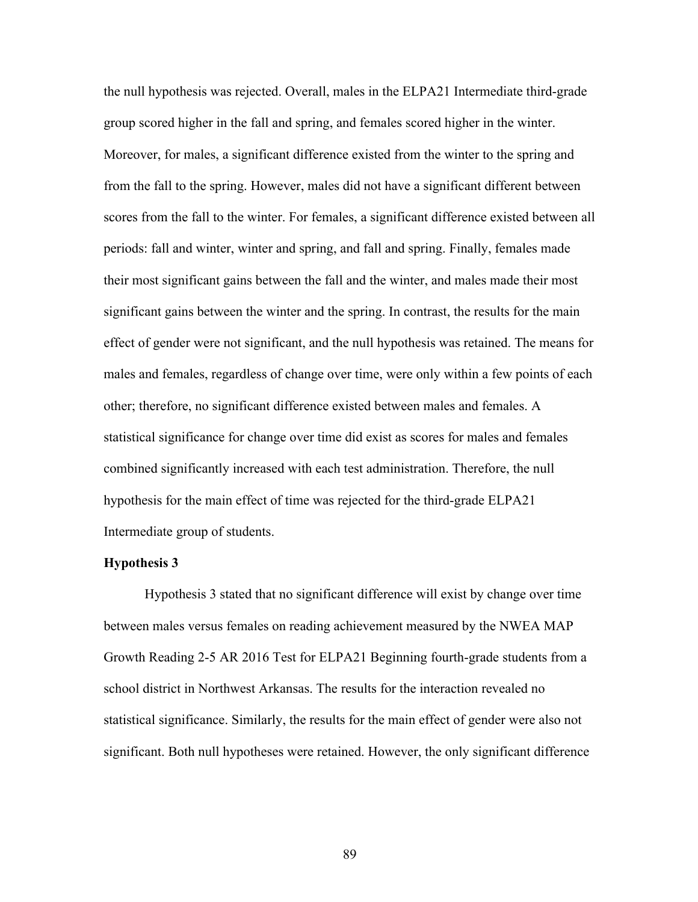the null hypothesis was rejected. Overall, males in the ELPA21 Intermediate third-grade group scored higher in the fall and spring, and females scored higher in the winter. Moreover, for males, a significant difference existed from the winter to the spring and from the fall to the spring. However, males did not have a significant different between scores from the fall to the winter. For females, a significant difference existed between all periods: fall and winter, winter and spring, and fall and spring. Finally, females made their most significant gains between the fall and the winter, and males made their most significant gains between the winter and the spring. In contrast, the results for the main effect of gender were not significant, and the null hypothesis was retained. The means for males and females, regardless of change over time, were only within a few points of each other; therefore, no significant difference existed between males and females. A statistical significance for change over time did exist as scores for males and females combined significantly increased with each test administration. Therefore, the null hypothesis for the main effect of time was rejected for the third-grade ELPA21 Intermediate group of students.

**Hypothesis 3**

Hypothesis 3 stated that no significant difference will exist by change over time between males versus females on reading achievement measured by the NWEA MAP Growth Reading 2-5 AR 2016 Test for ELPA21 Beginning fourth-grade students from a school district in Northwest Arkansas. The results for the interaction revealed no statistical significance. Similarly, the results for the main effect of gender were also not significant. Both null hypotheses were retained. However, the only significant difference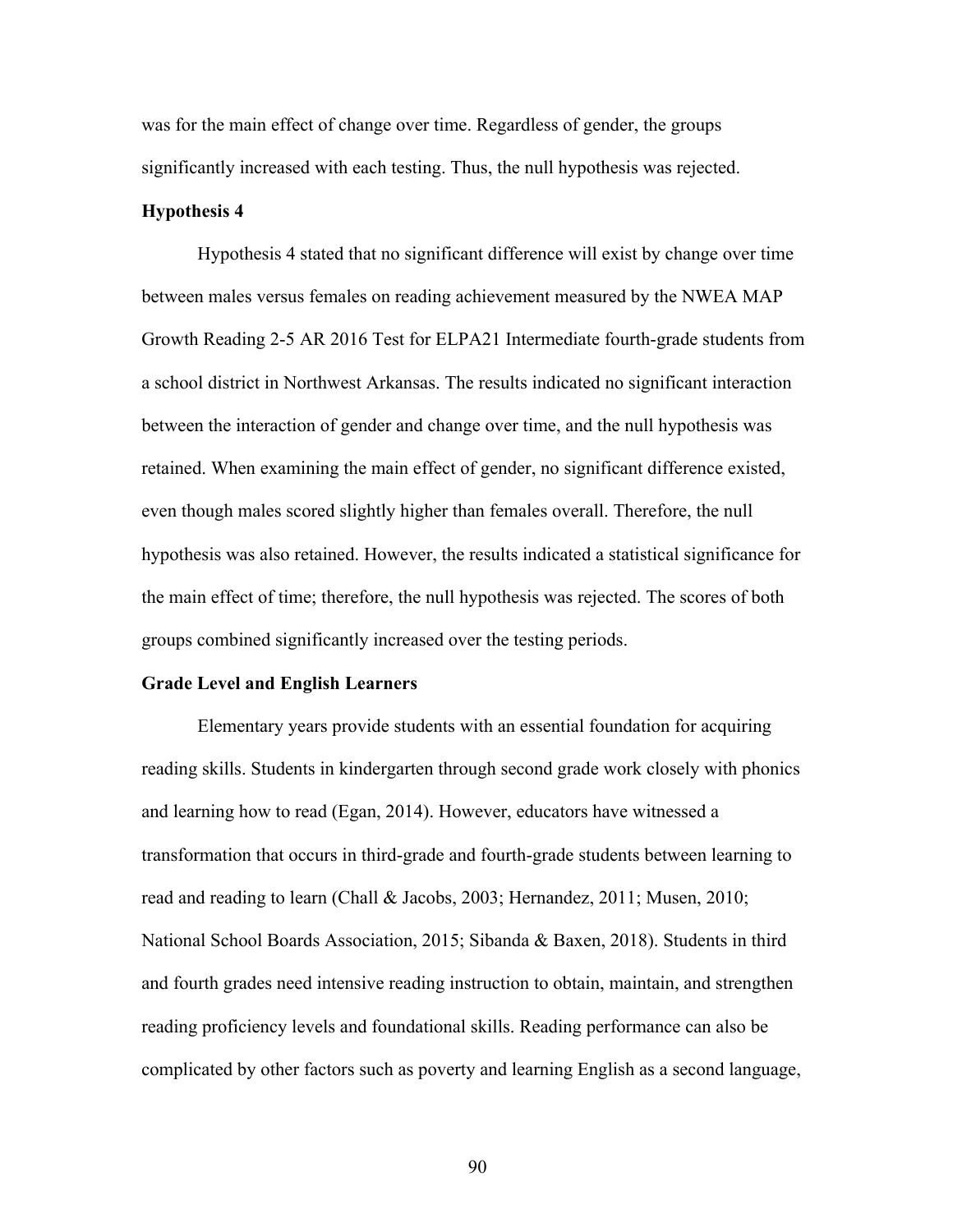was for the main effect of change over time. Regardless of gender, the groups significantly increased with each testing. Thus, the null hypothesis was rejected.

**Hypothesis 4**

Hypothesis 4 stated that no significant difference will exist by change over time between males versus females on reading achievement measured by the NWEA MAP Growth Reading 2-5 AR 2016 Test for ELPA21 Intermediate fourth-grade students from a school district in Northwest Arkansas. The results indicated no significant interaction between the interaction of gender and change over time, and the null hypothesis was retained. When examining the main effect of gender, no significant difference existed, even though males scored slightly higher than females overall. Therefore, the null hypothesis was also retained. However, the results indicated a statistical significance for the main effect of time; therefore, the null hypothesis was rejected. The scores of both groups combined significantly increased over the testing periods.

**Grade Level and English Learners**

Elementary years provide students with an essential foundation for acquiring reading skills. Students in kindergarten through second grade work closely with phonics and learning how to read (Egan, 2014). However, educators have witnessed a transformation that occurs in third-grade and fourth-grade students between learning to read and reading to learn (Chall & Jacobs, 2003; Hernandez, 2011; Musen, 2010; National School Boards Association, 2015; Sibanda & Baxen, 2018). Students in third and fourth grades need intensive reading instruction to obtain, maintain, and strengthen reading proficiency levels and foundational skills. Reading performance can also be complicated by other factors such as poverty and learning English as a second language,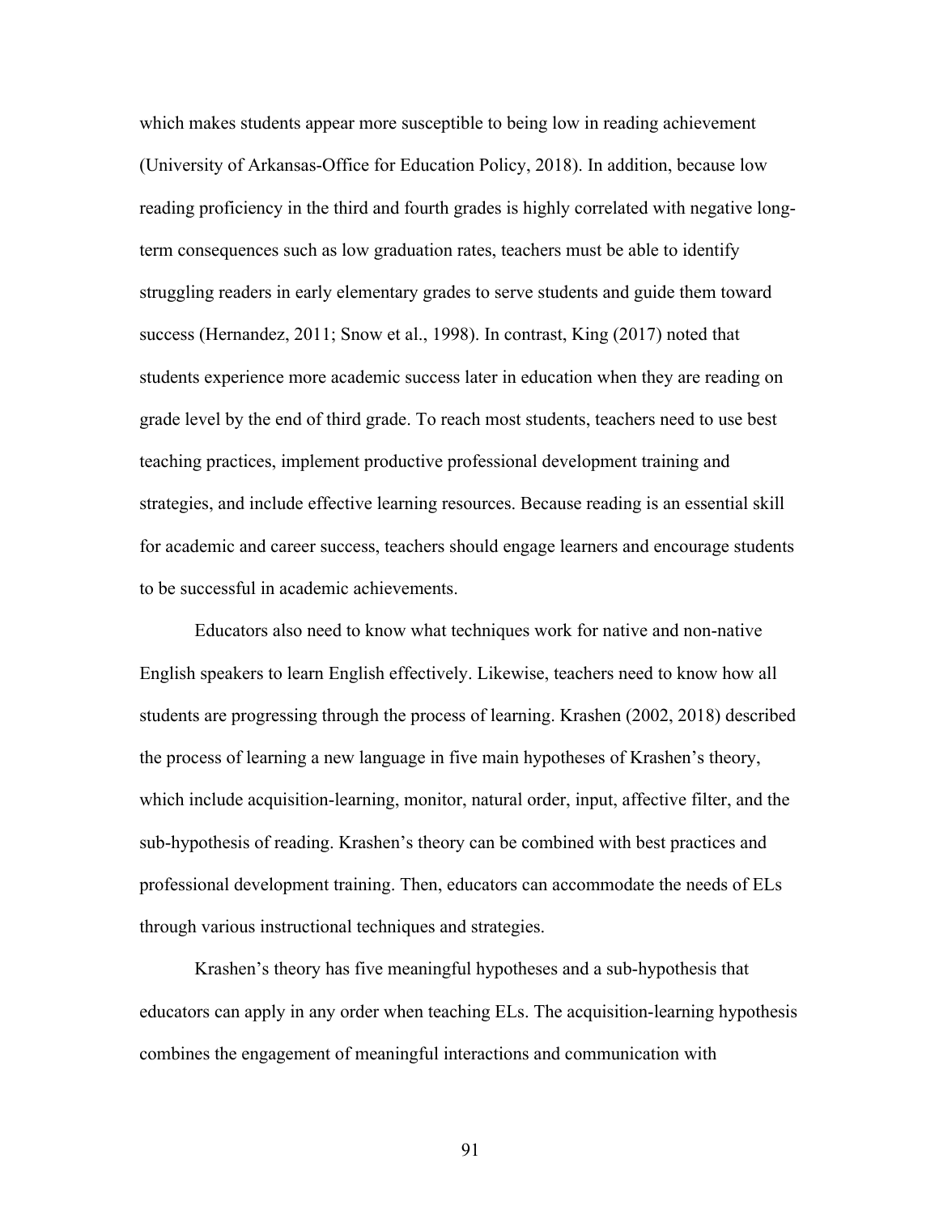which makes students appear more susceptible to being low in reading achievement (University of Arkansas-Office for Education Policy, 2018). In addition, because low reading proficiency in the third and fourth grades is highly correlated with negative long-term consequences such as low graduation rates, teachers must be able to identify struggling readers in early elementary grades to serve students and guide them toward success (Hernandez, 2011; Snow et al., 1998). In contrast, King (2017) noted that students experience more academic success later in education when they are reading on grade level by the end of third grade. To reach most students, teachers need to use best teaching practices, implement productive professional development training and strategies, and include effective learning resources. Because reading is an essential skill for academic and career success, teachers should engage learners and encourage students to be successful in academic achievements.

Educators also need to know what techniques work for native and non-native English speakers to learn English effectively. Likewise, teachers need to know how all students are progressing through the process of learning. Krashen (2002, 2018) described the process of learning a new language in five main hypotheses of Krashen's theory, which include acquisition-learning, monitor, natural order, input, affective filter, and the sub-hypothesis of reading. Krashen's theory can be combined with best practices and professional development training. Then, educators can accommodate the needs of ELs through various instructional techniques and strategies.

Krashen's theory has five meaningful hypotheses and a sub-hypothesis that educators can apply in any order when teaching ELs. The acquisition-learning hypothesis combines the engagement of meaningful interactions and communication with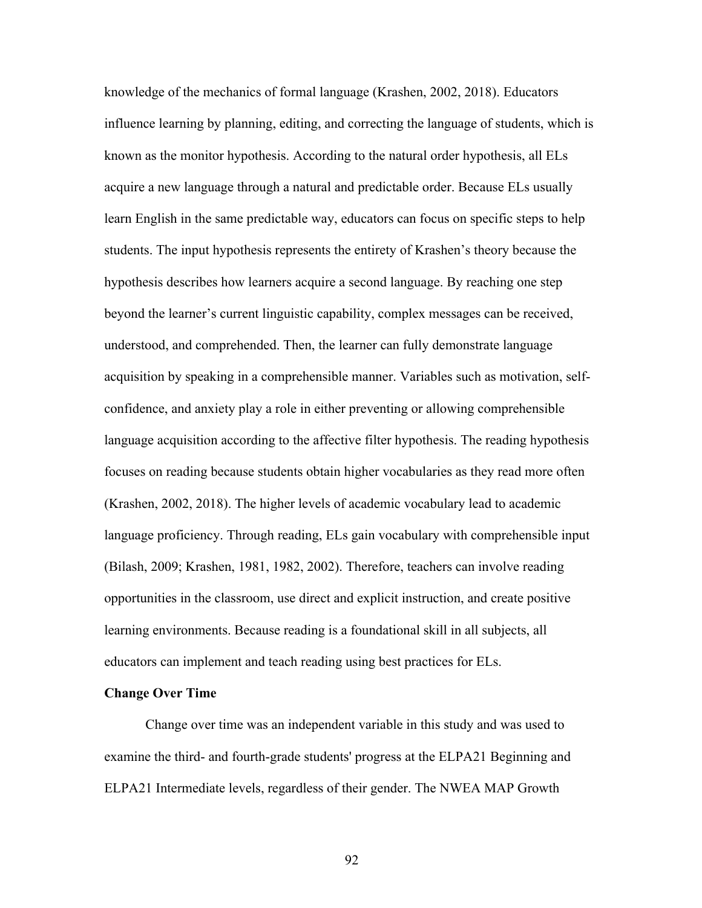knowledge of the mechanics of formal language (Krashen, 2002, 2018). Educators influence learning by planning, editing, and correcting the language of students, which is known as the monitor hypothesis. According to the natural order hypothesis, all ELs acquire a new language through a natural and predictable order. Because ELs usually learn English in the same predictable way, educators can focus on specific steps to help students. The input hypothesis represents the entirety of Krashen's theory because the hypothesis describes how learners acquire a second language. By reaching one step beyond the learner's current linguistic capability, complex messages can be received, understood, and comprehended. Then, the learner can fully demonstrate language acquisition by speaking in a comprehensible manner. Variables such as motivation, self-confidence, and anxiety play a role in either preventing or allowing comprehensible language acquisition according to the affective filter hypothesis. The reading hypothesis focuses on reading because students obtain higher vocabularies as they read more often (Krashen, 2002, 2018). The higher levels of academic vocabulary lead to academic language proficiency. Through reading, ELs gain vocabulary with comprehensible input (Bilash, 2009; Krashen, 1981, 1982, 2002). Therefore, teachers can involve reading opportunities in the classroom, use direct and explicit instruction, and create positive learning environments. Because reading is a foundational skill in all subjects, all educators can implement and teach reading using best practices for ELs.

**Change Over Time**

Change over time was an independent variable in this study and was used to examine the third- and fourth-grade students' progress at the ELPA21 Beginning and ELPA21 Intermediate levels, regardless of their gender. The NWEA MAP Growth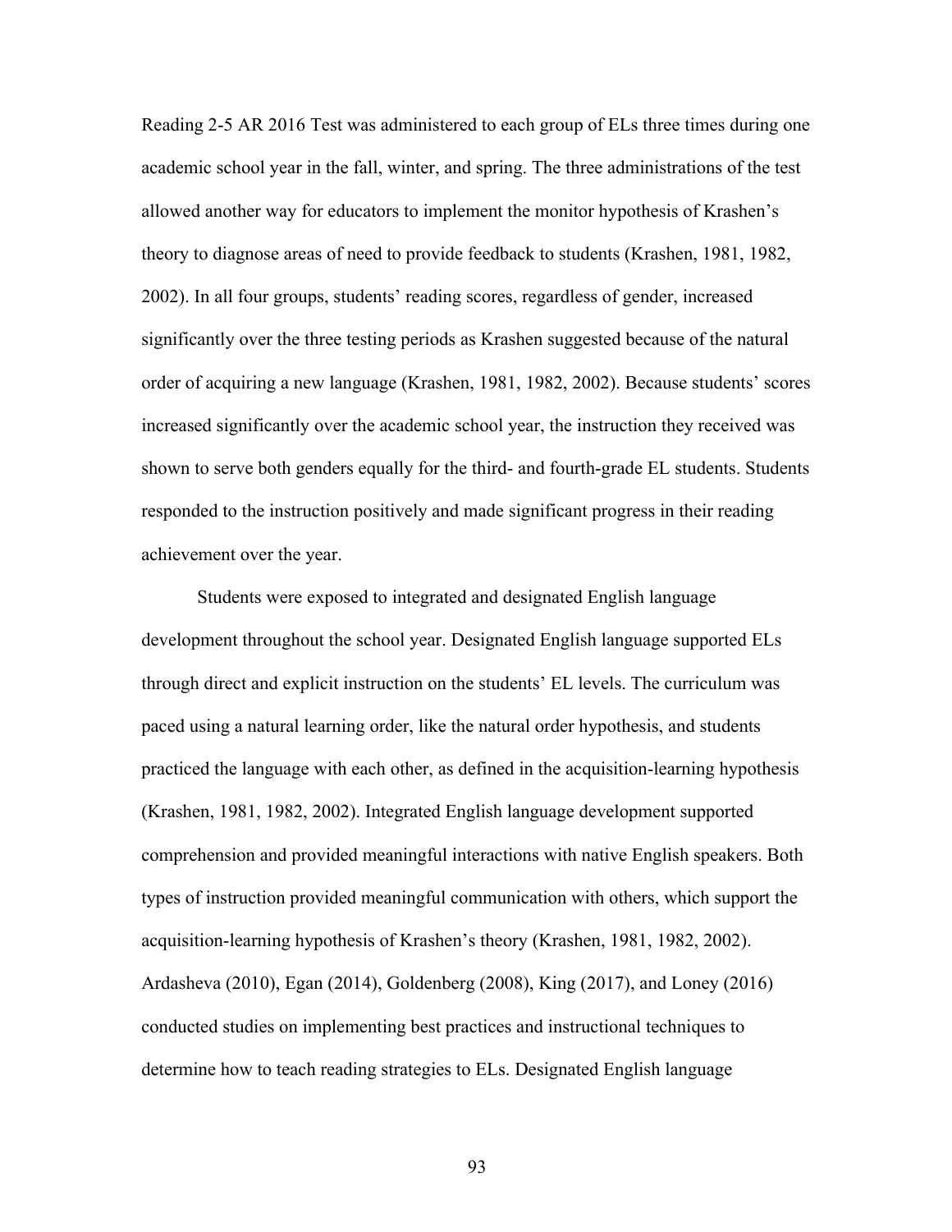Reading 2-5 AR 2016 Test was administered to each group of ELs three times during one academic school year in the fall, winter, and spring. The three administrations of the test allowed another way for educators to implement the monitor hypothesis of Krashen's theory to diagnose areas of need to provide feedback to students (Krashen, 1981, 1982, 2002). In all four groups, students' reading scores, regardless of gender, increased significantly over the three testing periods as Krashen suggested because of the natural order of acquiring a new language (Krashen, 1981, 1982, 2002). Because students' scores increased significantly over the academic school year, the instruction they received was shown to serve both genders equally for the third- and fourth-grade EL students. Students responded to the instruction positively and made significant progress in their reading achievement over the year.

Students were exposed to integrated and designated English language development throughout the school year. Designated English language supported ELs through direct and explicit instruction on the students' EL levels. The curriculum was paced using a natural learning order, like the natural order hypothesis, and students practiced the language with each other, as defined in the acquisition-learning hypothesis (Krashen, 1981, 1982, 2002). Integrated English language development supported comprehension and provided meaningful interactions with native English speakers. Both types of instruction provided meaningful communication with others, which support the acquisition-learning hypothesis of Krashen's theory (Krashen, 1981, 1982, 2002). Ardasheva (2010), Egan (2014), Goldenberg (2008), King (2017), and Loney (2016) conducted studies on implementing best practices and instructional techniques to determine how to teach reading strategies to ELs. Designated English language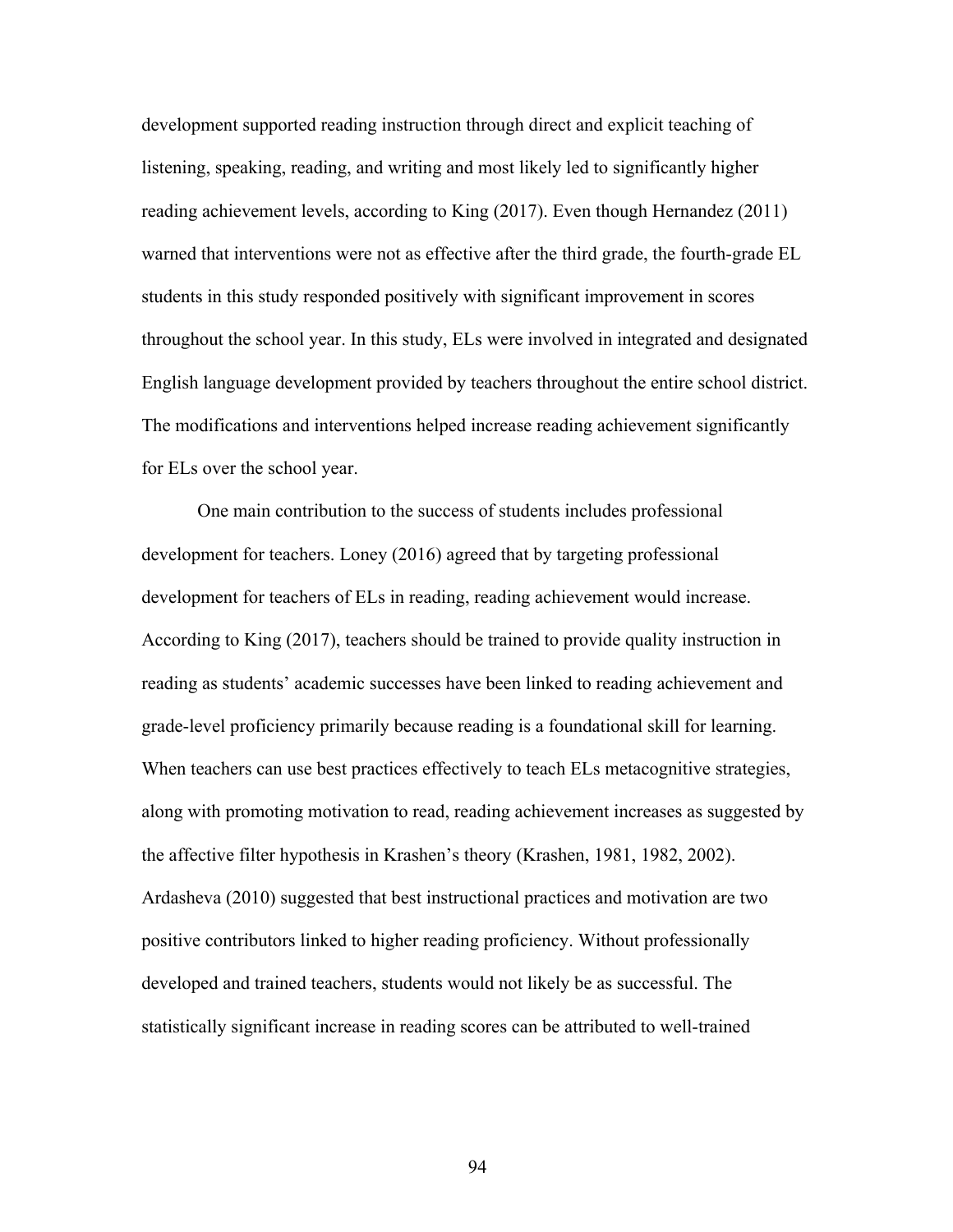development supported reading instruction through direct and explicit teaching of listening, speaking, reading, and writing and most likely led to significantly higher reading achievement levels, according to King (2017). Even though Hernandez (2011) warned that interventions were not as effective after the third grade, the fourth-grade EL students in this study responded positively with significant improvement in scores throughout the school year. In this study, ELs were involved in integrated and designated English language development provided by teachers throughout the entire school district. The modifications and interventions helped increase reading achievement significantly for ELs over the school year.

One main contribution to the success of students includes professional development for teachers. Loney (2016) agreed that by targeting professional development for teachers of ELs in reading, reading achievement would increase. According to King (2017), teachers should be trained to provide quality instruction in reading as students' academic successes have been linked to reading achievement and grade-level proficiency primarily because reading is a foundational skill for learning. When teachers can use best practices effectively to teach ELs metacognitive strategies, along with promoting motivation to read, reading achievement increases as suggested by the affective filter hypothesis in Krashen's theory (Krashen, 1981, 1982, 2002). Ardasheva (2010) suggested that best instructional practices and motivation are two positive contributors linked to higher reading proficiency. Without professionally developed and trained teachers, students would not likely be as successful. The statistically significant increase in reading scores can be attributed to well-trained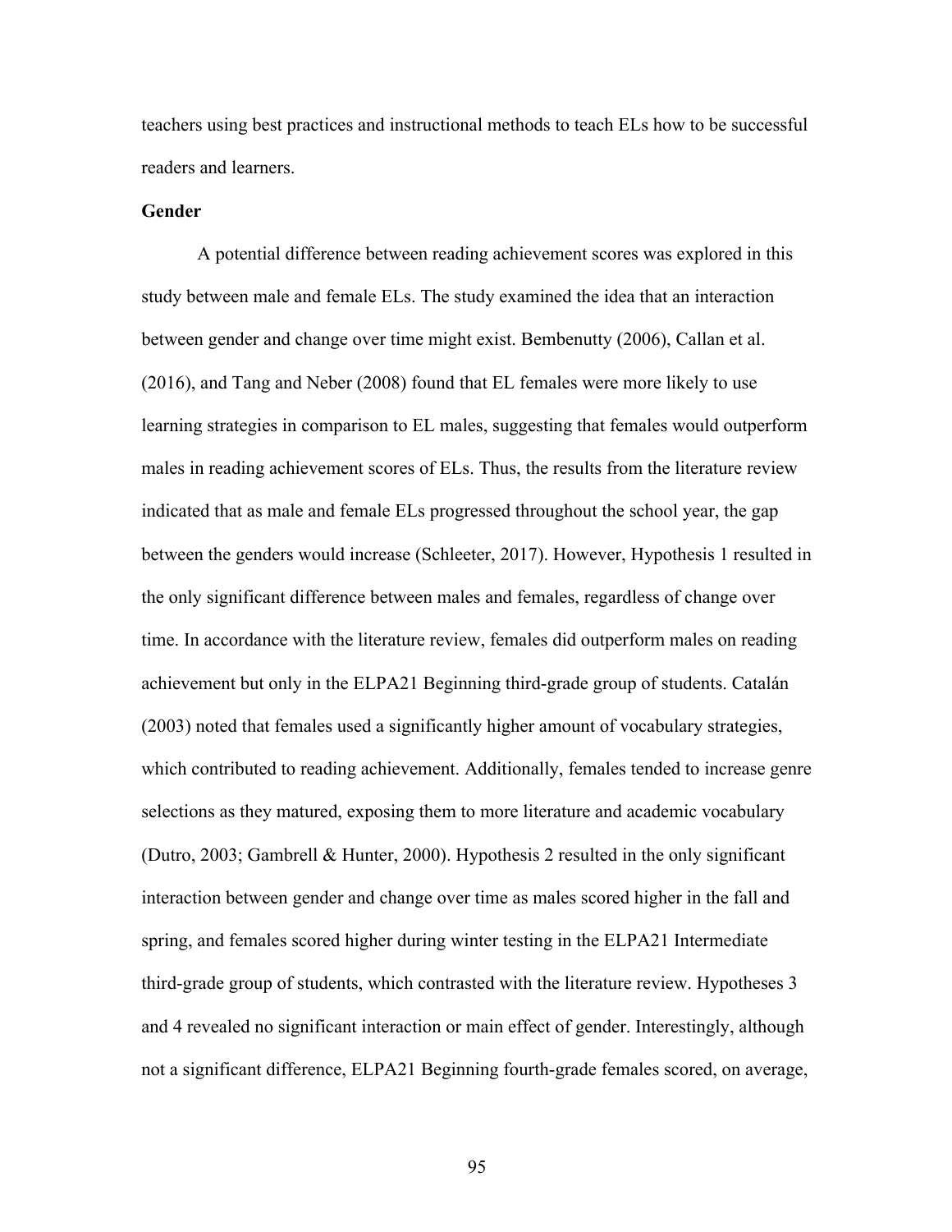teachers using best practices and instructional methods to teach ELs how to be successful readers and learners.

**Gender**

A potential difference between reading achievement scores was explored in this study between male and female ELs. The study examined the idea that an interaction between gender and change over time might exist. Bembenutty (2006), Callan et al. (2016), and Tang and Neber (2008) found that EL females were more likely to use learning strategies in comparison to EL males, suggesting that females would outperform males in reading achievement scores of ELs. Thus, the results from the literature review indicated that as male and female ELs progressed throughout the school year, the gap between the genders would increase (Schleeter, 2017). However, Hypothesis 1 resulted in the only significant difference between males and females, regardless of change over time. In accordance with the literature review, females did outperform males on reading achievement but only in the ELPA21 Beginning third-grade group of students. Catalán (2003) noted that females used a significantly higher amount of vocabulary strategies, which contributed to reading achievement. Additionally, females tended to increase genre selections as they matured, exposing them to more literature and academic vocabulary (Dutro, 2003; Gambrell & Hunter, 2000). Hypothesis 2 resulted in the only significant interaction between gender and change over time as males scored higher in the fall and spring, and females scored higher during winter testing in the ELPA21 Intermediate third-grade group of students, which contrasted with the literature review. Hypotheses 3 and 4 revealed no significant interaction or main effect of gender. Interestingly, although not a significant difference, ELPA21 Beginning fourth-grade females scored, on average,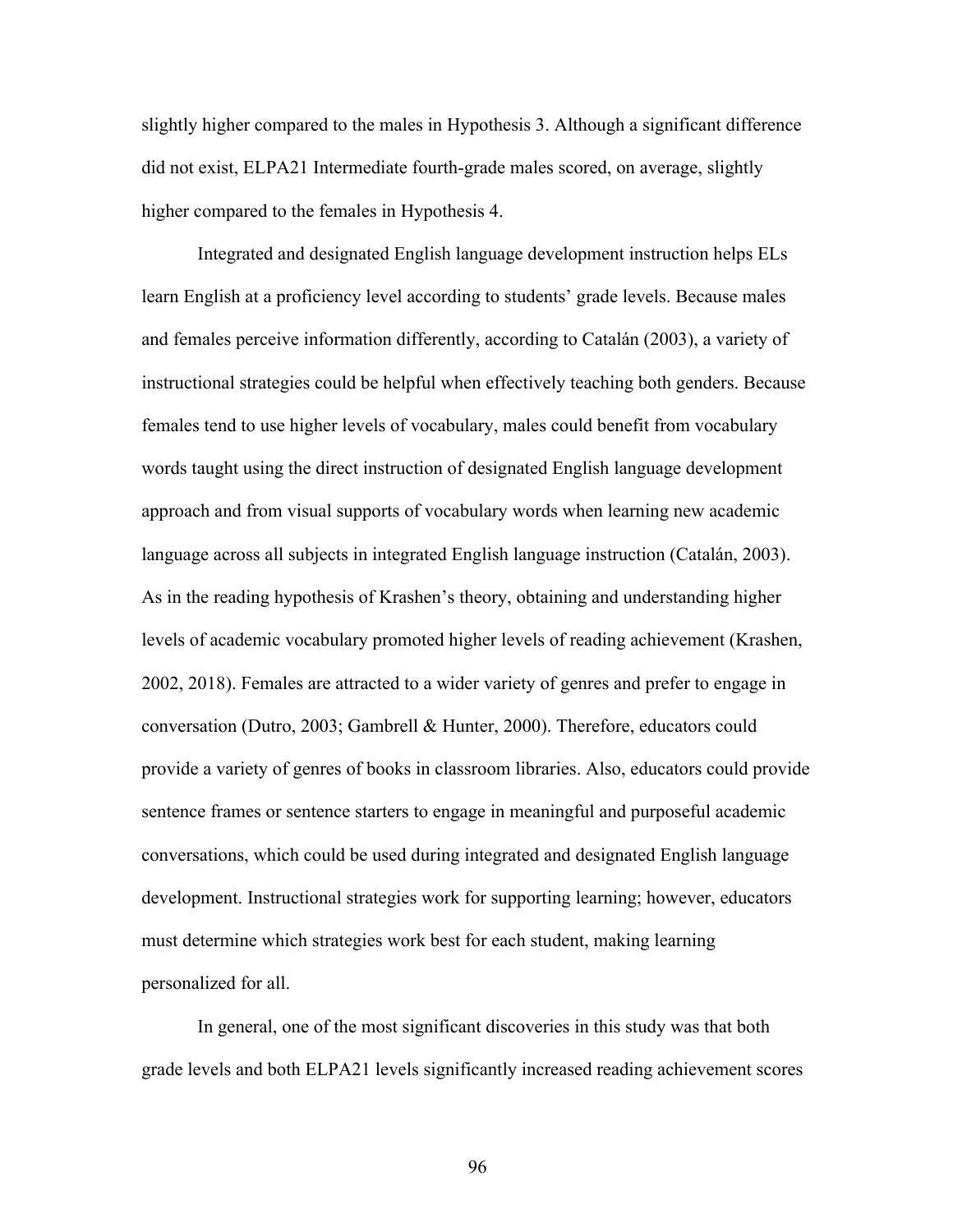slightly higher compared to the males in Hypothesis 3. Although a significant difference did not exist, ELPA21 Intermediate fourth-grade males scored, on average, slightly higher compared to the females in Hypothesis 4.

Integrated and designated English language development instruction helps ELs learn English at a proficiency level according to students' grade levels. Because males and females perceive information differently, according to Catalán (2003), a variety of instructional strategies could be helpful when effectively teaching both genders. Because females tend to use higher levels of vocabulary, males could benefit from vocabulary words taught using the direct instruction of designated English language development approach and from visual supports of vocabulary words when learning new academic language across all subjects in integrated English language instruction (Catalán, 2003). As in the reading hypothesis of Krashen's theory, obtaining and understanding higher levels of academic vocabulary promoted higher levels of reading achievement (Krashen, 2002, 2018). Females are attracted to a wider variety of genres and prefer to engage in conversation (Dutro, 2003; Gambrell & Hunter, 2000). Therefore, educators could provide a variety of genres of books in classroom libraries. Also, educators could provide sentence frames or sentence starters to engage in meaningful and purposeful academic conversations, which could be used during integrated and designated English language development. Instructional strategies work for supporting learning; however, educators must determine which strategies work best for each student, making learning personalized for all.

In general, one of the most significant discoveries in this study was that both grade levels and both ELPA21 levels significantly increased reading achievement scores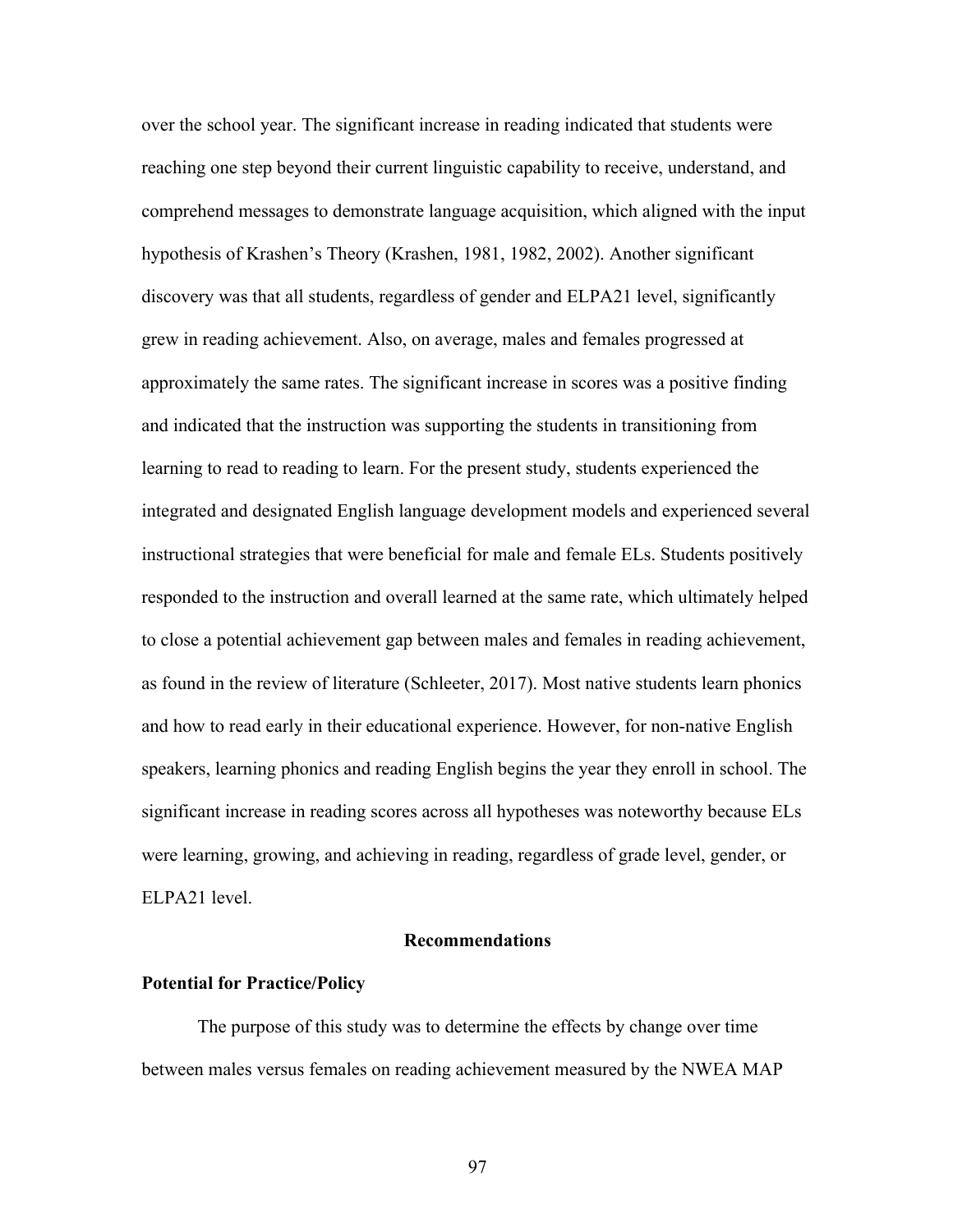over the school year. The significant increase in reading indicated that students were reaching one step beyond their current linguistic capability to receive, understand, and comprehend messages to demonstrate language acquisition, which aligned with the input hypothesis of Krashen's Theory (Krashen, 1981, 1982, 2002). Another significant discovery was that all students, regardless of gender and ELPA21 level, significantly grew in reading achievement. Also, on average, males and females progressed at approximately the same rates. The significant increase in scores was a positive finding and indicated that the instruction was supporting the students in transitioning from learning to read to reading to learn. For the present study, students experienced the integrated and designated English language development models and experienced several instructional strategies that were beneficial for male and female ELs. Students positively responded to the instruction and overall learned at the same rate, which ultimately helped to close a potential achievement gap between males and females in reading achievement, as found in the review of literature (Schleeter, 2017). Most native students learn phonics and how to read early in their educational experience. However, for non-native English speakers, learning phonics and reading English begins the year they enroll in school. The significant increase in reading scores across all hypotheses was noteworthy because ELs were learning, growing, and achieving in reading, regardless of grade level, gender, or ELPA21 level.

## Recommendations

### Potential for Practice/Policy

The purpose of this study was to determine the effects by change over time between males versus females on reading achievement measured by the NWEA MAP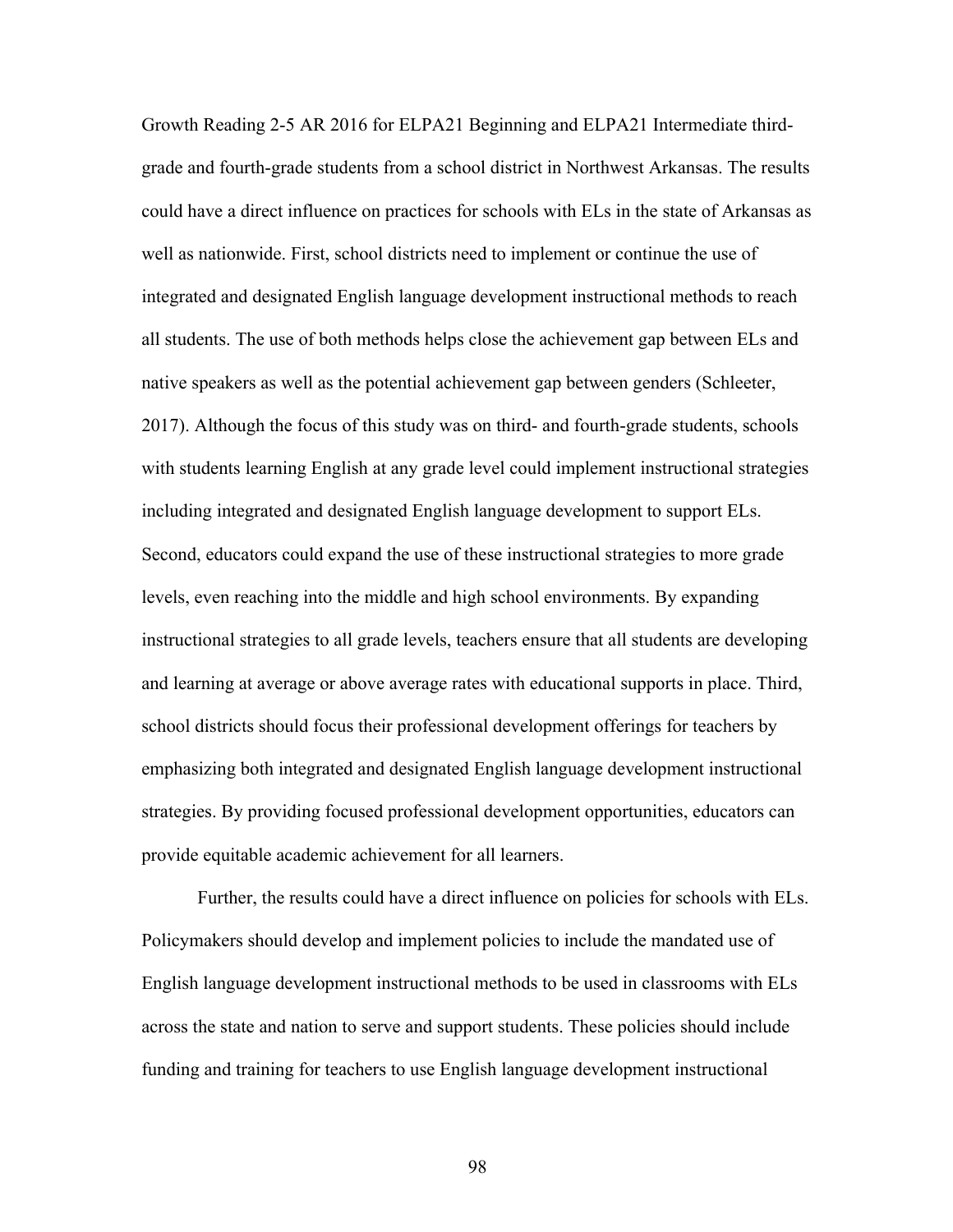Growth Reading 2-5 AR 2016 for ELPA21 Beginning and ELPA21 Intermediate third-grade and fourth-grade students from a school district in Northwest Arkansas. The results could have a direct influence on practices for schools with ELs in the state of Arkansas as well as nationwide. First, school districts need to implement or continue the use of integrated and designated English language development instructional methods to reach all students. The use of both methods helps close the achievement gap between ELs and native speakers as well as the potential achievement gap between genders (Schleeter, 2017). Although the focus of this study was on third- and fourth-grade students, schools with students learning English at any grade level could implement instructional strategies including integrated and designated English language development to support ELs. Second, educators could expand the use of these instructional strategies to more grade levels, even reaching into the middle and high school environments. By expanding instructional strategies to all grade levels, teachers ensure that all students are developing and learning at average or above average rates with educational supports in place. Third, school districts should focus their professional development offerings for teachers by emphasizing both integrated and designated English language development instructional strategies. By providing focused professional development opportunities, educators can provide equitable academic achievement for all learners.

Further, the results could have a direct influence on policies for schools with ELs. Policymakers should develop and implement policies to include the mandated use of English language development instructional methods to be used in classrooms with ELs across the state and nation to serve and support students. These policies should include funding and training for teachers to use English language development instructional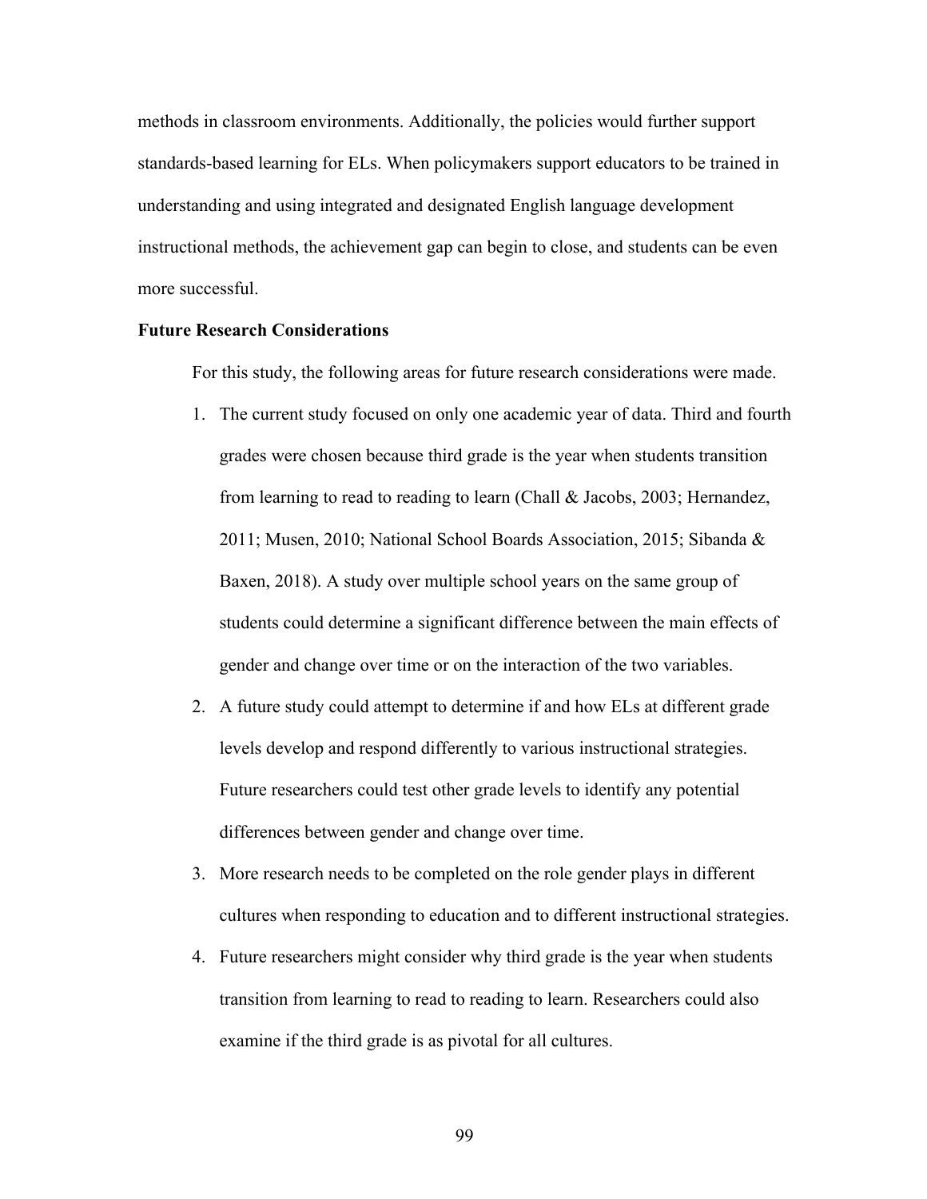methods in classroom environments. Additionally, the policies would further support standards-based learning for ELs. When policymakers support educators to be trained in understanding and using integrated and designated English language development instructional methods, the achievement gap can begin to close, and students can be even more successful.

**Future Research Considerations**

For this study, the following areas for future research considerations were made.

1. The current study focused on only one academic year of data. Third and fourth grades were chosen because third grade is the year when students transition from learning to read to reading to learn (Chall & Jacobs, 2003; Hernandez, 2011; Musen, 2010; National School Boards Association, 2015; Sibanda & Baxen, 2018). A study over multiple school years on the same group of students could determine a significant difference between the main effects of gender and change over time or on the interaction of the two variables.
2. A future study could attempt to determine if and how ELs at different grade levels develop and respond differently to various instructional strategies. Future researchers could test other grade levels to identify any potential differences between gender and change over time.
3. More research needs to be completed on the role gender plays in different cultures when responding to education and to different instructional strategies.
4. Future researchers might consider why third grade is the year when students transition from learning to read to reading to learn. Researchers could also examine if the third grade is as pivotal for all cultures.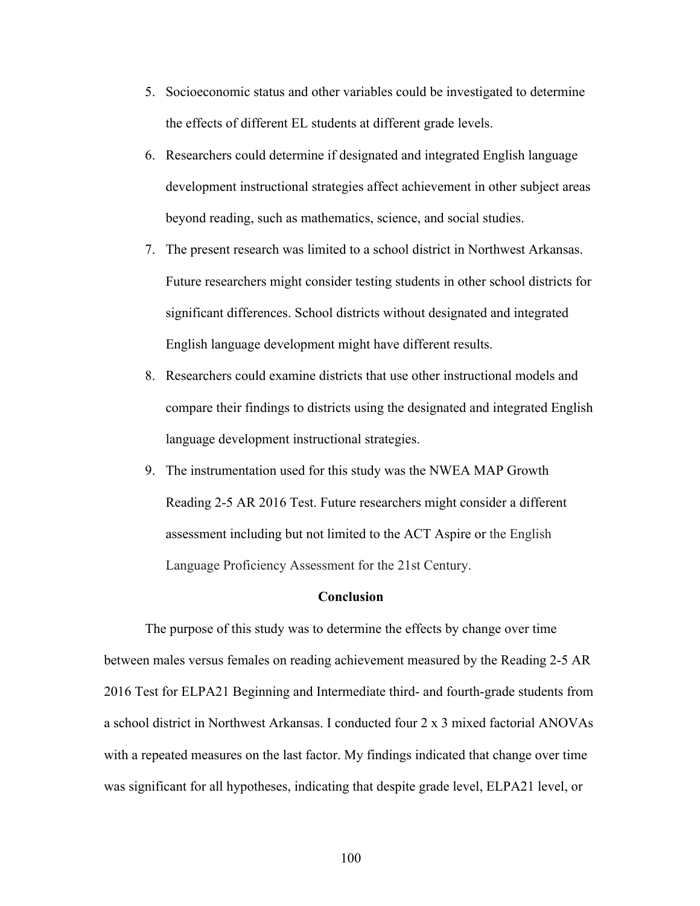5. Socioeconomic status and other variables could be investigated to determine the effects of different EL students at different grade levels.
6. Researchers could determine if designated and integrated English language development instructional strategies affect achievement in other subject areas beyond reading, such as mathematics, science, and social studies.
7. The present research was limited to a school district in Northwest Arkansas. Future researchers might consider testing students in other school districts for significant differences. School districts without designated and integrated English language development might have different results.
8. Researchers could examine districts that use other instructional models and compare their findings to districts using the designated and integrated English language development instructional strategies.
9. The instrumentation used for this study was the NWEA MAP Growth Reading 2-5 AR 2016 Test. Future researchers might consider a different assessment including but not limited to the ACT Aspire or the English Language Proficiency Assessment for the 21st Century.

## Conclusion

The purpose of this study was to determine the effects by change over time between males versus females on reading achievement measured by the Reading 2-5 AR 2016 Test for ELPA21 Beginning and Intermediate third- and fourth-grade students from a school district in Northwest Arkansas. I conducted four 2 x 3 mixed factorial ANOVAs with a repeated measures on the last factor. My findings indicated that change over time was significant for all hypotheses, indicating that despite grade level, ELPA21 level, or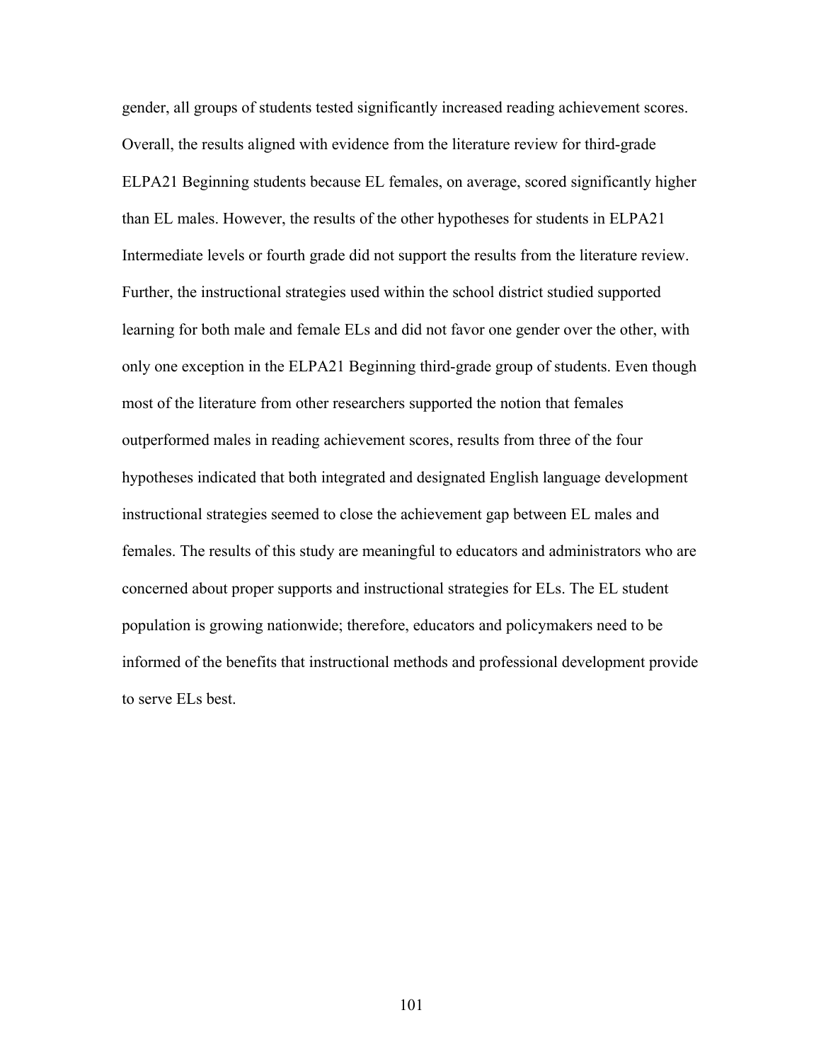gender, all groups of students tested significantly increased reading achievement scores. Overall, the results aligned with evidence from the literature review for third-grade ELPA21 Beginning students because EL females, on average, scored significantly higher than EL males. However, the results of the other hypotheses for students in ELPA21 Intermediate levels or fourth grade did not support the results from the literature review. Further, the instructional strategies used within the school district studied supported learning for both male and female ELs and did not favor one gender over the other, with only one exception in the ELPA21 Beginning third-grade group of students. Even though most of the literature from other researchers supported the notion that females outperformed males in reading achievement scores, results from three of the four hypotheses indicated that both integrated and designated English language development instructional strategies seemed to close the achievement gap between EL males and females. The results of this study are meaningful to educators and administrators who are concerned about proper supports and instructional strategies for ELs. The EL student population is growing nationwide; therefore, educators and policymakers need to be informed of the benefits that instructional methods and professional development provide to serve ELs best.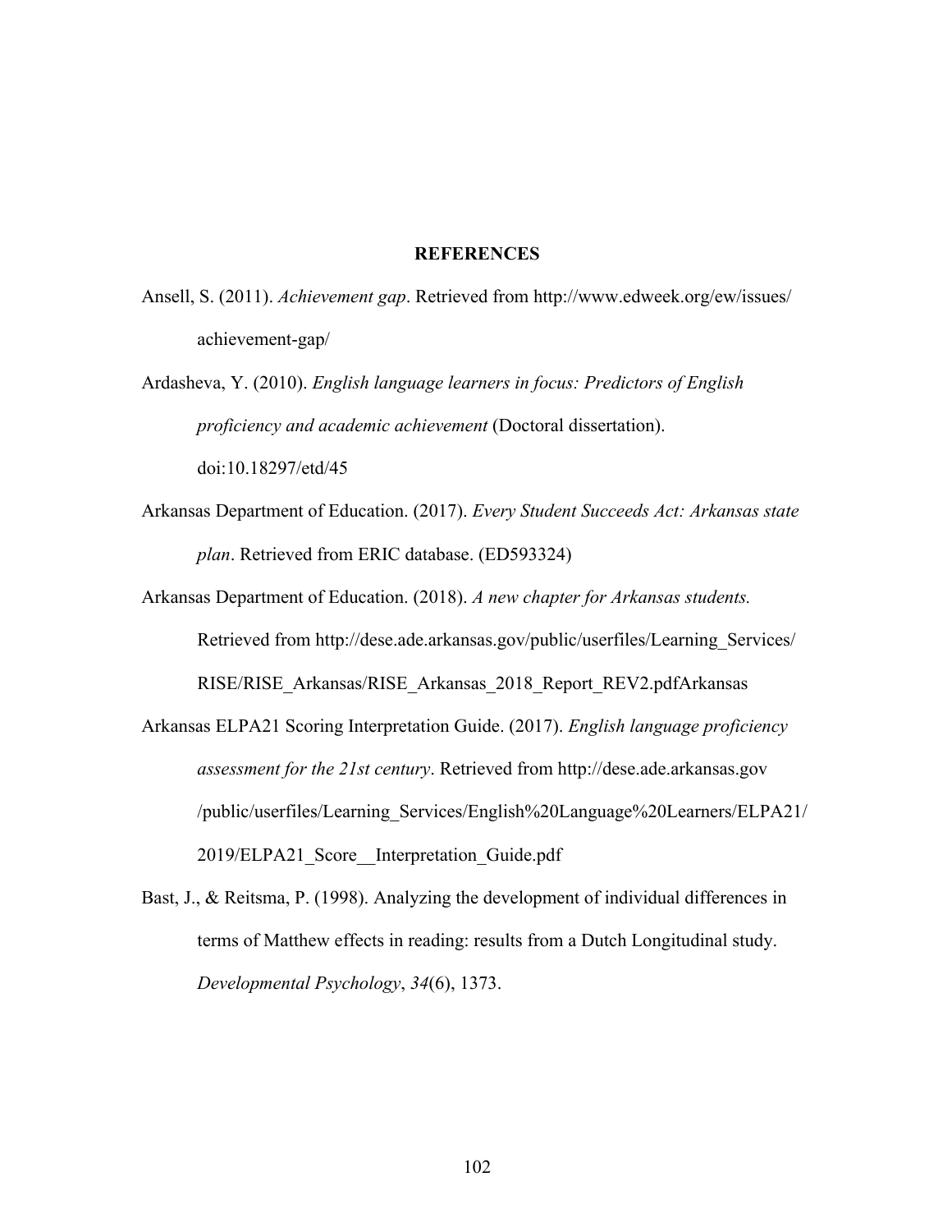# REFERENCES

Ansell, S. (2011). *Achievement gap*. Retrieved from http://www.edweek.org/ew/issues/achievement-gap/

Ardasheva, Y. (2010). *English language learners in focus: Predictors of English proficiency and academic achievement* (Doctoral dissertation). doi:10.18297/etd/45

Arkansas Department of Education. (2017). *Every Student Succeeds Act: Arkansas state plan*. Retrieved from ERIC database. (ED593324)

Arkansas Department of Education. (2018). *A new chapter for Arkansas students.* Retrieved from http://dese.ade.arkansas.gov/public/userfiles/Learning_Services/RISE/RISE_Arkansas/RISE_Arkansas_2018_Report_REV2.pdfArkansas

Arkansas ELPA21 Scoring Interpretation Guide. (2017). *English language proficiency assessment for the 21st century*. Retrieved from http://dese.ade.arkansas.gov/public/userfiles/Learning_Services/English%20Language%20Learners/ELPA21/2019/ELPA21_Score__Interpretation_Guide.pdf

Bast, J., & Reitsma, P. (1998). Analyzing the development of individual differences in terms of Matthew effects in reading: results from a Dutch Longitudinal study. *Developmental Psychology*, *34*(6), 1373.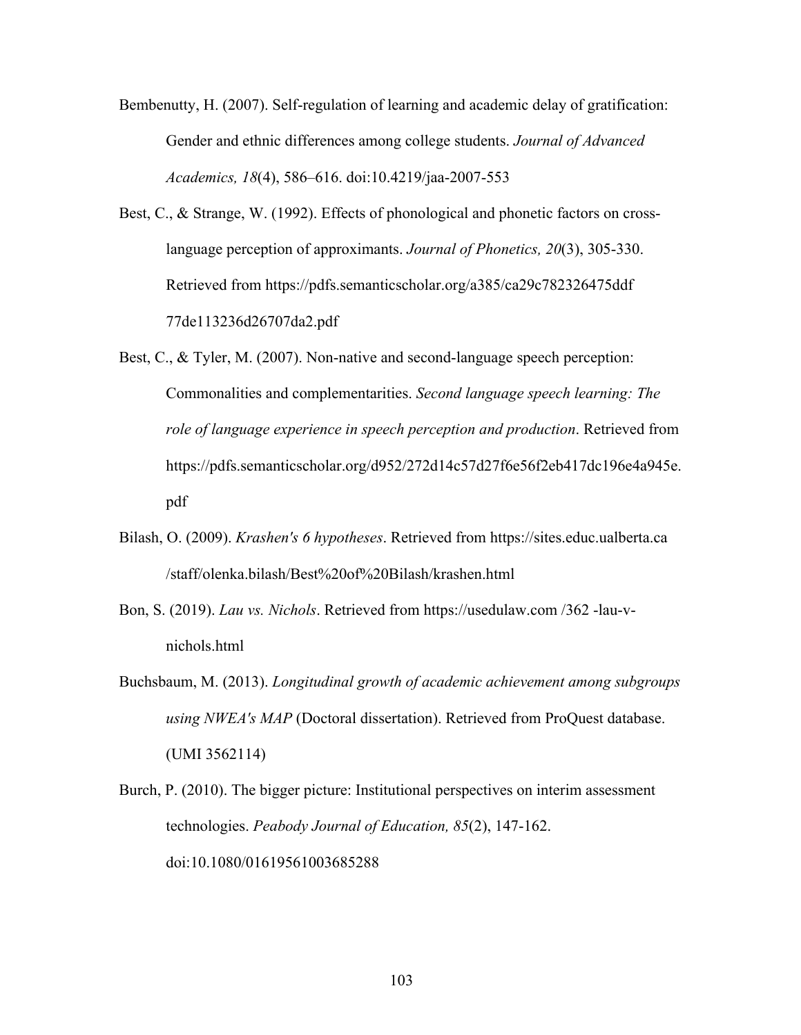Bembenutty, H. (2007). Self-regulation of learning and academic delay of gratification: Gender and ethnic differences among college students. *Journal of Advanced Academics, 18*(4), 586–616. doi:10.4219/jaa-2007-553

Best, C., & Strange, W. (1992). Effects of phonological and phonetic factors on cross-language perception of approximants. *Journal of Phonetics, 20*(3), 305-330. Retrieved from https://pdfs.semanticscholar.org/a385/ca29c782326475ddf 77de113236d26707da2.pdf

Best, C., & Tyler, M. (2007). Non-native and second-language speech perception: Commonalities and complementarities. *Second language speech learning: The role of language experience in speech perception and production*. Retrieved from https://pdfs.semanticscholar.org/d952/272d14c57d27f6e56f2eb417dc196e4a945e.pdf

Bilash, O. (2009). *Krashen's 6 hypotheses*. Retrieved from https://sites.educ.ualberta.ca /staff/olenka.bilash/Best%20of%20Bilash/krashen.html

Bon, S. (2019). *Lau vs. Nichols*. Retrieved from https://usedulaw.com /362 -lau-v-nichols.html

Buchsbaum, M. (2013). *Longitudinal growth of academic achievement among subgroups using NWEA's MAP* (Doctoral dissertation). Retrieved from ProQuest database. (UMI 3562114)

Burch, P. (2010). The bigger picture: Institutional perspectives on interim assessment technologies. *Peabody Journal of Education, 85*(2), 147-162. doi:10.1080/01619561003685288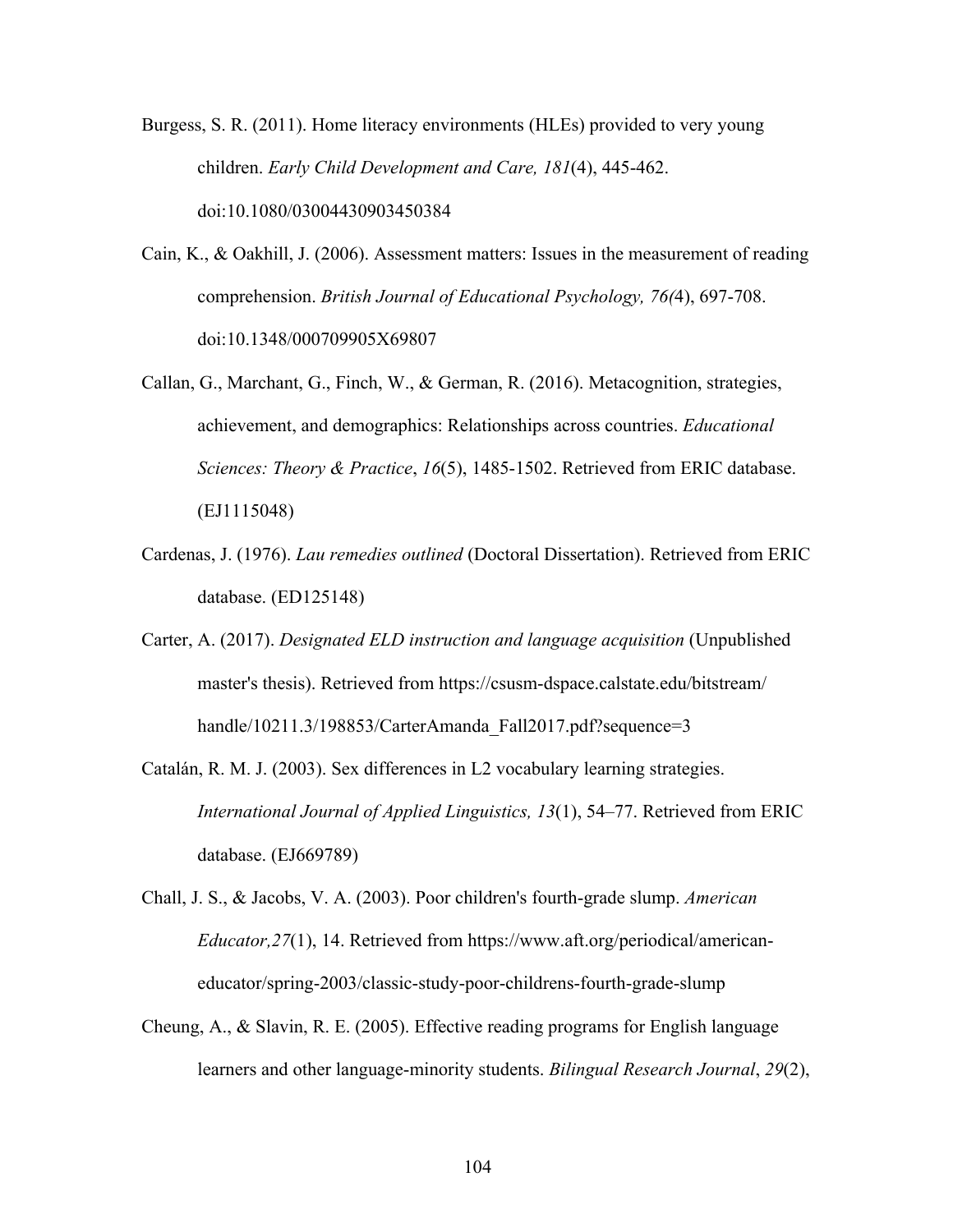Burgess, S. R. (2011). Home literacy environments (HLEs) provided to very young children. *Early Child Development and Care, 181*(4), 445-462. doi:10.1080/03004430903450384

Cain, K., & Oakhill, J. (2006). Assessment matters: Issues in the measurement of reading comprehension. *British Journal of Educational Psychology, 76(*4), 697-708. doi:10.1348/000709905X69807

Callan, G., Marchant, G., Finch, W., & German, R. (2016). Metacognition, strategies, achievement, and demographics: Relationships across countries. *Educational Sciences: Theory & Practice*, *16*(5), 1485-1502. Retrieved from ERIC database. (EJ1115048)

Cardenas, J. (1976). *Lau remedies outlined* (Doctoral Dissertation). Retrieved from ERIC database. (ED125148)

Carter, A. (2017). *Designated ELD instruction and language acquisition* (Unpublished master's thesis). Retrieved from https://csusm-dspace.calstate.edu/bitstream/handle/10211.3/198853/CarterAmanda_Fall2017.pdf?sequence=3

Catalán, R. M. J. (2003). Sex differences in L2 vocabulary learning strategies. *International Journal of Applied Linguistics, 13*(1), 54–77. Retrieved from ERIC database. (EJ669789)

Chall, J. S., & Jacobs, V. A. (2003). Poor children's fourth-grade slump. *American Educator,27*(1), 14. Retrieved from https://www.aft.org/periodical/american-educator/spring-2003/classic-study-poor-childrens-fourth-grade-slump

Cheung, A., & Slavin, R. E. (2005). Effective reading programs for English language learners and other language-minority students. *Bilingual Research Journal*, *29*(2),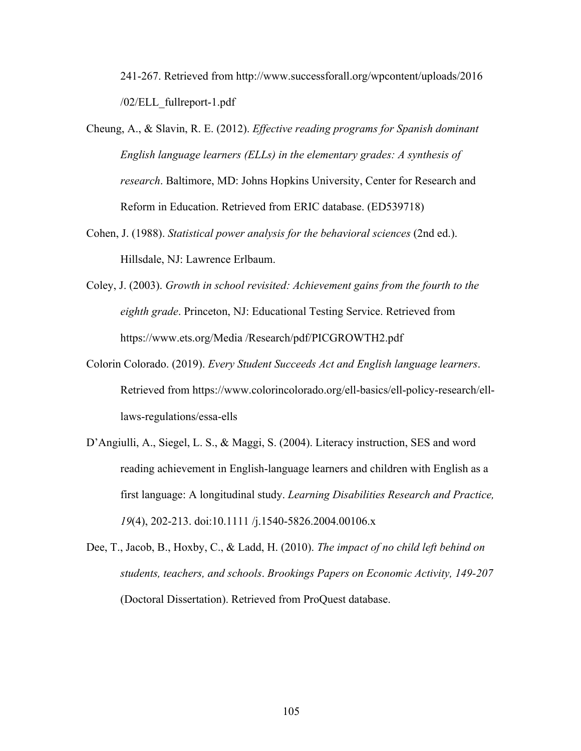241-267. Retrieved from http://www.successforall.org/wpcontent/uploads/2016 /02/ELL_fullreport-1.pdf

Cheung, A., & Slavin, R. E. (2012). *Effective reading programs for Spanish dominant English language learners (ELLs) in the elementary grades: A synthesis of research*. Baltimore, MD: Johns Hopkins University, Center for Research and Reform in Education. Retrieved from ERIC database. (ED539718)

Cohen, J. (1988). *Statistical power analysis for the behavioral sciences* (2nd ed.). Hillsdale, NJ: Lawrence Erlbaum.

Coley, J. (2003). *Growth in school revisited: Achievement gains from the fourth to the eighth grade*. Princeton, NJ: Educational Testing Service. Retrieved from https://www.ets.org/Media /Research/pdf/PICGROWTH2.pdf

Colorin Colorado. (2019). *Every Student Succeeds Act and English language learners*. Retrieved from https://www.colorincolorado.org/ell-basics/ell-policy-research/ell-laws-regulations/essa-ells

D'Angiulli, A., Siegel, L. S., & Maggi, S. (2004). Literacy instruction, SES and word reading achievement in English-language learners and children with English as a first language: A longitudinal study. *Learning Disabilities Research and Practice, 19*(4), 202-213. doi:10.1111 /j.1540-5826.2004.00106.x

Dee, T., Jacob, B., Hoxby, C., & Ladd, H. (2010). *The impact of no child left behind on students, teachers, and schools*. *Brookings Papers on Economic Activity, 149-207* (Doctoral Dissertation). Retrieved from ProQuest database.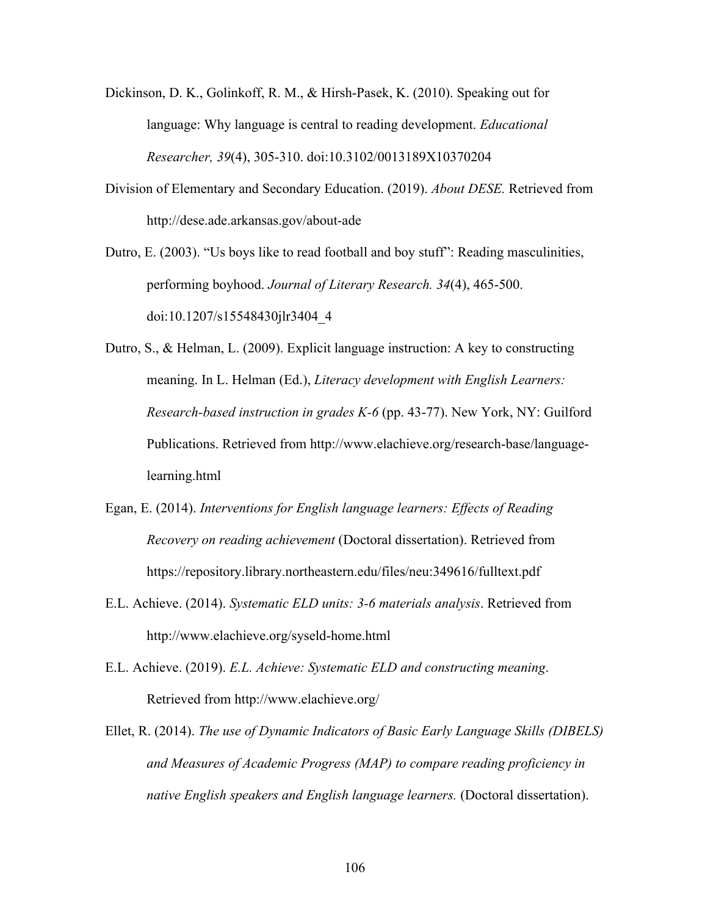Dickinson, D. K., Golinkoff, R. M., & Hirsh-Pasek, K. (2010). Speaking out for language: Why language is central to reading development. *Educational Researcher, 39*(4), 305-310. doi:10.3102/0013189X10370204

Division of Elementary and Secondary Education. (2019). *About DESE.* Retrieved from http://dese.ade.arkansas.gov/about-ade

Dutro, E. (2003). "Us boys like to read football and boy stuff": Reading masculinities, performing boyhood. *Journal of Literary Research. 34*(4), 465-500. doi:10.1207/s15548430jlr3404_4

Dutro, S., & Helman, L. (2009). Explicit language instruction: A key to constructing meaning. In L. Helman (Ed.), *Literacy development with English Learners: Research-based instruction in grades K-6* (pp. 43-77). New York, NY: Guilford Publications. Retrieved from http://www.elachieve.org/research-base/language-learning.html

Egan, E. (2014). *Interventions for English language learners: Effects of Reading Recovery on reading achievement* (Doctoral dissertation). Retrieved from https://repository.library.northeastern.edu/files/neu:349616/fulltext.pdf

E.L. Achieve. (2014). *Systematic ELD units: 3-6 materials analysis*. Retrieved from http://www.elachieve.org/syseld-home.html

E.L. Achieve. (2019). *E.L. Achieve: Systematic ELD and constructing meaning*. Retrieved from http://www.elachieve.org/

Ellet, R. (2014). *The use of Dynamic Indicators of Basic Early Language Skills (DIBELS) and Measures of Academic Progress (MAP) to compare reading proficiency in native English speakers and English language learners.* (Doctoral dissertation).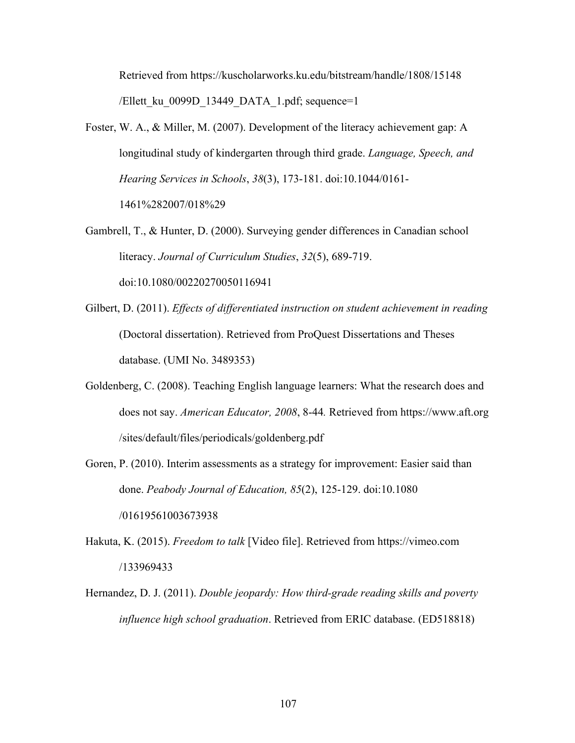Retrieved from https://kuscholarworks.ku.edu/bitstream/handle/1808/15148/Ellett_ku_0099D_13449_DATA_1.pdf; sequence=1

Foster, W. A., & Miller, M. (2007). Development of the literacy achievement gap: A longitudinal study of kindergarten through third grade. *Language, Speech, and Hearing Services in Schools*, *38*(3), 173-181. doi:10.1044/0161-1461%282007/018%29

Gambrell, T., & Hunter, D. (2000). Surveying gender differences in Canadian school literacy. *Journal of Curriculum Studies*, *32*(5), 689-719. doi:10.1080/00220270050116941

Gilbert, D. (2011). *Effects of differentiated instruction on student achievement in reading* (Doctoral dissertation). Retrieved from ProQuest Dissertations and Theses database. (UMI No. 3489353)

Goldenberg, C. (2008). Teaching English language learners: What the research does and does not say. *American Educator, 2008*, 8-44. Retrieved from https://www.aft.org/sites/default/files/periodicals/goldenberg.pdf

Goren, P. (2010). Interim assessments as a strategy for improvement: Easier said than done. *Peabody Journal of Education, 85*(2), 125-129. doi:10.1080/01619561003673938

Hakuta, K. (2015). *Freedom to talk* [Video file]. Retrieved from https://vimeo.com/133969433

Hernandez, D. J. (2011). *Double jeopardy: How third-grade reading skills and poverty influence high school graduation*. Retrieved from ERIC database. (ED518818)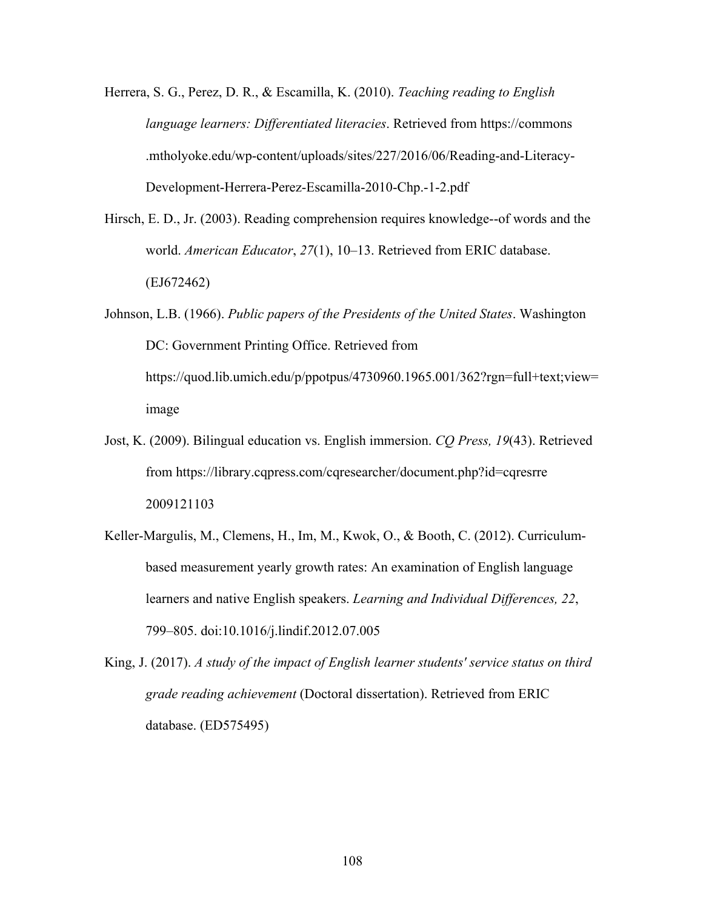Herrera, S. G., Perez, D. R., & Escamilla, K. (2010). *Teaching reading to English language learners: Differentiated literacies*. Retrieved from https://commons .mtholyoke.edu/wp-content/uploads/sites/227/2016/06/Reading-and-Literacy-Development-Herrera-Perez-Escamilla-2010-Chp.-1-2.pdf

Hirsch, E. D., Jr. (2003). Reading comprehension requires knowledge--of words and the world. *American Educator*, *27*(1), 10–13. Retrieved from ERIC database. (EJ672462)

Johnson, L.B. (1966). *Public papers of the Presidents of the United States*. Washington DC: Government Printing Office. Retrieved from https://quod.lib.umich.edu/p/ppotpus/4730960.1965.001/362?rgn=full+text;view=image

Jost, K. (2009). Bilingual education vs. English immersion. *CQ Press, 19*(43). Retrieved from https://library.cqpress.com/cqresearcher/document.php?id=cqresrre2009121103

Keller-Margulis, M., Clemens, H., Im, M., Kwok, O., & Booth, C. (2012). Curriculum-based measurement yearly growth rates: An examination of English language learners and native English speakers. *Learning and Individual Differences, 22*, 799–805. doi:10.1016/j.lindif.2012.07.005

King, J. (2017). *A study of the impact of English learner students' service status on third grade reading achievement* (Doctoral dissertation). Retrieved from ERIC database. (ED575495)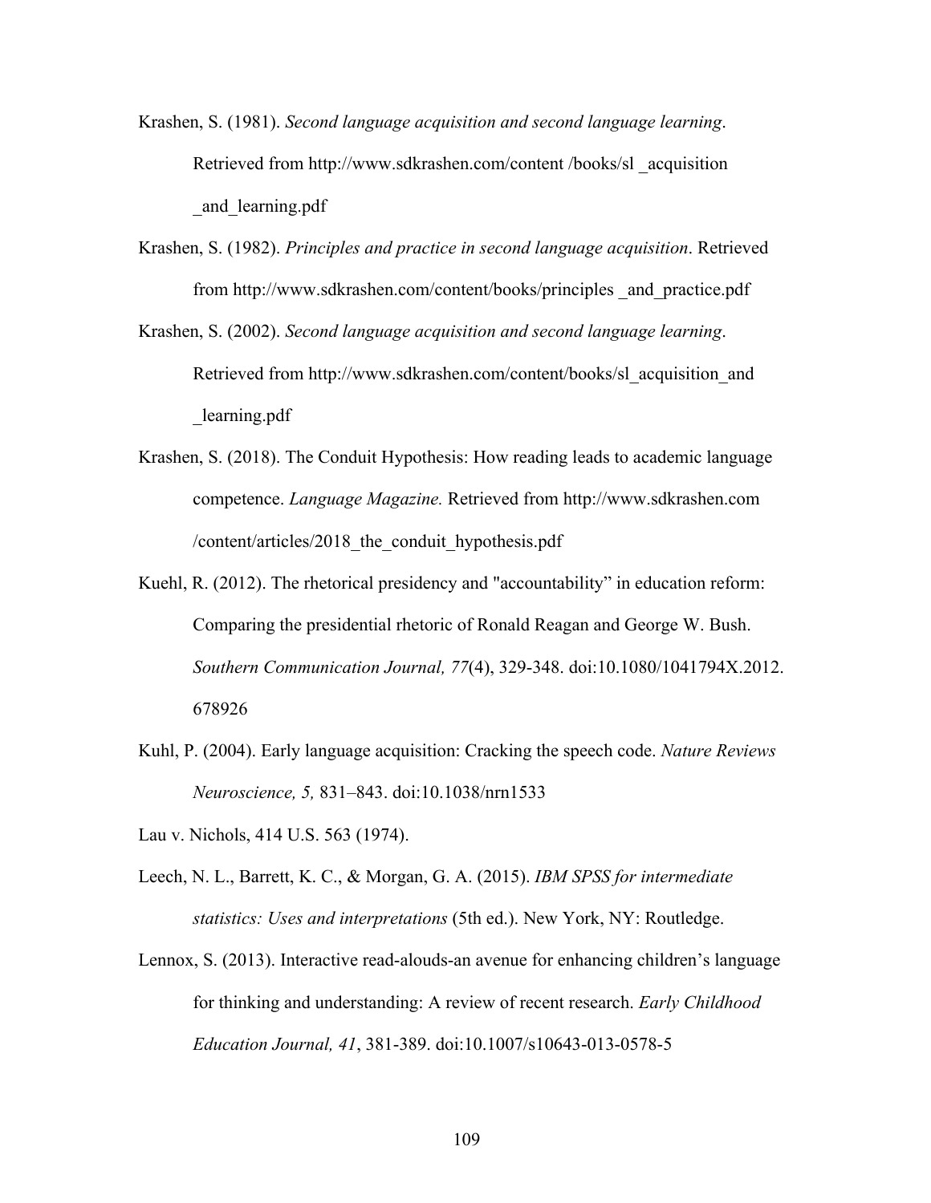Krashen, S. (1981). *Second language acquisition and second language learning*. Retrieved from http://www.sdkrashen.com/content /books/sl _acquisition _and_learning.pdf

Krashen, S. (1982). *Principles and practice in second language acquisition*. Retrieved from http://www.sdkrashen.com/content/books/principles _and_practice.pdf

Krashen, S. (2002). *Second language acquisition and second language learning*. Retrieved from http://www.sdkrashen.com/content/books/sl_acquisition_and _learning.pdf

Krashen, S. (2018). The Conduit Hypothesis: How reading leads to academic language competence. *Language Magazine.* Retrieved from http://www.sdkrashen.com /content/articles/2018_the_conduit_hypothesis.pdf

Kuehl, R. (2012). The rhetorical presidency and "accountability" in education reform: Comparing the presidential rhetoric of Ronald Reagan and George W. Bush. *Southern Communication Journal, 77*(4), 329-348. doi:10.1080/1041794X.2012. 678926

Kuhl, P. (2004). Early language acquisition: Cracking the speech code. *Nature Reviews Neuroscience, 5,* 831–843. doi:10.1038/nrn1533

Lau v. Nichols, 414 U.S. 563 (1974).

Leech, N. L., Barrett, K. C., & Morgan, G. A. (2015). *IBM SPSS for intermediate statistics: Uses and interpretations* (5th ed.). New York, NY: Routledge.

Lennox, S. (2013). Interactive read-alouds-an avenue for enhancing children's language for thinking and understanding: A review of recent research. *Early Childhood Education Journal, 41*, 381-389. doi:10.1007/s10643-013-0578-5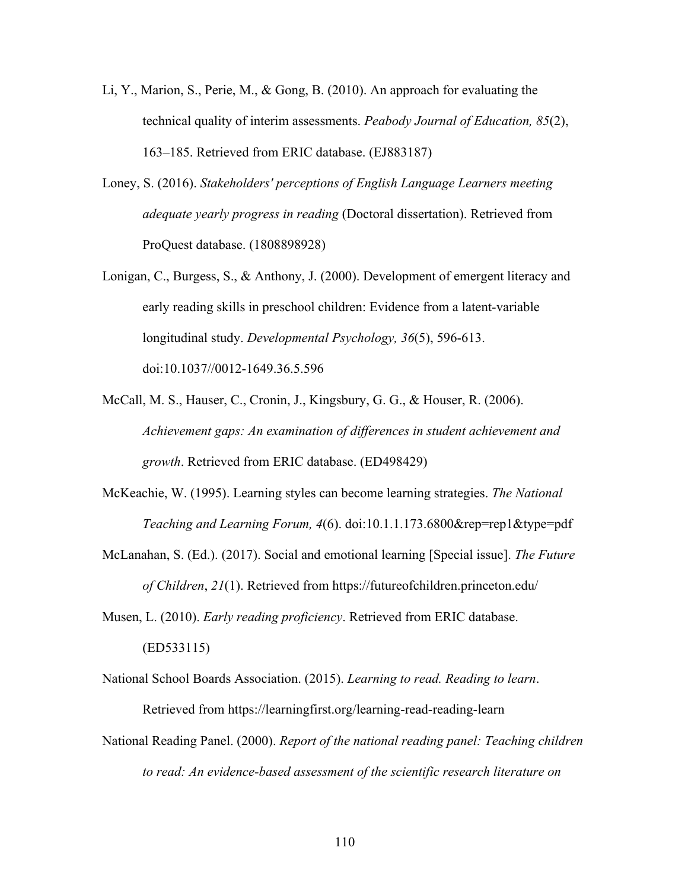Li, Y., Marion, S., Perie, M., & Gong, B. (2010). An approach for evaluating the technical quality of interim assessments. *Peabody Journal of Education, 85*(2), 163–185. Retrieved from ERIC database. (EJ883187)

Loney, S. (2016). *Stakeholders' perceptions of English Language Learners meeting adequate yearly progress in reading* (Doctoral dissertation). Retrieved from ProQuest database. (1808898928)

Lonigan, C., Burgess, S., & Anthony, J. (2000). Development of emergent literacy and early reading skills in preschool children: Evidence from a latent-variable longitudinal study. *Developmental Psychology, 36*(5), 596-613. doi:10.1037//0012-1649.36.5.596

McCall, M. S., Hauser, C., Cronin, J., Kingsbury, G. G., & Houser, R. (2006). *Achievement gaps: An examination of differences in student achievement and growth*. Retrieved from ERIC database. (ED498429)

McKeachie, W. (1995). Learning styles can become learning strategies. *The National Teaching and Learning Forum, 4*(6). doi:10.1.1.173.6800&rep=rep1&type=pdf

McLanahan, S. (Ed.). (2017). Social and emotional learning [Special issue]. *The Future of Children*, *21*(1). Retrieved from https://futureofchildren.princeton.edu/

Musen, L. (2010). *Early reading proficiency*. Retrieved from ERIC database. (ED533115)

National School Boards Association. (2015). *Learning to read. Reading to learn*. Retrieved from https://learningfirst.org/learning-read-reading-learn

National Reading Panel. (2000). *Report of the national reading panel: Teaching children to read: An evidence-based assessment of the scientific research literature on*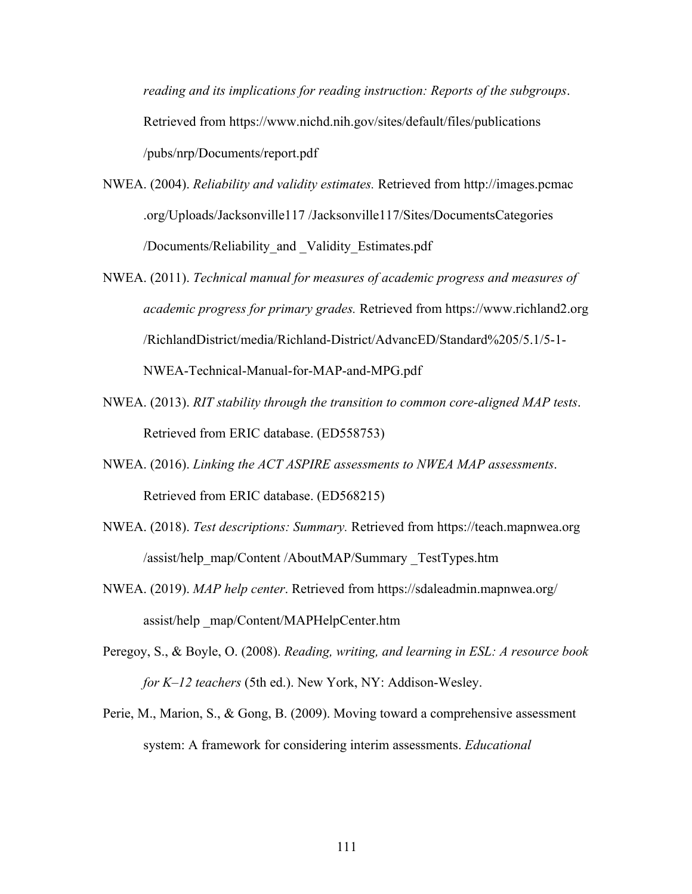*reading and its implications for reading instruction: Reports of the subgroups*. Retrieved from https://www.nichd.nih.gov/sites/default/files/publications /pubs/nrp/Documents/report.pdf

NWEA. (2004). *Reliability and validity estimates.* Retrieved from http://images.pcmac .org/Uploads/Jacksonville117 /Jacksonville117/Sites/DocumentsCategories /Documents/Reliability_and _Validity_Estimates.pdf

NWEA. (2011). *Technical manual for measures of academic progress and measures of academic progress for primary grades.* Retrieved from https://www.richland2.org /RichlandDistrict/media/Richland-District/AdvancED/Standard%205/5.1/5-1-NWEA-Technical-Manual-for-MAP-and-MPG.pdf

NWEA. (2013). *RIT stability through the transition to common core-aligned MAP tests*. Retrieved from ERIC database. (ED558753)

NWEA. (2016). *Linking the ACT ASPIRE assessments to NWEA MAP assessments*. Retrieved from ERIC database. (ED568215)

NWEA. (2018). *Test descriptions: Summary.* Retrieved from https://teach.mapnwea.org /assist/help_map/Content /AboutMAP/Summary _TestTypes.htm

NWEA. (2019). *MAP help center*. Retrieved from https://sdaleadmin.mapnwea.org/ assist/help _map/Content/MAPHelpCenter.htm

Peregoy, S., & Boyle, O. (2008). *Reading, writing, and learning in ESL: A resource book for K–12 teachers* (5th ed.). New York, NY: Addison-Wesley.

Perie, M., Marion, S., & Gong, B. (2009). Moving toward a comprehensive assessment system: A framework for considering interim assessments. *Educational*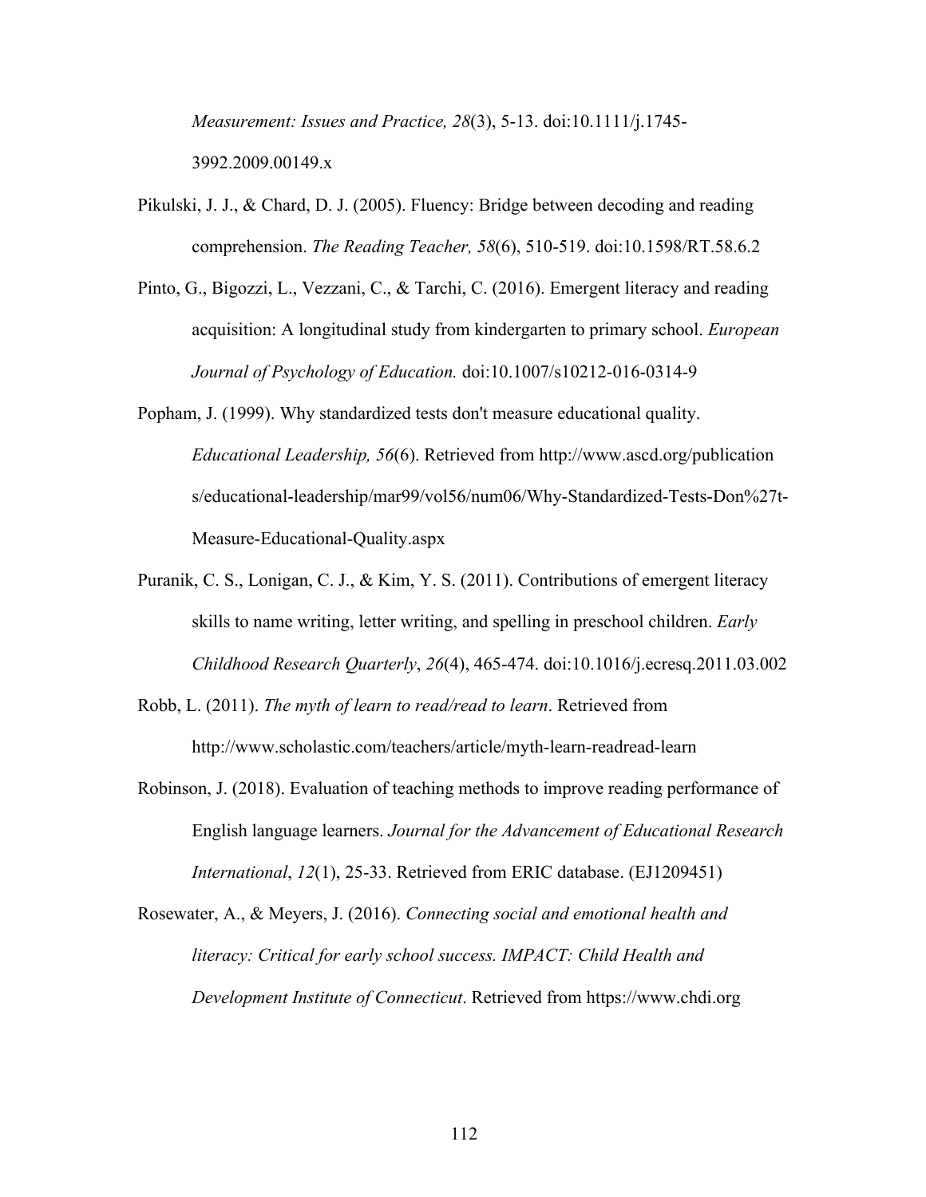*Measurement: Issues and Practice, 28*(3), 5-13. doi:10.1111/j.1745-3992.2009.00149.x

Pikulski, J. J., & Chard, D. J. (2005). Fluency: Bridge between decoding and reading comprehension. *The Reading Teacher, 58*(6), 510-519. doi:10.1598/RT.58.6.2

Pinto, G., Bigozzi, L., Vezzani, C., & Tarchi, C. (2016). Emergent literacy and reading acquisition: A longitudinal study from kindergarten to primary school. *European Journal of Psychology of Education.* doi:10.1007/s10212-016-0314-9

Popham, J. (1999). Why standardized tests don't measure educational quality. *Educational Leadership, 56*(6). Retrieved from http://www.ascd.org/publications/educational-leadership/mar99/vol56/num06/Why-Standardized-Tests-Don%27t-Measure-Educational-Quality.aspx

Puranik, C. S., Lonigan, C. J., & Kim, Y. S. (2011). Contributions of emergent literacy skills to name writing, letter writing, and spelling in preschool children. *Early Childhood Research Quarterly*, *26*(4), 465-474. doi:10.1016/j.ecresq.2011.03.002

Robb, L. (2011). *The myth of learn to read/read to learn*. Retrieved from http://www.scholastic.com/teachers/article/myth-learn-readread-learn

Robinson, J. (2018). Evaluation of teaching methods to improve reading performance of English language learners. *Journal for the Advancement of Educational Research International*, *12*(1), 25-33. Retrieved from ERIC database. (EJ1209451)

Rosewater, A., & Meyers, J. (2016). *Connecting social and emotional health and literacy: Critical for early school success. IMPACT: Child Health and Development Institute of Connecticut*. Retrieved from https://www.chdi.org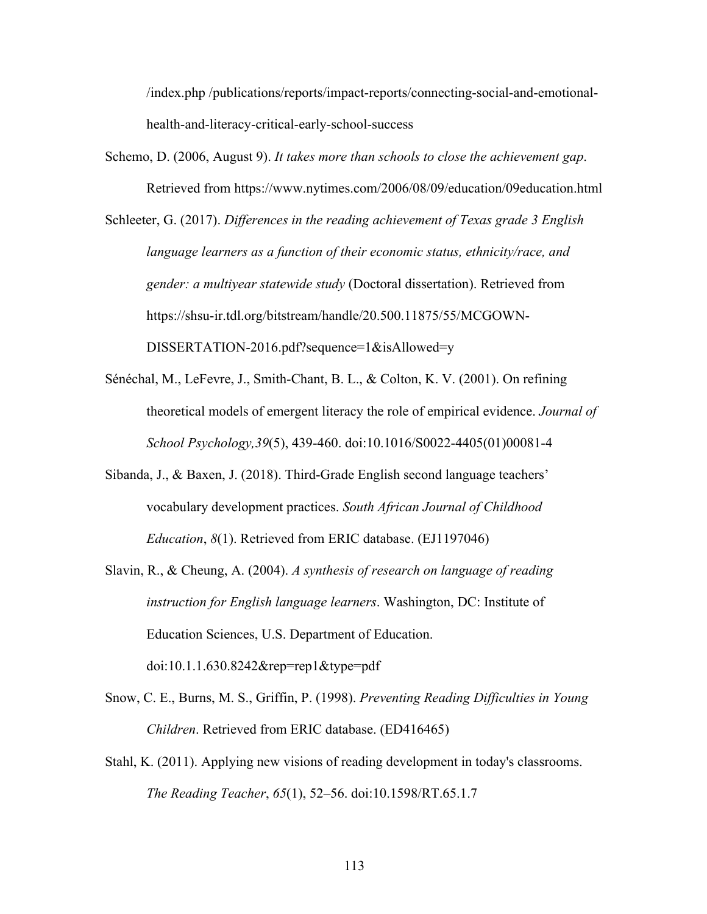/index.php /publications/reports/impact-reports/connecting-social-and-emotional-health-and-literacy-critical-early-school-success

Schemo, D. (2006, August 9). *It takes more than schools to close the achievement gap*. Retrieved from https://www.nytimes.com/2006/08/09/education/09education.html

Schleeter, G. (2017). *Differences in the reading achievement of Texas grade 3 English language learners as a function of their economic status, ethnicity/race, and gender: a multiyear statewide study* (Doctoral dissertation). Retrieved from https://shsu-ir.tdl.org/bitstream/handle/20.500.11875/55/MCGOWN-DISSERTATION-2016.pdf?sequence=1&isAllowed=y

Sénéchal, M., LeFevre, J., Smith-Chant, B. L., & Colton, K. V. (2001). On refining theoretical models of emergent literacy the role of empirical evidence. *Journal of School Psychology,39*(5), 439-460. doi:10.1016/S0022-4405(01)00081-4

Sibanda, J., & Baxen, J. (2018). Third-Grade English second language teachers' vocabulary development practices. *South African Journal of Childhood Education*, *8*(1). Retrieved from ERIC database. (EJ1197046)

Slavin, R., & Cheung, A. (2004). *A synthesis of research on language of reading instruction for English language learners*. Washington, DC: Institute of Education Sciences, U.S. Department of Education. doi:10.1.1.630.8242&rep=rep1&type=pdf

Snow, C. E., Burns, M. S., Griffin, P. (1998). *Preventing Reading Difficulties in Young Children*. Retrieved from ERIC database. (ED416465)

Stahl, K. (2011). Applying new visions of reading development in today's classrooms. *The Reading Teacher*, *65*(1), 52–56. doi:10.1598/RT.65.1.7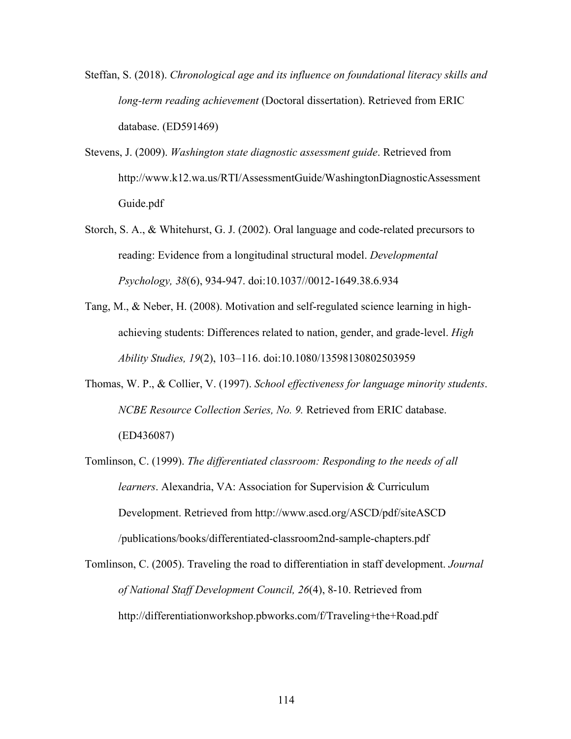Steffan, S. (2018). *Chronological age and its influence on foundational literacy skills and long-term reading achievement* (Doctoral dissertation). Retrieved from ERIC database. (ED591469)

Stevens, J. (2009). *Washington state diagnostic assessment guide*. Retrieved from http://www.k12.wa.us/RTI/AssessmentGuide/WashingtonDiagnosticAssessmentGuide.pdf

Storch, S. A., & Whitehurst, G. J. (2002). Oral language and code-related precursors to reading: Evidence from a longitudinal structural model. *Developmental Psychology, 38*(6), 934-947. doi:10.1037//0012-1649.38.6.934

Tang, M., & Neber, H. (2008). Motivation and self-regulated science learning in high-achieving students: Differences related to nation, gender, and grade-level. *High Ability Studies, 19*(2), 103–116. doi:10.1080/13598130802503959

Thomas, W. P., & Collier, V. (1997). *School effectiveness for language minority students*. *NCBE Resource Collection Series, No. 9.* Retrieved from ERIC database. (ED436087)

Tomlinson, C. (1999). *The differentiated classroom: Responding to the needs of all learners*. Alexandria, VA: Association for Supervision & Curriculum Development. Retrieved from http://www.ascd.org/ASCD/pdf/siteASCD/publications/books/differentiated-classroom2nd-sample-chapters.pdf

Tomlinson, C. (2005). Traveling the road to differentiation in staff development. *Journal of National Staff Development Council, 26*(4), 8-10. Retrieved from http://differentiationworkshop.pbworks.com/f/Traveling+the+Road.pdf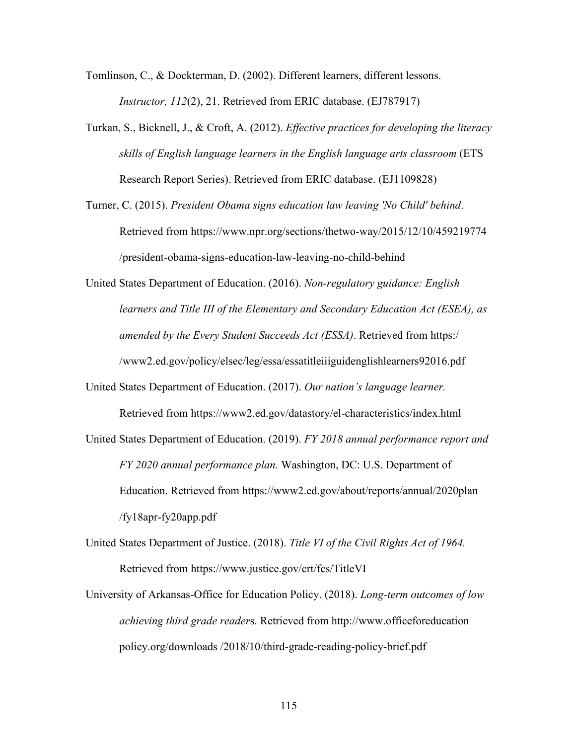Tomlinson, C., & Dockterman, D. (2002). Different learners, different lessons. *Instructor, 112*(2), 21. Retrieved from ERIC database. (EJ787917)

Turkan, S., Bicknell, J., & Croft, A. (2012). *Effective practices for developing the literacy skills of English language learners in the English language arts classroom* (ETS Research Report Series). Retrieved from ERIC database. (EJ1109828)

Turner, C. (2015). *President Obama signs education law leaving 'No Child' behind*. Retrieved from https://www.npr.org/sections/thetwo-way/2015/12/10/459219774 /president-obama-signs-education-law-leaving-no-child-behind

United States Department of Education. (2016). *Non-regulatory guidance: English learners and Title III of the Elementary and Secondary Education Act (ESEA), as amended by the Every Student Succeeds Act (ESSA)*. Retrieved from https:/ /www2.ed.gov/policy/elsec/leg/essa/essatitleiiiguidenglishlearners92016.pdf

United States Department of Education. (2017). *Our nation's language learner.* Retrieved from https://www2.ed.gov/datastory/el-characteristics/index.html

United States Department of Education. (2019). *FY 2018 annual performance report and FY 2020 annual performance plan.* Washington, DC: U.S. Department of Education. Retrieved from https://www2.ed.gov/about/reports/annual/2020plan /fy18apr-fy20app.pdf

United States Department of Justice. (2018). *Title VI of the Civil Rights Act of 1964.* Retrieved from https://www.justice.gov/crt/fcs/TitleVI

University of Arkansas-Office for Education Policy. (2018). *Long-term outcomes of low achieving third grade reader*s. Retrieved from http://www.officeforeducation policy.org/downloads /2018/10/third-grade-reading-policy-brief.pdf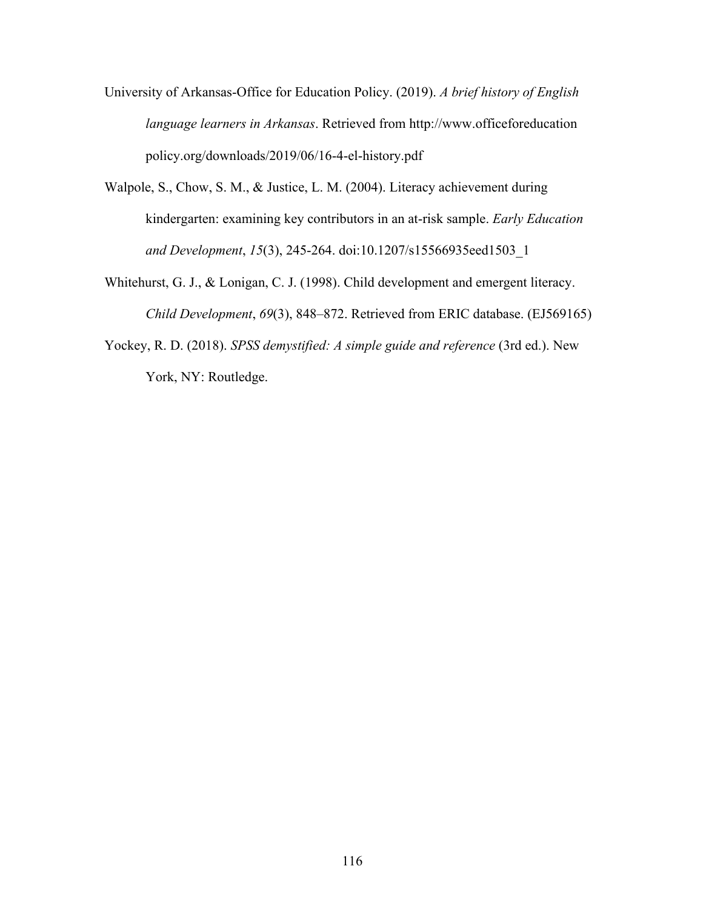University of Arkansas-Office for Education Policy. (2019). *A brief history of English language learners in Arkansas*. Retrieved from http://www.officeforeducation policy.org/downloads/2019/06/16-4-el-history.pdf

Walpole, S., Chow, S. M., & Justice, L. M. (2004). Literacy achievement during kindergarten: examining key contributors in an at-risk sample. *Early Education and Development*, *15*(3), 245-264. doi:10.1207/s15566935eed1503_1

Whitehurst, G. J., & Lonigan, C. J. (1998). Child development and emergent literacy. *Child Development*, *69*(3), 848–872. Retrieved from ERIC database. (EJ569165)

Yockey, R. D. (2018). *SPSS demystified: A simple guide and reference* (3rd ed.). New York, NY: Routledge.